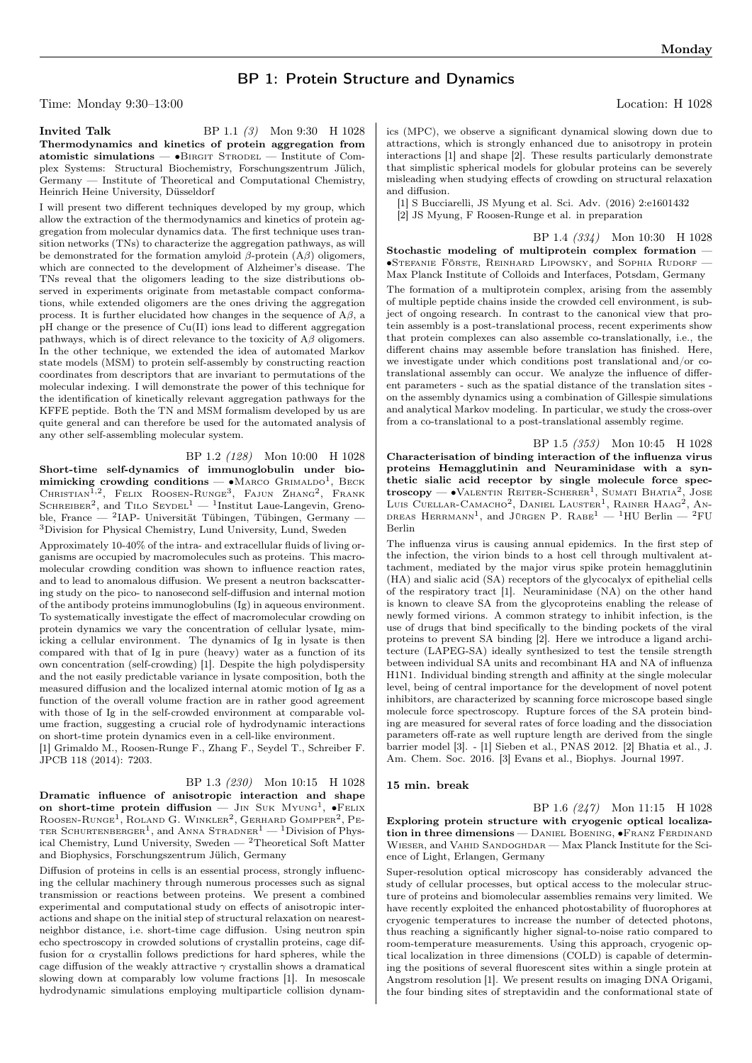## BP 1: Protein Structure and Dynamics

Time: Monday 9:30–13:00 Location: H 1028

**Invited Talk** BP 1.1 *(3)* Mon 9:30 H 1028

**Thermodynamics and kinetics of protein aggregation from atomistic simulations** — •Birgit Strodel — Institute of Complex Systems: Structural Biochemistry, Forschungszentrum Jülich, Germany — Institute of Theoretical and Computational Chemistry, Heinrich Heine University, Düsseldorf

I will present two different techniques developed by my group, which allow the extraction of the thermodynamics and kinetics of protein aggregation from molecular dynamics data. The first technique uses transition networks (TNs) to characterize the aggregation pathways, as will be demonstrated for the formation amyloid $\beta$-protein (A$\beta$) oligomers, which are connected to the development of Alzheimer's disease. The TNs reveal that the oligomers leading to the size distributions observed in experiments originate from metastable compact conformations, while extended oligomers are the ones driving the aggregation process. It is further elucidated how changes in the sequence of A$\beta$, a pH change or the presence of Cu(II) ions lead to different aggregation pathways, which is of direct relevance to the toxicity of A$\beta$ oligomers. In the other technique, we extended the idea of automated Markov state models (MSM) to protein self-assembly by constructing reaction coordinates from descriptors that are invariant to permutations of the molecular indexing. I will demonstrate the power of this technique for the identification of kinetically relevant aggregation pathways for the KFFE peptide. Both the TN and MSM formalism developed by us are quite general and can therefore be used for the automated analysis of any other self-assembling molecular system.

BP 1.2 *(128)* Mon 10:00 H 1028

**Short-time self-dynamics of immunoglobulin under bio-mimicking crowding conditions** — •Marco Grimaldo[1], Beck Christian[1,2], Felix Roosen-Runge[3], Fajun Zhang[2], Frank Schreiber[2], and Tilo Seydel[1] — [1]Institut Laue-Langevin, Grenoble, France — [2]IAP- Universität Tübingen, Tübingen, Germany — [3]Division for Physical Chemistry, Lund University, Lund, Sweden

Approximately 10-40% of the intra- and extracellular fluids of living organisms are occupied by macromolecules such as proteins. This macromolecular crowding condition was shown to influence reaction rates, and to lead to anomalous diffusion. We present a neutron backscattering study on the pico- to nanosecond self-diffusion and internal motion of the antibody proteins immunoglobulins (Ig) in aqueous environment. To systematically investigate the effect of macromolecular crowding on protein dynamics we vary the concentration of cellular lysate, mimicking a cellular environment. The dynamics of Ig in lysate is then compared with that of Ig in pure (heavy) water as a function of its own concentration (self-crowding) [1]. Despite the high polydispersity and the not easily predictable variance in lysate composition, both the measured diffusion and the localized internal atomic motion of Ig as a function of the overall volume fraction are in rather good agreement with those of Ig in the self-crowded environment at comparable volume fraction, suggesting a crucial role of hydrodynamic interactions on short-time protein dynamics even in a cell-like environment.

[1] Grimaldo M., Roosen-Runge F., Zhang F., Seydel T., Schreiber F. JPCB 118 (2014): 7203.

BP 1.3 *(230)* Mon 10:15 H 1028

**Dramatic influence of anisotropic interaction and shape on short-time protein diffusion** — Jin Suk Myung[1], •Felix Roosen-Runge[1], Roland G. Winkler[2], Gerhard Gompper[2], Peter Schurtenberger[1], and Anna Stradner[1] — [1]Division of Physical Chemistry, Lund University, Sweden — [2]Theoretical Soft Matter and Biophysics, Forschungszentrum Jülich, Germany

Diffusion of proteins in cells is an essential process, strongly influencing the cellular machinery through numerous processes such as signal transmission or reactions between proteins. We present a combined experimental and computational study on effects of anisotropic interactions and shape on the initial step of structural relaxation on nearest-neighbor distance, i.e. short-time cage diffusion. Using neutron spin echo spectroscopy in crowded solutions of crystallin proteins, cage diffusion for $\alpha$ crystallin follows predictions for hard spheres, while the cage diffusion of the weakly attractive $\gamma$ crystallin shows a dramatical slowing down at comparably low volume fractions [1]. In mesoscale hydrodynamic simulations employing multiparticle collision dynamics (MPC), we observe a significant dynamical slowing down due to attractions, which is strongly enhanced due to anisotropy in protein interactions [1] and shape [2]. These results particularly demonstrate that simplistic spherical models for globular proteins can be severely misleading when studying effects of crowding on structural relaxation and diffusion.

[1] S Bucciarelli, JS Myung et al. Sci. Adv. (2016) 2:e1601432
[2] JS Myung, F Roosen-Runge et al. in preparation

BP 1.4 *(334)* Mon 10:30 H 1028

**Stochastic modeling of multiprotein complex formation** — •Stefanie Förste, Reinhard Lipowsky, and Sophia Rudorf — Max Planck Institute of Colloids and Interfaces, Potsdam, Germany

The formation of a multiprotein complex, arising from the assembly of multiple peptide chains inside the crowded cell environment, is subject of ongoing research. In contrast to the canonical view that protein assembly is a post-translational process, recent experiments show that protein complexes can also assemble co-translationally, i.e., the different chains may assemble before translation has finished. Here, we investigate under which conditions post translational and/or co-translational assembly can occur. We analyze the influence of different parameters - such as the spatial distance of the translation sites - on the assembly dynamics using a combination of Gillespie simulations and analytical Markov modeling. In particular, we study the cross-over from a co-translational to a post-translational assembly regime.

BP 1.5 *(353)* Mon 10:45 H 1028

**Characterisation of binding interaction of the influenza virus proteins Hemagglutinin and Neuraminidase with a synthetic sialic acid receptor by single molecule force spectroscopy** — •Valentin Reiter-Scherer[1], Sumati Bhatia[2], Jose Luis Cuellar-Camacho[2], Daniel Lauster[1], Rainer Haag[2], Andreas Herrmann[1], and Jürgen P. Rabe[1] — [1]HU Berlin — [2]FU Berlin

The influenza virus is causing annual epidemics. In the first step of the infection, the virion binds to a host cell through multivalent attachment, mediated by the major virus spike protein hemagglutinin (HA) and sialic acid (SA) receptors of the glycocalyx of epithelial cells of the respiratory tract [1]. Neuraminidase (NA) on the other hand is known to cleave SA from the glycoproteins enabling the release of newly formed virions. A common strategy to inhibit infection, is the use of drugs that bind specifically to the binding pockets of the viral proteins to prevent SA binding [2]. Here we introduce a ligand architecture (LAPEG-SA) ideally synthesized to test the tensile strength between individual SA units and recombinant HA and NA of influenza H1N1. Individual binding strength and affinity at the single molecular level, being of central importance for the development of novel potent inhibitors, are characterized by scanning force microscope based single molecule force spectroscopy. Rupture forces of the SA protein binding are measured for several rates of force loading and the dissociation parameters off-rate as well rupture length are derived from the single barrier model [3]. - [1] Sieben et al., PNAS 2012. [2] Bhatia et al., J. Am. Chem. Soc. 2016. [3] Evans et al., Biophys. Journal 1997.

**15 min. break**

BP 1.6 *(247)* Mon 11:15 H 1028

**Exploring protein structure with cryogenic optical localization in three dimensions** — Daniel Boening, •Franz Ferdinand Wieser, and Vahid Sandoghdar — Max Planck Institute for the Science of Light, Erlangen, Germany

Super-resolution optical microscopy has considerably advanced the study of cellular processes, but optical access to the molecular structure of proteins and biomolecular assemblies remains very limited. We have recently exploited the enhanced photostability of fluorophores at cryogenic temperatures to increase the number of detected photons, thus reaching a significantly higher signal-to-noise ratio compared to room-temperature measurements. Using this approach, cryogenic optical localization in three dimensions (COLD) is capable of determining the positions of several fluorescent sites within a single protein at Angstrom resolution [1]. We present results on imaging DNA Origami, the four binding sites of streptavidin and the conformational state of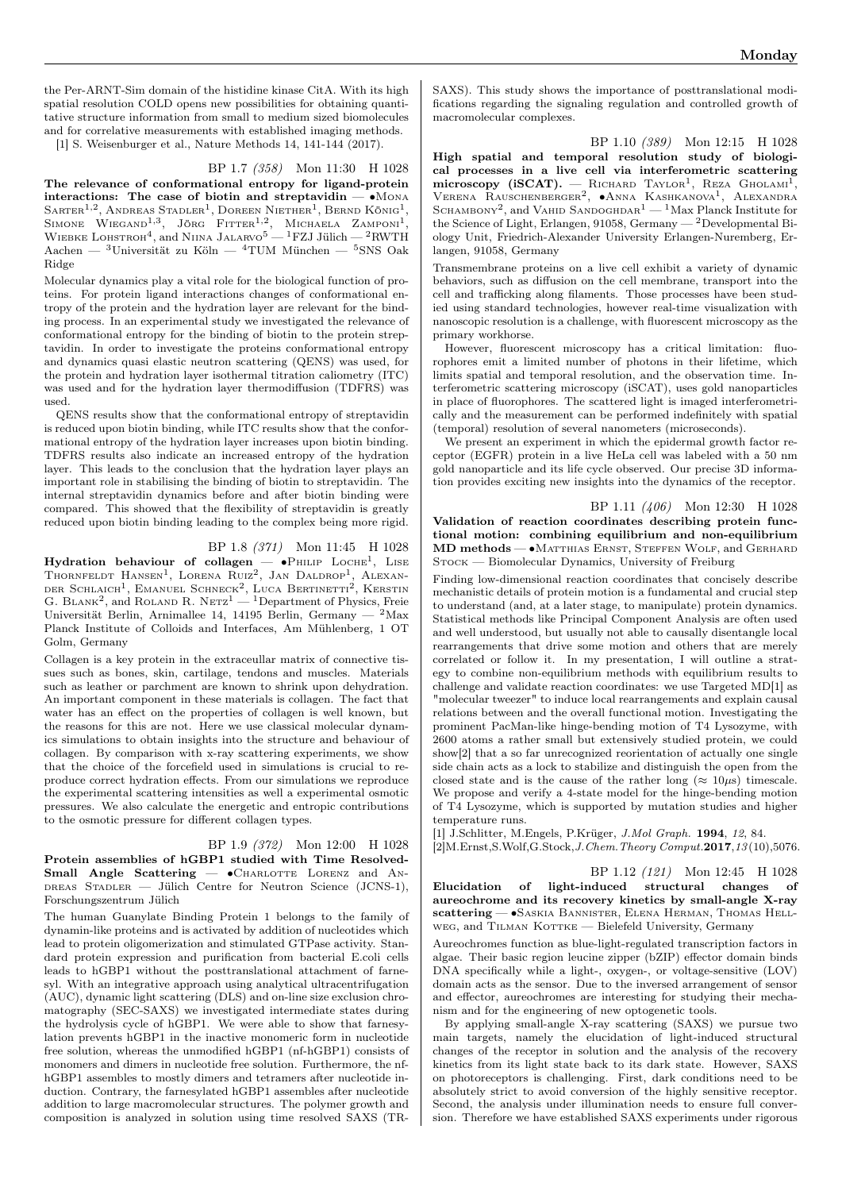the Per-ARNT-Sim domain of the histidine kinase CitA. With its high spatial resolution COLD opens new possibilities for obtaining quantitative structure information from small to medium sized biomolecules and for correlative measurements with established imaging methods.

[1] S. Weisenburger et al., Nature Methods 14, 141-144 (2017).

BP 1.7 *(358)* Mon 11:30 H 1028

**The relevance of conformational entropy for ligand-protein interactions: The case of biotin and streptavidin** — •Mona Sarter[1,2], Andreas Stadler[1], Doreen Niether[1], Bernd König[1], Simone Wiegand[1,3], Jörg Fitter[1,2], Michaela Zamponi[1], Wiebke Lohstroh[4], and Niina Jalarvo[5] — [1]FZJ Jülich — [2]RWTH Aachen — [3]Universität zu Köln — [4]TUM München — [5]SNS Oak Ridge

Molecular dynamics play a vital role for the biological function of proteins. For protein ligand interactions changes of conformational entropy of the protein and the hydration layer are relevant for the binding process. In an experimental study we investigated the relevance of conformational entropy for the binding of biotin to the protein streptavidin. In order to investigate the proteins conformational entropy and dynamics quasi elastic neutron scattering (QENS) was used, for the protein and hydration layer isothermal titration caliometry (ITC) was used and for the hydration layer thermodiffusion (TDFRS) was used.

QENS results show that the conformational entropy of streptavidin is reduced upon biotin binding, while ITC results show that the conformational entropy of the hydration layer increases upon biotin binding. TDFRS results also indicate an increased entropy of the hydration layer. This leads to the conclusion that the hydration layer plays an important role in stabilising the binding of biotin to streptavidin. The internal streptavidin dynamics before and after biotin binding were compared. This showed that the flexibility of streptavidin is greatly reduced upon biotin binding leading to the complex being more rigid.

BP 1.8 *(371)* Mon 11:45 H 1028

**Hydration behaviour of collagen** — •Philip Loche[1], Lise Thornfeldt Hansen[1], Lorena Ruiz[2], Jan Daldrop[1], Alexander Schlaich[1], Emanuel Schneck[2], Luca Bertinetti[2], Kerstin G. Blank[2], and Roland R. Netz[1] — [1]Department of Physics, Freie Universität Berlin, Arnimallee 14, 14195 Berlin, Germany — [2]Max Planck Institute of Colloids and Interfaces, Am Mühlenberg, 1 OT Golm, Germany

Collagen is a key protein in the extraceullar matrix of connective tissues such as bones, skin, cartilage, tendons and muscles. Materials such as leather or parchment are known to shrink upon dehydration. An important component in these materials is collagen. The fact that water has an effect on the properties of collagen is well known, but the reasons for this are not. Here we use classical molecular dynamics simulations to obtain insights into the structure and behaviour of collagen. By comparison with x-ray scattering experiments, we show that the choice of the forcefield used in simulations is crucial to reproduce correct hydration effects. From our simulations we reproduce the experimental scattering intensities as well a experimental osmotic pressures. We also calculate the energetic and entropic contributions to the osmotic pressure for different collagen types.

BP 1.9 *(372)* Mon 12:00 H 1028

**Protein assemblies of hGBP1 studied with Time Resolved-Small Angle Scattering** — •Charlotte Lorenz and Andreas Stadler — Jülich Centre for Neutron Science (JCNS-1), Forschungszentrum Jülich

The human Guanylate Binding Protein 1 belongs to the family of dynamin-like proteins and is activated by addition of nucleotides which lead to protein oligomerization and stimulated GTPase activity. Standard protein expression and purification from bacterial E.coli cells leads to hGBP1 without the posttranslational attachment of farnesyl. With an integrative approach using analytical ultracentrifugation (AUC), dynamic light scattering (DLS) and on-line size exclusion chromatography (SEC-SAXS) we investigated intermediate states during the hydrolysis cycle of hGBP1. We were able to show that farnesylation prevents hGBP1 in the inactive monomeric form in nucleotide free solution, whereas the unmodified hGBP1 (nf-hGBP1) consists of monomers and dimers in nucleotide free solution. Furthermore, the nf-hGBP1 assembles to mostly dimers and tetramers after nucleotide induction. Contrary, the farnesylated hGBP1 assembles after nucleotide addition to large macromolecular structures. The polymer growth and composition is analyzed in solution using time resolved SAXS (TR-SAXS). This study shows the importance of posttranslational modifications regarding the signaling regulation and controlled growth of macromolecular complexes.

BP 1.10 *(389)* Mon 12:15 H 1028

**High spatial and temporal resolution study of biological processes in a live cell via interferometric scattering microscopy (iSCAT).** — Richard Taylor[1], Reza Gholami[1], Verena Rauschenberger[2], •Anna Kashkanova[1], Alexandra Schambony[2], and Vahid Sandoghdar[1] — [1]Max Planck Institute for the Science of Light, Erlangen, 91058, Germany — [2]Developmental Biology Unit, Friedrich-Alexander University Erlangen-Nuremberg, Erlangen, 91058, Germany

Transmembrane proteins on a live cell exhibit a variety of dynamic behaviors, such as diffusion on the cell membrane, transport into the cell and trafficking along filaments. Those processes have been studied using standard technologies, however real-time visualization with nanoscopic resolution is a challenge, with fluorescent microscopy as the primary workhorse.

However, fluorescent microscopy has a critical limitation: fluorophores emit a limited number of photons in their lifetime, which limits spatial and temporal resolution, and the observation time. Interferometric scattering microscopy (iSCAT), uses gold nanoparticles in place of fluorophores. The scattered light is imaged interferometrically and the measurement can be performed indefinitely with spatial (temporal) resolution of several nanometers (microseconds).

We present an experiment in which the epidermal growth factor receptor (EGFR) protein in a live HeLa cell was labeled with a 50 nm gold nanoparticle and its life cycle observed. Our precise 3D information provides exciting new insights into the dynamics of the receptor.

BP 1.11 *(406)* Mon 12:30 H 1028

**Validation of reaction coordinates describing protein functional motion: combining equilibrium and non-equilibrium MD methods** — •Matthias Ernst, Steffen Wolf, and Gerhard Stock — Biomolecular Dynamics, University of Freiburg

Finding low-dimensional reaction coordinates that concisely describe mechanistic details of protein motion is a fundamental and crucial step to understand (and, at a later stage, to manipulate) protein dynamics. Statistical methods like Principal Component Analysis are often used and well understood, but usually not able to causally disentangle local rearrangements that drive some motion and others that are merely correlated or follow it. In my presentation, I will outline a strategy to combine non-equilibrium methods with equilibrium results to challenge and validate reaction coordinates: we use Targeted MD[1] as "molecular tweezer" to induce local rearrangements and explain causal relations between and the overall functional motion. Investigating the prominent PacMan-like hinge-bending motion of T4 Lysozyme, with 2600 atoms a rather small but extensively studied protein, we could show[2] that a so far unrecognized reorientation of actually one single side chain acts as a lock to stabilize and distinguish the open from the closed state and is the cause of the rather long ($\approx 10\mu s$) timescale. We propose and verify a 4-state model for the hinge-bending motion of T4 Lysozyme, which is supported by mutation studies and higher temperature runs.

[1] J.Schlitter, M.Engels, P.Krüger, *J.Mol Graph.* **1994**, *12*, 84.

[2]M.Ernst,S.Wolf,G.Stock,*J.Chem.Theory Comput.***2017**,*13*(10),5076.

BP 1.12 *(121)* Mon 12:45 H 1028

**Elucidation of light-induced structural changes of aureochrome and its recovery kinetics by small-angle X-ray scattering** — •Saskia Bannister, Elena Herman, Thomas Hellweg, and Tilman Kottke — Bielefeld University, Germany

Aureochromes function as blue-light-regulated transcription factors in algae. Their basic region leucine zipper (bZIP) effector domain binds DNA specifically while a light-, oxygen-, or voltage-sensitive (LOV) domain acts as the sensor. Due to the inversed arrangement of sensor and effector, aureochromes are interesting for studying their mechanism and for the engineering of new optogenetic tools.

By applying small-angle X-ray scattering (SAXS) we pursue two main targets, namely the elucidation of light-induced structural changes of the receptor in solution and the analysis of the recovery kinetics from its light state back to its dark state. However, SAXS on photoreceptors is challenging. First, dark conditions need to be absolutely strict to avoid conversion of the highly sensitive receptor. Second, the analysis under illumination needs to ensure full conversion. Therefore we have established SAXS experiments under rigorous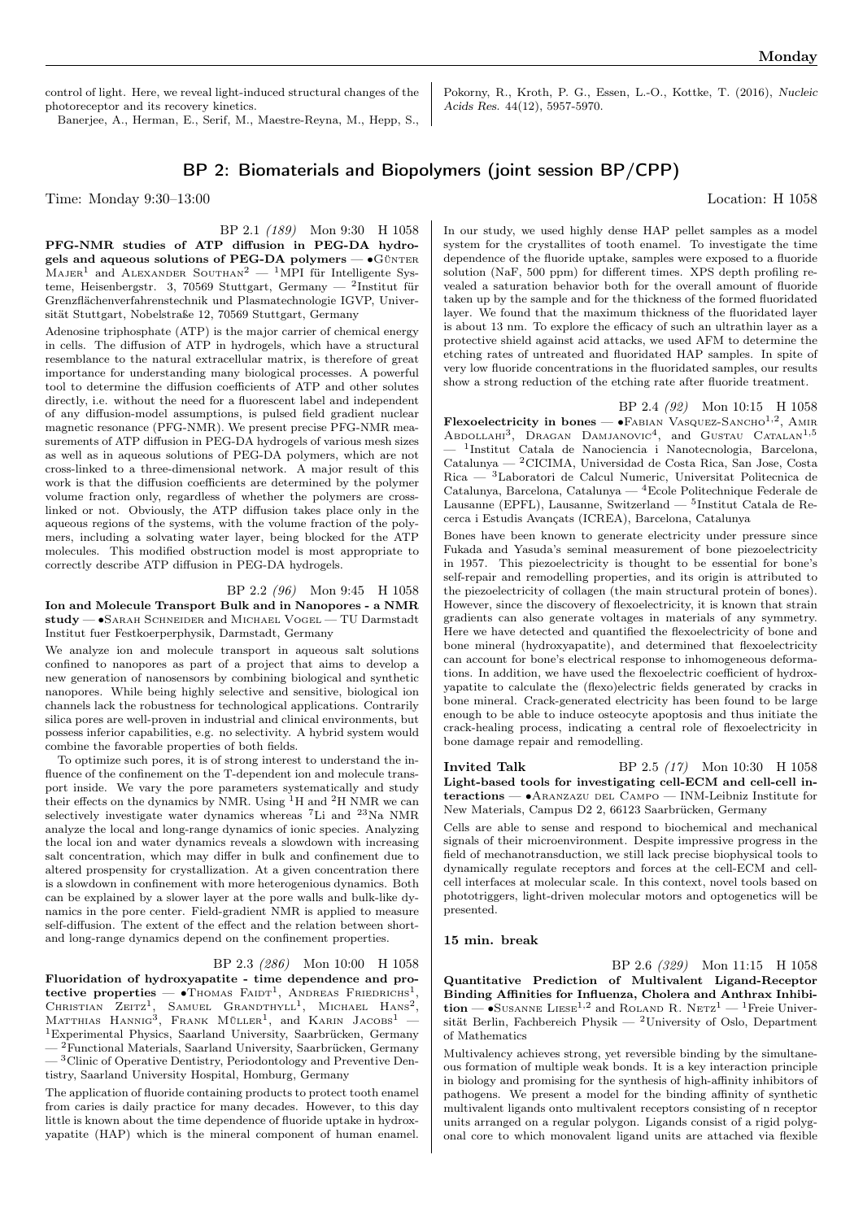control of light. Here, we reveal light-induced structural changes of the photoreceptor and its recovery kinetics.

Banerjee, A., Herman, E., Serif, M., Maestre-Reyna, M., Hepp, S., Pokorny, R., Kroth, P. G., Essen, L.-O., Kottke, T. (2016), *Nucleic Acids Res.* 44(12), 5957-5970.

## BP 2: Biomaterials and Biopolymers (joint session BP/CPP)

Time: Monday 9:30–13:00 Location: H 1058

BP 2.1 *(189)* Mon 9:30 H 1058

**PFG-NMR studies of ATP diffusion in PEG-DA hydrogels and aqueous solutions of PEG-DA polymers** — •Günter Majer[1] and Alexander Southan[2] — [1]MPI für Intelligente Systeme, Heisenbergstr. 3, 70569 Stuttgart, Germany — [2]Institut für Grenzflächenverfahrenstechnik und Plasmatechnologie IGVP, Universität Stuttgart, Nobelstraße 12, 70569 Stuttgart, Germany

Adenosine triphosphate (ATP) is the major carrier of chemical energy in cells. The diffusion of ATP in hydrogels, which have a structural resemblance to the natural extracellular matrix, is therefore of great importance for understanding many biological processes. A powerful tool to determine the diffusion coefficients of ATP and other solutes directly, i.e. without the need for a fluorescent label and independent of any diffusion-model assumptions, is pulsed field gradient nuclear magnetic resonance (PFG-NMR). We present precise PFG-NMR measurements of ATP diffusion in PEG-DA hydrogels of various mesh sizes as well as in aqueous solutions of PEG-DA polymers, which are not cross-linked to a three-dimensional network. A major result of this work is that the diffusion coefficients are determined by the polymer volume fraction only, regardless of whether the polymers are crosslinked or not. Obviously, the ATP diffusion takes place only in the aqueous regions of the systems, with the volume fraction of the polymers, including a solvating water layer, being blocked for the ATP molecules. This modified obstruction model is most appropriate to correctly describe ATP diffusion in PEG-DA hydrogels.

BP 2.2 *(96)* Mon 9:45 H 1058

**Ion and Molecule Transport Bulk and in Nanopores - a NMR study** — •Sarah Schneider and Michael Vogel — TU Darmstadt Institut fuer Festkoerperphysik, Darmstadt, Germany

We analyze ion and molecule transport in aqueous salt solutions confined to nanopores as part of a project that aims to develop a new generation of nanosensors by combining biological and synthetic nanopores. While being highly selective and sensitive, biological ion channels lack the robustness for technological applications. Contrarily silica pores are well-proven in industrial and clinical environments, but possess inferior capabilities, e.g. no selectivity. A hybrid system would combine the favorable properties of both fields.

To optimize such pores, it is of strong interest to understand the influence of the confinement on the T-dependent ion and molecule transport inside. We vary the pore parameters systematically and study their effects on the dynamics by NMR. Using $^{1}H$ and $^{2}H$ NMR we can selectively investigate water dynamics whereas $^{7}Li$ and $^{23}Na$ NMR analyze the local and long-range dynamics of ionic species. Analyzing the local ion and water dynamics reveals a slowdown with increasing salt concentration, which may differ in bulk and confinement due to altered prospensity for crystallization. At a given concentration there is a slowdown in confinement with more heterogenious dynamics. Both can be explained by a slower layer at the pore walls and bulk-like dynamics in the pore center. Field-gradient NMR is applied to measure self-diffusion. The extent of the effect and the relation between short- and long-range dynamics depend on the confinement properties.

BP 2.3 *(286)* Mon 10:00 H 1058

**Fluoridation of hydroxyapatite - time dependence and protective properties** — •Thomas Faidt[1], Andreas Friedrichs[1], Christian Zeitz[1], Samuel Grandthyll[1], Michael Hans[2], Matthias Hannig[3], Frank Müller[1], and Karin Jacobs[1] — [1]Experimental Physics, Saarland University, Saarbrücken, Germany — [2]Functional Materials, Saarland University, Saarbrücken, Germany — [3]Clinic of Operative Dentistry, Periodontology and Preventive Dentistry, Saarland University Hospital, Homburg, Germany

The application of fluoride containing products to protect tooth enamel from caries is daily practice for many decades. However, to this day little is known about the time dependence of fluoride uptake in hydroxyapatite (HAP) which is the mineral component of human enamel. In our study, we used highly dense HAP pellet samples as a model system for the crystallites of tooth enamel. To investigate the time dependence of the fluoride uptake, samples were exposed to a fluoride solution (NaF, 500 ppm) for different times. XPS depth profiling revealed a saturation behavior both for the overall amount of fluoride taken up by the sample and for the thickness of the formed fluoridated layer. We found that the maximum thickness of the fluoridated layer is about 13 nm. To explore the efficacy of such an ultrathin layer as a protective shield against acid attacks, we used AFM to determine the etching rates of untreated and fluoridated HAP samples. In spite of very low fluoride concentrations in the fluoridated samples, our results show a strong reduction of the etching rate after fluoride treatment.

BP 2.4 *(92)* Mon 10:15 H 1058

**Flexoelectricity in bones** — •Fabian Vasquez-Sancho[1,2], Amir Abdollahi[3], Dragan Damjanovic[4], and Gustau Catalan[1,5] — [1]Institut Catala de Nanociencia i Nanotecnologia, Barcelona, Catalunya — [2]CICIMA, Universidad de Costa Rica, San Jose, Costa Rica — [3]Laboratori de Calcul Numeric, Universitat Politecnica de Catalunya, Barcelona, Catalunya — [4]Ecole Politechnique Federale de Lausanne (EPFL), Lausanne, Switzerland — [5]Institut Catala de Recerca i Estudis Avançats (ICREA), Barcelona, Catalunya

Bones have been known to generate electricity under pressure since Fukada and Yasuda's seminal measurement of bone piezoelectricity in 1957. This piezoelectricity is thought to be essential for bone's self-repair and remodelling properties, and its origin is attributed to the piezoelectricity of collagen (the main structural protein of bones). However, since the discovery of flexoelectricity, it is known that strain gradients can also generate voltages in materials of any symmetry. Here we have detected and quantified the flexoelectricity of bone and bone mineral (hydroxyapatite), and determined that flexoelectricity can account for bone's electrical response to inhomogeneous deformations. In addition, we have used the flexoelectric coefficient of hydroxyapatite to calculate the (flexo)electric fields generated by cracks in bone mineral. Crack-generated electricity has been found to be large enough to be able to induce osteocyte apoptosis and thus initiate the crack-healing process, indicating a central role of flexoelectricity in bone damage repair and remodelling.

**Invited Talk** BP 2.5 *(17)* Mon 10:30 H 1058

**Light-based tools for investigating cell-ECM and cell-cell interactions** — •Aranzazu del Campo — INM-Leibniz Institute for New Materials, Campus D2 2, 66123 Saarbrücken, Germany

Cells are able to sense and respond to biochemical and mechanical signals of their microenvironment. Despite impressive progress in the field of mechanotransduction, we still lack precise biophysical tools to dynamically regulate receptors and forces at the cell-ECM and cell-cell interfaces at molecular scale. In this context, novel tools based on phototriggers, light-driven molecular motors and optogenetics will be presented.

**15 min. break**

BP 2.6 *(329)* Mon 11:15 H 1058

**Quantitative Prediction of Multivalent Ligand-Receptor Binding Affinities for Influenza, Cholera and Anthrax Inhibition** — •Susanne Liese[1,2] and Roland R. Netz[1] — [1]Freie Universität Berlin, Fachbereich Physik — [2]University of Oslo, Department of Mathematics

Multivalency achieves strong, yet reversible binding by the simultaneous formation of multiple weak bonds. It is a key interaction principle in biology and promising for the synthesis of high-affinity inhibitors of pathogens. We present a model for the binding affinity of synthetic multivalent ligands onto multivalent receptors consisting of n receptor units arranged on a regular polygon. Ligands consist of a rigid polygonal core to which monovalent ligand units are attached via flexible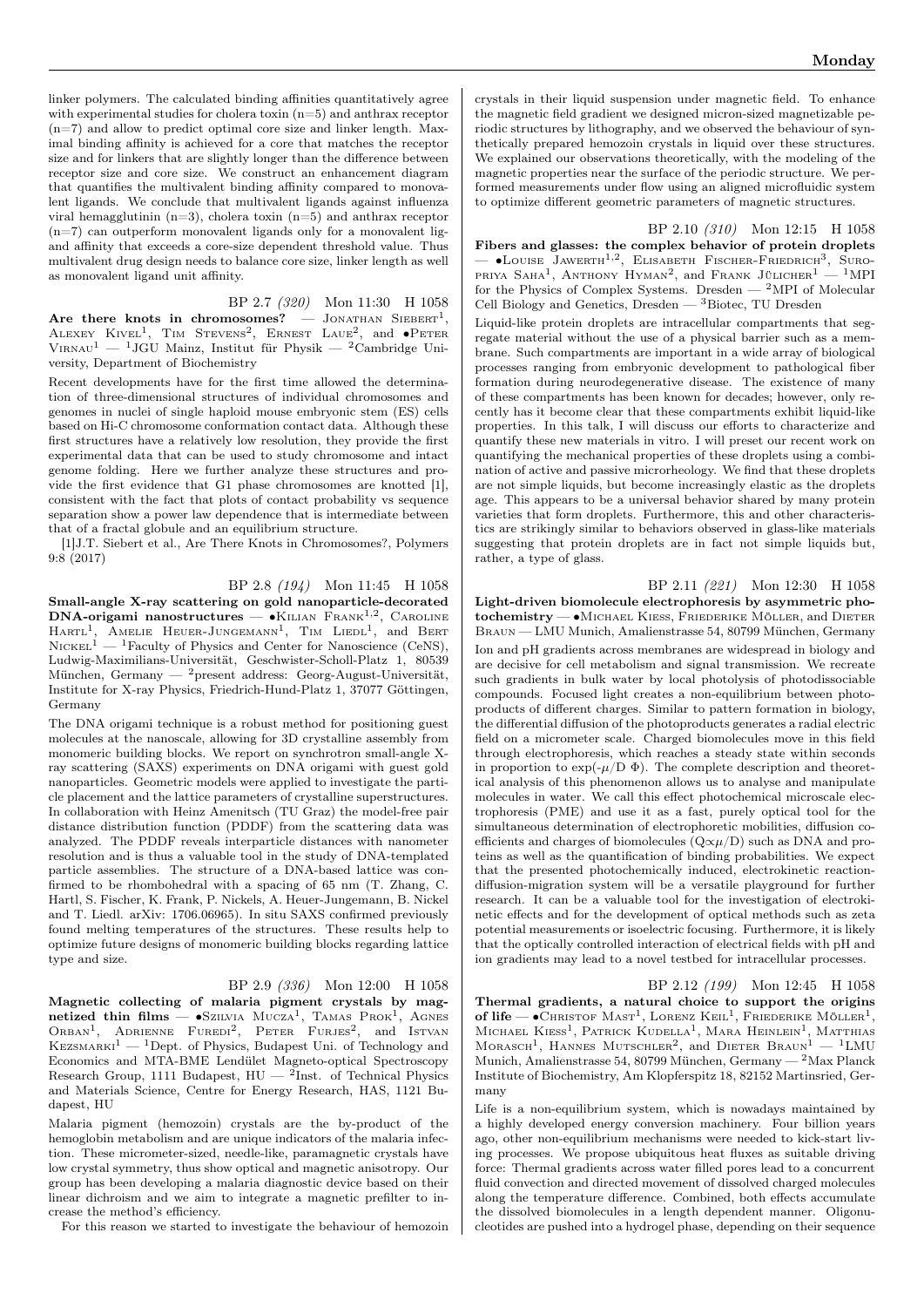linker polymers. The calculated binding affinities quantitatively agree with experimental studies for cholera toxin (n=5) and anthrax receptor (n=7) and allow to predict optimal core size and linker length. Maximal binding affinity is achieved for a core that matches the receptor size and for linkers that are slightly longer than the difference between receptor size and core size. We construct an enhancement diagram that quantifies the multivalent binding affinity compared to monovalent ligands. We conclude that multivalent ligands against influenza viral hemagglutinin (n=3), cholera toxin (n=5) and anthrax receptor (n=7) can outperform monovalent ligands only for a monovalent ligand affinity that exceeds a core-size dependent threshold value. Thus multivalent drug design needs to balance core size, linker length as well as monovalent ligand unit affinity.

BP 2.7 *(320)* Mon 11:30 H 1058

**Are there knots in chromosomes?** — Jonathan Siebert[1], Alexey Kivel[1], Tim Stevens[2], Ernest Laue[2], and •Peter Virnau[1] — [1]JGU Mainz, Institut für Physik — [2]Cambridge University, Department of Biochemistry

Recent developments have for the first time allowed the determination of three-dimensional structures of individual chromosomes and genomes in nuclei of single haploid mouse embryonic stem (ES) cells based on Hi-C chromosome conformation contact data. Although these first structures have a relatively low resolution, they provide the first experimental data that can be used to study chromosome and intact genome folding. Here we further analyze these structures and provide the first evidence that G1 phase chromosomes are knotted [1], consistent with the fact that plots of contact probability vs sequence separation show a power law dependence that is intermediate between that of a fractal globule and an equilibrium structure.

[1]J.T. Siebert et al., Are There Knots in Chromosomes?, Polymers 9:8 (2017)

BP 2.8 *(194)* Mon 11:45 H 1058

**Small-angle X-ray scattering on gold nanoparticle-decorated DNA-origami nanostructures** — •Kilian Frank[1,2], Caroline Hartl[1], Amelie Heuer-Jungemann[1], Tim Liedl[1], and Bert Nickel[1] — [1]Faculty of Physics and Center for Nanoscience (CeNS), Ludwig-Maximilians-Universität, Geschwister-Scholl-Platz 1, 80539 München, Germany — [2]present address: Georg-August-Universität, Institute for X-ray Physics, Friedrich-Hund-Platz 1, 37077 Göttingen, Germany

The DNA origami technique is a robust method for positioning guest molecules at the nanoscale, allowing for 3D crystalline assembly from monomeric building blocks. We report on synchrotron small-angle X-ray scattering (SAXS) experiments on DNA origami with guest gold nanoparticles. Geometric models were applied to investigate the particle placement and the lattice parameters of crystalline superstructures. In collaboration with Heinz Amenitsch (TU Graz) the model-free pair distance distribution function (PDDF) from the scattering data was analyzed. The PDDF reveals interparticle distances with nanometer resolution and is thus a valuable tool in the study of DNA-templated particle assemblies. The structure of a DNA-based lattice was confirmed to be rhombohedral with a spacing of 65 nm (T. Zhang, C. Hartl, S. Fischer, K. Frank, P. Nickels, A. Heuer-Jungemann, B. Nickel and T. Liedl. arXiv: 1706.06965). In situ SAXS confirmed previously found melting temperatures of the structures. These results help to optimize future designs of monomeric building blocks regarding lattice type and size.

BP 2.9 *(336)* Mon 12:00 H 1058

**Magnetic collecting of malaria pigment crystals by magnetized thin films** — •Szilvia Mucza[1], Tamas Prok[1], Agnes Orban[1], Adrienne Furedi[2], Peter Furjes[2], and Istvan Kezsmarki[1] — [1]Dept. of Physics, Budapest Uni. of Technology and Economics and MTA-BME Lendület Magneto-optical Spectroscopy Research Group, 1111 Budapest, HU — [2]Inst. of Technical Physics and Materials Science, Centre for Energy Research, HAS, 1121 Budapest, HU

Malaria pigment (hemozoin) crystals are the by-product of the hemoglobin metabolism and are unique indicators of the malaria infection. These micrometer-sized, needle-like, paramagnetic crystals have low crystal symmetry, thus show optical and magnetic anisotropy. Our group has been developing a malaria diagnostic device based on their linear dichroism and we aim to integrate a magnetic prefilter to increase the method's efficiency.

For this reason we started to investigate the behaviour of hemozoin crystals in their liquid suspension under magnetic field. To enhance the magnetic field gradient we designed micron-sized magnetizable periodic structures by lithography, and we observed the behaviour of synthetically prepared hemozoin crystals in liquid over these structures. We explained our observations theoretically, with the modeling of the magnetic properties near the surface of the periodic structure. We performed measurements under flow using an aligned microfluidic system to optimize different geometric parameters of magnetic structures.

BP 2.10 *(310)* Mon 12:15 H 1058

**Fibers and glasses: the complex behavior of protein droplets** — •Louise Jawerth[1,2], Elisabeth Fischer-Friedrich[3], Surojriya Saha[1], Anthony Hyman[2], and Frank Jülicher[1] — [1]MPI for the Physics of Complex Systems. Dresden — [2]MPI of Molecular Cell Biology and Genetics, Dresden — [3]Biotec, TU Dresden

Liquid-like protein droplets are intracellular compartments that segregate material without the use of a physical barrier such as a membrane. Such compartments are important in a wide array of biological processes ranging from embryonic development to pathological fiber formation during neurodegenerative disease. The existence of many of these compartments has been known for decades; however, only recently has it become clear that these compartments exhibit liquid-like properties. In this talk, I will discuss our efforts to characterize and quantify these new materials in vitro. I will preset our recent work on quantifying the mechanical properties of these droplets using a combination of active and passive microrheology. We find that these droplets are not simple liquids, but become increasingly elastic as the droplets age. This appears to be a universal behavior shared by many protein varieties that form droplets. Furthermore, this and other characteristics are strikingly similar to behaviors observed in glass-like materials suggesting that protein droplets are in fact not simple liquids but, rather, a type of glass.

BP 2.11 *(221)* Mon 12:30 H 1058

**Light-driven biomolecule electrophoresis by asymmetric photochemistry** — •Michael Kiess, Friederike Möller, and Dieter Braun — LMU Munich, Amalienstrasse 54, 80799 München, Germany

Ion and pH gradients across membranes are widespread in biology and are decisive for cell metabolism and signal transmission. We recreate such gradients in bulk water by local photolysis of photodissociable compounds. Focused light creates a non-equilibrium between photoproducts of different charges. Similar to pattern formation in biology, the differential diffusion of the photoproducts generates a radial electric field on a micrometer scale. Charged biomolecules move in this field through electrophoresis, which reaches a steady state within seconds in proportion to $\exp(-\mu/D\ \Phi)$. The complete description and theoretical analysis of this phenomenon allows us to analyse and manipulate molecules in water. We call this effect photochemical microscale electrophoresis (PME) and use it as a fast, purely optical tool for the simultaneous determination of electrophoretic mobilities, diffusion coefficients and charges of biomolecules ($Q \propto \mu/D$) such as DNA and proteins as well as the quantification of binding probabilities. We expect that the presented photochemically induced, electrokinetic reaction-diffusion-migration system will be a versatile playground for further research. It can be a valuable tool for the investigation of electrokinetic effects and for the development of optical methods such as zeta potential measurements or isoelectric focusing. Furthermore, it is likely that the optically controlled interaction of electrical fields with pH and ion gradients may lead to a novel testbed for intracellular processes.

BP 2.12 *(199)* Mon 12:45 H 1058

**Thermal gradients, a natural choice to support the origins of life** — •Christof Mast[1], Lorenz Keil[1], Friederike Möller[1], Michael Kiess[1], Patrick Kudella[1], Mara Heinlein[1], Matthias Morasch[1], Hannes Mutschler[2], and Dieter Braun[1] — [1]LMU Munich, Amalienstrasse 54, 80799 München, Germany — [2]Max Planck Institute of Biochemistry, Am Klopferspitz 18, 82152 Martinsried, Germany

Life is a non-equilibrium system, which is nowadays maintained by a highly developed energy conversion machinery. Four billion years ago, other non-equilibrium mechanisms were needed to kick-start living processes. We propose ubiquitous heat fluxes as suitable driving force: Thermal gradients across water filled pores lead to a concurrent fluid convection and directed movement of dissolved charged molecules along the temperature difference. Combined, both effects accumulate the dissolved biomolecules in a length dependent manner. Oligonucleotides are pushed into a hydrogel phase, depending on their sequence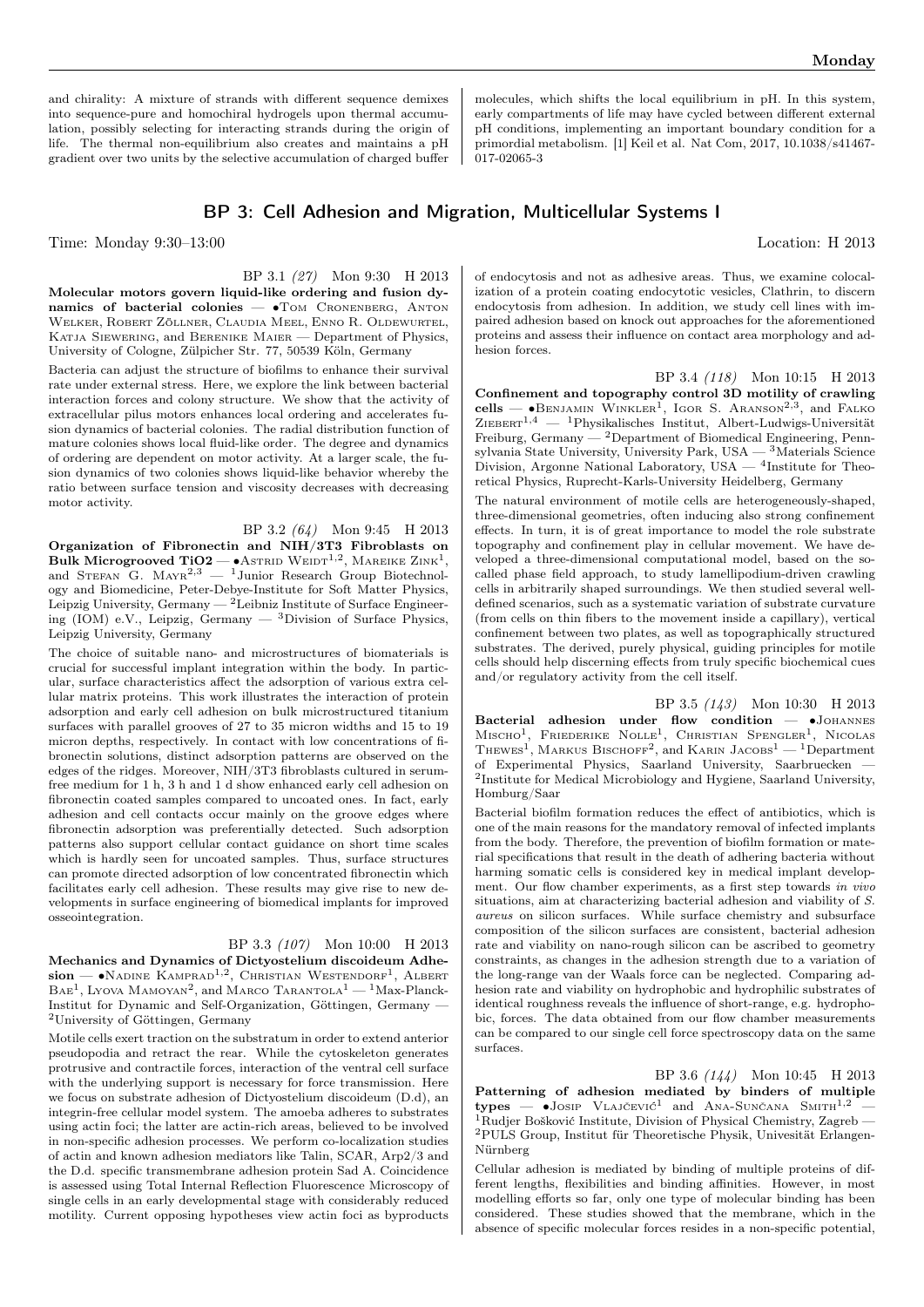and chirality: A mixture of strands with different sequence demixes into sequence-pure and homochiral hydrogels upon thermal accumulation, possibly selecting for interacting strands during the origin of life. The thermal non-equilibrium also creates and maintains a pH gradient over two units by the selective accumulation of charged buffer molecules, which shifts the local equilibrium in pH. In this system, early compartments of life may have cycled between different external pH conditions, implementing an important boundary condition for a primordial metabolism. [1] Keil et al. Nat Com, 2017, 10.1038/s41467-017-02065-3

## BP 3: Cell Adhesion and Migration, Multicellular Systems I

Time: Monday 9:30–13:00 Location: H 2013

BP 3.1 *(27)* Mon 9:30 H 2013

**Molecular motors govern liquid-like ordering and fusion dynamics of bacterial colonies** — •Tom Cronenberg, Anton Welker, Robert Zöllner, Claudia Meel, Enno R. Oldewurtel, Katja Siewering, and Berenike Maier — Department of Physics, University of Cologne, Zülpicher Str. 77, 50539 Köln, Germany

Bacteria can adjust the structure of biofilms to enhance their survival rate under external stress. Here, we explore the link between bacterial interaction forces and colony structure. We show that the activity of extracellular pilus motors enhances local ordering and accelerates fusion dynamics of bacterial colonies. The radial distribution function of mature colonies shows local fluid-like order. The degree and dynamics of ordering are dependent on motor activity. At a larger scale, the fusion dynamics of two colonies shows liquid-like behavior whereby the ratio between surface tension and viscosity decreases with decreasing motor activity.

BP 3.2 *(64)* Mon 9:45 H 2013

**Organization of Fibronectin and NIH/3T3 Fibroblasts on Bulk Microgrooved TiO2** — •Astrid Weidt[1,2], Mareike Zink[1], and Stefan G. Mayr[2,3] — [1]Junior Research Group Biotechnology and Biomedicine, Peter-Debye-Institute for Soft Matter Physics, Leipzig University, Germany — [2]Leibniz Institute of Surface Engineering (IOM) e.V., Leipzig, Germany — [3]Division of Surface Physics, Leipzig University, Germany

The choice of suitable nano- and microstructures of biomaterials is crucial for successful implant integration within the body. In particular, surface characteristics affect the adsorption of various extra cellular matrix proteins. This work illustrates the interaction of protein adsorption and early cell adhesion on bulk microstructured titanium surfaces with parallel grooves of 27 to 35 micron widths and 15 to 19 micron depths, respectively. In contact with low concentrations of fibronectin solutions, distinct adsorption patterns are observed on the edges of the ridges. Moreover, NIH/3T3 fibroblasts cultured in serum-free medium for 1 h, 3 h and 1 d show enhanced early cell adhesion on fibronectin coated samples compared to uncoated ones. In fact, early adhesion and cell contacts occur mainly on the groove edges where fibronectin adsorption was preferentially detected. Such adsorption patterns also support cellular contact guidance on short time scales which is hardly seen for uncoated samples. Thus, surface structures can promote directed adsorption of low concentrated fibronectin which facilitates early cell adhesion. These results may give rise to new developments in surface engineering of biomedical implants for improved osseointegration.

BP 3.3 *(107)* Mon 10:00 H 2013

**Mechanics and Dynamics of Dictyostelium discoideum Adhesion** — •Nadine Kamprad[1,2], Christian Westendorf[1], Albert Bae[1], Lyova Mamoyan[2], and Marco Tarantola[1] — [1]Max-Planck-Institut for Dynamic and Self-Organization, Göttingen, Germany — [2]University of Göttingen, Germany

Motile cells exert traction on the substratum in order to extend anterior pseudopodia and retract the rear. While the cytoskeleton generates protrusive and contractile forces, interaction of the ventral cell surface with the underlying support is necessary for force transmission. Here we focus on substrate adhesion of Dictyostelium discoideum (D.d), an integrin-free cellular model system. The amoeba adheres to substrates using actin foci; the latter are actin-rich areas, believed to be involved in non-specific adhesion processes. We perform co-localization studies of actin and known adhesion mediators like Talin, SCAR, Arp2/3 and the D.d. specific transmembrane adhesion protein Sad A. Coincidence is assessed using Total Internal Reflection Fluorescence Microscopy of single cells in an early developmental stage with considerably reduced motility. Current opposing hypotheses view actin foci as byproducts of endocytosis and not as adhesive areas. Thus, we examine colocalization of a protein coating endocytotic vesicles, Clathrin, to discern endocytosis from adhesion. In addition, we study cell lines with impaired adhesion based on knock out approaches for the aforementioned proteins and assess their influence on contact area morphology and adhesion forces.

BP 3.4 *(118)* Mon 10:15 H 2013

**Confinement and topography control 3D motility of crawling cells** — •Benjamin Winkler[1], Igor S. Aranson[2,3], and Falko Ziebert[1,4] — [1]Physikalisches Institut, Albert-Ludwigs-Universität Freiburg, Germany — [2]Department of Biomedical Engineering, Pennsylvania State University, University Park, USA — [3]Materials Science Division, Argonne National Laboratory, USA — [4]Institute for Theoretical Physics, Ruprecht-Karls-University Heidelberg, Germany

The natural environment of motile cells are heterogeneously-shaped, three-dimensional geometries, often inducing also strong confinement effects. In turn, it is of great importance to model the role substrate topography and confinement play in cellular movement. We have developed a three-dimensional computational model, based on the so-called phase field approach, to study lamellipodium-driven crawling cells in arbitrarily shaped surroundings. We then studied several well-defined scenarios, such as a systematic variation of substrate curvature (from cells on thin fibers to the movement inside a capillary), vertical confinement between two plates, as well as topographically structured substrates. The derived, purely physical, guiding principles for motile cells should help discerning effects from truly specific biochemical cues and/or regulatory activity from the cell itself.

BP 3.5 *(143)* Mon 10:30 H 2013

**Bacterial adhesion under flow condition** — •Johannes Mischo[1], Friederike Nolle[1], Christian Spengler[1], Nicolas Thewes[1], Markus Bischoff[2], and Karin Jacobs[1] — [1]Department of Experimental Physics, Saarland University, Saarbruecken — [2]Institute for Medical Microbiology and Hygiene, Saarland University, Homburg/Saar

Bacterial biofilm formation reduces the effect of antibiotics, which is one of the main reasons for the mandatory removal of infected implants from the body. Therefore, the prevention of biofilm formation or material specifications that result in the death of adhering bacteria without harming somatic cells is considered key in medical implant development. Our flow chamber experiments, as a first step towards *in vivo* situations, aim at characterizing bacterial adhesion and viability of *S. aureus* on silicon surfaces. While surface chemistry and subsurface composition of the silicon surfaces are consistent, bacterial adhesion rate and viability on nano-rough silicon can be ascribed to geometry constraints, as changes in the adhesion strength due to a variation of the long-range van der Waals force can be neglected. Comparing adhesion rate and viability on hydrophobic and hydrophilic substrates of identical roughness reveals the influence of short-range, e.g. hydrophobic, forces. The data obtained from our flow chamber measurements can be compared to our single cell force spectroscopy data on the same surfaces.

BP 3.6 *(144)* Mon 10:45 H 2013

**Patterning of adhesion mediated by binders of multiple types** — •Josip Vlajčević[1] and Ana-Sunčana Smith[1,2] — [1]Rudjer Bošković Institute, Division of Physical Chemistry, Zagreb — [2]PULS Group, Institut für Theoretische Physik, Univesität Erlangen-Nürnberg

Cellular adhesion is mediated by binding of multiple proteins of different lengths, flexibilities and binding affinities. However, in most modelling efforts so far, only one type of molecular binding has been considered. These studies showed that the membrane, which in the absence of specific molecular forces resides in a non-specific potential,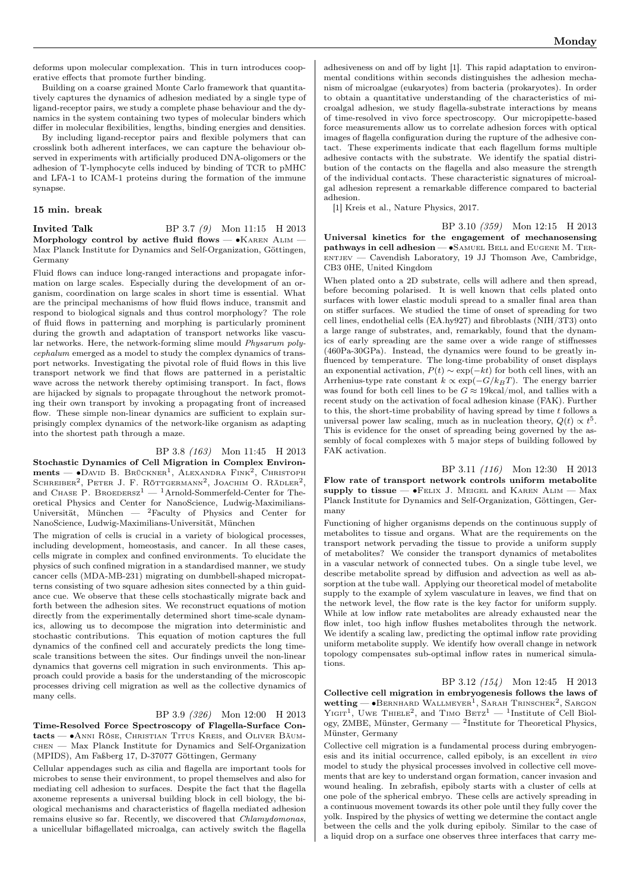deforms upon molecular complexation. This in turn introduces cooperative effects that promote further binding.

Building on a coarse grained Monte Carlo framework that quantitatively captures the dynamics of adhesion mediated by a single type of ligand-receptor pairs, we study a complete phase behaviour and the dynamics in the system containing two types of molecular binders which differ in molecular flexibilities, lengths, binding energies and densities.

By including ligand-receptor pairs and flexible polymers that can crosslink both adherent interfaces, we can capture the behaviour observed in experiments with artificially produced DNA-oligomers or the adhesion of T-lymphocyte cells induced by binding of TCR to pMHC and LFA-1 to ICAM-1 proteins during the formation of the immune synapse.

**15 min. break**

**Invited Talk** BP 3.7 *(9)* Mon 11:15 H 2013
**Morphology control by active fluid flows** — •Karen Alim — Max Planck Institute for Dynamics and Self-Organization, Göttingen, Germany

Fluid flows can induce long-ranged interactions and propagate information on large scales. Especially during the development of an organism, coordination on large scales in short time is essential. What are the principal mechanisms of how fluid flows induce, transmit and respond to biological signals and thus control morphology? The role of fluid flows in patterning and morphing is particularly prominent during the growth and adaptation of transport networks like vascular networks. Here, the network-forming slime mould *Physarum polycephalum* emerged as a model to study the complex dynamics of transport networks. Investigating the pivotal role of fluid flows in this live transport network we find that flows are patterned in a peristaltic wave across the network thereby optimising transport. In fact, flows are hijacked by signals to propagate throughout the network promoting their own transport by invoking a propagating front of increased flow. These simple non-linear dynamics are sufficient to explain surprisingly complex dynamics of the network-like organism as adapting into the shortest path through a maze.

BP 3.8 *(163)* Mon 11:45 H 2013
**Stochastic Dynamics of Cell Migration in Complex Environments** — •David B. Brückner[1], Alexandra Fink[2], Christoph Schreiber[2], Peter J. F. Röttgermann[2], Joachim O. Rädler[2], and Chase P. Broedersz[1] — [1]Arnold-Sommerfeld-Center for Theoretical Physics and Center for NanoScience, Ludwig-Maximilians-Universität, München — [2]Faculty of Physics and Center for NanoScience, Ludwig-Maximilians-Universität, München

The migration of cells is crucial in a variety of biological processes, including development, homeostasis, and cancer. In all these cases, cells migrate in complex and confined environments. To elucidate the physics of such confined migration in a standardised manner, we study cancer cells (MDA-MB-231) migrating on dumbbell-shaped micropatterns consisting of two square adhesion sites connected by a thin guidance cue. We observe that these cells stochastically migrate back and forth between the adhesion sites. We reconstruct equations of motion directly from the experimentally determined short time-scale dynamics, allowing us to decompose the migration into deterministic and stochastic contributions. This equation of motion captures the full dynamics of the confined cell and accurately predicts the long time-scale transitions between the sites. Our findings unveil the non-linear dynamics that governs cell migration in such environments. This approach could provide a basis for the understanding of the microscopic processes driving cell migration as well as the collective dynamics of many cells.

BP 3.9 *(326)* Mon 12:00 H 2013
**Time-Resolved Force Spectroscopy of Flagella-Surface Contacts** — •Anni Röse, Christian Titus Kreis, and Oliver Bäumchen — Max Planck Institute for Dynamics and Self-Organization (MPIDS), Am Faßberg 17, D-37077 Göttingen, Germany

Cellular appendages such as cilia and flagella are important tools for microbes to sense their environment, to propel themselves and also for mediating cell adhesion to surfaces. Despite the fact that the flagella axoneme represents a universal building block in cell biology, the biological mechanisms and characteristics of flagella mediated adhesion remains elusive so far. Recently, we discovered that *Chlamydomonas*, a unicellular biflagellated microalga, can actively switch the flagella adhesiveness on and off by light [1]. This rapid adaptation to environmental conditions within seconds distinguishes the adhesion mechanism of microalgae (eukaryotes) from bacteria (prokaryotes). In order to obtain a quantitative understanding of the characteristics of microalgal adhesion, we study flagella-substrate interactions by means of time-resolved in vivo force spectroscopy. Our micropipette-based force measurements allow us to correlate adhesion forces with optical images of flagella configuration during the rupture of the adhesive contact. These experiments indicate that each flagellum forms multiple adhesive contacts with the substrate. We identify the spatial distribution of the contacts on the flagella and also measure the strength of the individual contacts. These characteristic signatures of microalgal adhesion represent a remarkable difference compared to bacterial adhesion.

[1] Kreis et al., Nature Physics, 2017.

BP 3.10 *(359)* Mon 12:15 H 2013
**Universal kinetics for the engagement of mechanosensing pathways in cell adhesion** — •Samuel Bell and Eugene M. Terentjev — Cavendish Laboratory, 19 JJ Thomson Ave, Cambridge, CB3 0HE, United Kingdom

When plated onto a 2D substrate, cells will adhere and then spread, before becoming polarised. It is well known that cells plated onto surfaces with lower elastic moduli spread to a smaller final area than on stiffer surfaces. We studied the time of onset of spreading for two cell lines, endothelial cells (EA.hy927) and fibroblasts (NIH/3T3) onto a large range of substrates, and, remarkably, found that the dynamics of early spreading are the same over a wide range of stiffnesses (460Pa-30GPa). Instead, the dynamics were found to be greatly influenced by temperature. The long-time probability of onset displays an exponential activation, $P(t) \sim \exp(-kt)$ for both cell lines, with an Arrhenius-type rate constant $k \propto \exp(-G/k_BT)$. The energy barrier was found for both cell lines to be $G \approx 19$kcal/mol, and tallies with a recent study on the activation of focal adhesion kinase (FAK). Further to this, the short-time probability of having spread by time $t$ follows a universal power law scaling, much as in nucleation theory, $Q(t) \propto t^5$. This is evidence for the onset of spreading being governed by the assembly of focal complexes with 5 major steps of building followed by FAK activation.

BP 3.11 *(116)* Mon 12:30 H 2013
**Flow rate of transport network controls uniform metabolite supply to tissue** — •Felix J. Meigel and Karen Alim — Max Planck Institute for Dynamics and Self-Organization, Göttingen, Germany

Functioning of higher organisms depends on the continuous supply of metabolites to tissue and organs. What are the requirements on the transport network pervading the tissue to provide a uniform supply of metabolites? We consider the transport dynamics of metabolites in a vascular network of connected tubes. On a single tube level, we describe metabolite spread by diffusion and advection as well as absorption at the tube wall. Applying our theoretical model of metabolite supply to the example of xylem vasculature in leaves, we find that on the network level, the flow rate is the key factor for uniform supply. While at low inflow rate metabolites are already exhausted near the flow inlet, too high inflow flushes metabolites through the network. We identify a scaling law, predicting the optimal inflow rate providing uniform metabolite supply. We identify how overall change in network topology compensates sub-optimal inflow rates in numerical simulations.

BP 3.12 *(154)* Mon 12:45 H 2013
**Collective cell migration in embryogenesis follows the laws of wetting** — •Bernhard Wallmeyer[1], Sarah Trinschek[2], Sargon Yigit[1], Uwe Thiele[2], and Timo Betz[1] — [1]Institute of Cell Biology, ZMBE, Münster, Germany — [2]Institute for Theoretical Physics, Münster, Germany

Collective cell migration is a fundamental process during embryogenesis and its initial occurrence, called epiboly, is an excellent *in vivo* model to study the physical processes involved in collective cell movements that are key to understand organ formation, cancer invasion and wound healing. In zebrafish, epiboly starts with a cluster of cells at one pole of the spherical embryo. These cells are actively spreading in a continuous movement towards its other pole until they fully cover the yolk. Inspired by the physics of wetting we determine the contact angle between the cells and the yolk during epiboly. Similar to the case of a liquid drop on a surface one observes three interfaces that carry me-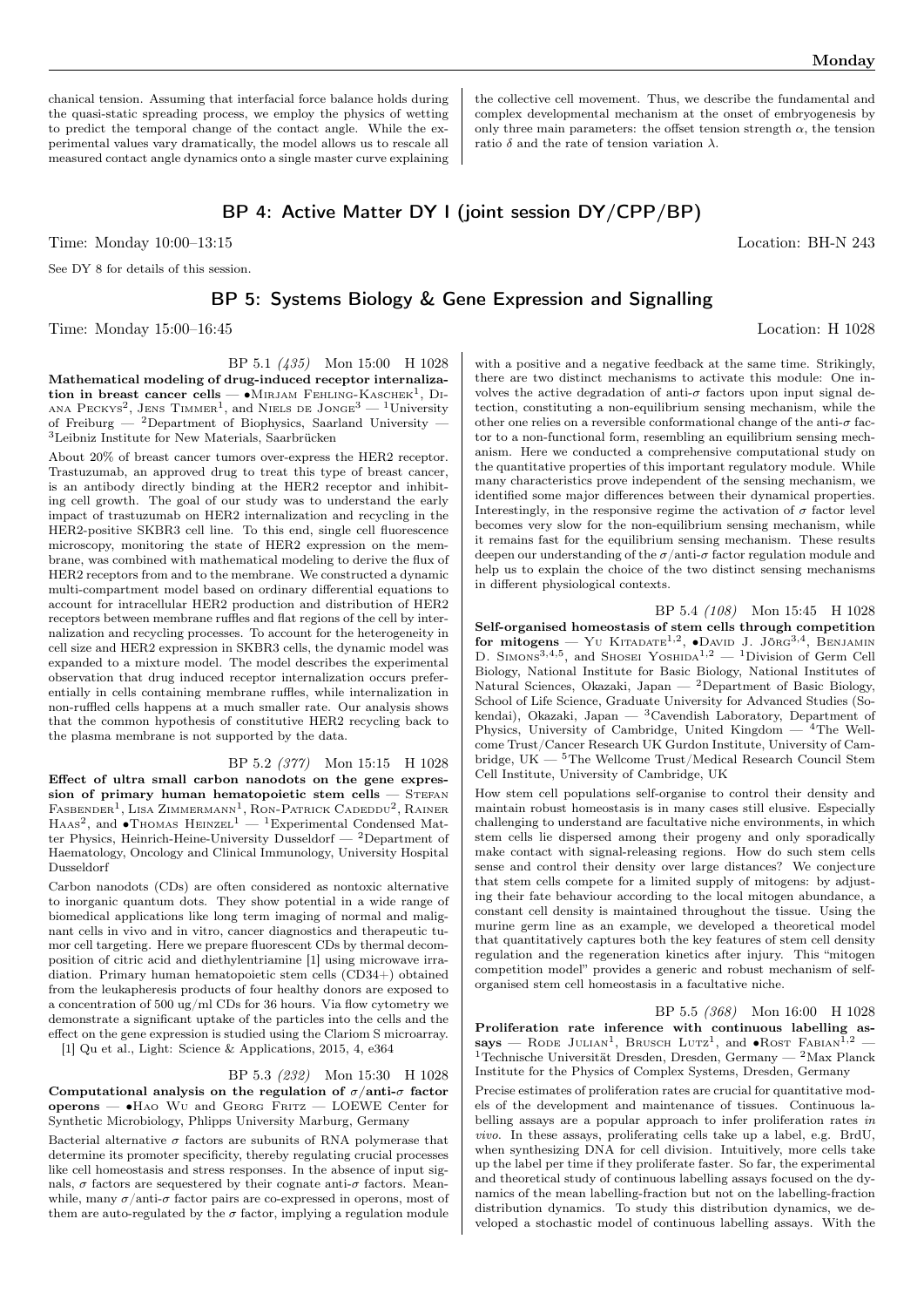chanical tension. Assuming that interfacial force balance holds during the quasi-static spreading process, we employ the physics of wetting to predict the temporal change of the contact angle. While the experimental values vary dramatically, the model allows us to rescale all measured contact angle dynamics onto a single master curve explaining the collective cell movement. Thus, we describe the fundamental and complex developmental mechanism at the onset of embryogenesis by only three main parameters: the offset tension strength $\alpha$, the tension ratio $\delta$ and the rate of tension variation $\lambda$.

## BP 4: Active Matter DY I (joint session DY/CPP/BP)

Time: Monday 10:00–13:15 Location: BH-N 243

See DY 8 for details of this session.

## BP 5: Systems Biology & Gene Expression and Signalling

Time: Monday 15:00–16:45 Location: H 1028

BP 5.1 *(435)* Mon 15:00 H 1028

**Mathematical modeling of drug-induced receptor internalization in breast cancer cells** — •Mirjam Fehling-Kaschek[1], Diana Peckys[2], Jens Timmer[1], and Niels de Jonge[3] — [1]University of Freiburg — [2]Department of Biophysics, Saarland University — [3]Leibniz Institute for New Materials, Saarbrücken

About 20% of breast cancer tumors over-express the HER2 receptor. Trastuzumab, an approved drug to treat this type of breast cancer, is an antibody directly binding at the HER2 receptor and inhibiting cell growth. The goal of our study was to understand the early impact of trastuzumab on HER2 internalization and recycling in the HER2-positive SKBR3 cell line. To this end, single cell fluorescence microscopy, monitoring the state of HER2 expression on the membrane, was combined with mathematical modeling to derive the flux of HER2 receptors from and to the membrane. We constructed a dynamic multi-compartment model based on ordinary differential equations to account for intracellular HER2 production and distribution of HER2 receptors between membrane ruffles and flat regions of the cell by internalization and recycling processes. To account for the heterogeneity in cell size and HER2 expression in SKBR3 cells, the dynamic model was expanded to a mixture model. The model describes the experimental observation that drug induced receptor internalization occurs preferentially in cells containing membrane ruffles, while internalization in non-ruffled cells happens at a much smaller rate. Our analysis shows that the common hypothesis of constitutive HER2 recycling back to the plasma membrane is not supported by the data.

BP 5.2 *(377)* Mon 15:15 H 1028

**Effect of ultra small carbon nanodots on the gene expression of primary human hematopoietic stem cells** — Stefan Fasbender[1], Lisa Zimmermann[1], Ron-Patrick Cadeddu[2], Rainer Haas[2], and •Thomas Heinzel[1] — [1]Experimental Condensed Matter Physics, Heinrich-Heine-University Dusseldorf — [2]Department of Haematology, Oncology and Clinical Immunology, University Hospital Dusseldorf

Carbon nanodots (CDs) are often considered as nontoxic alternative to inorganic quantum dots. They show potential in a wide range of biomedical applications like long term imaging of normal and malignant cells in vivo and in vitro, cancer diagnostics and therapeutic tumor cell targeting. Here we prepare fluorescent CDs by thermal decomposition of citric acid and diethylentriamine [1] using microwave irradiation. Primary human hematopoietic stem cells (CD34+) obtained from the leukapheresis products of four healthy donors are exposed to a concentration of 500 ug/ml CDs for 36 hours. Via flow cytometry we demonstrate a significant uptake of the particles into the cells and the effect on the gene expression is studied using the Clariom S microarray.

[1] Qu et al., Light: Science & Applications, 2015, 4, e364

BP 5.3 *(232)* Mon 15:30 H 1028

**Computational analysis on the regulation of $\sigma$/anti-$\sigma$ factor operons** — •Hao Wu and Georg Fritz — LOEWE Center for Synthetic Microbiology, Phlipps University Marburg, Germany

Bacterial alternative $\sigma$ factors are subunits of RNA polymerase that determine its promoter specificity, thereby regulating crucial processes like cell homeostasis and stress responses. In the absence of input signals, $\sigma$ factors are sequestered by their cognate anti-$\sigma$ factors. Meanwhile, many $\sigma$/anti-$\sigma$ factor pairs are co-expressed in operons, most of them are auto-regulated by the $\sigma$ factor, implying a regulation module with a positive and a negative feedback at the same time. Strikingly, there are two distinct mechanisms to activate this module: One involves the active degradation of anti-$\sigma$ factors upon input signal detection, constituting a non-equilibrium sensing mechanism, while the other one relies on a reversible conformational change of the anti-$\sigma$ factor to a non-functional form, resembling an equilibrium sensing mechanism. Here we conducted a comprehensive computational study on the quantitative properties of this important regulatory module. While many characteristics prove independent of the sensing mechanism, we identified some major differences between their dynamical properties. Interestingly, in the responsive regime the activation of $\sigma$ factor level becomes very slow for the non-equilibrium sensing mechanism, while it remains fast for the equilibrium sensing mechanism. These results deepen our understanding of the $\sigma$/anti-$\sigma$ factor regulation module and help us to explain the choice of the two distinct sensing mechanisms in different physiological contexts.

BP 5.4 *(108)* Mon 15:45 H 1028

**Self-organised homeostasis of stem cells through competition for mitogens** — Yu Kitadate[1,2], •David J. Jörg[3,4], Benjamin D. Simons[3,4,5], and Shosei Yoshida[1,2] — [1]Division of Germ Cell Biology, National Institute for Basic Biology, National Institutes of Natural Sciences, Okazaki, Japan — [2]Department of Basic Biology, School of Life Science, Graduate University for Advanced Studies (Sokendai), Okazaki, Japan — [3]Cavendish Laboratory, Department of Physics, University of Cambridge, United Kingdom — [4]The Wellcome Trust/Cancer Research UK Gurdon Institute, University of Cambridge, UK — [5]The Wellcome Trust/Medical Research Council Stem Cell Institute, University of Cambridge, UK

How stem cell populations self-organise to control their density and maintain robust homeostasis is in many cases still elusive. Especially challenging to understand are facultative niche environments, in which stem cells lie dispersed among their progeny and only sporadically make contact with signal-releasing regions. How do such stem cells sense and control their density over large distances? We conjecture that stem cells compete for a limited supply of mitogens: by adjusting their fate behaviour according to the local mitogen abundance, a constant cell density is maintained throughout the tissue. Using the murine germ line as an example, we developed a theoretical model that quantitatively captures both the key features of stem cell density regulation and the regeneration kinetics after injury. This "mitogen competition model" provides a generic and robust mechanism of self-organised stem cell homeostasis in a facultative niche.

BP 5.5 *(368)* Mon 16:00 H 1028

**Proliferation rate inference with continuous labelling assays** — Rode Julian[1], Brusch Lutz[1], and •Rost Fabian[1,2] — [1]Technische Universität Dresden, Dresden, Germany — [2]Max Planck Institute for the Physics of Complex Systems, Dresden, Germany

Precise estimates of proliferation rates are crucial for quantitative models of the development and maintenance of tissues. Continuous labelling assays are a popular approach to infer proliferation rates *in vivo*. In these assays, proliferating cells take up a label, e.g. BrdU, when synthesizing DNA for cell division. Intuitively, more cells take up the label per time if they proliferate faster. So far, the experimental and theoretical study of continuous labelling assays focused on the dynamics of the mean labelling-fraction but not on the labelling-fraction distribution dynamics. To study this distribution dynamics, we developed a stochastic model of continuous labelling assays. With the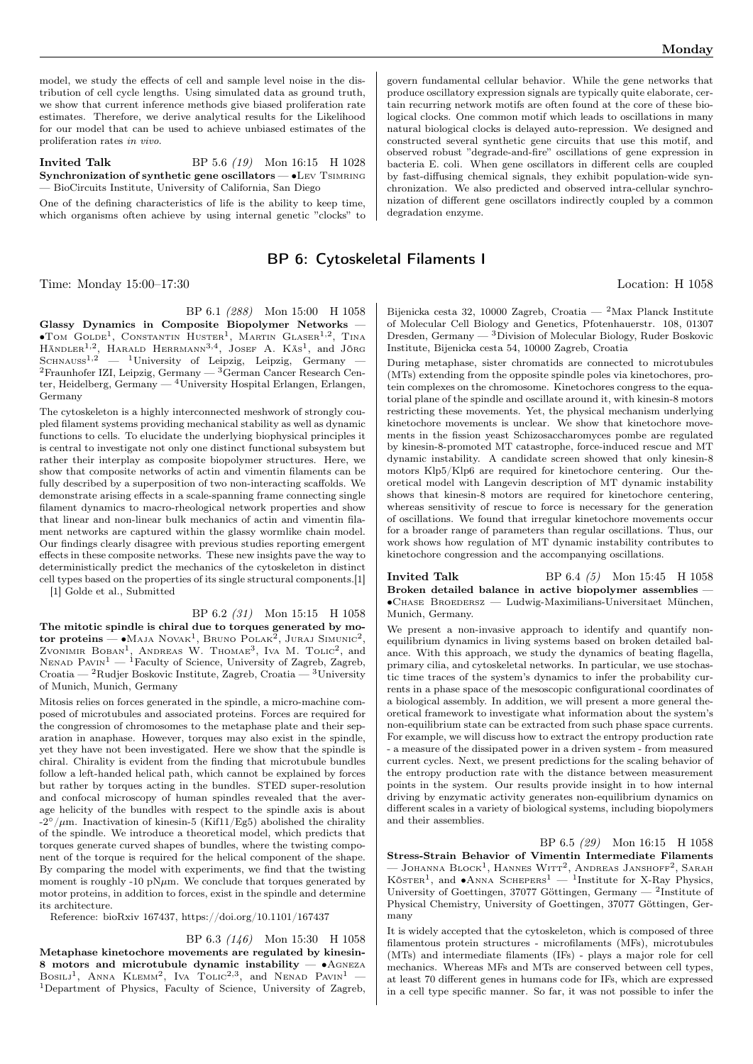model, we study the effects of cell and sample level noise in the distribution of cell cycle lengths. Using simulated data as ground truth, we show that current inference methods give biased proliferation rate estimates. Therefore, we derive analytical results for the Likelihood for our model that can be used to achieve unbiased estimates of the proliferation rates *in vivo*.

**Invited Talk** BP 5.6 *(19)* Mon 16:15 H 1028
**Synchronization of synthetic gene oscillators** — •Lev Tsimring — BioCircuits Institute, University of California, San Diego

One of the defining characteristics of life is the ability to keep time, which organisms often achieve by using internal genetic "clocks" to govern fundamental cellular behavior. While the gene networks that produce oscillatory expression signals are typically quite elaborate, certain recurring network motifs are often found at the core of these biological clocks. One common motif which leads to oscillations in many natural biological clocks is delayed auto-repression. We designed and constructed several synthetic gene circuits that use this motif, and observed robust "degrade-and-fire" oscillations of gene expression in bacteria E. coli. When gene oscillators in different cells are coupled by fast-diffusing chemical signals, they exhibit population-wide synchronization. We also predicted and observed intra-cellular synchronization of different gene oscillators indirectly coupled by a common degradation enzyme.

## BP 6: Cytoskeletal Filaments I

Time: Monday 15:00–17:30 Location: H 1058

BP 6.1 *(288)* Mon 15:00 H 1058
**Glassy Dynamics in Composite Biopolymer Networks** — •Tom Golde[1], Constantin Huster[1], Martin Glaser[1,2], Tina Händler[1,2], Harald Herrmann[3,4], Josef A. Käs[1], and Jörg Schnauss[1,2] — [1]University of Leipzig, Leipzig, Germany — [2]Fraunhofer IZI, Leipzig, Germany — [3]German Cancer Research Center, Heidelberg, Germany — [4]University Hospital Erlangen, Erlangen, Germany

The cytoskeleton is a highly interconnected meshwork of strongly coupled filament systems providing mechanical stability as well as dynamic functions to cells. To elucidate the underlying biophysical principles it is central to investigate not only one distinct functional subsystem but rather their interplay as composite biopolymer structures. Here, we show that composite networks of actin and vimentin filaments can be fully described by a superposition of two non-interacting scaffolds. We demonstrate arising effects in a scale-spanning frame connecting single filament dynamics to macro-rheological network properties and show that linear and non-linear bulk mechanics of actin and vimentin filament networks are captured within the glassy wormlike chain model. Our findings clearly disagree with previous studies reporting emergent effects in these composite networks. These new insights pave the way to deterministically predict the mechanics of the cytoskeleton in distinct cell types based on the properties of its single structural components.[1]

[1] Golde et al., Submitted

BP 6.2 *(31)* Mon 15:15 H 1058
**The mitotic spindle is chiral due to torques generated by motor proteins** — •Maja Novak[1], Bruno Polak[2], Juraj Simunic[2], Zvonimir Boban[1], Andreas W. Thomae[3], Iva M. Tolic[2], and Nenad Pavin[1] — [1]Faculty of Science, University of Zagreb, Zagreb, Croatia — [2]Rudjer Boskovic Institute, Zagreb, Croatia — [3]University of Munich, Munich, Germany

Mitosis relies on forces generated in the spindle, a micro-machine composed of microtubules and associated proteins. Forces are required for the congression of chromosomes to the metaphase plate and their separation in anaphase. However, torques may also exist in the spindle, yet they have not been investigated. Here we show that the spindle is chiral. Chirality is evident from the finding that microtubule bundles follow a left-handed helical path, which cannot be explained by forces but rather by torques acting in the bundles. STED super-resolution and confocal microscopy of human spindles revealed that the average helicity of the bundles with respect to the spindle axis is about -2°/$\mu$m. Inactivation of kinesin-5 (Kif11/Eg5) abolished the chirality of the spindle. We introduce a theoretical model, which predicts that torques generate curved shapes of bundles, where the twisting component of the torque is required for the helical component of the shape. By comparing the model with experiments, we find that the twisting moment is roughly -10 pN$\mu$m. We conclude that torques generated by motor proteins, in addition to forces, exist in the spindle and determine its architecture.

Reference: bioRxiv 167437, https://doi.org/10.1101/167437

BP 6.3 *(146)* Mon 15:30 H 1058
**Metaphase kinetochore movements are regulated by kinesin-8 motors and microtubule dynamic instability** — •Agneza Bosilj[1], Anna Klemm[2], Iva Tolic[2,3], and Nenad Pavin[1] — [1]Department of Physics, Faculty of Science, University of Zagreb, Bijenicka cesta 32, 10000 Zagreb, Croatia — [2]Max Planck Institute of Molecular Cell Biology and Genetics, Pfotenhauerstr. 108, 01307 Dresden, Germany — [3]Division of Molecular Biology, Ruder Boskovic Institute, Bijenicka cesta 54, 10000 Zagreb, Croatia

During metaphase, sister chromatids are connected to microtubules (MTs) extending from the opposite spindle poles via kinetochores, protein complexes on the chromosome. Kinetochores congress to the equatorial plane of the spindle and oscillate around it, with kinesin-8 motors restricting these movements. Yet, the physical mechanism underlying kinetochore movements is unclear. We show that kinetochore movements in the fission yeast Schizosaccharomyces pombe are regulated by kinesin-8-promoted MT catastrophe, force-induced rescue and MT dynamic instability. A candidate screen showed that only kinesin-8 motors Klp5/Klp6 are required for kinetochore centering. Our theoretical model with Langevin description of MT dynamic instability shows that kinesin-8 motors are required for kinetochore centering, whereas sensitivity of rescue to force is necessary for the generation of oscillations. We found that irregular kinetochore movements occur for a broader range of parameters than regular oscillations. Thus, our work shows how regulation of MT dynamic instability contributes to kinetochore congression and the accompanying oscillations.

**Invited Talk** BP 6.4 *(5)* Mon 15:45 H 1058
**Broken detailed balance in active biopolymer assemblies** — •Chase Broedersz — Ludwig-Maximilians-Universitaet München, Munich, Germany.

We present a non-invasive approach to identify and quantify non-equilibrium dynamics in living systems based on broken detailed balance. With this approach, we study the dynamics of beating flagella, primary cilia, and cytoskeletal networks. In particular, we use stochastic time traces of the system's dynamics to infer the probability currents in a phase space of the mesoscopic configurational coordinates of a biological assembly. In addition, we will present a more general theoretical framework to investigate what information about the system's non-equilibrium state can be extracted from such phase space currents. For example, we will discuss how to extract the entropy production rate - a measure of the dissipated power in a driven system - from measured current cycles. Next, we present predictions for the scaling behavior of the entropy production rate with the distance between measurement points in the system. Our results provide insight in to how internal driving by enzymatic activity generates non-equilibrium dynamics on different scales in a variety of biological systems, including biopolymers and their assemblies.

BP 6.5 *(29)* Mon 16:15 H 1058
**Stress-Strain Behavior of Vimentin Intermediate Filaments** — Johanna Block[1], Hannes Witt[2], Andreas Janshoff[2], Sarah Köster[1], and •Anna Schepers[1] — [1]Institute for X-Ray Physics, University of Goettingen, 37077 Göttingen, Germany — [2]Institute of Physical Chemistry, University of Goettingen, 37077 Göttingen, Germany

It is widely accepted that the cytoskeleton, which is composed of three filamentous protein structures - microfilaments (MFs), microtubules (MTs) and intermediate filaments (IFs) - plays a major role for cell mechanics. Whereas MFs and MTs are conserved between cell types, at least 70 different genes in humans code for IFs, which are expressed in a cell type specific manner. So far, it was not possible to infer the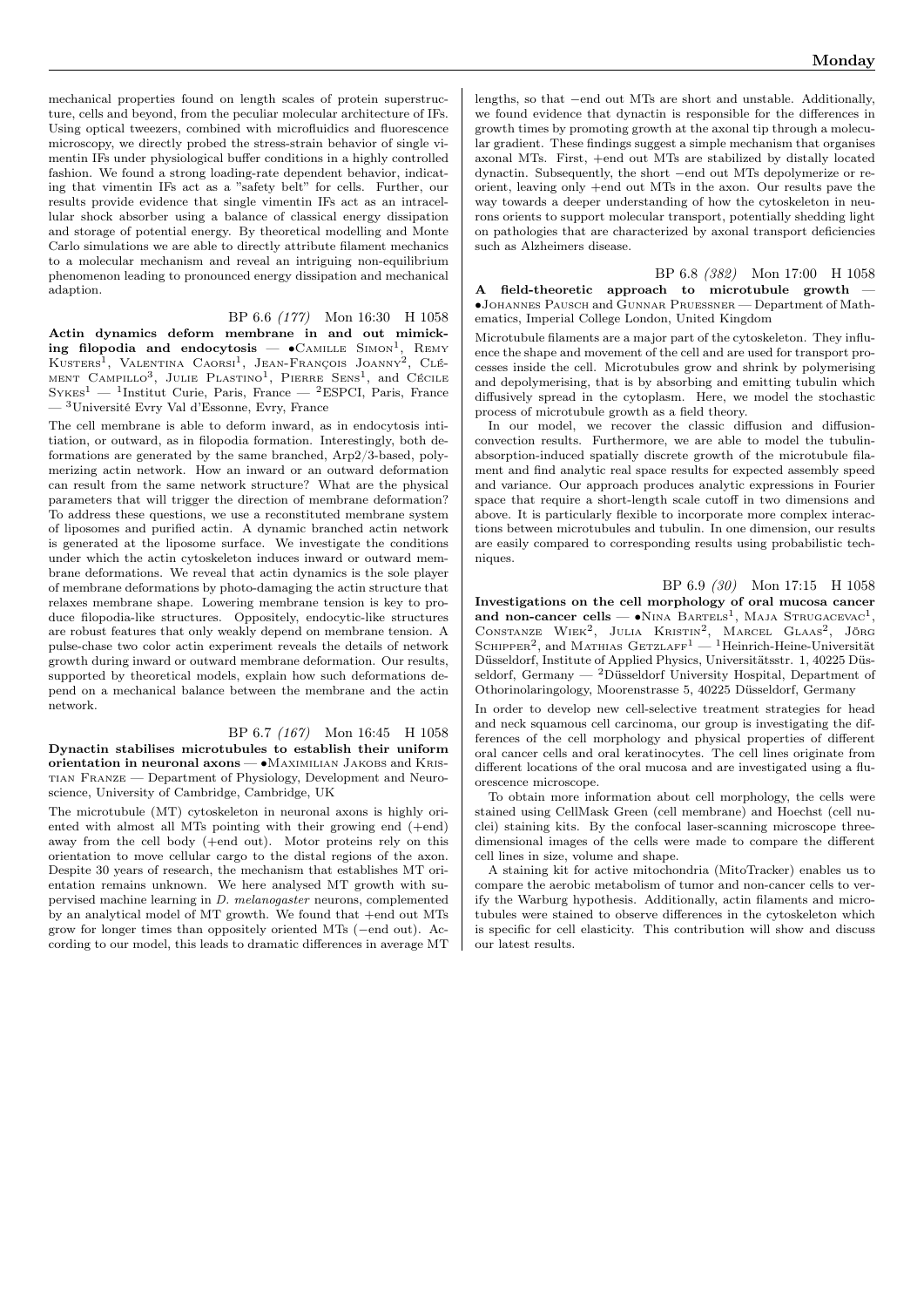mechanical properties found on length scales of protein superstructure, cells and beyond, from the peculiar molecular architecture of IFs. Using optical tweezers, combined with microfluidics and fluorescence microscopy, we directly probed the stress-strain behavior of single vimentin IFs under physiological buffer conditions in a highly controlled fashion. We found a strong loading-rate dependent behavior, indicating that vimentin IFs act as a "safety belt" for cells. Further, our results provide evidence that single vimentin IFs act as an intracellular shock absorber using a balance of classical energy dissipation and storage of potential energy. By theoretical modelling and Monte Carlo simulations we are able to directly attribute filament mechanics to a molecular mechanism and reveal an intriguing non-equilibrium phenomenon leading to pronounced energy dissipation and mechanical adaption.

BP 6.6 *(177)* Mon 16:30 H 1058

**Actin dynamics deform membrane in and out mimicking filopodia and endocytosis** — •Camille Simon[1], Remy Kusters[1], Valentina Caorsi[1], Jean-François Joanny[2], Clément Campillo[3], Julie Plastino[1], Pierre Sens[1], and Cécile Sykes[1] — [1]Institut Curie, Paris, France — [2]ESPCI, Paris, France — [3]Université Evry Val d'Essonne, Evry, France

The cell membrane is able to deform inward, as in endocytosis intitiation, or outward, as in filopodia formation. Interestingly, both deformations are generated by the same branched, Arp2/3-based, polymerizing actin network. How an inward or an outward deformation can result from the same network structure? What are the physical parameters that will trigger the direction of membrane deformation? To address these questions, we use a reconstituted membrane system of liposomes and purified actin. A dynamic branched actin network is generated at the liposome surface. We investigate the conditions under which the actin cytoskeleton induces inward or outward membrane deformations. We reveal that actin dynamics is the sole player of membrane deformations by photo-damaging the actin structure that relaxes membrane shape. Lowering membrane tension is key to produce filopodia-like structures. Oppositely, endocytic-like structures are robust features that only weakly depend on membrane tension. A pulse-chase two color actin experiment reveals the details of network growth during inward or outward membrane deformation. Our results, supported by theoretical models, explain how such deformations depend on a mechanical balance between the membrane and the actin network.

BP 6.7 *(167)* Mon 16:45 H 1058

**Dynactin stabilises microtubules to establish their uniform orientation in neuronal axons** — •Maximilian Jakobs and Kristian Franze — Department of Physiology, Development and Neuroscience, University of Cambridge, Cambridge, UK

The microtubule (MT) cytoskeleton in neuronal axons is highly oriented with almost all MTs pointing with their growing end (+end) away from the cell body (+end out). Motor proteins rely on this orientation to move cellular cargo to the distal regions of the axon. Despite 30 years of research, the mechanism that establishes MT orientation remains unknown. We here analysed MT growth with supervised machine learning in *D. melanogaster* neurons, complemented by an analytical model of MT growth. We found that +end out MTs grow for longer times than oppositely oriented MTs (−end out). According to our model, this leads to dramatic differences in average MT lengths, so that −end out MTs are short and unstable. Additionally, we found evidence that dynactin is responsible for the differences in growth times by promoting growth at the axonal tip through a molecular gradient. These findings suggest a simple mechanism that organises axonal MTs. First, +end out MTs are stabilized by distally located dynactin. Subsequently, the short −end out MTs depolymerize or reorient, leaving only +end out MTs in the axon. Our results pave the way towards a deeper understanding of how the cytoskeleton in neurons orients to support molecular transport, potentially shedding light on pathologies that are characterized by axonal transport deficiencies such as Alzheimers disease.

BP 6.8 *(382)* Mon 17:00 H 1058

**A field-theoretic approach to microtubule growth** — •Johannes Pausch and Gunnar Pruessner — Department of Mathematics, Imperial College London, United Kingdom

Microtubule filaments are a major part of the cytoskeleton. They influence the shape and movement of the cell and are used for transport processes inside the cell. Microtubules grow and shrink by polymerising and depolymerising, that is by absorbing and emitting tubulin which diffusively spread in the cytoplasm. Here, we model the stochastic process of microtubule growth as a field theory.

In our model, we recover the classic diffusion and diffusion-convection results. Furthermore, we are able to model the tubulin-absorption-induced spatially discrete growth of the microtubule filament and find analytic real space results for expected assembly speed and variance. Our approach produces analytic expressions in Fourier space that require a short-length scale cutoff in two dimensions and above. It is particularly flexible to incorporate more complex interactions between microtubules and tubulin. In one dimension, our results are easily compared to corresponding results using probabilistic techniques.

BP 6.9 *(30)* Mon 17:15 H 1058

**Investigations on the cell morphology of oral mucosa cancer and non-cancer cells** — •Nina Bartels[1], Maja Strugacevac[1], Constanze Wiek[2], Julia Kristin[2], Marcel Glaas[2], Jörg Schipper[2], and Mathias Getzlaff[1] — [1]Heinrich-Heine-Universität Düsseldorf, Institute of Applied Physics, Universitätsstr. 1, 40225 Düsseldorf, Germany — [2]Düsseldorf University Hospital, Department of Othorinolaringology, Moorenstrasse 5, 40225 Düsseldorf, Germany

In order to develop new cell-selective treatment strategies for head and neck squamous cell carcinoma, our group is investigating the differences of the cell morphology and physical properties of different oral cancer cells and oral keratinocytes. The cell lines originate from different locations of the oral mucosa and are investigated using a fluorescence microscope.

To obtain more information about cell morphology, the cells were stained using CellMask Green (cell membrane) and Hoechst (cell nuclei) staining kits. By the confocal laser-scanning microscope three-dimensional images of the cells were made to compare the different cell lines in size, volume and shape.

A staining kit for active mitochondria (MitoTracker) enables us to compare the aerobic metabolism of tumor and non-cancer cells to verify the Warburg hypothesis. Additionally, actin filaments and microtubules were stained to observe differences in the cytoskeleton which is specific for cell elasticity. This contribution will show and discuss our latest results.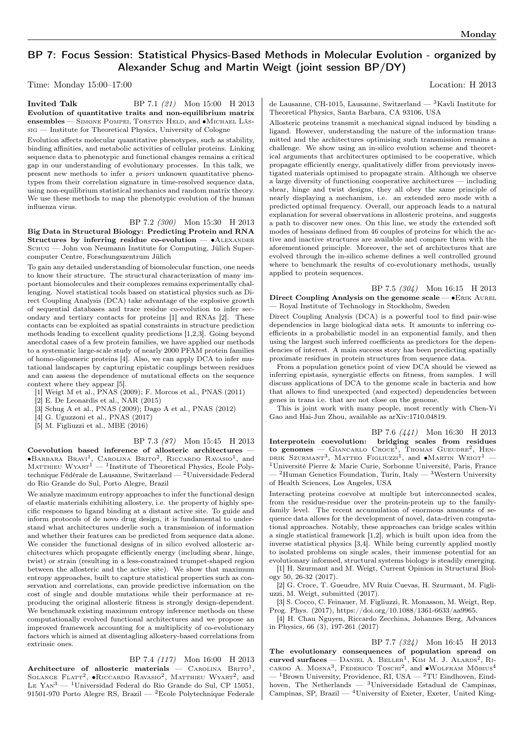## BP 7: Focus Session: Statistical Physics-Based Methods in Molecular Evolution - organized by Alexander Schug and Martin Weigt (joint session BP/DY)

Time: Monday 15:00–17:00 Location: H 2013

**Invited Talk** BP 7.1 *(21)* Mon 15:00 H 2013

**Evolution of quantitative traits and non-equilibrium matrix ensembles** — Simone Pompei, Torsten Held, and •Michael Lässig — Institute for Theoretical Physics, University of Cologne

Evolution affects molecular quantitative phenotypes, such as stability, binding affinities, and metabolic activities of cellular proteins. Linking sequence data to phenotypic and functional changes remains a critical gap in our understanding of evolutionary processes. In this talk, we present new methods to infer *a priori* unknown quantitative phenotypes from their correlation signature in time-resolved sequence data, using non-equilibrium statistical mechanics and random matrix theory. We use these methods to map the phenotypic evolution of the human influenza virus.

BP 7.2 *(300)* Mon 15:30 H 2013

**Big Data in Structural Biology: Predicting Protein and RNA Structures by inferring residue co-evolution** — •Alexander Schug — John von Neumann Institute for Computing, Jülich Supercomputer Centre, Forschungszentrum Jülich

To gain any detailed understanding of biomolecular function, one needs to know their structure. The structural characterization of many important biomolecules and their complexes remains experimentally challenging. Novel statistical tools based on statistical physics such as Direct Coupling Analysis (DCA) take advantage of the explosive growth of sequential databases and trace residue co-evolution to infer secondary and tertiary contacts for proteins [1] and RNAs [2]. These contacts can be exploited as spatial constraints in structure prediction methods leading to excellent quality predictions [1,2,3]. Going beyond anecdotal cases of a few protein families, we have applied our methods to a systematic large-scale study of nearly 2000 PFAM protein families of homo-oligomeric proteins [4]. Also, we can apply DCA to infer mutational landscapes by capturing epistatic couplings between residues and can assess the dependence of mutational effects on the sequence context where they appear [5].

[1] Weigt M et al., PNAS (2009); F. Morcos et al., PNAS (2011)
[2] E. De Leonardis et al., NAR (2015)
[3] Schug A et al., PNAS (2009); Dago A et al., PNAS (2012)
[4] G. Uguzzoni et al., PNAS (2017)
[5] M. Figliuzzi et al., MBE (2016)

BP 7.3 *(87)* Mon 15:45 H 2013

**Coevolution based inference of allosteric architectures** — •Barbara Bravi[1], Carolina Brito[2], Riccardo Ravasio[1], and Matthieu Wyart[1] — [1]Institute of Theoretical Physics, Ecole Polytechnique Fédérale de Lausanne, Switzerland — [2]Universidade Federal do Rio Grande do Sul, Porto Alegre, Brazil

We analyze maximum entropy approaches to infer the functional design of elastic materials exhibiting allostery, i.e. the property of highly specific responses to ligand binding at a distant active site. To guide and inform protocols of de novo drug design, it is fundamental to understand what architectures underlie such a transmission of information and whether their features can be predicted from sequence data alone. We consider the functional designs of in silico evolved allosteric architectures which propagate efficiently energy (including shear, hinge, twist) or strain (resulting in a less-constrained trumpet-shaped region between the allosteric and the active site). We show that maximum entropy approaches, built to capture statistical properties such as conservation and correlations, can provide predictive information on the cost of single and double mutations while their performance at reproducing the original allosteric fitness is strongly design-dependent. We benchmark existing maximum entropy inference methods on these computationally evolved functional architectures and we propose an improved framework accounting for a multiplicity of co-evolutionary factors which is aimed at disentangling allostery-based correlations from extrinsic ones.

BP 7.4 *(117)* Mon 16:00 H 2013

**Architecture of allosteric materials** — Carolina Brito[1], Solange Flatt[2], •Riccardo Ravasio[2], Matthieu Wyart[2], and Le Yan[3] — [1]Universidad Federal do Rio Grande do Sul, CP 15051, 91501-970 Porto Alegre RS, Brazil — [2]Ecole Polytechnique Federale de Lausanne, CH-1015, Lausanne, Switzerland — [3]Kavli Institute for Theoretical Physics, Santa Barbara, CA 93106, USA

Allosteric proteins transmit a mechanical signal induced by binding a ligand. However, understanding the nature of the information transmitted and the architectures optimising such transmission remains a challenge. We show using an in-silico evolution scheme and theoretical arguments that architectures optimised to be cooperative, which propagate efficiently energy, qualitatively differ from previously investigated materials optimised to propagate strain. Although we observe a large diversity of functioning cooperative architectures — including shear, hinge and twist designs, they all obey the same principle of nearly displaying a mechanism, i.e. an extended zero mode with a predicted optimal frequency. Overall, our approach leads to a natural explanation for several observations in allosteric proteins, and suggests a path to discover new ones. On this line, we study the extended soft modes of hessians defined from 46 couples of proteins for which the active and inactive structures are available and compare them with the aforementioned principle. Moreover, the set of architectures that are evolved through the in-silico scheme defines a well controlled ground where to benchmark the results of co-evolutionary methods, usually applied to protein sequences.

BP 7.5 *(304)* Mon 16:15 H 2013

**Direct Coupling Analysis on the genome scale** — •Erik Aurel — Royal Institute of Technology in Stockholm, Sweden

Direct Coupling Analysis (DCA) is a powerful tool to find pair-wise dependencies in large biological data sets. It amounts to inferring coefficients in a probabilistic model in an exponential family, and then using the largest such inferred coefficients as predictors for the dependencies of interest. A main success story has been predicting spatially proximate residues in protein structures from sequence data.

From a population genetics point of view DCA should be viewed as inferring epistasis, synergistic effects on fitness, from samples. I will discuss applications of DCA to the genome scale in bacteria and how that allows to find unexpected (and expected) dependencies between genes in trans i.e. that are not close on the genome.

This is joint work with many people, most recently with Chen-Yi Gao and Hai-Jun Zhou, available as arXiv:1710.04819.

BP 7.6 *(441)* Mon 16:30 H 2013

**Interprotein coevolution: bridging scales from residues to genomes** — Giancarlo Croce[1], Thomas Gueudre[2], Hendrik Szurmant[3], Matteo Figliuzzi[1], and •Martin Weigt[1] — [1]Université Pierre & Marie Curie, Sorbonne Université, Paris, France — [2]Human Genetics Foundation, Turin, Italy — [3]Western University of Health Sciences, Los Angeles, USA

Interacting proteins coevolve at multiple but interconnected scales, from the residue-residue over the protein-protein up to the family-family level. The recent accumulation of enormous amounts of sequence data allows for the development of novel, data-driven computational approaches. Notably, these approaches can bridge scales within a single statistical framework [1,2], which is built upon idea from the inverse statistical physics [3,4]. While being currently applied mostly to isolated problems on single scales, their immense potential for an evolutionary informed, structural systems biology is steadily emerging.

[1] H. Szurmant and M. Weigt, Current Opinion in Structural Biology 50, 26-32 (2017).
[2] G. Croce, T. Gueudre, MV Ruiz Cuevas, H. Szurmant, M. Figliuzzi, M. Weigt, submitted (2017).
[3] S. Cocco, C. Feinauer, M. Figliuzzi, R. Monasson, M. Weigt, Rep. Prog. Phys. (2017), https://doi.org/10.1088/1361-6633/aa9965.
[4] H. Chau Nguyen, Riccardo Zecchina, Johannes Berg, Advances in Physics, 66 (3), 197-261 (2017)

BP 7.7 *(324)* Mon 16:45 H 2013

**The evolutionary consequences of population spread on curved surfaces** — Daniel A. Beller[1], Kim M. J. Alards[2], Ricardo A. Mosna[3], Federico Toschi[2], and •Wolfram Möbius[4] — [1]Brown University, Providence, RI, USA — [2]TU Eindhoven, Eindhoven, The Netherlands — [3]Universidade Estadual de Campinas, Campinas, SP, Brazil — [4]University of Exeter, Exeter, United King-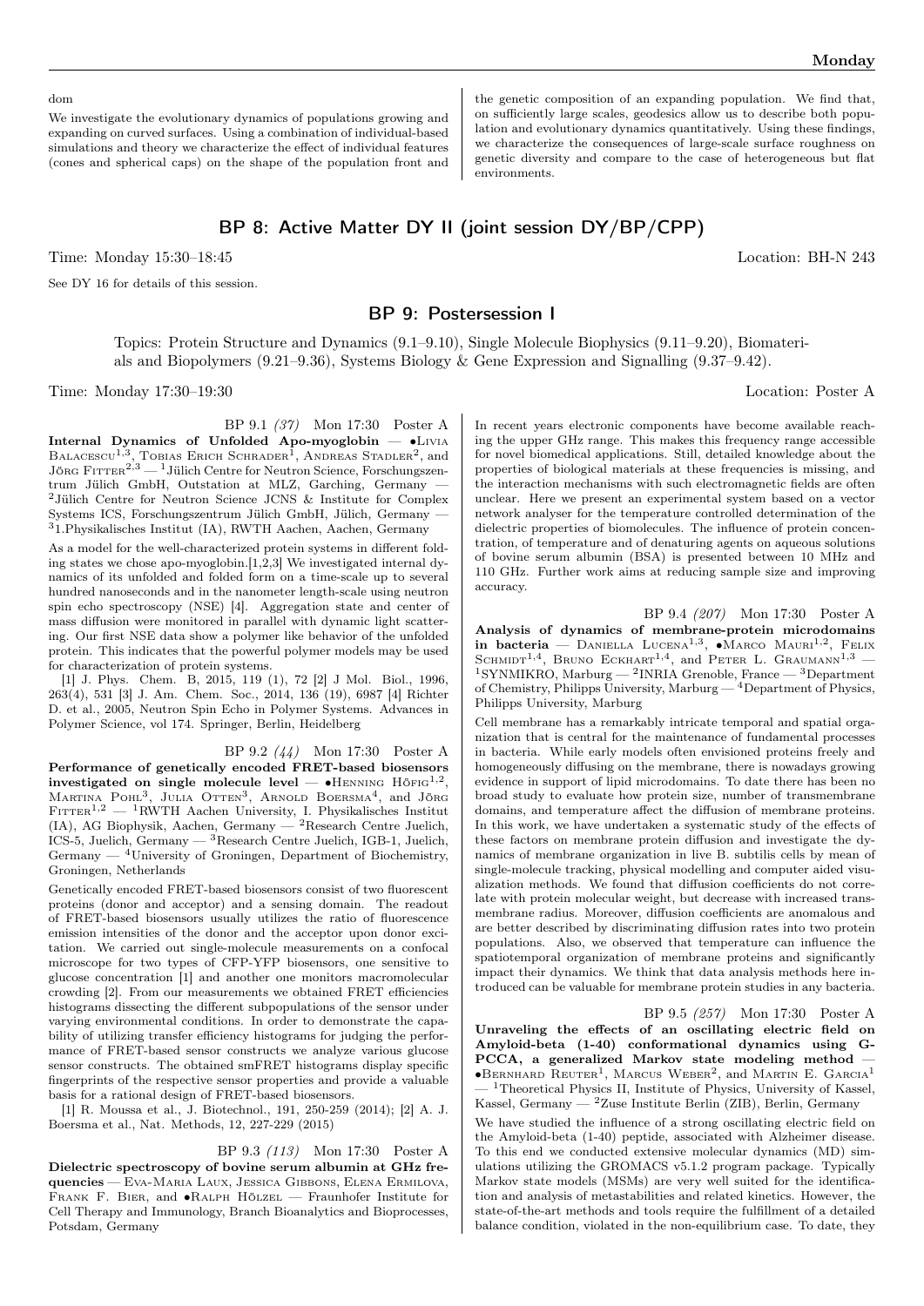dom

We investigate the evolutionary dynamics of populations growing and expanding on curved surfaces. Using a combination of individual-based simulations and theory we characterize the effect of individual features (cones and spherical caps) on the shape of the population front and the genetic composition of an expanding population. We find that, on sufficiently large scales, geodesics allow us to describe both population and evolutionary dynamics quantitatively. Using these findings, we characterize the consequences of large-scale surface roughness on genetic diversity and compare to the case of heterogeneous but flat environments.

## BP 8: Active Matter DY II (joint session DY/BP/CPP)

Time: Monday 15:30–18:45 Location: BH-N 243

See DY 16 for details of this session.

## BP 9: Postersession I

Topics: Protein Structure and Dynamics (9.1–9.10), Single Molecule Biophysics (9.11–9.20), Biomaterials and Biopolymers (9.21–9.36), Systems Biology & Gene Expression and Signalling (9.37–9.42).

Time: Monday 17:30–19:30 Location: Poster A

BP 9.1 *(37)* Mon 17:30 Poster A

**Internal Dynamics of Unfolded Apo-myoglobin** — •Livia Balacescu[1,3], Tobias Erich Schrader[1], Andreas Stadler[2], and Jörg Fitter[2,3] — [1]Jülich Centre for Neutron Science, Forschungszentrum Jülich GmbH, Outstation at MLZ, Garching, Germany — [2]Jülich Centre for Neutron Science JCNS & Institute for Complex Systems ICS, Forschungszentrum Jülich GmbH, Jülich, Germany — [3]1.Physikalisches Institut (IA), RWTH Aachen, Aachen, Germany

As a model for the well-characterized protein systems in different folding states we chose apo-myoglobin.[1,2,3] We investigated internal dynamics of its unfolded and folded form on a time-scale up to several hundred nanoseconds and in the nanometer length-scale using neutron spin echo spectroscopy (NSE) [4]. Aggregation state and center of mass diffusion were monitored in parallel with dynamic light scattering. Our first NSE data show a polymer like behavior of the unfolded protein. This indicates that the powerful polymer models may be used for characterization of protein systems.

[1] J. Phys. Chem. B, 2015, 119 (1), 72 [2] J Mol. Biol., 1996, 263(4), 531 [3] J. Am. Chem. Soc., 2014, 136 (19), 6987 [4] Richter D. et al., 2005, Neutron Spin Echo in Polymer Systems. Advances in Polymer Science, vol 174. Springer, Berlin, Heidelberg

BP 9.2 *(44)* Mon 17:30 Poster A

**Performance of genetically encoded FRET-based biosensors investigated on single molecule level** — •Henning Höfig[1,2], Martina Pohl[3], Julia Otten[3], Arnold Boersma[4], and Jörg Fitter[1,2] — [1]RWTH Aachen University, I. Physikalisches Institut (IA), AG Biophysik, Aachen, Germany — [2]Research Centre Juelich, ICS-5, Juelich, Germany — [3]Research Centre Juelich, IGB-1, Juelich, Germany — [4]University of Groningen, Department of Biochemistry, Groningen, Netherlands

Genetically encoded FRET-based biosensors consist of two fluorescent proteins (donor and acceptor) and a sensing domain. The readout of FRET-based biosensors usually utilizes the ratio of fluorescence emission intensities of the donor and the acceptor upon donor excitation. We carried out single-molecule measurements on a confocal microscope for two types of CFP-YFP biosensors, one sensitive to glucose concentration [1] and another one monitors macromolecular crowding [2]. From our measurements we obtained FRET efficiencies histograms dissecting the different subpopulations of the sensor under varying environmental conditions. In order to demonstrate the capability of utilizing transfer efficiency histograms for judging the performance of FRET-based sensor constructs we analyze various glucose sensor constructs. The obtained smFRET histograms display specific fingerprints of the respective sensor properties and provide a valuable basis for a rational design of FRET-based biosensors.

[1] R. Moussa et al., J. Biotechnol., 191, 250-259 (2014); [2] A. J. Boersma et al., Nat. Methods, 12, 227-229 (2015)

BP 9.3 *(113)* Mon 17:30 Poster A

**Dielectric spectroscopy of bovine serum albumin at GHz frequencies** — Eva-Maria Laux, Jessica Gibbons, Elena Ermilova, Frank F. Bier, and •Ralph Hölzel — Fraunhofer Institute for Cell Therapy and Immunology, Branch Bioanalytics and Bioprocesses, Potsdam, Germany

In recent years electronic components have become available reaching the upper GHz range. This makes this frequency range accessible for novel biomedical applications. Still, detailed knowledge about the properties of biological materials at these frequencies is missing, and the interaction mechanisms with such electromagnetic fields are often unclear. Here we present an experimental system based on a vector network analyser for the temperature controlled determination of the dielectric properties of biomolecules. The influence of protein concentration, of temperature and of denaturing agents on aqueous solutions of bovine serum albumin (BSA) is presented between 10 MHz and 110 GHz. Further work aims at reducing sample size and improving accuracy.

BP 9.4 *(207)* Mon 17:30 Poster A

**Analysis of dynamics of membrane-protein microdomains in bacteria** — Daniella Lucena[1,3], •Marco Mauri[1,2], Felix Schmidt[1,4], Bruno Eckhart[1,4], and Peter L. Graumann[1,3] — [1]SYNMIKRO, Marburg — [2]INRIA Grenoble, France — [3]Department of Chemistry, Philipps University, Marburg — [4]Department of Physics, Philipps University, Marburg

Cell membrane has a remarkably intricate temporal and spatial organization that is central for the maintenance of fundamental processes in bacteria. While early models often envisioned proteins freely and homogeneously diffusing on the membrane, there is nowadays growing evidence in support of lipid microdomains. To date there has been no broad study to evaluate how protein size, number of transmembrane domains, and temperature affect the diffusion of membrane proteins. In this work, we have undertaken a systematic study of the effects of these factors on membrane protein diffusion and investigate the dynamics of membrane organization in live B. subtilis cells by mean of single-molecule tracking, physical modelling and computer aided visualization methods. We found that diffusion coefficients do not correlate with protein molecular weight, but decrease with increased transmembrane radius. Moreover, diffusion coefficients are anomalous and are better described by discriminating diffusion rates into two protein populations. Also, we observed that temperature can influence the spatiotemporal organization of membrane proteins and significantly impact their dynamics. We think that data analysis methods here introduced can be valuable for membrane protein studies in any bacteria.

BP 9.5 *(257)* Mon 17:30 Poster A

**Unraveling the effects of an oscillating electric field on Amyloid-beta (1-40) conformational dynamics using G-PCCA, a generalized Markov state modeling method** — •Bernhard Reuter[1], Marcus Weber[2], and Martin E. Garcia[1] — [1]Theoretical Physics II, Institute of Physics, University of Kassel, Kassel, Germany — [2]Zuse Institute Berlin (ZIB), Berlin, Germany

We have studied the influence of a strong oscillating electric field on the Amyloid-beta (1-40) peptide, associated with Alzheimer disease. To this end we conducted extensive molecular dynamics (MD) simulations utilizing the GROMACS v5.1.2 program package. Typically Markov state models (MSMs) are very well suited for the identification and analysis of metastabilities and related kinetics. However, the state-of-the-art methods and tools require the fulfillment of a detailed balance condition, violated in the non-equilibrium case. To date, they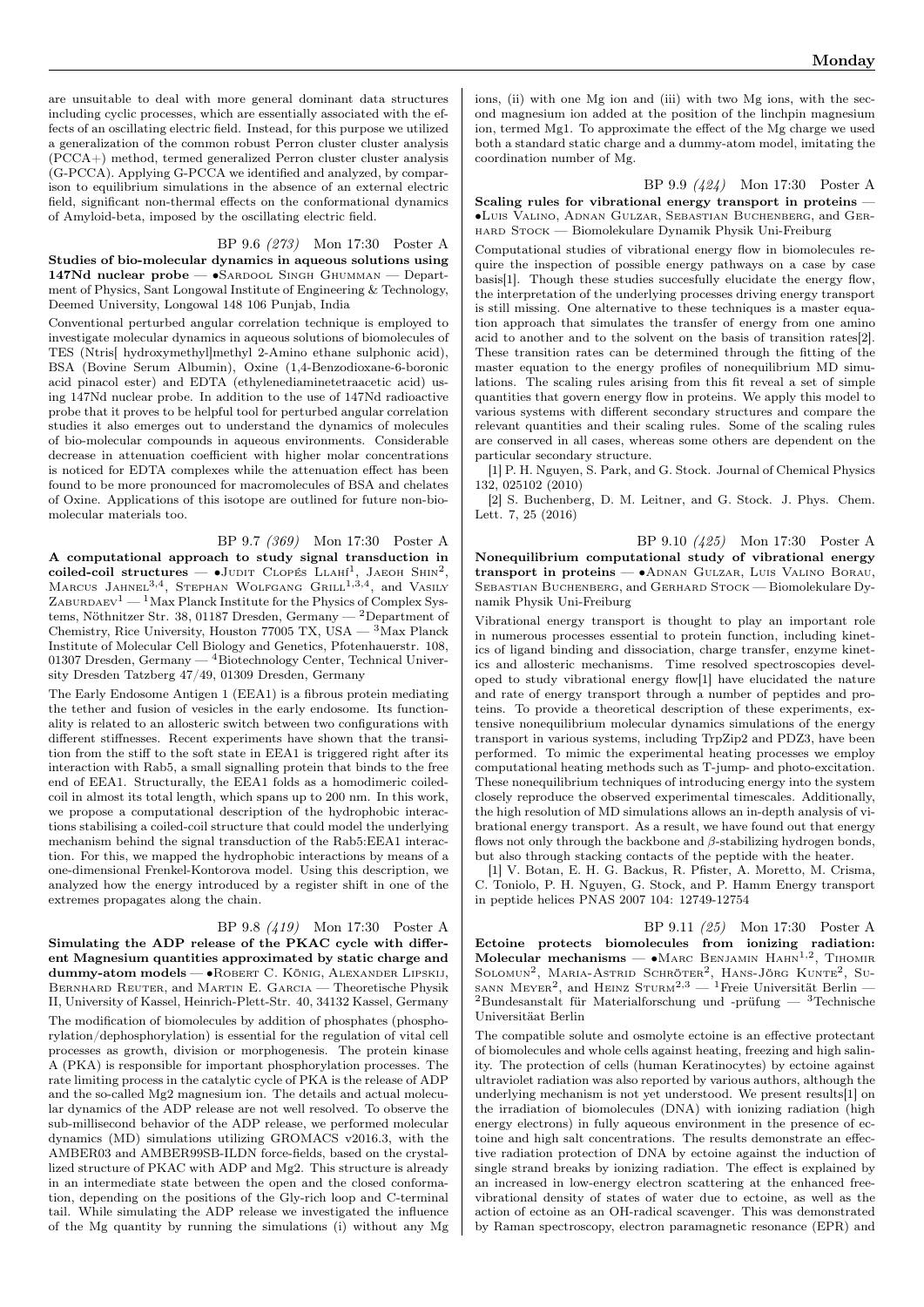are unsuitable to deal with more general dominant data structures including cyclic processes, which are essentially associated with the effects of an oscillating electric field. Instead, for this purpose we utilized a generalization of the common robust Perron cluster cluster analysis (PCCA+) method, termed generalized Perron cluster cluster analysis (G-PCCA). Applying G-PCCA we identified and analyzed, by comparison to equilibrium simulations in the absence of an external electric field, significant non-thermal effects on the conformational dynamics of Amyloid-beta, imposed by the oscillating electric field.

BP 9.6 *(273)* Mon 17:30 Poster A

**Studies of bio-molecular dynamics in aqueous solutions using 147Nd nuclear probe** — •Sardool Singh Ghumman — Department of Physics, Sant Longowal Institute of Engineering & Technology, Deemed University, Longowal 148 106 Punjab, India

Conventional perturbed angular correlation technique is employed to investigate molecular dynamics in aqueous solutions of biomolecules of TES (Ntris[ hydroxymethyl]methyl 2-Amino ethane sulphonic acid), BSA (Bovine Serum Albumin), Oxine (1,4-Benzodioxane-6-boronic acid pinacol ester) and EDTA (ethylenediaminetetraacetic acid) using 147Nd nuclear probe. In addition to the use of 147Nd radioactive probe that it proves to be helpful tool for perturbed angular correlation studies it also emerges out to understand the dynamics of molecules of bio-molecular compounds in aqueous environments. Considerable decrease in attenuation coefficient with higher molar concentrations is noticed for EDTA complexes while the attenuation effect has been found to be more pronounced for macromolecules of BSA and chelates of Oxine. Applications of this isotope are outlined for future non-biomolecular materials too.

BP 9.7 *(369)* Mon 17:30 Poster A

**A computational approach to study signal transduction in coiled-coil structures** — •Judit Clopés Llahí[1], Jaeoh Shin[2], Marcus Jahnel[3,4], Stephan Wolfgang Grill[1,3,4], and Vasily Zaburdaev[1] — [1]Max Planck Institute for the Physics of Complex Systems, Nöthnitzer Str. 38, 01187 Dresden, Germany — [2]Department of Chemistry, Rice University, Houston 77005 TX, USA — [3]Max Planck Institute of Molecular Cell Biology and Genetics, Pfotenhauerstr. 108, 01307 Dresden, Germany — [4]Biotechnology Center, Technical University Dresden Tatzberg 47/49, 01309 Dresden, Germany

The Early Endosome Antigen 1 (EEA1) is a fibrous protein mediating the tether and fusion of vesicles in the early endosome. Its functionality is related to an allosteric switch between two configurations with different stiffnesses. Recent experiments have shown that the transition from the stiff to the soft state in EEA1 is triggered right after its interaction with Rab5, a small signalling protein that binds to the free end of EEA1. Structurally, the EEA1 folds as a homodimeric coiled-coil in almost its total length, which spans up to 200 nm. In this work, we propose a computational description of the hydrophobic interactions stabilising a coiled-coil structure that could model the underlying mechanism behind the signal transduction of the Rab5:EEA1 interaction. For this, we mapped the hydrophobic interactions by means of a one-dimensional Frenkel-Kontorova model. Using this description, we analyzed how the energy introduced by a register shift in one of the extremes propagates along the chain.

BP 9.8 *(419)* Mon 17:30 Poster A

**Simulating the ADP release of the PKAC cycle with different Magnesium quantities approximated by static charge and dummy-atom models** — •Robert C. König, Alexander Lipskij, Bernhard Reuter, and Martin E. Garcia — Theoretische Physik II, University of Kassel, Heinrich-Plett-Str. 40, 34132 Kassel, Germany

The modification of biomolecules by addition of phosphates (phosphorylation/dephosphorylation) is essential for the regulation of vital cell processes as growth, division or morphogenesis. The protein kinase A (PKA) is responsible for important phosphorylation processes. The rate limiting process in the catalytic cycle of PKA is the release of ADP and the so-called Mg2 magnesium ion. The details and actual molecular dynamics of the ADP release are not well resolved. To observe the sub-millisecond behavior of the ADP release, we performed molecular dynamics (MD) simulations utilizing GROMACS v2016.3, with the AMBER03 and AMBER99SB-ILDN force-fields, based on the crystallized structure of PKAC with ADP and Mg2. This structure is already in an intermediate state between the open and the closed conformation, depending on the positions of the Gly-rich loop and C-terminal tail. While simulating the ADP release we investigated the influence of the Mg quantity by running the simulations (i) without any Mg ions, (ii) with one Mg ion and (iii) with two Mg ions, with the second magnesium ion added at the position of the linchpin magnesium ion, termed Mg1. To approximate the effect of the Mg charge we used both a standard static charge and a dummy-atom model, imitating the coordination number of Mg.

BP 9.9 *(424)* Mon 17:30 Poster A

**Scaling rules for vibrational energy transport in proteins** — •Luis Valino, Adnan Gulzar, Sebastian Buchenberg, and Gerhard Stock — Biomolekulare Dynamik Physik Uni-Freiburg

Computational studies of vibrational energy flow in biomolecules require the inspection of possible energy pathways on a case by case basis[1]. Though these studies succesfully elucidate the energy flow, the interpretation of the underlying processes driving energy transport is still missing. One alternative to these techniques is a master equation approach that simulates the transfer of energy from one amino acid to another and to the solvent on the basis of transition rates[2]. These transition rates can be determined through the fitting of the master equation to the energy profiles of nonequilibrium MD simulations. The scaling rules arising from this fit reveal a set of simple quantities that govern energy flow in proteins. We apply this model to various systems with different secondary structures and compare the relevant quantities and their scaling rules. Some of the scaling rules are conserved in all cases, whereas some others are dependent on the particular secondary structure.

[1] P. H. Nguyen, S. Park, and G. Stock. Journal of Chemical Physics 132, 025102 (2010)

[2] S. Buchenberg, D. M. Leitner, and G. Stock. J. Phys. Chem. Lett. 7, 25 (2016)

BP 9.10 *(425)* Mon 17:30 Poster A

**Nonequilibrium computational study of vibrational energy transport in proteins** — •Adnan Gulzar, Luis Valino Borau, Sebastian Buchenberg, and Gerhard Stock — Biomolekulare Dynamik Physik Uni-Freiburg

Vibrational energy transport is thought to play an important role in numerous processes essential to protein function, including kinetics of ligand binding and dissociation, charge transfer, enzyme kinetics and allosteric mechanisms. Time resolved spectroscopies developed to study vibrational energy flow[1] have elucidated the nature and rate of energy transport through a number of peptides and proteins. To provide a theoretical description of these experiments, extensive nonequilibrium molecular dynamics simulations of the energy transport in various systems, including TrpZip2 and PDZ3, have been performed. To mimic the experimental heating processes we employ computational heating methods such as T-jump- and photo-excitation. These nonequilibrium techniques of introducing energy into the system closely reproduce the observed experimental timescales. Additionally, the high resolution of MD simulations allows an in-depth analysis of vibrational energy transport. As a result, we have found out that energy flows not only through the backbone and $\beta$-stabilizing hydrogen bonds, but also through stacking contacts of the peptide with the heater.

[1] V. Botan, E. H. G. Backus, R. Pfister, A. Moretto, M. Crisma, C. Toniolo, P. H. Nguyen, G. Stock, and P. Hamm Energy transport in peptide helices PNAS 2007 104: 12749-12754

BP 9.11 *(25)* Mon 17:30 Poster A

**Ectoine protects biomolecules from ionizing radiation: Molecular mechanisms** — •Marc Benjamin Hahn[1,2], Tihomir Solomun[2], Maria-Astrid Schröter[2], Hans-Jörg Kunte[2], Susann Meyer[2], and Heinz Sturm[2,3] — [1]Freie Universität Berlin — [2]Bundesanstalt für Materialforschung und -prüfung — [3]Technische Universitäat Berlin

The compatible solute and osmolyte ectoine is an effective protectant of biomolecules and whole cells against heating, freezing and high salinity. The protection of cells (human Keratinocytes) by ectoine against ultraviolet radiation was also reported by various authors, although the underlying mechanism is not yet understood. We present results[1] on the irradiation of biomolecules (DNA) with ionizing radiation (high energy electrons) in fully aqueous environment in the presence of ectoine and high salt concentrations. The results demonstrate an effective radiation protection of DNA by ectoine against the induction of single strand breaks by ionizing radiation. The effect is explained by an increased in low-energy electron scattering at the enhanced free-vibrational density of states of water due to ectoine, as well as the action of ectoine as an OH-radical scavenger. This was demonstrated by Raman spectroscopy, electron paramagnetic resonance (EPR) and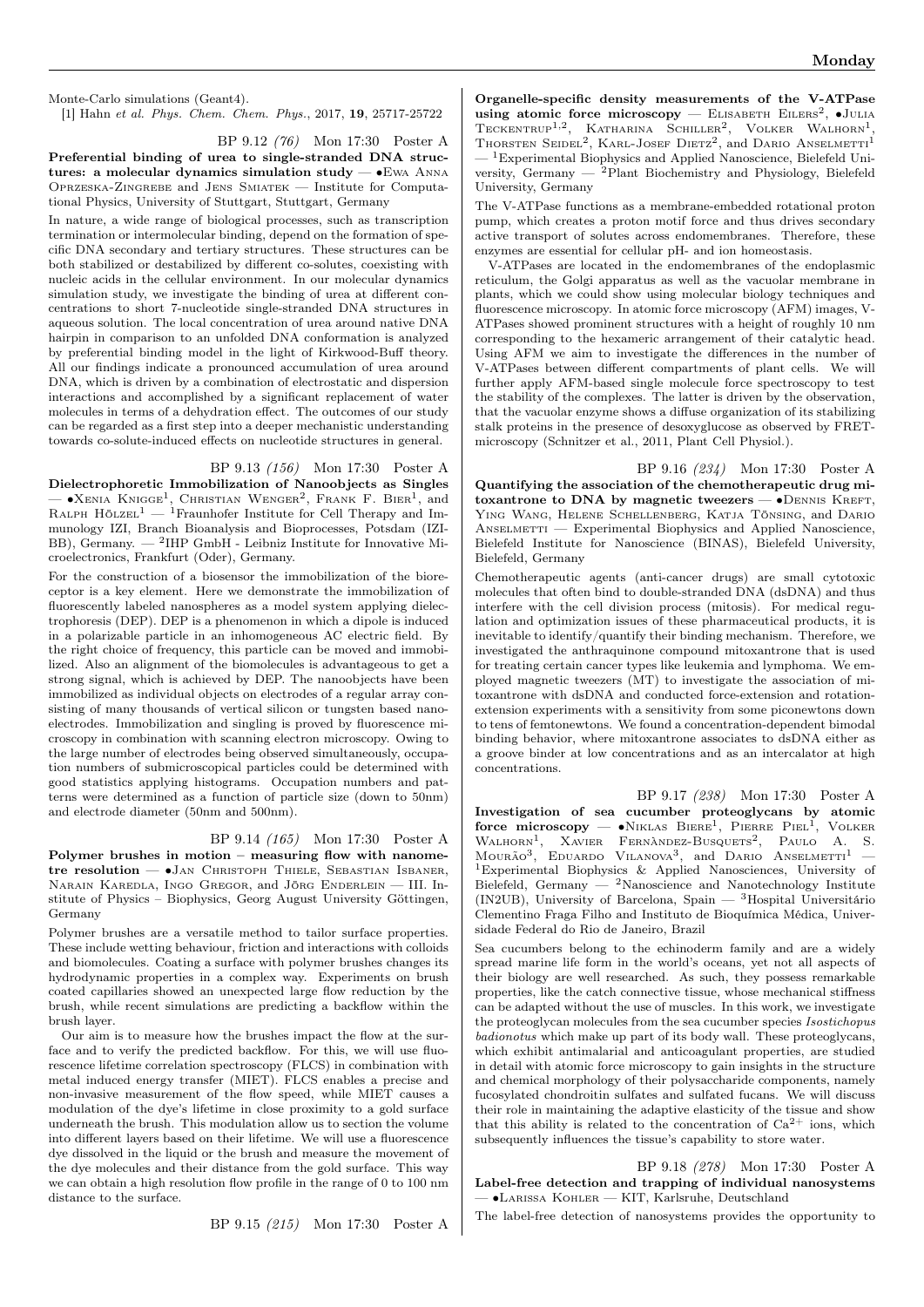Monte-Carlo simulations (Geant4).

[1] Hahn *et al. Phys. Chem. Chem. Phys.*, 2017, **19**, 25717-25722

BP 9.12 *(76)* Mon 17:30 Poster A

**Preferential binding of urea to single-stranded DNA structures: a molecular dynamics simulation study** — •Ewa Anna Oprzeska-Zingrebe and Jens Smiatek — Institute for Computational Physics, University of Stuttgart, Stuttgart, Germany

In nature, a wide range of biological processes, such as transcription termination or intermolecular binding, depend on the formation of specific DNA secondary and tertiary structures. These structures can be both stabilized or destabilized by different co-solutes, coexisting with nucleic acids in the cellular environment. In our molecular dynamics simulation study, we investigate the binding of urea at different concentrations to short 7-nucleotide single-stranded DNA structures in aqueous solution. The local concentration of urea around native DNA hairpin in comparison to an unfolded DNA conformation is analyzed by preferential binding model in the light of Kirkwood-Buff theory. All our findings indicate a pronounced accumulation of urea around DNA, which is driven by a combination of electrostatic and dispersion interactions and accomplished by a significant replacement of water molecules in terms of a dehydration effect. The outcomes of our study can be regarded as a first step into a deeper mechanistic understanding towards co-solute-induced effects on nucleotide structures in general.

BP 9.13 *(156)* Mon 17:30 Poster A

**Dielectrophoretic Immobilization of Nanoobjects as Singles** — •Xenia Knigge[1], Christian Wenger[2], Frank F. Bier[1], and Ralph Hölzel[1] — [1]Fraunhofer Institute for Cell Therapy and Immunology IZI, Branch Bioanalysis and Bioprocesses, Potsdam (IZI-BB), Germany. — [2]IHP GmbH - Leibniz Institute for Innovative Microelectronics, Frankfurt (Oder), Germany.

For the construction of a biosensor the immobilization of the bioreceptor is a key element. Here we demonstrate the immobilization of fluorescently labeled nanospheres as a model system applying dielectrophoresis (DEP). DEP is a phenomenon in which a dipole is induced in a polarizable particle in an inhomogeneous AC electric field. By the right choice of frequency, this particle can be moved and immobilized. Also an alignment of the biomolecules is advantageous to get a strong signal, which is achieved by DEP. The nanoobjects have been immobilized as individual objects on electrodes of a regular array consisting of many thousands of vertical silicon or tungsten based nanoelectrodes. Immobilization and singling is proved by fluorescence microscopy in combination with scanning electron microscopy. Owing to the large number of electrodes being observed simultaneously, occupation numbers of submicroscopical particles could be determined with good statistics applying histograms. Occupation numbers and patterns were determined as a function of particle size (down to 50nm) and electrode diameter (50nm and 500nm).

BP 9.14 *(165)* Mon 17:30 Poster A

**Polymer brushes in motion – measuring flow with nanometre resolution** — •Jan Christoph Thiele, Sebastian Isbaner, Narain Karedla, Ingo Gregor, and Jörg Enderlein — III. Institute of Physics – Biophysics, Georg August University Göttingen, Germany

Polymer brushes are a versatile method to tailor surface properties. These include wetting behaviour, friction and interactions with colloids and biomolecules. Coating a surface with polymer brushes changes its hydrodynamic properties in a complex way. Experiments on brush coated capillaries showed an unexpected large flow reduction by the brush, while recent simulations are predicting a backflow within the brush layer.

Our aim is to measure how the brushes impact the flow at the surface and to verify the predicted backflow. For this, we will use fluorescence lifetime correlation spectroscopy (FLCS) in combination with metal induced energy transfer (MIET). FLCS enables a precise and non-invasive measurement of the flow speed, while MIET causes a modulation of the dye's lifetime in close proximity to a gold surface underneath the brush. This modulation allow us to section the volume into different layers based on their lifetime. We will use a fluorescence dye dissolved in the liquid or the brush and measure the movement of the dye molecules and their distance from the gold surface. This way we can obtain a high resolution flow profile in the range of 0 to 100 nm distance to the surface.

BP 9.15 *(215)* Mon 17:30 Poster A

**Organelle-specific density measurements of the V-ATPase using atomic force microscopy** — Elisabeth Eilers[2], •Julia Teckentrup[1,2], Katharina Schiller[2], Volker Walhorn[1], Thorsten Seidel[2], Karl-Josef Dietz[2], and Dario Anselmetti[1] — [1]Experimental Biophysics and Applied Nanoscience, Bielefeld University, Germany — [2]Plant Biochemistry and Physiology, Bielefeld University, Germany

The V-ATPase functions as a membrane-embedded rotational proton pump, which creates a proton motif force and thus drives secondary active transport of solutes across endomembranes. Therefore, these enzymes are essential for cellular pH- and ion homeostasis.

V-ATPases are located in the endomembranes of the endoplasmic reticulum, the Golgi apparatus as well as the vacuolar membrane in plants, which we could show using molecular biology techniques and fluorescence microscopy. In atomic force microscopy (AFM) images, V-ATPases showed prominent structures with a height of roughly 10 nm corresponding to the hexameric arrangement of their catalytic head. Using AFM we aim to investigate the differences in the number of V-ATPases between different compartments of plant cells. We will further apply AFM-based single molecule force spectroscopy to test the stability of the complexes. The latter is driven by the observation, that the vacuolar enzyme shows a diffuse organization of its stabilizing stalk proteins in the presence of desoxyglucose as observed by FRET-microscopy (Schnitzer et al., 2011, Plant Cell Physiol.).

BP 9.16 *(234)* Mon 17:30 Poster A

**Quantifying the association of the chemotherapeutic drug mitoxantrone to DNA by magnetic tweezers** — •Dennis Kreft, Ying Wang, Helene Schellenberg, Katja Tönsing, and Dario Anselmetti — Experimental Biophysics and Applied Nanoscience, Bielefeld Institute for Nanoscience (BINAS), Bielefeld University, Bielefeld, Germany

Chemotherapeutic agents (anti-cancer drugs) are small cytotoxic molecules that often bind to double-stranded DNA (dsDNA) and thus interfere with the cell division process (mitosis). For medical regulation and optimization issues of these pharmaceutical products, it is inevitable to identify/quantify their binding mechanism. Therefore, we investigated the anthraquinone compound mitoxantrone that is used for treating certain cancer types like leukemia and lymphoma. We employed magnetic tweezers (MT) to investigate the association of mitoxantrone with dsDNA and conducted force-extension and rotation-extension experiments with a sensitivity from some piconewtons down to tens of femtonewtons. We found a concentration-dependent bimodal binding behavior, where mitoxantrone associates to dsDNA either as a groove binder at low concentrations and as an intercalator at high concentrations.

BP 9.17 *(238)* Mon 17:30 Poster A

**Investigation of sea cucumber proteoglycans by atomic force microscopy** — •Niklas Biere[1], Pierre Piel[1], Volker Walhorn[1], Xavier Fernàndez-Busquets[2], Paulo A. S. Mourão[3], Eduardo Vilanova[3], and Dario Anselmetti[1] — [1]Experimental Biophysics & Applied Nanosciences, University of Bielefeld, Germany — [2]Nanoscience and Nanotechnology Institute (IN2UB), University of Barcelona, Spain — [3]Hospital Universitário Clementino Fraga Filho and Instituto de Bioquímica Médica, Universidade Federal do Rio de Janeiro, Brazil

Sea cucumbers belong to the echinoderm family and are a widely spread marine life form in the world's oceans, yet not all aspects of their biology are well researched. As such, they possess remarkable properties, like the catch connective tissue, whose mechanical stiffness can be adapted without the use of muscles. In this work, we investigate the proteoglycan molecules from the sea cucumber species *Isostichopus badionotus* which make up part of its body wall. These proteoglycans, which exhibit antimalarial and anticoagulant properties, are studied in detail with atomic force microscopy to gain insights in the structure and chemical morphology of their polysaccharide components, namely fucosylated chondroitin sulfates and sulfated fucans. We will discuss their role in maintaining the adaptive elasticity of the tissue and show that this ability is related to the concentration of $Ca^{2+}$ ions, which subsequently influences the tissue's capability to store water.

BP 9.18 *(278)* Mon 17:30 Poster A

**Label-free detection and trapping of individual nanosystems** — •Larissa Kohler — KIT, Karlsruhe, Deutschland

The label-free detection of nanosystems provides the opportunity to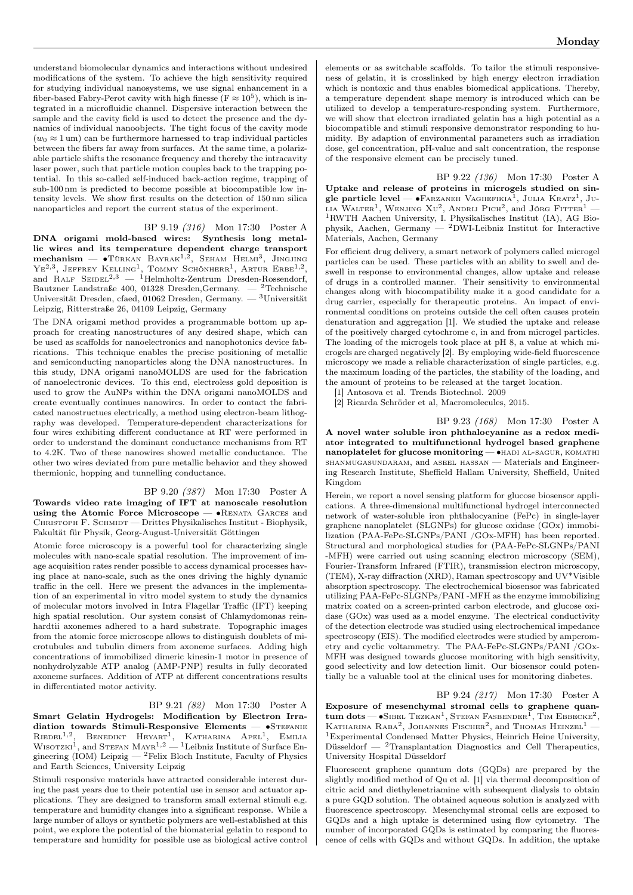understand biomolecular dynamics and interactions without undesired modifications of the system. To achieve the high sensitivity required for studying individual nanosystems, we use signal enhancement in a fiber-based Fabry-Perot cavity with high finesse ($F \approx 10^5$), which is integrated in a microfluidic channel. Dispersive interaction between the sample and the cavity field is used to detect the presence and the dynamics of individual nanoobjects. The tight focus of the cavity mode ($w_0 \approx 1$ um) can be furthermore harnessed to trap individual particles between the fibers far away from surfaces. At the same time, a polarizable particle shifts the resonance frequency and thereby the intracavity laser power, such that particle motion couples back to the trapping potential. In this so-called self-induced back-action regime, trapping of sub-100 nm is predicted to become possible at biocompatible low intensity levels. We show first results on the detection of 150 nm silica nanoparticles and report the current status of the experiment.

BP 9.19 *(316)* Mon 17:30 Poster A

**DNA origami mold-based wires: Synthesis long metallic wires and its temperature dependent charge transport mechanism** — •Türkan Bayrak[1,2], Seham Helmi[3], Jingjing Ye[2,3], Jeffrey Kelling[1], Tommy Schönherr[1], Artur Erbe[1,2], and Ralf Seidel[2,3] — [1]Helmholtz-Zentrum Dresden-Rossendorf, Bautzner Landstraße 400, 01328 Dresden,Germany. — [2]Technische Universität Dresden, cfaed, 01062 Dresden, Germany. — [3]Universität Leipzig, Ritterstraße 26, 04109 Leipzig, Germany

The DNA origami method provides a programmable bottom up approach for creating nanostructures of any desired shape, which can be used as scaffolds for nanoelectronics and nanophotonics device fabrications. This technique enables the precise positioning of metallic and semiconducting nanoparticles along the DNA nanostructures. In this study, DNA origami nanoMOLDS are used for the fabrication of nanoelectronic devices. To this end, electroless gold deposition is used to grow the AuNPs within the DNA origami nanoMOLDS and create eventually continues nanowires. In order to contact the fabricated nanostructues electrically, a method using electron-beam lithography was developed. Temperature-dependent characterizations for four wires exhibiting different conductance at RT were performed in order to understand the dominant conductance mechanisms from RT to 4.2K. Two of these nanowires showed metallic conductance. The other two wires deviated from pure metallic behavior and they showed thermionic, hopping and tunnelling conductance.

BP 9.20 *(387)* Mon 17:30 Poster A

**Towards video rate imaging of IFT at nanoscale resolution using the Atomic Force Microscope** — •Renata Garces and Christoph F. Schmidt — Drittes Physikalisches Institut - Biophysik, Fakultät für Physik, Georg-August-Universität Göttingen

Atomic force microscopy is a powerful tool for characterizing single molecules with nano-scale spatial resolution. The improvement of image acquisition rates render possible to access dynamical processes having place at nano-scale, such as the ones driving the highly dynamic traffic in the cell. Here we present the advances in the implementation of an experimental in vitro model system to study the dynamics of molecular motors involved in Intra Flagellar Traffic (IFT) keeping high spatial resolution. Our system consist of Chlamydomonas reinhardtii axonemes adhered to a hard substrate. Topographic images from the atomic force microscope allows to distinguish doublets of microtubules and tubulin dimers from axoneme surfaces. Adding high concentrations of immobilized dimeric kinesin-1 motor in presence of nonhydrolyzable ATP analog (AMP-PNP) results in fully decorated axoneme surfaces. Addition of ATP at different concentrations results in differentiated motor activity.

BP 9.21 *(82)* Mon 17:30 Poster A

**Smart Gelatin Hydrogels: Modification by Electron Irradiation towards Stimuli-Responsive Elements** — •Stefanie Riedel[1,2], Benedikt Heyart[1], Katharina Apel[1], Emilia Wisotzki[1], and Stefan Mayr[1,2] — [1]Leibniz Institute of Surface Engineering (IOM) Leipzig — [2]Felix Bloch Institute, Faculty of Physics and Earth Sciences, University Leipzig

Stimuli responsive materials have attracted considerable interest during the past years due to their potential use in sensor and actuator applications. They are designed to transform small external stimuli e.g. temperature and humidity changes into a significant response. While a large number of alloys or synthetic polymers are well-established at this point, we explore the potential of the biomaterial gelatin to respond to temperature and humidity for possible use as biological active control elements or as switchable scaffolds. To tailor the stimuli responsiveness of gelatin, it is crosslinked by high energy electron irradiation which is nontoxic and thus enables biomedical applications. Thereby, a temperature dependent shape memory is introduced which can be utilized to develop a temperature-responding system. Furthermore, we will show that electron irradiated gelatin has a high potential as a biocompatible and stimuli responsive demonstrator responding to humidity. By adaption of environmental parameters such as irradiation dose, gel concentration, pH-value and salt concentration, the response of the responsive element can be precisely tuned.

BP 9.22 *(136)* Mon 17:30 Poster A

**Uptake and release of proteins in microgels studied on single particle level** — •Farzaneh Vaghefikia[1], Julia Kratz[1], Julia Walter[1], Wenjing Xu[2], Andrij Pich[2], and Jörg Fitter[1] — [1]RWTH Aachen University, I. Physikalisches Institut (IA), AG Biophysik, Aachen, Germany — [2]DWI-Leibniz Institut for Interactive Materials, Aachen, Germany

For efficient drug delivery, a smart network of polymers called microgel particles can be used. These particles with an ability to swell and deswell in response to environmental changes, allow uptake and release of drugs in a controlled manner. Their sensitivity to environmental changes along with biocompatibility make it a good candidate for a drug carrier, especially for therapeutic proteins. An impact of environmental conditions on proteins outside the cell often causes protein denaturation and aggregation [1]. We studied the uptake and release of the positively charged cytochrome c, in and from microgel particles. The loading of the microgels took place at pH 8, a value at which microgels are charged negatively [2]. By employing wide-field fluorescence microscopy we made a reliable characterization of single particles, e.g. the maximum loading of the particles, the stability of the loading, and the amount of proteins to be released at the target location.

[1] Antosova et al. Trends Biotechnol. 2009

[2] Ricarda Schröder et al, Macromolecules, 2015.

BP 9.23 *(168)* Mon 17:30 Poster A

**A novel water soluble iron phthalocyanine as a redox mediator integrated to multifunctional hydrogel based graphene nanoplatelet for glucose monitoring** — •hadi al-sagur, komathi shanmugasundaram, and aseel hassan — Materials and Engineering Research Institute, Sheffield Hallam University, Sheffield, United Kingdom

Herein, we report a novel sensing platform for glucose biosensor applications. A three-dimensional multifunctional hydrogel interconnected network of water-soluble iron phthalocyanine (FePc) in single-layer graphene nanoplatelet (SLGNPs) for glucose oxidase (GOx) immobilization (PAA-FePc-SLGNPs/PANI /GOx-MFH) has been reported. Structural and morphological studies for (PAA-FePc-SLGNPs/PANI -MFH) were carried out using scanning electron microscopy (SEM), Fourier-Transform Infrared (FTIR), transmission electron microscopy, (TEM), X-ray diffraction (XRD), Raman spectroscopy and UV*Visible absorption spectroscopy. The electrochemical biosensor was fabricated utilizing PAA-FePc-SLGNPs/PANI -MFH as the enzyme immobilizing matrix coated on a screen-printed carbon electrode, and glucose oxidase (GOx) was used as a model enzyme. The electrical conductivity of the detection electrode was studied using electrochemical impedance spectroscopy (EIS). The modified electrodes were studied by amperometry and cyclic voltammetry. The PAA-FePc-SLGNPs/PANI /GOx-MFH was designed towards glucose monitoring with high sensitivity, good selectivity and low detection limit. Our biosensor could potentially be a valuable tool at the clinical uses for monitoring diabetes.

BP 9.24 *(217)* Mon 17:30 Poster A

**Exposure of mesenchymal stromal cells to graphene quantum dots** — •Sibel Tezkan[1], Stefan Fasbender[1], Tim Ebbecke[2], Katharina Raba[2], Johannes Fischer[2], and Thomas Heinzel[1] — [1]Experimental Condensed Matter Physics, Heinrich Heine University, Düsseldorf — [2]Transplantation Diagnostics and Cell Therapeutics, University Hospital Düsseldorf

Fluorescent graphene quantum dots (GQDs) are prepared by the slightly modified method of Qu et al. [1] via thermal decomposition of citric acid and diethylenetriamine with subsequent dialysis to obtain a pure GQD solution. The obtained aqueous solution is analyzed with fluorescence spectroscopy. Mesenchymal stromal cells are exposed to GQDs and a high uptake is determined using flow cytometry. The number of incorporated GQDs is estimated by comparing the fluorescence of cells with GQDs and without GQDs. In addition, the uptake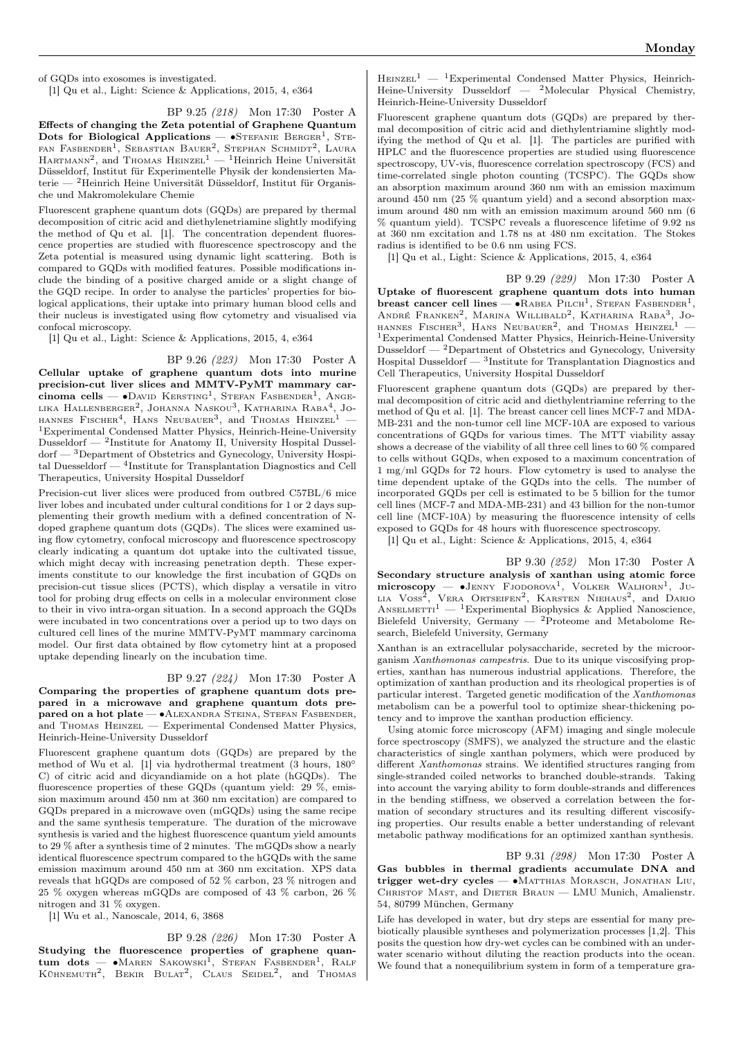of GQDs into exosomes is investigated.

[1] Qu et al., Light: Science & Applications, 2015, 4, e364

BP 9.25 *(218)* Mon 17:30 Poster A

**Effects of changing the Zeta potential of Graphene Quantum Dots for Biological Applications** — •Stefanie Berger[1], Stefan Fasbender[1], Sebastian Bauer[2], Stephan Schmidt[2], Laura Hartmann[2], and Thomas Heinzel[1] — [1]Heinrich Heine Universität Düsseldorf, Institut für Experimentelle Physik der kondensierten Materie — [2]Heinrich Heine Universität Düsseldorf, Institut für Organische und Makromolekulare Chemie

Fluorescent graphene quantum dots (GQDs) are prepared by thermal decomposition of citric acid and diethylenetriamine slightly modifying the method of Qu et al. [1]. The concentration dependent fluorescence properties are studied with fluorescence spectroscopy and the Zeta potential is measured using dynamic light scattering. Both is compared to GQDs with modified features. Possible modifications include the binding of a positive charged amide or a slight change of the GQD recipe. In order to analyse the particles' properties for biological applications, their uptake into primary human blood cells and their nucleus is investigated using flow cytometry and visualised via confocal microscopy.

[1] Qu et al., Light: Science & Applications, 2015, 4, e364

BP 9.26 *(223)* Mon 17:30 Poster A

**Cellular uptake of graphene quantum dots into murine precision-cut liver slices and MMTV-PyMT mammary carcinoma cells** — •David Kersting[1], Stefan Fasbender[1], Angelika Hallenberger[2], Johanna Naskou[3], Katharina Raba[4], Johannes Fischer[4], Hans Neubauer[3], and Thomas Heinzel[1] — [1]Experimental Condensed Matter Physics, Heinrich-Heine-University Dusseldorf — [2]Institute for Anatomy II, University Hospital Dusseldorf — [3]Department of Obstetrics and Gynecology, University Hospital Duesseldorf — [4]Institute for Transplantation Diagnostics and Cell Therapeutics, University Hospital Dusseldorf

Precision-cut liver slices were produced from outbred C57BL/6 mice liver lobes and incubated under cultural conditions for 1 or 2 days supplementing their growth medium with a defined concentration of N-doped graphene quantum dots (GQDs). The slices were examined using flow cytometry, confocal microscopy and fluorescence spectroscopy clearly indicating a quantum dot uptake into the cultivated tissue, which might decay with increasing penetration depth. These experiments constitute to our knowledge the first incubation of GQDs on precision-cut tissue slices (PCTS), which display a versatile in vitro tool for probing drug effects on cells in a molecular environment close to their in vivo intra-organ situation. In a second approach the GQDs were incubated in two concentrations over a period up to two days on cultured cell lines of the murine MMTV-PyMT mammary carcinoma model. Our first data obtained by flow cytometry hint at a proposed uptake depending linearly on the incubation time.

BP 9.27 *(224)* Mon 17:30 Poster A

**Comparing the properties of graphene quantum dots prepared in a microwave and graphene quantum dots prepared on a hot plate** — •Alexandra Steina, Stefan Fasbender, and Thomas Heinzel — Experimental Condensed Matter Physics, Heinrich-Heine-University Dusseldorf

Fluorescent graphene quantum dots (GQDs) are prepared by the method of Wu et al. [1] via hydrothermal treatment (3 hours, 180° C) of citric acid and dicyandiamide on a hot plate (hGQDs). The fluorescence properties of these GQDs (quantum yield: 29 %, emission maximum around 450 nm at 360 nm excitation) are compared to GQDs prepared in a microwave oven (mGQDs) using the same recipe and the same synthesis temperature. The duration of the microwave synthesis is varied and the highest fluorescence quantum yield amounts to 29 % after a synthesis time of 2 minutes. The mGQDs show a nearly identical fluorescence spectrum compared to the hGQDs with the same emission maximum around 450 nm at 360 nm excitation. XPS data reveals that hGQDs are composed of 52 % carbon, 23 % nitrogen and 25 % oxygen whereas mGQDs are composed of 43 % carbon, 26 % nitrogen and 31 % oxygen.

[1] Wu et al., Nanoscale, 2014, 6, 3868

BP 9.28 *(226)* Mon 17:30 Poster A

**Studying the fluorescence properties of graphene quantum dots** — •Maren Sakowski[1], Stefan Fasbender[1], Ralf Kühnemuth[2], Bekir Bulat[2], Claus Seidel[2], and Thomas Heinzel[1] — [1]Experimental Condensed Matter Physics, Heinrich-Heine-University Dusseldorf — [2]Molecular Physical Chemistry, Heinrich-Heine-University Dusseldorf

Fluorescent graphene quantum dots (GQDs) are prepared by thermal decomposition of citric acid and diethylentriamine slightly modifying the method of Qu et al. [1]. The particles are purified with HPLC and the fluorescence properties are studied using fluorescence spectroscopy, UV-vis, fluorescence correlation spectroscopy (FCS) and time-correlated single photon counting (TCSPC). The GQDs show an absorption maximum around 360 nm with an emission maximum around 450 nm (25 % quantum yield) and a second absorption maximum around 480 nm with an emission maximum around 560 nm (6 % quantum yield). TCSPC reveals a fluorescence lifetime of 9.92 ns at 360 nm excitation and 1.78 ns at 480 nm excitation. The Stokes radius is identified to be 0.6 nm using FCS.

[1] Qu et al., Light: Science & Applications, 2015, 4, e364

BP 9.29 *(229)* Mon 17:30 Poster A

**Uptake of fluorescent graphene quantum dots into human breast cancer cell lines** — •Rabea Pilch[1], Stefan Fasbender[1], André Franken[2], Marina Willibald[2], Katharina Raba[3], Johannes Fischer[3], Hans Neubauer[2], and Thomas Heinzel[1] — [1]Experimental Condensed Matter Physics, Heinrich-Heine-University Dusseldorf — [2]Department of Obstetrics and Gynecology, University Hospital Dusseldorf — [3]Institute for Transplantation Diagnostics and Cell Therapeutics, University Hospital Dusseldorf

Fluorescent graphene quantum dots (GQDs) are prepared by thermal decomposition of citric acid and diethylentriamine referring to the method of Qu et al. [1]. The breast cancer cell lines MCF-7 and MDA-MB-231 and the non-tumor cell line MCF-10A are exposed to various concentrations of GQDs for various times. The MTT viability assay shows a decrease of the viability of all three cell lines to 60 % compared to cells without GQDs, when exposed to a maximum concentration of 1 mg/ml GQDs for 72 hours. Flow cytometry is used to analyse the time dependent uptake of the GQDs into the cells. The number of incorporated GQDs per cell is estimated to be 5 billion for the tumor cell lines (MCF-7 and MDA-MB-231) and 43 billion for the non-tumor cell line (MCF-10A) by measuring the fluorescence intensity of cells exposed to GQDs for 48 hours with fluorescence spectroscopy.

[1] Qu et al., Light: Science & Applications, 2015, 4, e364

BP 9.30 *(252)* Mon 17:30 Poster A

**Secondary structure analysis of xanthan using atomic force microscopy** — •Jenny Fjodorova[1], Volker Walhorn[1], Julia Voss[2], Vera Ortseifen[2], Karsten Niehaus[2], and Dario Anselmetti[1] — [1]Experimental Biophysics & Applied Nanoscience, Bielefeld University, Germany — [2]Proteome and Metabolome Research, Bielefeld University, Germany

Xanthan is an extracellular polysaccharide, secreted by the microorganism *Xanthomonas campestris*. Due to its unique viscosifying properties, xanthan has numerous industrial applications. Therefore, the optimization of xanthan production and its rheological properties is of particular interest. Targeted genetic modification of the *Xanthomonas* metabolism can be a powerful tool to optimize shear-thickening potency and to improve the xanthan production efficiency.

Using atomic force microscopy (AFM) imaging and single molecule force spectroscopy (SMFS), we analyzed the structure and the elastic characteristics of single xanthan polymers, which were produced by different *Xanthomonas* strains. We identified structures ranging from single-stranded coiled networks to branched double-strands. Taking into account the varying ability to form double-strands and differences in the bending stiffness, we observed a correlation between the formation of secondary structures and its resulting different viscosifying properties. Our results enable a better understanding of relevant metabolic pathway modifications for an optimized xanthan synthesis.

BP 9.31 *(298)* Mon 17:30 Poster A

**Gas bubbles in thermal gradients accumulate DNA and trigger wet-dry cycles** — •Matthias Morasch, Jonathan Liu, Christof Mast, and Dieter Braun — LMU Munich, Amalienstr. 54, 80799 München, Germany

Life has developed in water, but dry steps are essential for many prebiotically plausible syntheses and polymerization processes [1,2]. This posits the question how dry-wet cycles can be combined with an underwater scenario without diluting the reaction products into the ocean. We found that a nonequilibrium system in form of a temperature gra-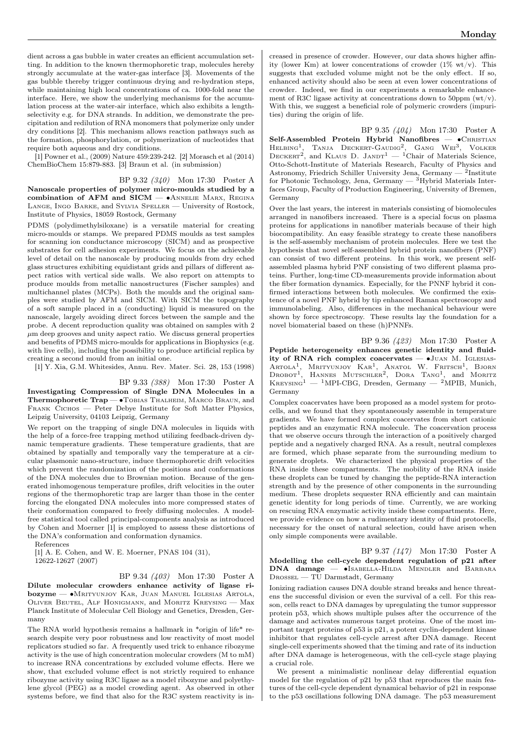dient across a gas bubble in water creates an efficient accumulation setting. In addition to the known thermophoretic trap, molecules hereby strongly accumulate at the water-gas interface [3]. Movements of the gas bubble thereby trigger continuous drying and re-hydration steps, while maintaining high local concentrations of ca. 1000-fold near the interface. Here, we show the underlying mechanisms for the accumulation process at the water-air interface, which also exhibits a length-selectivity e.g. for DNA strands. In addition, we demonstrate the precipitation and redilution of RNA monomers that polymerize only under dry conditions [2]. This mechanism allows reaction pathways such as the formation, phosphorylation, or polymerization of nucleotides that require both aqueous and dry conditions.

[1] Powner et al., (2009) Nature 459:239-242. [2] Morasch et al (2014) ChemBioChem 15:879-883. [3] Braun et al. (in submission)

BP 9.32 *(340)* Mon 17:30 Poster A

**Nanoscale properties of polymer micro-moulds studied by a combination of AFM and SICM** — •Annelie Marx, Regina Lange, Ingo Barke, and Sylvia Speller — University of Rostock, Institute of Physics, 18059 Rostock, Germany

PDMS (polydimethylsiloxane) is a versatile material for creating micro-moulds or stamps. We prepared PDMS moulds as test samples for scanning ion conductance microscopy (SICM) and as prospective substrates for cell adhesion experiments. We focus on the achievable level of detail on the nanoscale by producing moulds from dry eched glass structures exhibiting equidistant grids and pillars of different aspect ratios with vertical side walls. We also report on attempts to produce moulds from metallic nanostructures (Fischer samples) and multichannel plates (MCPs). Both the moulds and the original samples were studied by AFM and SICM. With SICM the topography of a soft sample placed in a (conducting) liquid is measured on the nanoscale, largely avoiding direct forces between the sample and the probe. A decent reproduction quality was obtained on samples with 2 $\mu$m deep grooves and unity aspect ratio. We discuss general properties and benefits of PDMS micro-moulds for applications in Biophysics (e.g. with live cells), including the possibility to produce artificial replica by creating a second mould from an initial one.

[1] Y. Xia, G.M. Whitesides, Annu. Rev. Mater. Sci. 28, 153 (1998)

BP 9.33 *(388)* Mon 17:30 Poster A

**Investigating Compression of Single DNA Molecules in a Thermophoretic Trap** — •Tobias Thalheim, Marco Braun, and Frank Cichos — Peter Debye Institute for Soft Matter Physics, Leipzig University, 04103 Leipzig, Germany

We report on the trapping of single DNA molecules in liquids with the help of a force-free trapping method utilizing feedback-driven dynamic temperature gradients. These temperature gradients, that are obtained by spatially and temporally vary the temperature at a circular plasmonic nano-structure, induce thermophoretic drift velocities which prevent the randomization of the positions and conformations of the DNA molecules due to Brownian motion. Because of the generated inhomogenous temperature profiles, drift velocities in the outer regions of the thermophoretic trap are larger than those in the center forcing the elongated DNA molecules into more compressed states of their conformation compared to freely diffusing molecules. A model-free statistical tool called principal-components analysis as introduced by Cohen and Moerner [1] is employed to assess these distortions of the DNA's conformation and conformation dynamics.

References

[1] A. E. Cohen, and W. E. Moerner, PNAS 104 (31), 12622-12627 (2007)

BP 9.34 *(403)* Mon 17:30 Poster A

**Dilute molecular crowders enhance activity of ligase ribozyme** — •Mrityunjoy Kar, Juan Manuel Iglesias Artola, Oliver Beutel, Alf Honigmann, and Moritz Kreysing — Max Planck Institute of Molecular Cell Biology and Genetics, Dresden, Germany

The RNA world hypothesis remains a hallmark in *origin of life* research despite very poor robustness and low reactivity of most model replicators studied so far. A frequently used trick to enhance ribozyme activity is the use of high concentration molecular crowders (M to mM) to increase RNA concentrations by excluded volume effects. Here we show, that excluded volume effect is not strictly required to enhance ribozyme activity using R3C ligase as a model ribozyme and polyethylene glycol (PEG) as a model crowding agent. As observed in other systems before, we find that also for the R3C system reactivity is increased in presence of crowder. However, our data shows higher affinity (lower Km) at lower concentrations of crowder (1% wt/v). This suggests that excluded volume might not be the only effect. If so, enhanced activity should also be seen at even lower concentrations of crowder. Indeed, we find in our experiments a remarkable enhancement of R3C ligase activity at concentrations down to 50ppm (wt/v). With this, we suggest a beneficial role of polymeric crowders (impurities) during the origin of life.

BP 9.35 *(404)* Mon 17:30 Poster A

**Self-Assembled Protein Hybrid Nanofibres** — •Christian Helbing[1], Tanja Deckert-Gaudig[2], Gang Wei[3], Volker Deckert[2], and Klaus D. Jandt[1] — [1]Chair of Materials Science, Otto-Schott-Institute of Materials Research, Faculty of Physics and Astronomy, Friedrich Schiller University Jena, Germany — [2]Institute for Photonic Technology, Jena, Germany — [3]Hybrid Materials Interfaces Group, Faculty of Production Engineering, University of Bremen, Germany

Over the last years, the interest in materials consisting of biomolecules arranged in nanofibers increased. There is a special focus on plasma proteins for applications in nanofiber materials because of their high biocompatibility. An easy feasible strategy to create these nanofibers is the self-assembly mechanism of protein molecules. Here we test the hypothesis that novel self-assembled hybrid protein nanofibers (PNF) can consist of two different proteins. In this work, we present self-assembled plasma hybrid PNF consisting of two different plasma proteins. Further, long-time CD-measurements provide information about the fiber formation dynamics. Especially, for the PNNF hybrid it confirmed interactions between both molecules. We confirmed the existence of a novel PNF hybrid by tip enhanced Raman spectroscopy and immunolabeling. Also, differences in the mechanical behaviour were shown by force spectroscopy. These results lay the foundation for a novel biomaterial based on these (h)PNNFs.

BP 9.36 *(423)* Mon 17:30 Poster A

**Peptide heterogeneity enhances genetic identity and fluidity of RNA rich complex coacervates** — •Juan M. Iglesias-Artola[1], Mrityunjoy Kar[1], Anatol W. Fritsch[1], Bjorn Drobot[1], Hannes Mutschler[2], Dora Tang[1], and Moritz Kreysing[1] — [1]MPI-CBG, Dresden, Germany — [2]MPIB, Munich, Germany

Complex coacervates have been proposed as a model system for protocells, and we found that they spontaneously assemble in temperature gradients. We have formed complex coacervates from short cationic peptides and an enzymatic RNA molecule. The coacervation process that we observe occurs through the interaction of a positively charged peptide and a negatively charged RNA. As a result, neutral complexes are formed, which phase separate from the surrounding medium to generate droplets. We characterized the physical properties of the RNA inside these compartments. The mobility of the RNA inside these droplets can be tuned by changing the peptide-RNA interaction strength and by the presence of other components in the surrounding medium. These droplets sequester RNA efficiently and can maintain genetic identity for long periods of time. Currently, we are working on rescuing RNA enzymatic activity inside these compartments. Here, we provide evidence on how a rudimentary identity of fluid protocells, necessary for the onset of natural selection, could have arisen when only simple components were available.

BP 9.37 *(147)* Mon 17:30 Poster A

**Modelling the cell-cycle dependent regulation of p21 after DNA damage** — •Isabella-Hilda Mendler and Barbara Drossel — TU Darmstadt, Germany

Ionizing radiation causes DNA double strand breaks and hence threatens the successful division or even the survival of a cell. For this reason, cells react to DNA damages by upregulating the tumor suppressor protein p53, which shows multiple pulses after the occurrence of the damage and activates numerous target proteins. One of the most important target proteins of p53 is p21, a potent cyclin-dependent kinase inhibitor that regulates cell-cycle arrest after DNA damage. Recent single-cell experiments showed that the timing and rate of its induction after DNA damage is heterogeneous, with the cell-cycle stage playing a crucial role.

We present a minimalistic nonlinear delay differential equation model for the regulation of p21 by p53 that reproduces the main features of the cell-cycle dependent dynamical behavior of p21 in response to the p53 oscillations following DNA damage. The p53 measurement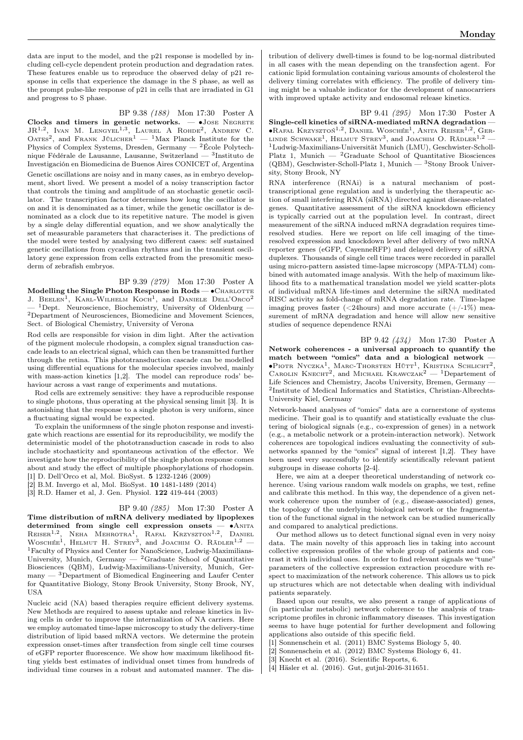data are input to the model, and the p21 response is modelled by including cell-cycle dependent protein production and degradation rates. These features enable us to reproduce the observed delay of p21 response in cells that experience the damage in the S phase, as well as the prompt pulse-like response of p21 in cells that are irradiated in G1 and progress to S phase.

BP 9.38 *(188)* Mon 17:30 Poster A

**Clocks and timers in genetic networks.** — •Jose Negrete Jr[1,2], Ivan M. Lengyel[1,3], Laurel A Rohde[2], Andrew C. Oates[2], and Frank Jülicher[1] — [1]Max Planck Institute for the Physics of Complex Systems, Dresden, Germany — [2]École Polytechnique Fédérale de Lausanne, Lausanne, Switzerland — [3]Instituto de Investigación en Biomedicina de Buenos Aires CONICET of, Argentina

Genetic oscillations are noisy and in many cases, as in embryo development, short lived. We present a model of a noisy transcription factor that controls the timing and amplitude of an stochastic genetic oscillator. The transcription factor determines how long the oscillator is on and it is denominated as a timer, while the genetic oscillator is denominated as a clock due to its repetitive nature. The model is given by a single delay differential equation, and we show analytically the set of measurable parameters that characterises it. The predictions of the model were tested by analysing two different cases: self sustained genetic oscillations from cycardian rhythms and in the transient oscillatory gene expression from cells extracted from the presomitic mesoderm of zebrafish embryos.

BP 9.39 *(279)* Mon 17:30 Poster A

**Modelling the Single Photon Response in Rods** — •Charlotte J. Beelen[1], Karl-Wilhelm Koch[1], and Daniele Dell'Orco[2] — [1]Dept. Neuroscience, Biochemistry, University of Oldenburg — [2]Department of Neurosciences, Biomedicine and Movement Sciences, Sect. of Biological Chemistry, University of Verona

Rod cells are responsible for vision in dim light. After the activation of the pigment molecule rhodopsin, a complex signal transduction cascade leads to an electrical signal, which can then be transmitted further through the retina. This phototransduction cascade can be modelled using differential equations for the molecular species involved, mainly with mass-action kinetics [1,2]. The model can reproduce rods' behaviour across a vast range of experiments and mutations.

Rod cells are extremely sensitive: they have a reproducible response to single photons, thus operating at the physical sensing limit [3]. It is astonishing that the response to a single photon is very uniform, since a fluctuating signal would be expected.

To explain the uniformness of the single photon response and investigate which reactions are essential for its reproducibility, we modify the deterministic model of the phototransduction cascade in rods to also include stochasticity and spontaneous activation of the effector. We investigate how the reproducibility of the single photon response comes about and study the effect of multiple phosphorylations of rhodopsin.

[1] D. Dell'Orco et al, Mol. BioSyst. **5** 1232-1246 (2009)

[2] B.M. Invergo et al, Mol. BioSyst. **10** 1481-1489 (2014)

[3] R.D. Hamer et al, J. Gen. Physiol. **122** 419-444 (2003)

BP 9.40 *(285)* Mon 17:30 Poster A

**Time distribution of mRNA delivery mediated by lipoplexes determined from single cell expression onsets** — •Anita Reiser[1,2], Neha Mehrotra[1], Rafal Krzysztoń[1,2], Daniel Woschée[1], Helmut H. Strey[3], and Joachim O. Rädler[1,2] — [1]Faculty of Physics and Center for NanoScience, Ludwig-Maximilians-University, Munich, Germany — [2]Graduate School of Quantitative Biosciences (QBM), Ludwig-Maximilians-University, Munich, Germany — [3]Department of Biomedical Engineering and Laufer Center for Quantitative Biology, Stony Brook University, Stony Brook, NY, USA

Nucleic acid (NA) based therapies require efficient delivery systems. New Methods are required to assess uptake and release kinetics in living cells in order to improve the internalization of NA carriers. Here we employ automated time-lapse microscopy to study the delivery-time distribution of lipid based mRNA vectors. We determine the protein expression onset-times after transfection from single cell time courses of eGFP reporter fluorescence. We show how maximum likelihood fitting yields best estimates of individual onset times from hundreds of individual time courses in a robust and automated manner. The distribution of delivery dwell-times is found to be log-normal distributed in all cases with the mean depending on the transfection agent. For cationic lipid formulation containing various amounts of cholesterol the delivery timing correlates with efficiency. The profile of delivery timing might be a valuable indicator for the development of nanocarriers with improved uptake activity and endosomal release kinetics.

BP 9.41 *(295)* Mon 17:30 Poster A

**Single-cell kinetics of siRNA-mediated mRNA degradation** — •Rafał Krzysztoń[1,2], Daniel Woschée[1], Anita Reiser[1,2], Gerlinde Schwake[1], Helmut Strey[3], and Joachim O. Rädler[1,2] — [1]Ludwig-Maximilians-Universität Munich (LMU), Geschwister-Scholl-Platz 1, Munich — [2]Graduate School of Quantitative Biosciences (QBM), Geschwister-Scholl-Platz 1, Munich — [3]Stony Brook University, Stony Brook, NY

RNA interference (RNAi) is a natural mechanism of post-transcriptional gene regulation and is underlying the therapeutic action of small interfering RNA (siRNA) directed against disease-related genes. Quantitative assessment of the siRNA knockdown efficiency is typically carried out at the population level. In contrast, direct measurement of the siRNA induced mRNA degradation requires time-resolved studies. Here we report on life cell imaging of the time-resolved expression and knockdown level after delivery of two mRNA reporter genes (eGFP, CayenneRFP) and delayed delivery of siRNA duplexes. Thousands of single cell time traces were recorded in parallel using micro-pattern assisted time-lapse microscopy (MPA-TLM) combined with automated image analysis. With the help of maximum likelihood fits to a mathematical translation model we yield scatter-plots of individual mRNA life-times and determine the siRNA meditated RISC activity as fold-change of mRNA degradation rate. Time-lapse imaging proves faster (<24hours) and more accurate (+/-1%) measurement of mRNA degradation and hence will allow new sensitive studies of sequence dependence RNAi

BP 9.42 *(434)* Mon 17:30 Poster A

**Network coherences - a universal approach to quantify the match between "omics" data and a biological network** — •Piotr Nyczka[1], Marc-Thorsten Hütt[1], Kristina Schlicht[2], Carolin Knecht[2], and Michael Krawczak[2] — [1]Departement of Life Sciences and Chemistry, Jacobs University, Bremen, Germany — [2]Institute of Medical Informatics and Statistics, Christian-Albrechts-University Kiel, Germany

Network-based analyses of "omics" data are a cornerstone of systems medicine. Their goal is to quantify and statistically evaluate the clustering of biological signals (e.g., co-expression of genes) in a network (e.g., a metabolic network or a protein-interaction network). Network coherences are topological indices evaluating the connectivity of subnetworks spanned by the "omics" signal of interest [1,2]. They have been used very successfully to identify scientifically relevant patient subgroups in disease cohorts [2-4].

Here, we aim at a deeper theoretical understanding of network coherence. Using various random walk models on graphs, we test, refine and calibrate this method. In this way, the dependence of a given network coherence upon the number of (e.g., disease-associated) genes, the topology of the underlying biological network or the fragmentation of the functional signal in the network can be studied numerically and compared to analytical predictions.

Our method allows us to detect functional signal even in very noisy data. The main novelty of this approach lies in taking into account collective expression profiles of the whole group of patients and contrast it with individual ones. In order to find relevant signals we "tune" parameters of the collective expression extraction procedure with respect to maximization of the network coherence. This allows us to pick up structures which are not detectable when dealing with individual patients separately.

Based upon our results, we also present a range of applications of (in particular metabolic) network coherence to the analysis of transcriptome profiles in chronic inflammatory diseases. This investigation seems to have huge potential for further development and following applications also outside of this specific field.

[1] Sonnenschein et al. (2011) BMC Systems Biology 5, 40.

[2] Sonnenschein et al. (2012) BMC Systems Biology 6, 41.

[3] Knecht et al. (2016). Scientific Reports, 6.

[4] Häsler et al. (2016). Gut, gutjnl-2016-311651.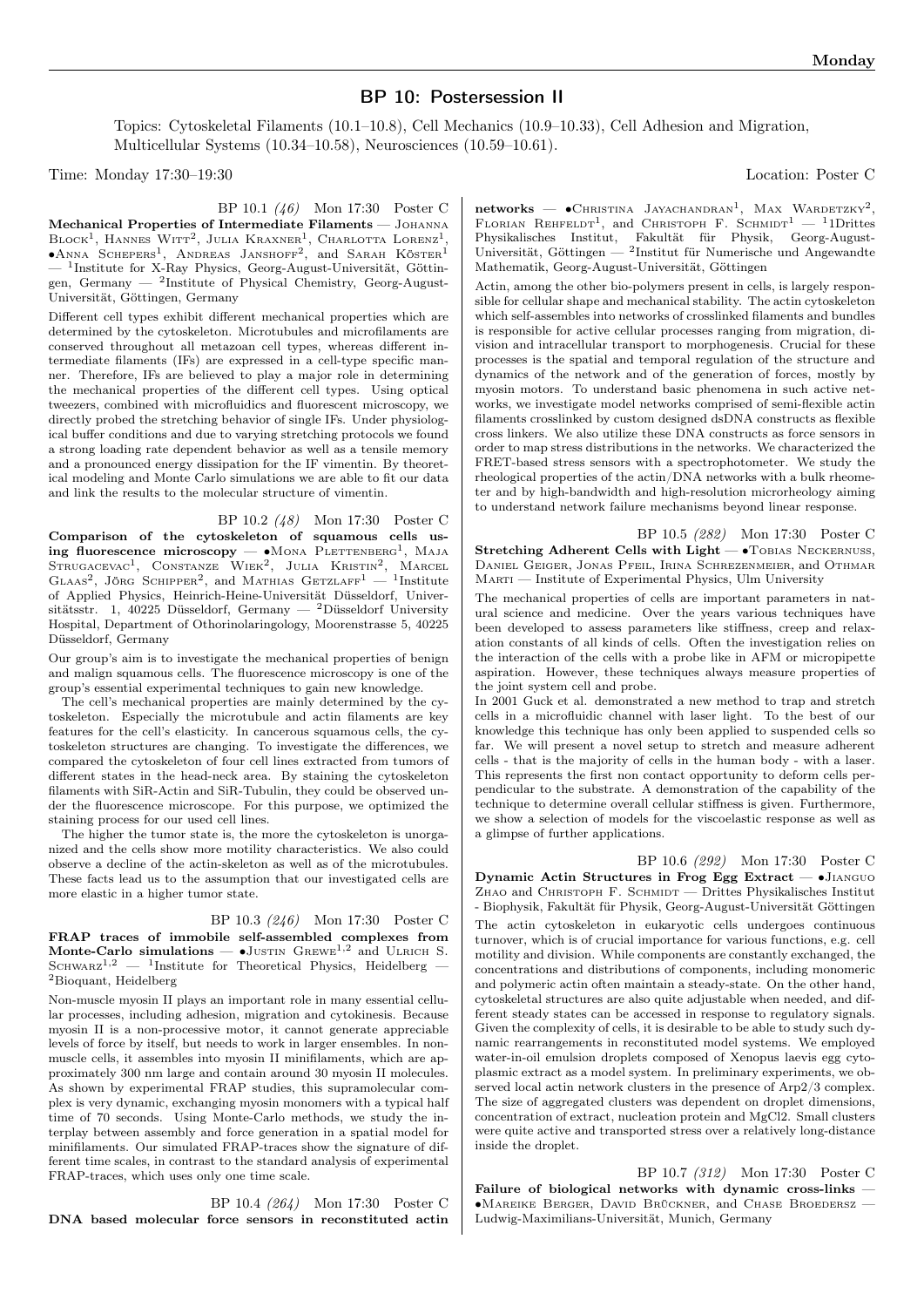## BP 10: Postersession II

Topics: Cytoskeletal Filaments (10.1–10.8), Cell Mechanics (10.9–10.33), Cell Adhesion and Migration, Multicellular Systems (10.34–10.58), Neurosciences (10.59–10.61).

Time: Monday 17:30–19:30 Location: Poster C

BP 10.1 *(46)* Mon 17:30 Poster C

**Mechanical Properties of Intermediate Filaments** — Johanna Block[1], Hannes Witt[2], Julia Kraxner[1], Charlotta Lorenz[1], •Anna Schepers[1], Andreas Janshoff[2], and Sarah Köster[1] — [1]Institute for X-Ray Physics, Georg-August-Universität, Göttingen, Germany — [2]Institute of Physical Chemistry, Georg-August-Universität, Göttingen, Germany

Different cell types exhibit different mechanical properties which are determined by the cytoskeleton. Microtubules and microfilaments are conserved throughout all metazoan cell types, whereas different intermediate filaments (IFs) are expressed in a cell-type specific manner. Therefore, IFs are believed to play a major role in determining the mechanical properties of the different cell types. Using optical tweezers, combined with microfluidics and fluorescent microscopy, we directly probed the stretching behavior of single IFs. Under physiological buffer conditions and due to varying stretching protocols we found a strong loading rate dependent behavior as well as a tensile memory and a pronounced energy dissipation for the IF vimentin. By theoretical modeling and Monte Carlo simulations we are able to fit our data and link the results to the molecular structure of vimentin.

BP 10.2 *(48)* Mon 17:30 Poster C

**Comparison of the cytoskeleton of squamous cells using fluorescence microscopy** — •Mona Plettenberg[1], Maja Strugacevac[1], Constanze Wiek[2], Julia Kristin[2], Marcel Glaas[2], Jörg Schipper[2], and Mathias Getzlaff[1] — [1]Institute of Applied Physics, Heinrich-Heine-Universität Düsseldorf, Universitätsstr. 1, 40225 Düsseldorf, Germany — [2]Düsseldorf University Hospital, Department of Othorinolaringology, Moorenstrasse 5, 40225 Düsseldorf, Germany

Our group's aim is to investigate the mechanical properties of benign and malign squamous cells. The fluorescence microscopy is one of the group's essential experimental techniques to gain new knowledge.

The cell's mechanical properties are mainly determined by the cytoskeleton. Especially the microtubule and actin filaments are key features for the cell's elasticity. In cancerous squamous cells, the cytoskeleton structures are changing. To investigate the differences, we compared the cytoskeleton of four cell lines extracted from tumors of different states in the head-neck area. By staining the cytoskeleton filaments with SiR-Actin and SiR-Tubulin, they could be observed under the fluorescence microscope. For this purpose, we optimized the staining process for our used cell lines.

The higher the tumor state is, the more the cytoskeleton is unorganized and the cells show more motility characteristics. We also could observe a decline of the actin-skeleton as well as of the microtubules. These facts lead us to the assumption that our investigated cells are more elastic in a higher tumor state.

BP 10.3 *(246)* Mon 17:30 Poster C

**FRAP traces of immobile self-assembled complexes from Monte-Carlo simulations** — •Justin Grewe[1,2] and Ulrich S. Schwarz[1,2] — [1]Institute for Theoretical Physics, Heidelberg — [2]Bioquant, Heidelberg

Non-muscle myosin II plays an important role in many essential cellular processes, including adhesion, migration and cytokinesis. Because myosin II is a non-processive motor, it cannot generate appreciable levels of force by itself, but needs to work in larger ensembles. In non-muscle cells, it assembles into myosin II minifilaments, which are approximately 300 nm large and contain around 30 myosin II molecules. As shown by experimental FRAP studies, this supramolecular complex is very dynamic, exchanging myosin monomers with a typical half time of 70 seconds. Using Monte-Carlo methods, we study the interplay between assembly and force generation in a spatial model for minifilaments. Our simulated FRAP-traces show the signature of different time scales, in contrast to the standard analysis of experimental FRAP-traces, which uses only one time scale.

BP 10.4 *(264)* Mon 17:30 Poster C

**DNA based molecular force sensors in reconstituted actin networks** — •Christina Jayachandran[1], Max Wardetzky[2], Florian Rehfeldt[1], and Christoph F. Schmidt[1] — [1]1Drittes Physikalisches Institut, Fakultät für Physik, Georg-August-Universität, Göttingen — [2]Institut für Numerische und Angewandte Mathematik, Georg-August-Universität, Göttingen

Actin, among the other bio-polymers present in cells, is largely responsible for cellular shape and mechanical stability. The actin cytoskeleton which self-assembles into networks of crosslinked filaments and bundles is responsible for active cellular processes ranging from migration, division and intracellular transport to morphogenesis. Crucial for these processes is the spatial and temporal regulation of the structure and dynamics of the network and of the generation of forces, mostly by myosin motors. To understand basic phenomena in such active networks, we investigate model networks comprised of semi-flexible actin filaments crosslinked by custom designed dsDNA constructs as flexible cross linkers. We also utilize these DNA constructs as force sensors in order to map stress distributions in the networks. We characterized the FRET-based stress sensors with a spectrophotometer. We study the rheological properties of the actin/DNA networks with a bulk rheometer and by high-bandwidth and high-resolution microrheology aiming to understand network failure mechanisms beyond linear response.

BP 10.5 *(282)* Mon 17:30 Poster C

**Stretching Adherent Cells with Light** — •Tobias Neckernuss, Daniel Geiger, Jonas Pfeil, Irina Schrezenmeier, and Othmar Marti — Institute of Experimental Physics, Ulm University

The mechanical properties of cells are important parameters in natural science and medicine. Over the years various techniques have been developed to assess parameters like stiffness, creep and relaxation constants of all kinds of cells. Often the investigation relies on the interaction of the cells with a probe like in AFM or micropipette aspiration. However, these techniques always measure properties of the joint system cell and probe.

In 2001 Guck et al. demonstrated a new method to trap and stretch cells in a microfluidic channel with laser light. To the best of our knowledge this technique has only been applied to suspended cells so far. We will present a novel setup to stretch and measure adherent cells - that is the majority of cells in the human body - with a laser. This represents the first non contact opportunity to deform cells perpendicular to the substrate. A demonstration of the capability of the technique to determine overall cellular stiffness is given. Furthermore, we show a selection of models for the viscoelastic response as well as a glimpse of further applications.

BP 10.6 *(292)* Mon 17:30 Poster C

**Dynamic Actin Structures in Frog Egg Extract** — •Jianguo Zhao and Christoph F. Schmidt — Drittes Physikalisches Institut - Biophysik, Fakultät für Physik, Georg-August-Universität Göttingen

The actin cytoskeleton in eukaryotic cells undergoes continuous turnover, which is of crucial importance for various functions, e.g. cell motility and division. While components are constantly exchanged, the concentrations and distributions of components, including monomeric and polymeric actin often maintain a steady-state. On the other hand, cytoskeletal structures are also quite adjustable when needed, and different steady states can be accessed in response to regulatory signals. Given the complexity of cells, it is desirable to be able to study such dynamic rearrangements in reconstituted model systems. We employed water-in-oil emulsion droplets composed of Xenopus laevis egg cytoplasmic extract as a model system. In preliminary experiments, we observed local actin network clusters in the presence of Arp2/3 complex. The size of aggregated clusters was dependent on droplet dimensions, concentration of extract, nucleation protein and $MgCl_2$. Small clusters were quite active and transported stress over a relatively long-distance inside the droplet.

BP 10.7 *(312)* Mon 17:30 Poster C

**Failure of biological networks with dynamic cross-links** — •Mareike Berger, David Brückner, and Chase Broedersz — Ludwig-Maximilians-Universität, Munich, Germany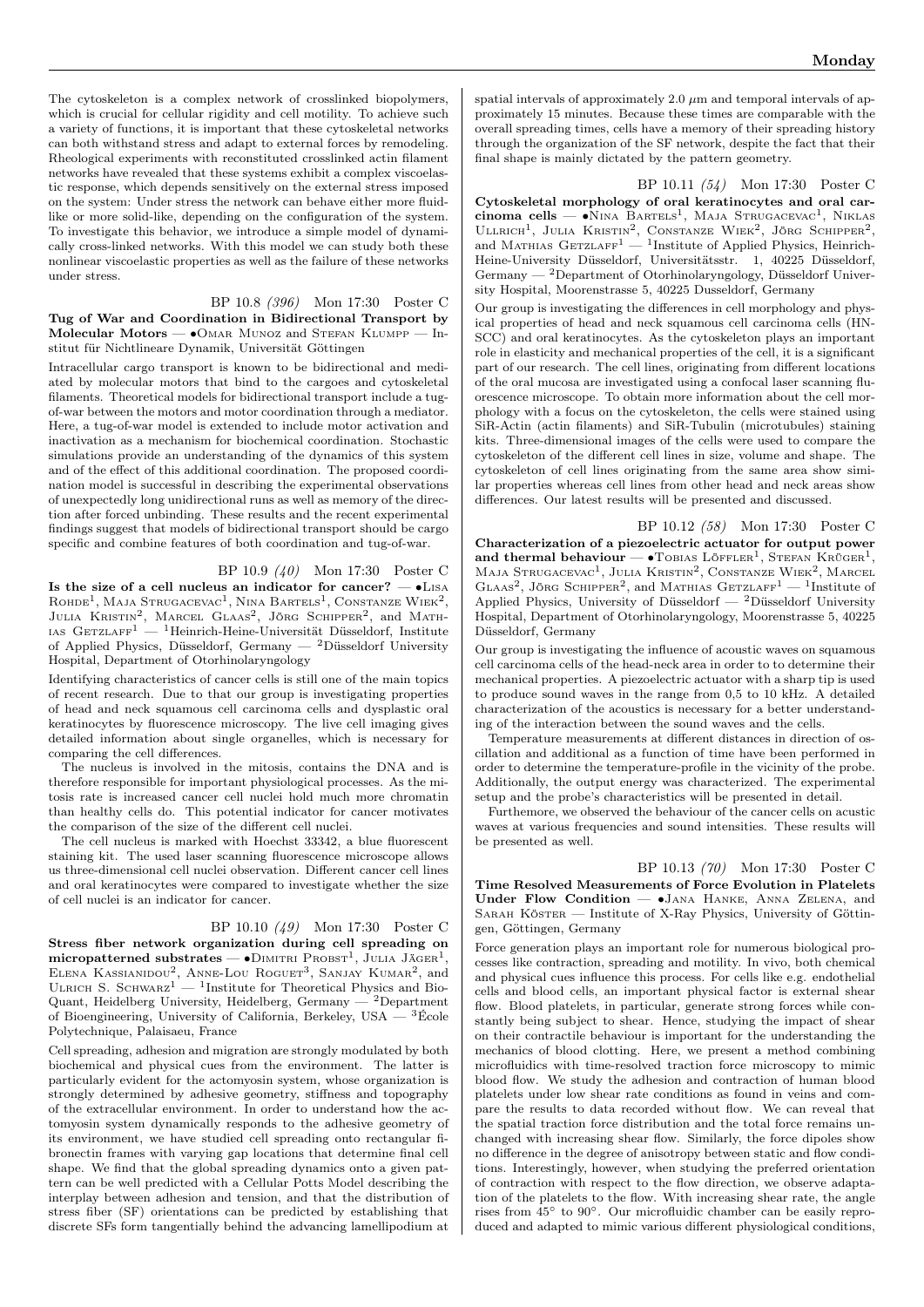The cytoskeleton is a complex network of crosslinked biopolymers, which is crucial for cellular rigidity and cell motility. To achieve such a variety of functions, it is important that these cytoskeletal networks can both withstand stress and adapt to external forces by remodeling. Rheological experiments with reconstituted crosslinked actin filament networks have revealed that these systems exhibit a complex viscoelastic response, which depends sensitively on the external stress imposed on the system: Under stress the network can behave either more fluid-like or more solid-like, depending on the configuration of the system. To investigate this behavior, we introduce a simple model of dynamically cross-linked networks. With this model we can study both these nonlinear viscoelastic properties as well as the failure of these networks under stress.

BP 10.8 *(396)* Mon 17:30 Poster C

**Tug of War and Coordination in Bidirectional Transport by Molecular Motors** — •Omar Munoz and Stefan Klumpp — Institut für Nichtlineare Dynamik, Universität Göttingen

Intracellular cargo transport is known to be bidirectional and mediated by molecular motors that bind to the cargoes and cytoskeletal filaments. Theoretical models for bidirectional transport include a tug-of-war between the motors and motor coordination through a mediator. Here, a tug-of-war model is extended to include motor activation and inactivation as a mechanism for biochemical coordination. Stochastic simulations provide an understanding of the dynamics of this system and of the effect of this additional coordination. The proposed coordination model is successful in describing the experimental observations of unexpectedly long unidirectional runs as well as memory of the direction after forced unbinding. These results and the recent experimental findings suggest that models of bidirectional transport should be cargo specific and combine features of both coordination and tug-of-war.

BP 10.9 *(40)* Mon 17:30 Poster C

**Is the size of a cell nucleus an indicator for cancer?** — •Lisa Rohde[1], Maja Strugacevac[1], Nina Bartels[1], Constanze Wiek[2], Julia Kristin[2], Marcel Glaas[2], Jörg Schipper[2], and Mathias Getzlaff[1] — [1]Heinrich-Heine-Universität Düsseldorf, Institute of Applied Physics, Düsseldorf, Germany — [2]Düsseldorf University Hospital, Department of Otorhinolaryngology

Identifying characteristics of cancer cells is still one of the main topics of recent research. Due to that our group is investigating properties of head and neck squamous cell carcinoma cells and dysplastic oral keratinocytes by fluorescence microscopy. The live cell imaging gives detailed information about single organelles, which is necessary for comparing the cell differences.

The nucleus is involved in the mitosis, contains the DNA and is therefore responsible for important physiological processes. As the mitosis rate is increased cancer cell nuclei hold much more chromatin than healthy cells do. This potential indicator for cancer motivates the comparison of the size of the different cell nuclei.

The cell nucleus is marked with Hoechst 33342, a blue fluorescent staining kit. The used laser scanning fluorescence microscope allows us three-dimensional cell nuclei observation. Different cancer cell lines and oral keratinocytes were compared to investigate whether the size of cell nuclei is an indicator for cancer.

BP 10.10 *(49)* Mon 17:30 Poster C

**Stress fiber network organization during cell spreading on micropatterned substrates** — •Dimitri Probst[1], Julia Jäger[1], Elena Kassianidou[2], Anne-Lou Roguet[3], Sanjay Kumar[2], and Ulrich S. Schwarz[1] — [1]Institute for Theoretical Physics and BioQuant, Heidelberg University, Heidelberg, Germany — [2]Department of Bioengineering, University of California, Berkeley, USA — [3]École Polytechnique, Palaisaeu, France

Cell spreading, adhesion and migration are strongly modulated by both biochemical and physical cues from the environment. The latter is particularly evident for the actomyosin system, whose organization is strongly determined by adhesive geometry, stiffness and topography of the extracellular environment. In order to understand how the actomyosin system dynamically responds to the adhesive geometry of its environment, we have studied cell spreading onto rectangular fibronectin frames with varying gap locations that determine final cell shape. We find that the global spreading dynamics onto a given pattern can be well predicted with a Cellular Potts Model describing the interplay between adhesion and tension, and that the distribution of stress fiber (SF) orientations can be predicted by establishing that discrete SFs form tangentially behind the advancing lamellipodium at spatial intervals of approximately 2.0 $\mu$m and temporal intervals of approximately 15 minutes. Because these times are comparable with the overall spreading times, cells have a memory of their spreading history through the organization of the SF network, despite the fact that their final shape is mainly dictated by the pattern geometry.

BP 10.11 *(54)* Mon 17:30 Poster C

**Cytoskeletal morphology of oral keratinocytes and oral carcinoma cells** — •Nina Bartels[1], Maja Strugacevac[1], Niklas Ullrich[1], Julia Kristin[2], Constanze Wiek[2], Jörg Schipper[2], and Mathias Getzlaff[1] — [1]Institute of Applied Physics, Heinrich-Heine-University Düsseldorf, Universitätsstr. 1, 40225 Düsseldorf, Germany — [2]Department of Otorhinolaryngology, Düsseldorf University Hospital, Moorenstrasse 5, 40225 Dusseldorf, Germany

Our group is investigating the differences in cell morphology and physical properties of head and neck squamous cell carcinoma cells (HNSCC) and oral keratinocytes. As the cytoskeleton plays an important role in elasticity and mechanical properties of the cell, it is a significant part of our research. The cell lines, originating from different locations of the oral mucosa are investigated using a confocal laser scanning fluorescence microscope. To obtain more information about the cell morphology with a focus on the cytoskeleton, the cells were stained using SiR-Actin (actin filaments) and SiR-Tubulin (microtubules) staining kits. Three-dimensional images of the cells were used to compare the cytoskeleton of the different cell lines in size, volume and shape. The cytoskeleton of cell lines originating from the same area show similar properties whereas cell lines from other head and neck areas show differences. Our latest results will be presented and discussed.

BP 10.12 *(58)* Mon 17:30 Poster C

**Characterization of a piezoelectric actuator for output power and thermal behaviour** — •Tobias Löffler[1], Stefan Krüger[1], Maja Strugacevac[1], Julia Kristin[2], Constanze Wiek[2], Marcel Glaas[2], Jörg Schipper[2], and Mathias Getzlaff[1] — [1]Institute of Applied Physics, University of Düsseldorf — [2]Düsseldorf University Hospital, Department of Otorhinolaryngology, Moorenstrasse 5, 40225 Düsseldorf, Germany

Our group is investigating the influence of acoustic waves on squamous cell carcinoma cells of the head-neck area in order to to determine their mechanical properties. A piezoelectric actuator with a sharp tip is used to produce sound waves in the range from 0,5 to 10 kHz. A detailed characterization of the acoustics is necessary for a better understanding of the interaction between the sound waves and the cells.

Temperature measurements at different distances in direction of oscillation and additional as a function of time have been performed in order to determine the temperature-profile in the vicinity of the probe. Additionally, the output energy was characterized. The experimental setup and the probe's characteristics will be presented in detail.

Furthemore, we observed the behaviour of the cancer cells on acustic waves at various frequencies and sound intensities. These results will be presented as well.

BP 10.13 *(70)* Mon 17:30 Poster C

**Time Resolved Measurements of Force Evolution in Platelets Under Flow Condition** — •Jana Hanke, Anna Zelena, and Sarah Köster — Institute of X-Ray Physics, University of Göttingen, Göttingen, Germany

Force generation plays an important role for numerous biological processes like contraction, spreading and motility. In vivo, both chemical and physical cues influence this process. For cells like e.g. endothelial cells and blood cells, an important physical factor is external shear flow. Blood platelets, in particular, generate strong forces while constantly being subject to shear. Hence, studying the impact of shear on their contractile behaviour is important for the understanding the mechanics of blood clotting. Here, we present a method combining microfluidics with time-resolved traction force microscopy to mimic blood flow. We study the adhesion and contraction of human blood platelets under low shear rate conditions as found in veins and compare the results to data recorded without flow. We can reveal that the spatial traction force distribution and the total force remains unchanged with increasing shear flow. Similarly, the force dipoles show no difference in the degree of anisotropy between static and flow conditions. Interestingly, however, when studying the preferred orientation of contraction with respect to the flow direction, we observe adaptation of the platelets to the flow. With increasing shear rate, the angle rises from 45° to 90°. Our microfluidic chamber can be easily reproduced and adapted to mimic various different physiological conditions,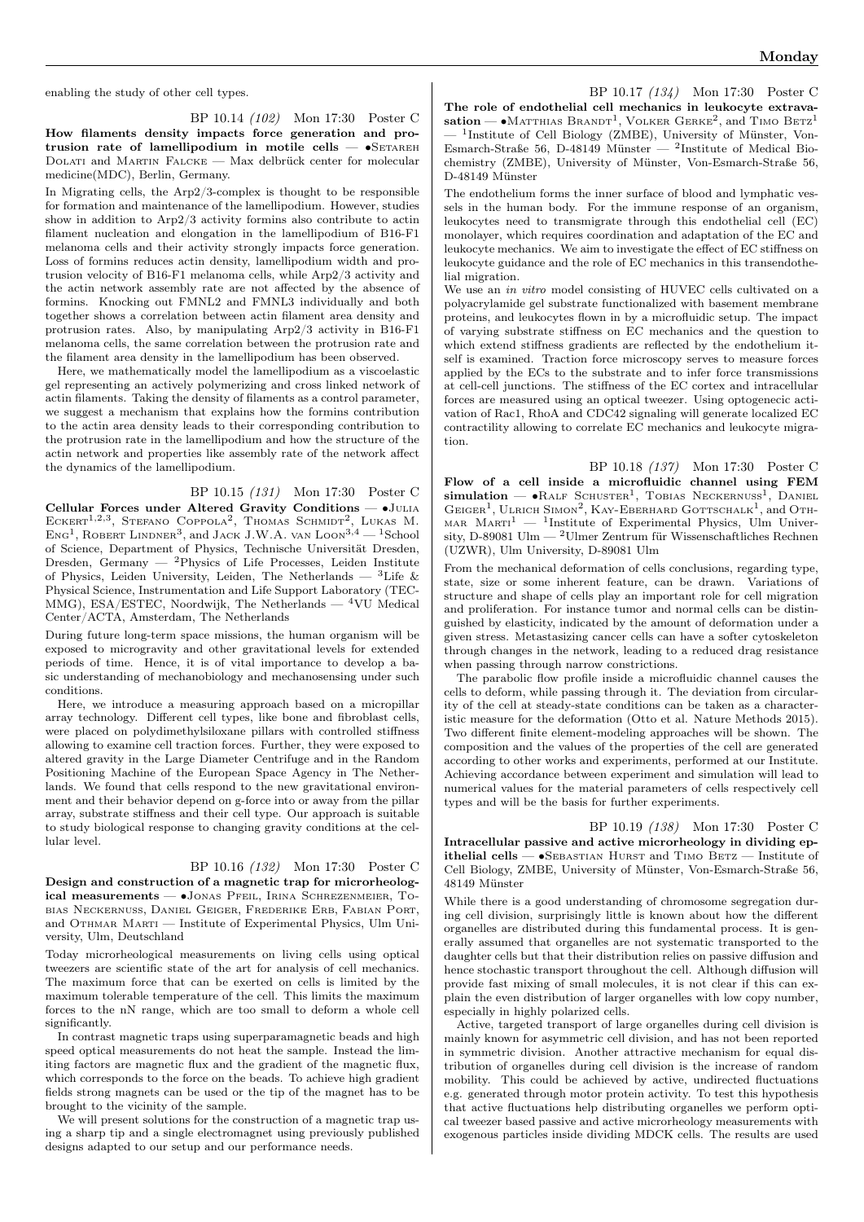enabling the study of other cell types.

BP 10.14 *(102)* Mon 17:30 Poster C

**How filaments density impacts force generation and protrusion rate of lamellipodium in motile cells** — •Setareh Dolati and Martin Falcke — Max delbrück center for molecular medicine(MDC), Berlin, Germany.

In Migrating cells, the Arp2/3-complex is thought to be responsible for formation and maintenance of the lamellipodium. However, studies show in addition to Arp2/3 activity formins also contribute to actin filament nucleation and elongation in the lamellipodium of B16-F1 melanoma cells and their activity strongly impacts force generation. Loss of formins reduces actin density, lamellipodium width and protrusion velocity of B16-F1 melanoma cells, while Arp2/3 activity and the actin network assembly rate are not affected by the absence of formins. Knocking out FMNL2 and FMNL3 individually and both together shows a correlation between actin filament area density and protrusion rates. Also, by manipulating Arp2/3 activity in B16-F1 melanoma cells, the same correlation between the protrusion rate and the filament area density in the lamellipodium has been observed.

Here, we mathematically model the lamellipodium as a viscoelastic gel representing an actively polymerizing and cross linked network of actin filaments. Taking the density of filaments as a control parameter, we suggest a mechanism that explains how the formins contribution to the actin area density leads to their corresponding contribution to the protrusion rate in the lamellipodium and how the structure of the actin network and properties like assembly rate of the network affect the dynamics of the lamellipodium.

BP 10.15 *(131)* Mon 17:30 Poster C

**Cellular Forces under Altered Gravity Conditions** — •Julia Eckert[1,2,3], Stefano Coppola[2], Thomas Schmidt[2], Lukas M. Eng[1], Robert Lindner[3], and Jack J.W.A. van Loon[3,4] — [1]School of Science, Department of Physics, Technische Universität Dresden, Dresden, Germany — [2]Physics of Life Processes, Leiden Institute of Physics, Leiden University, Leiden, The Netherlands — [3]Life & Physical Science, Instrumentation and Life Support Laboratory (TEC-MMG), ESA/ESTEC, Noordwijk, The Netherlands — [4]VU Medical Center/ACTA, Amsterdam, The Netherlands

During future long-term space missions, the human organism will be exposed to microgravity and other gravitational levels for extended periods of time. Hence, it is of vital importance to develop a basic understanding of mechanobiology and mechanosensing under such conditions.

Here, we introduce a measuring approach based on a micropillar array technology. Different cell types, like bone and fibroblast cells, were placed on polydimethylsiloxane pillars with controlled stiffness allowing to examine cell traction forces. Further, they were exposed to altered gravity in the Large Diameter Centrifuge and in the Random Positioning Machine of the European Space Agency in The Netherlands. We found that cells respond to the new gravitational environment and their behavior depend on g-force into or away from the pillar array, substrate stiffness and their cell type. Our approach is suitable to study biological response to changing gravity conditions at the cellular level.

BP 10.16 *(132)* Mon 17:30 Poster C

**Design and construction of a magnetic trap for microrheological measurements** — •Jonas Pfeil, Irina Schrezenmeier, Tobias Neckernuss, Daniel Geiger, Frederike Erb, Fabian Port, and Othmar Marti — Institute of Experimental Physics, Ulm University, Ulm, Deutschland

Today microrheological measurements on living cells using optical tweezers are scientific state of the art for analysis of cell mechanics. The maximum force that can be exerted on cells is limited by the maximum tolerable temperature of the cell. This limits the maximum forces to the nN range, which are too small to deform a whole cell significantly.

In contrast magnetic traps using superparamagnetic beads and high speed optical measurements do not heat the sample. Instead the limiting factors are magnetic flux and the gradient of the magnetic flux, which corresponds to the force on the beads. To achieve high gradient fields strong magnets can be used or the tip of the magnet has to be brought to the vicinity of the sample.

We will present solutions for the construction of a magnetic trap using a sharp tip and a single electromagnet using previously published designs adapted to our setup and our performance needs.

BP 10.17 *(134)* Mon 17:30 Poster C

**The role of endothelial cell mechanics in leukocyte extravasation** — •Matthias Brandt[1], Volker Gerke[2], and Timo Betz[1] — [1]Institute of Cell Biology (ZMBE), University of Münster, Von-Esmarch-Straße 56, D-48149 Münster — [2]Institute of Medical Biochemistry (ZMBE), University of Münster, Von-Esmarch-Straße 56, D-48149 Münster

The endothelium forms the inner surface of blood and lymphatic vessels in the human body. For the immune response of an organism, leukocytes need to transmigrate through this endothelial cell (EC) monolayer, which requires coordination and adaptation of the EC and leukocyte mechanics. We aim to investigate the effect of EC stiffness on leukocyte guidance and the role of EC mechanics in this transendothelial migration.

We use an *in vitro* model consisting of HUVEC cells cultivated on a polyacrylamide gel substrate functionalized with basement membrane proteins, and leukocytes flown in by a microfluidic setup. The impact of varying substrate stiffness on EC mechanics and the question to which extend stiffness gradients are reflected by the endothelium itself is examined. Traction force microscopy serves to measure forces applied by the ECs to the substrate and to infer force transmissions at cell-cell junctions. The stiffness of the EC cortex and intracellular forces are measured using an optical tweezer. Using optogenecic activation of Rac1, RhoA and CDC42 signaling will generate localized EC contractility allowing to correlate EC mechanics and leukocyte migration.

BP 10.18 *(137)* Mon 17:30 Poster C

**Flow of a cell inside a microfluidic channel using FEM simulation** — •Ralf Schuster[1], Tobias Neckernuss[1], Daniel Geiger[1], Ulrich Simon[2], Kay-Eberhard Gottschalk[1], and Othmar Marti[1] — [1]Institute of Experimental Physics, Ulm University, D-89081 Ulm — [2]Ulmer Zentrum für Wissenschaftliches Rechnen (UZWR), Ulm University, D-89081 Ulm

From the mechanical deformation of cells conclusions, regarding type, state, size or some inherent feature, can be drawn. Variations of structure and shape of cells play an important role for cell migration and proliferation. For instance tumor and normal cells can be distinguished by elasticity, indicated by the amount of deformation under a given stress. Metastasizing cancer cells can have a softer cytoskeleton through changes in the network, leading to a reduced drag resistance when passing through narrow constrictions.

The parabolic flow profile inside a microfluidic channel causes the cells to deform, while passing through it. The deviation from circularity of the cell at steady-state conditions can be taken as a characteristic measure for the deformation (Otto et al. Nature Methods 2015). Two different finite element-modeling approaches will be shown. The composition and the values of the properties of the cell are generated according to other works and experiments, performed at our Institute. Achieving accordance between experiment and simulation will lead to numerical values for the material parameters of cells respectively cell types and will be the basis for further experiments.

BP 10.19 *(138)* Mon 17:30 Poster C

**Intracellular passive and active microrheology in dividing epithelial cells** — •Sebastian Hurst and Timo Betz — Institute of Cell Biology, ZMBE, University of Münster, Von-Esmarch-Straße 56, 48149 Münster

While there is a good understanding of chromosome segregation during cell division, surprisingly little is known about how the different organelles are distributed during this fundamental process. It is generally assumed that organelles are not systematic transported to the daughter cells but that their distribution relies on passive diffusion and hence stochastic transport throughout the cell. Although diffusion will provide fast mixing of small molecules, it is not clear if this can explain the even distribution of larger organelles with low copy number, especially in highly polarized cells.

Active, targeted transport of large organelles during cell division is mainly known for asymmetric cell division, and has not been reported in symmetric division. Another attractive mechanism for equal distribution of organelles during cell division is the increase of random mobility. This could be achieved by active, undirected fluctuations e.g. generated through motor protein activity. To test this hypothesis that active fluctuations help distributing organelles we perform optical tweezer based passive and active microrheology measurements with exogenous particles inside dividing MDCK cells. The results are used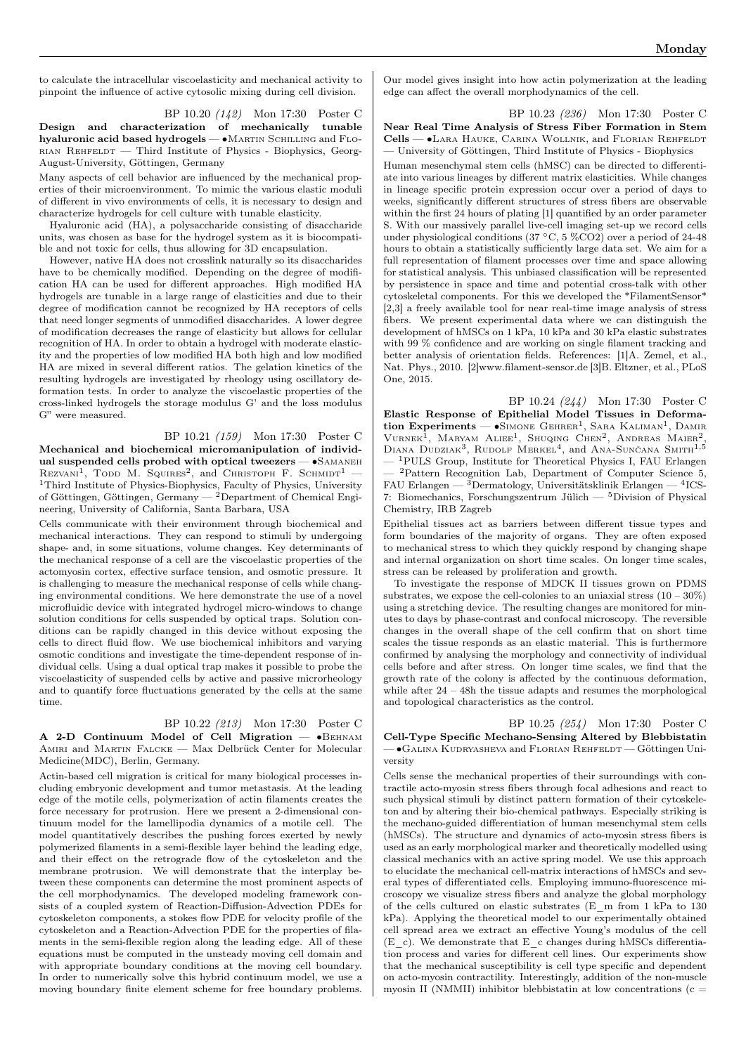to calculate the intracellular viscoelasticity and mechanical activity to pinpoint the influence of active cytosolic mixing during cell division.

BP 10.20 *(142)* Mon 17:30 Poster C

**Design and characterization of mechanically tunable hyaluronic acid based hydrogels** — •Martin Schilling and Florian Rehfeldt — Third Institute of Physics - Biophysics, Georg-August-University, Göttingen, Germany

Many aspects of cell behavior are influenced by the mechanical properties of their microenvironment. To mimic the various elastic moduli of different in vivo environments of cells, it is necessary to design and characterize hydrogels for cell culture with tunable elasticity.

Hyaluronic acid (HA), a polysaccharide consisting of disaccharide units, was chosen as base for the hydrogel system as it is biocompatible and not toxic for cells, thus allowing for 3D encapsulation.

However, native HA does not crosslink naturally so its disaccharides have to be chemically modified. Depending on the degree of modification HA can be used for different approaches. High modified HA hydrogels are tunable in a large range of elasticities and due to their degree of modification cannot be recognized by HA receptors of cells that need longer segments of unmodified disaccharides. A lower degree of modification decreases the range of elasticity but allows for cellular recognition of HA. In order to obtain a hydrogel with moderate elasticity and the properties of low modified HA both high and low modified HA are mixed in several different ratios. The gelation kinetics of the resulting hydrogels are investigated by rheology using oscillatory deformation tests. In order to analyze the viscoelastic properties of the cross-linked hydrogels the storage modulus G' and the loss modulus G" were measured.

BP 10.21 *(159)* Mon 17:30 Poster C

**Mechanical and biochemical micromanipulation of individual suspended cells probed with optical tweezers** — •Samaneh Rezvani[1], Todd M. Squires[2], and Christoph F. Schmidt[1] — [1]Third Institute of Physics-Biophysics, Faculty of Physics, University of Göttingen, Göttingen, Germany — [2]Department of Chemical Engineering, University of California, Santa Barbara, USA

Cells communicate with their environment through biochemical and mechanical interactions. They can respond to stimuli by undergoing shape- and, in some situations, volume changes. Key determinants of the mechanical response of a cell are the viscoelastic properties of the actomyosin cortex, effective surface tension, and osmotic pressure. It is challenging to measure the mechanical response of cells while changing environmental conditions. We here demonstrate the use of a novel microfluidic device with integrated hydrogel micro-windows to change solution conditions for cells suspended by optical traps. Solution conditions can be rapidly changed in this device without exposing the cells to direct fluid flow. We use biochemical inhibitors and varying osmotic conditions and investigate the time-dependent response of individual cells. Using a dual optical trap makes it possible to probe the viscoelasticity of suspended cells by active and passive microrheology and to quantify force fluctuations generated by the cells at the same time.

BP 10.22 *(213)* Mon 17:30 Poster C

**A 2-D Continuum Model of Cell Migration** — •Behnam Amiri and Martin Falcke — Max Delbrück Center for Molecular Medicine(MDC), Berlin, Germany.

Actin-based cell migration is critical for many biological processes including embryonic development and tumor metastasis. At the leading edge of the motile cells, polymerization of actin filaments creates the force necessary for protrusion. Here we present a 2-dimensional continuum model for the lamellipodia dynamics of a motile cell. The model quantitatively describes the pushing forces exerted by newly polymerized filaments in a semi-flexible layer behind the leading edge, and their effect on the retrograde flow of the cytoskeleton and the membrane protrusion. We will demonstrate that the interplay between these components can determine the most prominent aspects of the cell morphodynamics. The developed modeling framework consists of a coupled system of Reaction-Diffusion-Advection PDEs for cytoskeleton components, a stokes flow PDE for velocity profile of the cytoskeleton and a Reaction-Advection PDE for the properties of filaments in the semi-flexible region along the leading edge. All of these equations must be computed in the unsteady moving cell domain and with appropriate boundary conditions at the moving cell boundary. In order to numerically solve this hybrid continuum model, we use a moving boundary finite element scheme for free boundary problems. Our model gives insight into how actin polymerization at the leading edge can affect the overall morphodynamics of the cell.

BP 10.23 *(236)* Mon 17:30 Poster C

**Near Real Time Analysis of Stress Fiber Formation in Stem Cells** — •Lara Hauke, Carina Wollnik, and Florian Rehfeldt — University of Göttingen, Third Institute of Physics - Biophysics

Human mesenchymal stem cells (hMSC) can be directed to differentiate into various lineages by different matrix elasticities. While changes in lineage specific protein expression occur over a period of days to weeks, significantly different structures of stress fibers are observable within the first 24 hours of plating [1] quantified by an order parameter S. With our massively parallel live-cell imaging set-up we record cells under physiological conditions (37 °C, 5 %CO2) over a period of 24-48 hours to obtain a statistically sufficiently large data set. We aim for a full representation of filament processes over time and space allowing for statistical analysis. This unbiased classification will be represented by persistence in space and time and potential cross-talk with other cytoskeletal components. For this we developed the *FilamentSensor* [2,3] a freely available tool for near real-time image analysis of stress fibers. We present experimental data where we can distinguish the development of hMSCs on 1 kPa, 10 kPa and 30 kPa elastic substrates with 99 % confidence and are working on single filament tracking and better analysis of orientation fields. References: [1]A. Zemel, et al., Nat. Phys., 2010. [2]www.filament-sensor.de [3]B. Eltzner, et al., PLoS One, 2015.

BP 10.24 *(244)* Mon 17:30 Poster C

**Elastic Response of Epithelial Model Tissues in Deformation Experiments** — •Simone Gehrer[1], Sara Kaliman[1], Damir Vurnek[1], Maryam Aliee[1], Shuqing Chen[2], Andreas Maier[2], Diana Dudziak[3], Rudolf Merkel[4], and Ana-Sunčana Smith[1,5] — [1]PULS Group, Institute for Theoretical Physics I, FAU Erlangen — [2]Pattern Recognition Lab, Department of Computer Science 5, FAU Erlangen — [3]Dermatology, Universitätsklinik Erlangen — [4]ICS-7: Biomechanics, Forschungszentrum Jülich — [5]Division of Physical Chemistry, IRB Zagreb

Epithelial tissues act as barriers between different tissue types and form boundaries of the majority of organs. They are often exposed to mechanical stress to which they quickly respond by changing shape and internal organization on short time scales. On longer time scales, stress can be released by proliferation and growth.

To investigate the response of MDCK II tissues grown on PDMS substrates, we expose the cell-colonies to an uniaxial stress (10 – 30%) using a stretching device. The resulting changes are monitored for minutes to days by phase-contrast and confocal microscopy. The reversible changes in the overall shape of the cell confirm that on short time scales the tissue responds as an elastic material. This is furthermore confirmed by analysing the morphology and connectivity of individual cells before and after stress. On longer time scales, we find that the growth rate of the colony is affected by the continuous deformation, while after 24 – 48h the tissue adapts and resumes the morphological and topological characteristics as the control.

BP 10.25 *(254)* Mon 17:30 Poster C

**Cell-Type Specific Mechano-Sensing Altered by Blebbistatin** — •Galina Kudryasheva and Florian Rehfeldt — Göttingen University

Cells sense the mechanical properties of their surroundings with contractile acto-myosin stress fibers through focal adhesions and react to such physical stimuli by distinct pattern formation of their cytoskeleton and by altering their bio-chemical pathways. Especially striking is the mechano-guided differentiation of human mesenchymal stem cells (hMSCs). The structure and dynamics of acto-myosin stress fibers is used as an early morphological marker and theoretically modelled using classical mechanics with an active spring model. We use this approach to elucidate the mechanical cell-matrix interactions of hMSCs and several types of differentiated cells. Employing immuno-fluorescence microscopy we visualize stress fibers and analyze the global morphology of the cells cultured on elastic substrates ($E_m$ from 1 kPa to 130 kPa). Applying the theoretical model to our experimentally obtained cell spread area we extract an effective Young's modulus of the cell ($E_c$). We demonstrate that $E_c$ changes during hMSCs differentiation process and varies for different cell lines. Our experiments show that the mechanical susceptibility is cell type specific and dependent on acto-myosin contractility. Interestingly, addition of the non-muscle myosin II (NMMII) inhibitor blebbistatin at low concentrations (c =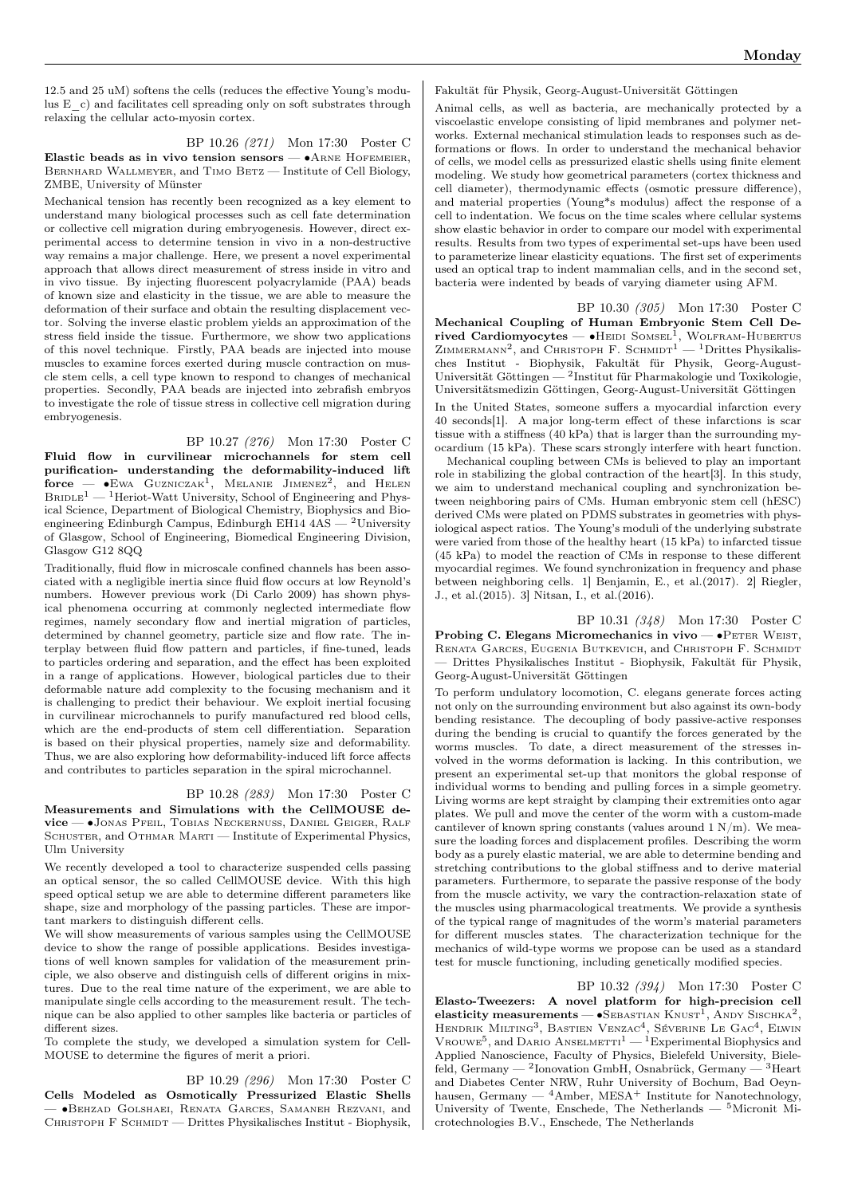12.5 and 25 uM) softens the cells (reduces the effective Young's modulus E_c) and facilitates cell spreading only on soft substrates through relaxing the cellular acto-myosin cortex.

BP 10.26 *(271)* Mon 17:30 Poster C

**Elastic beads as in vivo tension sensors** — •Arne Hofemeier, Bernhard Wallmeyer, and Timo Betz — Institute of Cell Biology, ZMBE, University of Münster

Mechanical tension has recently been recognized as a key element to understand many biological processes such as cell fate determination or collective cell migration during embryogenesis. However, direct experimental access to determine tension in vivo in a non-destructive way remains a major challenge. Here, we present a novel experimental approach that allows direct measurement of stress inside in vitro and in vivo tissue. By injecting fluorescent polyacrylamide (PAA) beads of known size and elasticity in the tissue, we are able to measure the deformation of their surface and obtain the resulting displacement vector. Solving the inverse elastic problem yields an approximation of the stress field inside the tissue. Furthermore, we show two applications of this novel technique. Firstly, PAA beads are injected into mouse muscles to examine forces exerted during muscle contraction on muscle stem cells, a cell type known to respond to changes of mechanical properties. Secondly, PAA beads are injected into zebrafish embryos to investigate the role of tissue stress in collective cell migration during embryogenesis.

BP 10.27 *(276)* Mon 17:30 Poster C

**Fluid flow in curvilinear microchannels for stem cell purification- understanding the deformability-induced lift force** — •Ewa Guzniczak[1], Melanie Jimenez[2], and Helen Bridle[1] — [1]Heriot-Watt University, School of Engineering and Physical Science, Department of Biological Chemistry, Biophysics and Bioengineering Edinburgh Campus, Edinburgh EH14 4AS — [2]University of Glasgow, School of Engineering, Biomedical Engineering Division, Glasgow G12 8QQ

Traditionally, fluid flow in microscale confined channels has been associated with a negligible inertia since fluid flow occurs at low Reynold's numbers. However previous work (Di Carlo 2009) has shown physical phenomena occurring at commonly neglected intermediate flow regimes, namely secondary flow and inertial migration of particles, determined by channel geometry, particle size and flow rate. The interplay between fluid flow pattern and particles, if fine-tuned, leads to particles ordering and separation, and the effect has been exploited in a range of applications. However, biological particles due to their deformable nature add complexity to the focusing mechanism and it is challenging to predict their behaviour. We exploit inertial focusing in curvilinear microchannels to purify manufactured red blood cells, which are the end-products of stem cell differentiation. Separation is based on their physical properties, namely size and deformability. Thus, we are also exploring how deformability-induced lift force affects and contributes to particles separation in the spiral microchannel.

BP 10.28 *(283)* Mon 17:30 Poster C

**Measurements and Simulations with the CellMOUSE device** — •Jonas Pfeil, Tobias Neckernuss, Daniel Geiger, Ralf Schuster, and Othmar Marti — Institute of Experimental Physics, Ulm University

We recently developed a tool to characterize suspended cells passing an optical sensor, the so called CellMOUSE device. With this high speed optical setup we are able to determine different parameters like shape, size and morphology of the passing particles. These are important markers to distinguish different cells.

We will show measurements of various samples using the CellMOUSE device to show the range of possible applications. Besides investigations of well known samples for validation of the measurement principle, we also observe and distinguish cells of different origins in mixtures. Due to the real time nature of the experiment, we are able to manipulate single cells according to the measurement result. The technique can be also applied to other samples like bacteria or particles of different sizes.

To complete the study, we developed a simulation system for CellMOUSE to determine the figures of merit a priori.

BP 10.29 *(296)* Mon 17:30 Poster C

**Cells Modeled as Osmotically Pressurized Elastic Shells** — •Behzad Golshaei, Renata Garces, Samaneh Rezvani, and Christoph F Schmidt — Drittes Physikalisches Institut - Biophysik, Fakultät für Physik, Georg-August-Universität Göttingen

Animal cells, as well as bacteria, are mechanically protected by a viscoelastic envelope consisting of lipid membranes and polymer networks. External mechanical stimulation leads to responses such as deformations or flows. In order to understand the mechanical behavior of cells, we model cells as pressurized elastic shells using finite element modeling. We study how geometrical parameters (cortex thickness and cell diameter), thermodynamic effects (osmotic pressure difference), and material properties (Young*s modulus) affect the response of a cell to indentation. We focus on the time scales where cellular systems show elastic behavior in order to compare our model with experimental results. Results from two types of experimental set-ups have been used to parameterize linear elasticity equations. The first set of experiments used an optical trap to indent mammalian cells, and in the second set, bacteria were indented by beads of varying diameter using AFM.

BP 10.30 *(305)* Mon 17:30 Poster C

**Mechanical Coupling of Human Embryonic Stem Cell Derived Cardiomyocytes** — •Heidi Somsel[1], Wolfram-Hubertus Zimmermann[2], and Christoph F. Schmidt[1] — [1]Drittes Physikalisches Institut - Biophysik, Fakultät für Physik, Georg-August-Universität Göttingen — [2]Institut für Pharmakologie und Toxikologie, Universitätsmedizin Göttingen, Georg-August-Universität Göttingen

In the United States, someone suffers a myocardial infarction every 40 seconds[1]. A major long-term effect of these infarctions is scar tissue with a stiffness (40 kPa) that is larger than the surrounding myocardium (15 kPa). These scars strongly interfere with heart function.

Mechanical coupling between CMs is believed to play an important role in stabilizing the global contraction of the heart[3]. In this study, we aim to understand mechanical coupling and synchronization between neighboring pairs of CMs. Human embryonic stem cell (hESC) derived CMs were plated on PDMS substrates in geometries with physiological aspect ratios. The Young's moduli of the underlying substrate were varied from those of the healthy heart (15 kPa) to infarcted tissue (45 kPa) to model the reaction of CMs in response to these different myocardial regimes. We found synchronization in frequency and phase between neighboring cells. 1] Benjamin, E., et al.(2017). 2] Riegler, J., et al.(2015). 3] Nitsan, I., et al.(2016).

BP 10.31 *(348)* Mon 17:30 Poster C

**Probing C. Elegans Micromechanics in vivo** — •Peter Weist, Renata Garces, Eugenia Butkevich, and Christoph F. Schmidt — Drittes Physikalisches Institut - Biophysik, Fakultät für Physik, Georg-August-Universität Göttingen

To perform undulatory locomotion, C. elegans generate forces acting not only on the surrounding environment but also against its own-body bending resistance. The decoupling of body passive-active responses during the bending is crucial to quantify the forces generated by the worms muscles. To date, a direct measurement of the stresses involved in the worms deformation is lacking. In this contribution, we present an experimental set-up that monitors the global response of individual worms to bending and pulling forces in a simple geometry. Living worms are kept straight by clamping their extremities onto agar plates. We pull and move the center of the worm with a custom-made cantilever of known spring constants (values around 1 N/m). We measure the loading forces and displacement profiles. Describing the worm body as a purely elastic material, we are able to determine bending and stretching contributions to the global stiffness and to derive material parameters. Furthermore, to separate the passive response of the body from the muscle activity, we vary the contraction-relaxation state of the muscles using pharmacological treatments. We provide a synthesis of the typical range of magnitudes of the worm's material parameters for different muscles states. The characterization technique for the mechanics of wild-type worms we propose can be used as a standard test for muscle functioning, including genetically modified species.

BP 10.32 *(394)* Mon 17:30 Poster C

**Elasto-Tweezers: A novel platform for high-precision cell elasticity measurements** — •Sebastian Knust[1], Andy Sischka[2], Hendrik Milting[3], Bastien Venzac[4], Séverine Le Gac[4], Elwin Vrouwe[5], and Dario Anselmetti[1] — [1]Experimental Biophysics and Applied Nanoscience, Faculty of Physics, Bielefeld University, Bielefeld, Germany — [2]Ionovation GmbH, Osnabrück, Germany — [3]Heart and Diabetes Center NRW, Ruhr University of Bochum, Bad Oeynhausen, Germany — [4]Amber, MESA+ Institute for Nanotechnology, University of Twente, Enschede, The Netherlands — [5]Micronit Microtechnologies B.V., Enschede, The Netherlands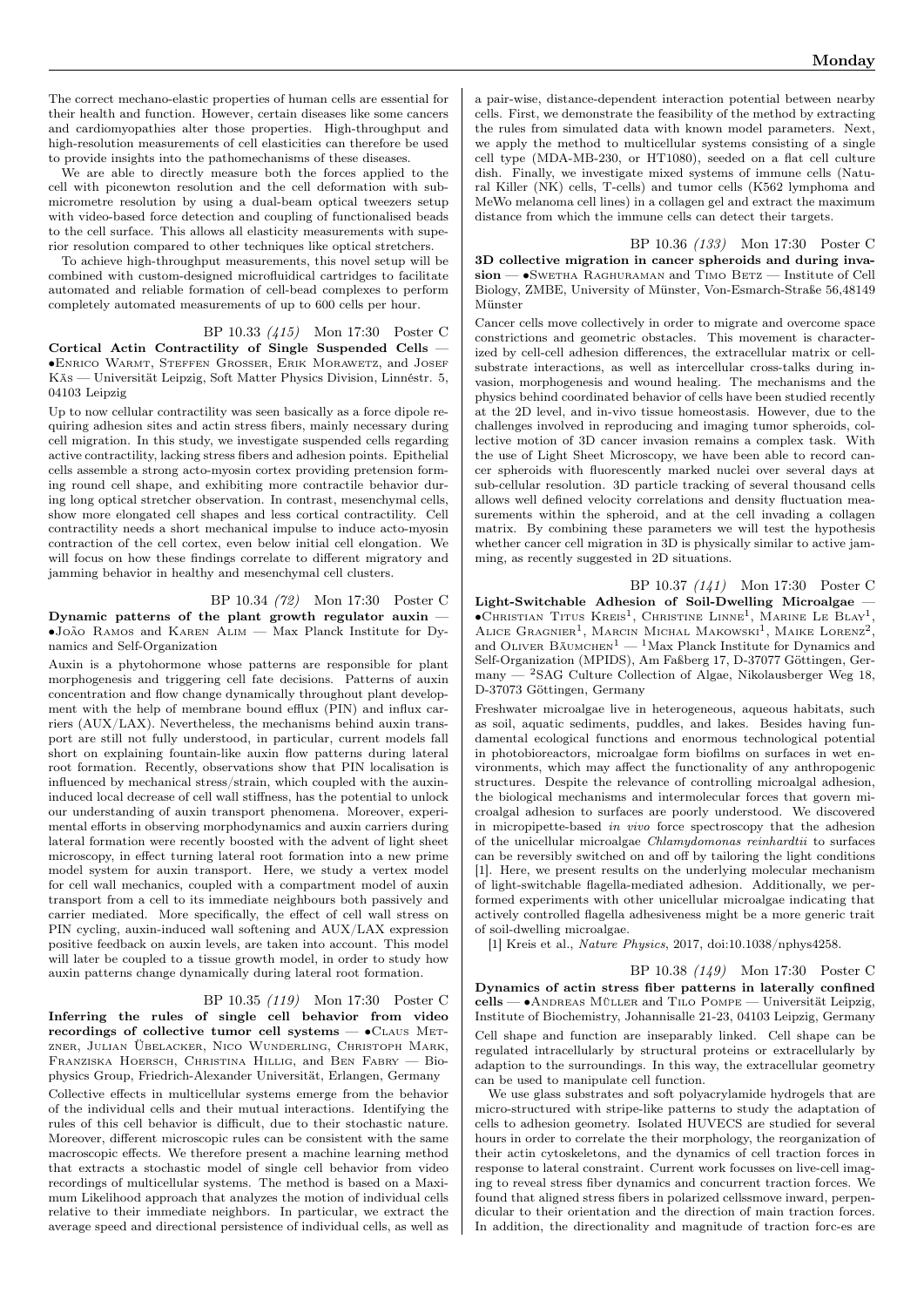The correct mechano-elastic properties of human cells are essential for their health and function. However, certain diseases like some cancers and cardiomyopathies alter those properties. High-throughput and high-resolution measurements of cell elasticities can therefore be used to provide insights into the pathomechanisms of these diseases.

We are able to directly measure both the forces applied to the cell with piconewton resolution and the cell deformation with submicrometre resolution by using a dual-beam optical tweezers setup with video-based force detection and coupling of functionalised beads to the cell surface. This allows all elasticity measurements with superior resolution compared to other techniques like optical stretchers.

To achieve high-throughput measurements, this novel setup will be combined with custom-designed microfluidical cartridges to facilitate automated and reliable formation of cell-bead complexes to perform completely automated measurements of up to 600 cells per hour.

BP 10.33 *(415)* Mon 17:30 Poster C

**Cortical Actin Contractility of Single Suspended Cells** — •Enrico Warmt, Steffen Grosser, Erik Morawetz, and Josef Käs — Universität Leipzig, Soft Matter Physics Division, Linnéstr. 5, 04103 Leipzig

Up to now cellular contractility was seen basically as a force dipole requiring adhesion sites and actin stress fibers, mainly necessary during cell migration. In this study, we investigate suspended cells regarding active contractility, lacking stress fibers and adhesion points. Epithelial cells assemble a strong acto-myosin cortex providing pretension forming round cell shape, and exhibiting more contractile behavior during long optical stretcher observation. In contrast, mesenchymal cells, show more elongated cell shapes and less cortical contractility. Cell contractility needs a short mechanical impulse to induce acto-myosin contraction of the cell cortex, even below initial cell elongation. We will focus on how these findings correlate to different migratory and jamming behavior in healthy and mesenchymal cell clusters.

BP 10.34 *(72)* Mon 17:30 Poster C

**Dynamic patterns of the plant growth regulator auxin** — •João Ramos and Karen Alim — Max Planck Institute for Dynamics and Self-Organization

Auxin is a phytohormone whose patterns are responsible for plant morphogenesis and triggering cell fate decisions. Patterns of auxin concentration and flow change dynamically throughout plant development with the help of membrane bound efflux (PIN) and influx carriers (AUX/LAX). Nevertheless, the mechanisms behind auxin transport are still not fully understood, in particular, current models fall short on explaining fountain-like auxin flow patterns during lateral root formation. Recently, observations show that PIN localisation is influenced by mechanical stress/strain, which coupled with the auxin-induced local decrease of cell wall stiffness, has the potential to unlock our understanding of auxin transport phenomena. Moreover, experimental efforts in observing morphodynamics and auxin carriers during lateral formation were recently boosted with the advent of light sheet microscopy, in effect turning lateral root formation into a new prime model system for auxin transport. Here, we study a vertex model for cell wall mechanics, coupled with a compartment model of auxin transport from a cell to its immediate neighbours both passively and carrier mediated. More specifically, the effect of cell wall stress on PIN cycling, auxin-induced wall softening and AUX/LAX expression positive feedback on auxin levels, are taken into account. This model will later be coupled to a tissue growth model, in order to study how auxin patterns change dynamically during lateral root formation.

BP 10.35 *(119)* Mon 17:30 Poster C

**Inferring the rules of single cell behavior from video recordings of collective tumor cell systems** — •Claus Metzner, Julian Übelacker, Nico Wunderling, Christoph Mark, Franziska Hoersch, Christina Hillig, and Ben Fabry — Biophysics Group, Friedrich-Alexander Universität, Erlangen, Germany

Collective effects in multicellular systems emerge from the behavior of the individual cells and their mutual interactions. Identifying the rules of this cell behavior is difficult, due to their stochastic nature. Moreover, different microscopic rules can be consistent with the same macroscopic effects. We therefore present a machine learning method that extracts a stochastic model of single cell behavior from video recordings of multicellular systems. The method is based on a Maximum Likelihood approach that analyzes the motion of individual cells relative to their immediate neighbors. In particular, we extract the average speed and directional persistence of individual cells, as well as a pair-wise, distance-dependent interaction potential between nearby cells. First, we demonstrate the feasibility of the method by extracting the rules from simulated data with known model parameters. Next, we apply the method to multicellular systems consisting of a single cell type (MDA-MB-230, or HT1080), seeded on a flat cell culture dish. Finally, we investigate mixed systems of immune cells (Natural Killer (NK) cells, T-cells) and tumor cells (K562 lymphoma and MeWo melanoma cell lines) in a collagen gel and extract the maximum distance from which the immune cells can detect their targets.

BP 10.36 *(133)* Mon 17:30 Poster C

**3D collective migration in cancer spheroids and during invasion** — •Swetha Raghuraman and Timo Betz — Institute of Cell Biology, ZMBE, University of Münster, Von-Esmarch-Straße 56,48149 Münster

Cancer cells move collectively in order to migrate and overcome space constrictions and geometric obstacles. This movement is characterized by cell-cell adhesion differences, the extracellular matrix or cell-substrate interactions, as well as intercellular cross-talks during invasion, morphogenesis and wound healing. The mechanisms and the physics behind coordinated behavior of cells have been studied recently at the 2D level, and in-vivo tissue homeostasis. However, due to the challenges involved in reproducing and imaging tumor spheroids, collective motion of 3D cancer invasion remains a complex task. With the use of Light Sheet Microscopy, we have been able to record cancer spheroids with fluorescently marked nuclei over several days at sub-cellular resolution. 3D particle tracking of several thousand cells allows well defined velocity correlations and density fluctuation measurements within the spheroid, and at the cell invading a collagen matrix. By combining these parameters we will test the hypothesis whether cancer cell migration in 3D is physically similar to active jamming, as recently suggested in 2D situations.

BP 10.37 *(141)* Mon 17:30 Poster C

**Light-Switchable Adhesion of Soil-Dwelling Microalgae** — •Christian Titus Kreis[1], Christine Linne[1], Marine Le Blay[1], Alice Gragnier[1], Marcin Michal Makowski[1], Maike Lorenz[2], and Oliver Bäumchen[1] — [1]Max Planck Institute for Dynamics and Self-Organization (MPIDS), Am Faßberg 17, D-37077 Göttingen, Germany — [2]SAG Culture Collection of Algae, Nikolausberger Weg 18, D-37073 Göttingen, Germany

Freshwater microalgae live in heterogeneous, aqueous habitats, such as soil, aquatic sediments, puddles, and lakes. Besides having fundamental ecological functions and enormous technological potential in photobioreactors, microalgae form biofilms on surfaces in wet environments, which may affect the functionality of any anthropogenic structures. Despite the relevance of controlling microalgal adhesion, the biological mechanisms and intermolecular forces that govern microalgal adhesion to surfaces are poorly understood. We discovered in micropipette-based *in vivo* force spectroscopy that the adhesion of the unicellular microalgae *Chlamydomonas reinhardtii* to surfaces can be reversibly switched on and off by tailoring the light conditions [1]. Here, we present results on the underlying molecular mechanism of light-switchable flagella-mediated adhesion. Additionally, we performed experiments with other unicellular microalgae indicating that actively controlled flagella adhesiveness might be a more generic trait of soil-dwelling microalgae.

[1] Kreis et al., *Nature Physics*, 2017, doi:10.1038/nphys4258.

BP 10.38 *(149)* Mon 17:30 Poster C

**Dynamics of actin stress fiber patterns in laterally confined cells** — •Andreas Müller and Tilo Pompe — Universität Leipzig, Institute of Biochemistry, Johannisalle 21-23, 04103 Leipzig, Germany

Cell shape and function are inseparably linked. Cell shape can be regulated intracellularly by structural proteins or extracellularly by adaption to the surroundings. In this way, the extracellular geometry can be used to manipulate cell function.

We use glass substrates and soft polyacrylamide hydrogels that are micro-structured with stripe-like patterns to study the adaptation of cells to adhesion geometry. Isolated HUVECS are studied for several hours in order to correlate the their morphology, the reorganization of their actin cytoskeletons, and the dynamics of cell traction forces in response to lateral constraint. Current work focusses on live-cell imaging to reveal stress fiber dynamics and concurrent traction forces. We found that aligned stress fibers in polarized cellsmove inward, perpendicular to their orientation and the direction of main traction forces. In addition, the directionality and magnitude of traction forc-es are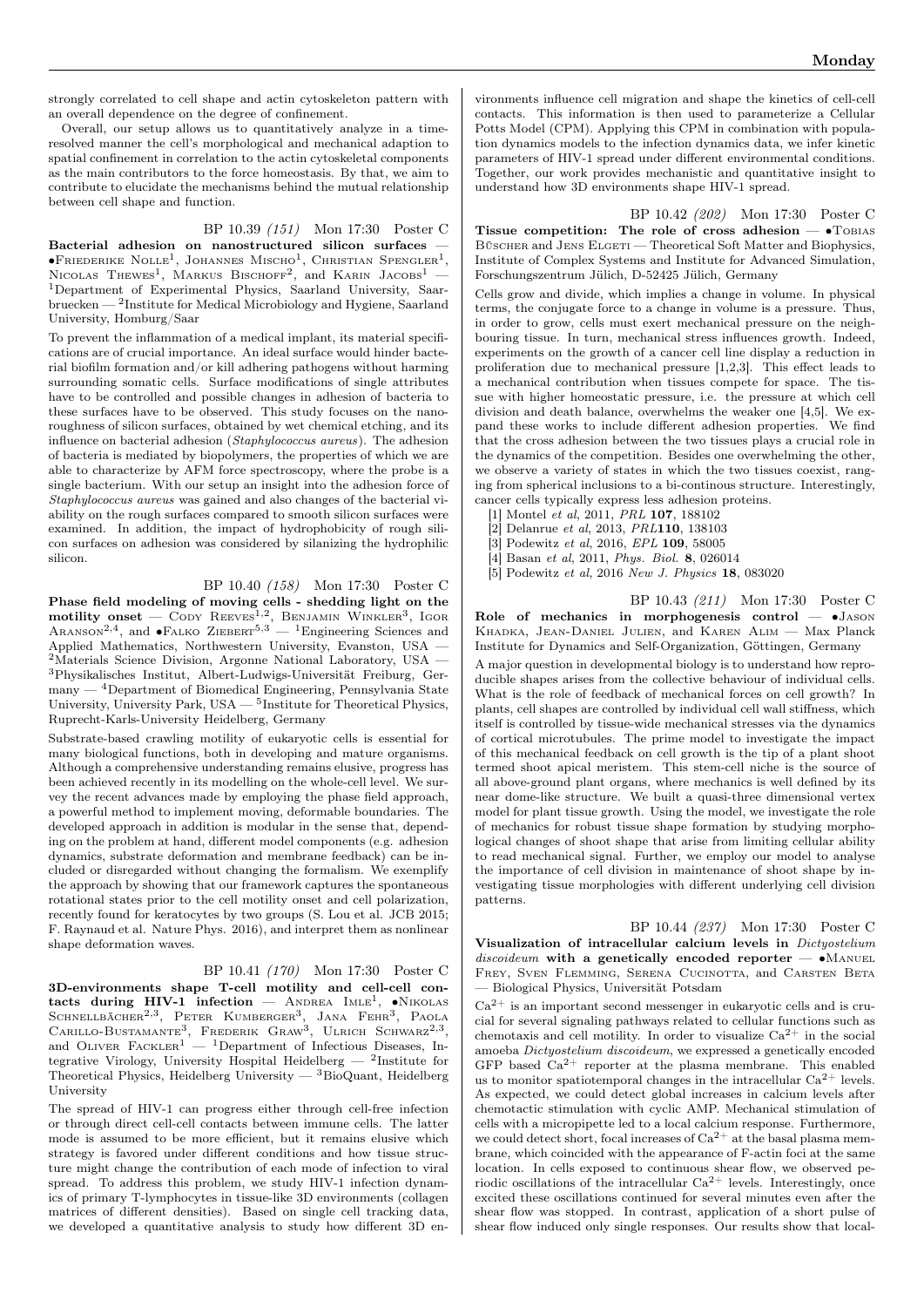strongly correlated to cell shape and actin cytoskeleton pattern with an overall dependence on the degree of confinement.

Overall, our setup allows us to quantitatively analyze in a time-resolved manner the cell's morphological and mechanical adaption to spatial confinement in correlation to the actin cytoskeletal components as the main contributors to the force homeostasis. By that, we aim to contribute to elucidate the mechanisms behind the mutual relationship between cell shape and function.

BP 10.39 *(151)* Mon 17:30 Poster C

**Bacterial adhesion on nanostructured silicon surfaces** — •Friederike Nolle[1], Johannes Mischo[1], Christian Spengler[1], Nicolas Thewes[1], Markus Bischoff[2], and Karin Jacobs[1] — [1]Department of Experimental Physics, Saarland University, Saarbruecken — [2]Institute for Medical Microbiology and Hygiene, Saarland University, Homburg/Saar

To prevent the inflammation of a medical implant, its material specifications are of crucial importance. An ideal surface would hinder bacterial biofilm formation and/or kill adhering pathogens without harming surrounding somatic cells. Surface modifications of single attributes have to be controlled and possible changes in adhesion of bacteria to these surfaces have to be observed. This study focuses on the nanoroughness of silicon surfaces, obtained by wet chemical etching, and its influence on bacterial adhesion (*Staphylococcus aureus*). The adhesion of bacteria is mediated by biopolymers, the properties of which we are able to characterize by AFM force spectroscopy, where the probe is a single bacterium. With our setup an insight into the adhesion force of *Staphylococcus aureus* was gained and also changes of the bacterial viability on the rough surfaces compared to smooth silicon surfaces were examined. In addition, the impact of hydrophobicity of rough silicon surfaces on adhesion was considered by silanizing the hydrophilic silicon.

BP 10.40 *(158)* Mon 17:30 Poster C

**Phase field modeling of moving cells - shedding light on the motility onset** — Cody Reeves[1,2], Benjamin Winkler[3], Igor Aranson[2,4], and •Falko Ziebert[5,3] — [1]Engineering Sciences and Applied Mathematics, Northwestern University, Evanston, USA — [2]Materials Science Division, Argonne National Laboratory, USA — [3]Physikalisches Institut, Albert-Ludwigs-Universität Freiburg, Germany — [4]Department of Biomedical Engineering, Pennsylvania State University, University Park, USA — [5]Institute for Theoretical Physics, Ruprecht-Karls-University Heidelberg, Germany

Substrate-based crawling motility of eukaryotic cells is essential for many biological functions, both in developing and mature organisms. Although a comprehensive understanding remains elusive, progress has been achieved recently in its modelling on the whole-cell level. We survey the recent advances made by employing the phase field approach, a powerful method to implement moving, deformable boundaries. The developed approach in addition is modular in the sense that, depending on the problem at hand, different model components (e.g. adhesion dynamics, substrate deformation and membrane feedback) can be included or disregarded without changing the formalism. We exemplify the approach by showing that our framework captures the spontaneous rotational states prior to the cell motility onset and cell polarization, recently found for keratocytes by two groups (S. Lou et al. JCB 2015; F. Raynaud et al. Nature Phys. 2016), and interpret them as nonlinear shape deformation waves.

BP 10.41 *(170)* Mon 17:30 Poster C

**3D-environments shape T-cell motility and cell-cell contacts during HIV-1 infection** — Andrea Imle[1], •Nikolas Schnellbächer[2,3], Peter Kumberger[3], Jana Fehr[3], Paola Carillo-Bustamante[3], Frederik Graw[3], Ulrich Schwarz[2,3], and Oliver Fackler[1] — [1]Department of Infectious Diseases, Integrative Virology, University Hospital Heidelberg — [2]Institute for Theoretical Physics, Heidelberg University — [3]BioQuant, Heidelberg University

The spread of HIV-1 can progress either through cell-free infection or through direct cell-cell contacts between immune cells. The latter mode is assumed to be more efficient, but it remains elusive which strategy is favored under different conditions and how tissue structure might change the contribution of each mode of infection to viral spread. To address this problem, we study HIV-1 infection dynamics of primary T-lymphocytes in tissue-like 3D environments (collagen matrices of different densities). Based on single cell tracking data, we developed a quantitative analysis to study how different 3D environments influence cell migration and shape the kinetics of cell-cell contacts. This information is then used to parameterize a Cellular Potts Model (CPM). Applying this CPM in combination with population dynamics models to the infection dynamics data, we infer kinetic parameters of HIV-1 spread under different environmental conditions. Together, our work provides mechanistic and quantitative insight to understand how 3D environments shape HIV-1 spread.

BP 10.42 *(202)* Mon 17:30 Poster C

**Tissue competition: The role of cross adhesion** — •Tobias Büscher and Jens Elgeti — Theoretical Soft Matter and Biophysics, Institute of Complex Systems and Institute for Advanced Simulation, Forschungszentrum Jülich, D-52425 Jülich, Germany

Cells grow and divide, which implies a change in volume. In physical terms, the conjugate force to a change in volume is a pressure. Thus, in order to grow, cells must exert mechanical pressure on the neighbouring tissue. In turn, mechanical stress influences growth. Indeed, experiments on the growth of a cancer cell line display a reduction in proliferation due to mechanical pressure [1,2,3]. This effect leads to a mechanical contribution when tissues compete for space. The tissue with higher homeostatic pressure, i.e. the pressure at which cell division and death balance, overwhelms the weaker one [4,5]. We expand these works to include different adhesion properties. We find that the cross adhesion between the two tissues plays a crucial role in the dynamics of the competition. Besides one overwhelming the other, we observe a variety of states in which the two tissues coexist, ranging from spherical inclusions to a bi-continous structure. Interestingly, cancer cells typically express less adhesion proteins.

[1] Montel *et al*, 2011, *PRL* **107**, 188102
[2] Delanrue *et al*, 2013, *PRL* **110**, 138103
[3] Podewitz *et al*, 2016, *EPL* **109**, 58005
[4] Basan *et al*, 2011, *Phys. Biol.* **8**, 026014
[5] Podewitz *et al*, 2016 *New J. Physics* **18**, 083020

BP 10.43 *(211)* Mon 17:30 Poster C

**Role of mechanics in morphogenesis control** — •Jason Khadka, Jean-Daniel Julien, and Karen Alim — Max Planck Institute for Dynamics and Self-Organization, Göttingen, Germany

A major question in developmental biology is to understand how reproducible shapes arises from the collective behaviour of individual cells. What is the role of feedback of mechanical forces on cell growth? In plants, cell shapes are controlled by individual cell wall stiffness, which itself is controlled by tissue-wide mechanical stresses via the dynamics of cortical microtubules. The prime model to investigate the impact of this mechanical feedback on cell growth is the tip of a plant shoot termed shoot apical meristem. This stem-cell niche is the source of all above-ground plant organs, where mechanics is well defined by its near dome-like structure. We built a quasi-three dimensional vertex model for plant tissue growth. Using the model, we investigate the role of mechanics for robust tissue shape formation by studying morphological changes of shoot shape that arise from limiting cellular ability to read mechanical signal. Further, we employ our model to analyse the importance of cell division in maintenance of shoot shape by investigating tissue morphologies with different underlying cell division patterns.

BP 10.44 *(237)* Mon 17:30 Poster C

**Visualization of intracellular calcium levels in *Dictyostelium discoideum* with a genetically encoded reporter** — •Manuel Frey, Sven Flemming, Serena Cucinotta, and Carsten Beta — Biological Physics, Universität Potsdam

$Ca^{2+}$ is an important second messenger in eukaryotic cells and is crucial for several signaling pathways related to cellular functions such as chemotaxis and cell motility. In order to visualize $Ca^{2+}$ in the social amoeba *Dictyostelium discoideum*, we expressed a genetically encoded GFP based $Ca^{2+}$ reporter at the plasma membrane. This enabled us to monitor spatiotemporal changes in the intracellular $Ca^{2+}$ levels. As expected, we could detect global increases in calcium levels after chemotactic stimulation with cyclic AMP. Mechanical stimulation of cells with a micropipette led to a local calcium response. Furthermore, we could detect short, focal increases of $Ca^{2+}$ at the basal plasma membrane, which coincided with the appearance of F-actin foci at the same location. In cells exposed to continuous shear flow, we observed periodic oscillations of the intracellular $Ca^{2+}$ levels. Interestingly, once excited these oscillations continued for several minutes even after the shear flow was stopped. In contrast, application of a short pulse of shear flow induced only single responses. Our results show that local-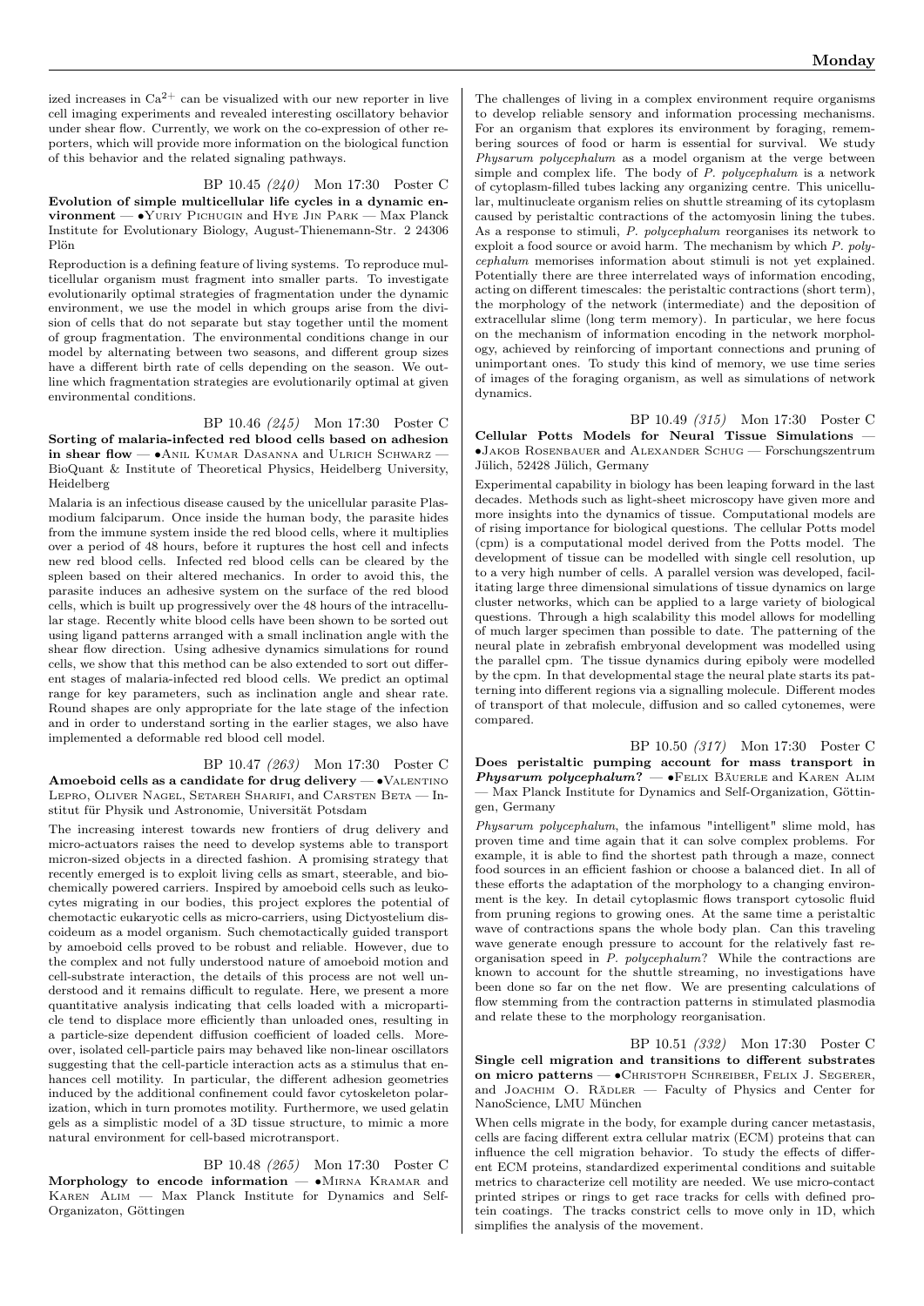ized increases in $Ca^{2+}$ can be visualized with our new reporter in live cell imaging experiments and revealed interesting oscillatory behavior under shear flow. Currently, we work on the co-expression of other reporters, which will provide more information on the biological function of this behavior and the related signaling pathways.

BP 10.45 *(240)* Mon 17:30 Poster C

**Evolution of simple multicellular life cycles in a dynamic environment** — •Yuriy Pichugin and Hye Jin Park — Max Planck Institute for Evolutionary Biology, August-Thienemann-Str. 2 24306 Plön

Reproduction is a defining feature of living systems. To reproduce multicellular organism must fragment into smaller parts. To investigate evolutionarily optimal strategies of fragmentation under the dynamic environment, we use the model in which groups arise from the division of cells that do not separate but stay together until the moment of group fragmentation. The environmental conditions change in our model by alternating between two seasons, and different group sizes have a different birth rate of cells depending on the season. We outline which fragmentation strategies are evolutionarily optimal at given environmental conditions.

BP 10.46 *(245)* Mon 17:30 Poster C

**Sorting of malaria-infected red blood cells based on adhesion in shear flow** — •Anil Kumar Dasanna and Ulrich Schwarz — BioQuant & Institute of Theoretical Physics, Heidelberg University, Heidelberg

Malaria is an infectious disease caused by the unicellular parasite Plasmodium falciparum. Once inside the human body, the parasite hides from the immune system inside the red blood cells, where it multiplies over a period of 48 hours, before it ruptures the host cell and infects new red blood cells. Infected red blood cells can be cleared by the spleen based on their altered mechanics. In order to avoid this, the parasite induces an adhesive system on the surface of the red blood cells, which is built up progressively over the 48 hours of the intracellular stage. Recently white blood cells have been shown to be sorted out using ligand patterns arranged with a small inclination angle with the shear flow direction. Using adhesive dynamics simulations for round cells, we show that this method can be also extended to sort out different stages of malaria-infected red blood cells. We predict an optimal range for key parameters, such as inclination angle and shear rate. Round shapes are only appropriate for the late stage of the infection and in order to understand sorting in the earlier stages, we also have implemented a deformable red blood cell model.

BP 10.47 *(263)* Mon 17:30 Poster C

**Amoeboid cells as a candidate for drug delivery** — •Valentino Lepro, Oliver Nagel, Setareh Sharifi, and Carsten Beta — Institut für Physik und Astronomie, Universität Potsdam

The increasing interest towards new frontiers of drug delivery and micro-actuators raises the need to develop systems able to transport micron-sized objects in a directed fashion. A promising strategy that recently emerged is to exploit living cells as smart, steerable, and biochemically powered carriers. Inspired by amoeboid cells such as leukocytes migrating in our bodies, this project explores the potential of chemotactic eukaryotic cells as micro-carriers, using Dictyostelium discoideum as a model organism. Such chemotactically guided transport by amoeboid cells proved to be robust and reliable. However, due to the complex and not fully understood nature of amoeboid motion and cell-substrate interaction, the details of this process are not well understood and it remains difficult to regulate. Here, we present a more quantitative analysis indicating that cells loaded with a microparticle tend to displace more efficiently than unloaded ones, resulting in a particle-size dependent diffusion coefficient of loaded cells. Moreover, isolated cell-particle pairs may behaved like non-linear oscillators suggesting that the cell-particle interaction acts as a stimulus that enhances cell motility. In particular, the different adhesion geometries induced by the additional confinement could favor cytoskeleton polarization, which in turn promotes motility. Furthermore, we used gelatin gels as a simplistic model of a 3D tissue structure, to mimic a more natural environment for cell-based microtransport.

BP 10.48 *(265)* Mon 17:30 Poster C

**Morphology to encode information** — •Mirna Kramar and Karen Alim — Max Planck Institute for Dynamics and Self-Organizaton, Göttingen

The challenges of living in a complex environment require organisms to develop reliable sensory and information processing mechanisms. For an organism that explores its environment by foraging, remembering sources of food or harm is essential for survival. We study *Physarum polycephalum* as a model organism at the verge between simple and complex life. The body of *P. polycephalum* is a network of cytoplasm-filled tubes lacking any organizing centre. This unicellular, multinucleate organism relies on shuttle streaming of its cytoplasm caused by peristaltic contractions of the actomyosin lining the tubes. As a response to stimuli, *P. polycephalum* reorganises its network to exploit a food source or avoid harm. The mechanism by which *P. polycephalum* memorises information about stimuli is not yet explained. Potentially there are three interrelated ways of information encoding, acting on different timescales: the peristaltic contractions (short term), the morphology of the network (intermediate) and the deposition of extracellular slime (long term memory). In particular, we here focus on the mechanism of information encoding in the network morphology, achieved by reinforcing of important connections and pruning of unimportant ones. To study this kind of memory, we use time series of images of the foraging organism, as well as simulations of network dynamics.

BP 10.49 *(315)* Mon 17:30 Poster C

**Cellular Potts Models for Neural Tissue Simulations** — •Jakob Rosenbauer and Alexander Schug — Forschungszentrum Jülich, 52428 Jülich, Germany

Experimental capability in biology has been leaping forward in the last decades. Methods such as light-sheet microscopy have given more and more insights into the dynamics of tissue. Computational models are of rising importance for biological questions. The cellular Potts model (cpm) is a computational model derived from the Potts model. The development of tissue can be modelled with single cell resolution, up to a very high number of cells. A parallel version was developed, facilitating large three dimensional simulations of tissue dynamics on large cluster networks, which can be applied to a large variety of biological questions. Through a high scalability this model allows for modelling of much larger specimen than possible to date. The patterning of the neural plate in zebrafish embryonal development was modelled using the parallel cpm. The tissue dynamics during epiboly were modelled by the cpm. In that developmental stage the neural plate starts its patterning into different regions via a signalling molecule. Different modes of transport of that molecule, diffusion and so called cytonemes, were compared.

BP 10.50 *(317)* Mon 17:30 Poster C

**Does peristaltic pumping account for mass transport in *Physarum polycephalum*?** — •Felix Bäuerle and Karen Alim — Max Planck Institute for Dynamics and Self-Organization, Göttingen, Germany

*Physarum polycephalum*, the infamous "intelligent" slime mold, has proven time and time again that it can solve complex problems. For example, it is able to find the shortest path through a maze, connect food sources in an efficient fashion or choose a balanced diet. In all of these efforts the adaptation of the morphology to a changing environment is the key. In detail cytoplasmic flows transport cytosolic fluid from pruning regions to growing ones. At the same time a peristaltic wave of contractions spans the whole body plan. Can this traveling wave generate enough pressure to account for the relatively fast reorganisation speed in *P. polycephalum*? While the contractions are known to account for the shuttle streaming, no investigations have been done so far on the net flow. We are presenting calculations of flow stemming from the contraction patterns in stimulated plasmodia and relate these to the morphology reorganisation.

BP 10.51 *(332)* Mon 17:30 Poster C

**Single cell migration and transitions to different substrates on micro patterns** — •Christoph Schreiber, Felix J. Segerer, and Joachim O. Rädler — Faculty of Physics and Center for NanoScience, LMU München

When cells migrate in the body, for example during cancer metastasis, cells are facing different extra cellular matrix (ECM) proteins that can influence the cell migration behavior. To study the effects of different ECM proteins, standardized experimental conditions and suitable metrics to characterize cell motility are needed. We use micro-contact printed stripes or rings to get race tracks for cells with defined protein coatings. The tracks constrict cells to move only in 1D, which simplifies the analysis of the movement.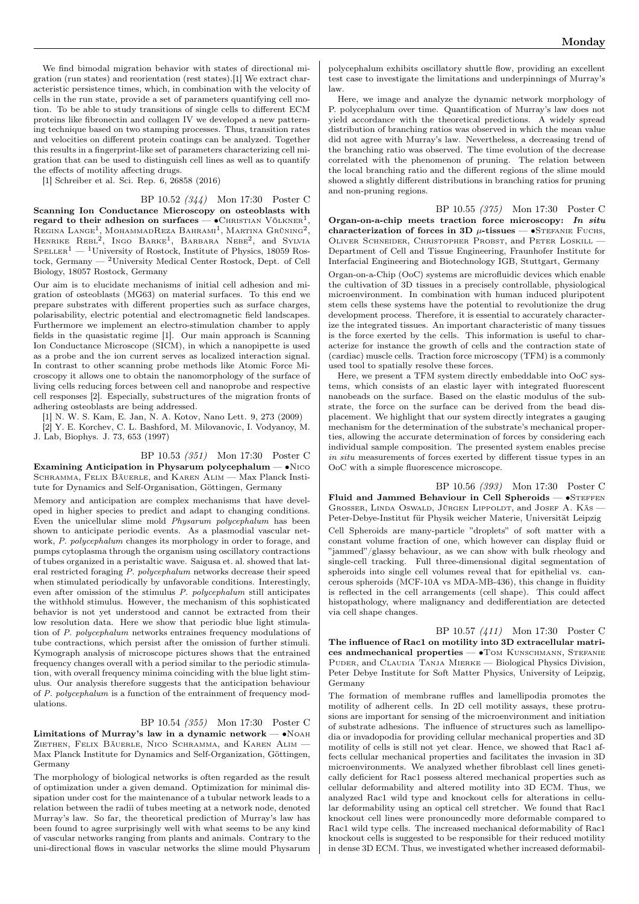We find bimodal migration behavior with states of directional migration (run states) and reorientation (rest states).[1] We extract characteristic persistence times, which, in combination with the velocity of cells in the run state, provide a set of parameters quantifying cell motion. To be able to study transitions of single cells to different ECM proteins like fibronectin and collagen IV we developed a new patterning technique based on two stamping processes. Thus, transition rates and velocities on different protein coatings can be analyzed. Together this results in a fingerprint-like set of parameters characterizing cell migration that can be used to distinguish cell lines as well as to quantify the effects of motility affecting drugs.

[1] Schreiber et al. Sci. Rep. 6, 26858 (2016)

BP 10.52 *(344)* Mon 17:30 Poster C

**Scanning Ion Conductance Microscopy on osteoblasts with regard to their adhesion on surfaces** — •Christian Völkner[1], Regina Lange[1], MohammadReza Bahrami[1], Martina Grüning[2], Henrike Rebl[2], Ingo Barke[1], Barbara Nebe[2], and Sylvia Speller[1] — [1]University of Rostock, Institute of Physics, 18059 Rostock, Germany — [2]University Medical Center Rostock, Dept. of Cell Biology, 18057 Rostock, Germany

Our aim is to elucidate mechanisms of initial cell adhesion and migration of osteoblasts (MG63) on material surfaces. To this end we prepare substrates with different properties such as surface charges, polarisability, electric potential and electromagnetic field landscapes. Furthermore we implement an electro-stimulation chamber to apply fields in the quasistatic regime [1]. Our main approach is Scanning Ion Conductance Microscope (SICM), in which a nanopipette is used as a probe and the ion current serves as localized interaction signal. In contrast to other scanning probe methods like Atomic Force Microscopy it allows one to obtain the nanomorphology of the surface of living cells reducing forces between cell and nanoprobe and respective cell responses [2]. Especially, substructures of the migration fronts of adhering osteoblasts are being addressed.

[1] N. W. S. Kam, E. Jan, N. A. Kotov, Nano Lett. 9, 273 (2009)

[2] Y. E. Korchev, C. L. Bashford, M. Milovanovic, I. Vodyanoy, M. J. Lab, Biophys. J. 73, 653 (1997)

BP 10.53 *(351)* Mon 17:30 Poster C

**Examining Anticipation in Physarum polycephalum** — •Nico Schramma, Felix Bäuerle, and Karen Alim — Max Planck Institute for Dynamics and Self-Organisation, Göttingen, Germany

Memory and anticipation are complex mechanisms that have developed in higher species to predict and adapt to changing conditions. Even the unicellular slime mold *Physarum polycephalum* has been shown to anticipate periodic events. As a plasmodial vascular network, *P. polycephalum* changes its morphology in order to forage, and pumps cytoplasma through the organism using oscillatory contractions of tubes organized in a peristaltic wave. Saigusa et. al. showed that lateral restricted foraging *P. polycephalum* networks decrease their speed when stimulated periodically by unfavorable conditions. Interestingly, even after omission of the stimulus *P. polycephalum* still anticipates the withhold stimulus. However, the mechanism of this sophisticated behavior is not yet understood and cannot be extracted from their low resolution data. Here we show that periodic blue light stimulation of *P. polycephalum* networks entraines frequency modulations of tube contractions, which persist after the omission of further stimuli. Kymograph analysis of microscope pictures shows that the entrained frequency changes overall with a period similar to the periodic stimulation, with overall frequency minima coinciding with the blue light stimulus. Our analysis therefore suggests that the anticipation behaviour of *P. polycephalum* is a function of the entrainment of frequency modulations.

BP 10.54 *(355)* Mon 17:30 Poster C

**Limitations of Murray's law in a dynamic network** — •Noah Ziethen, Felix Bäuerle, Nico Schramma, and Karen Alim — Max Planck Institute for Dynamics and Self-Organization, Göttingen, Germany

The morphology of biological networks is often regarded as the result of optimization under a given demand. Optimization for minimal dissipation under cost for the maintenance of a tubular network leads to a relation between the radii of tubes meeting at a network node, denoted Murray's law. So far, the theoretical prediction of Murray's law has been found to agree surprisingly well with what seems to be any kind of vascular networks ranging from plants and animals. Contrary to the uni-directional flows in vascular networks the slime mould Physarum polycephalum exhibits oscillatory shuttle flow, providing an excellent test case to investigate the limitations and underpinnings of Murray's law.

Here, we image and analyze the dynamic network morphology of P. polycephalum over time. Quantification of Murray's law does not yield accordance with the theoretical predictions. A widely spread distribution of branching ratios was observed in which the mean value did not agree with Murray's law. Nevertheless, a decreasing trend of the branching ratio was observed. The time evolution of the decrease correlated with the phenomenon of pruning. The relation between the local branching ratio and the different regions of the slime mould showed a slightly different distributions in branching ratios for pruning and non-pruning regions.

BP 10.55 *(375)* Mon 17:30 Poster C

**Organ-on-a-chip meets traction force microscopy: *In situ* characterization of forces in 3D $\mu$-tissues** — •Stefanie Fuchs, Oliver Schneider, Christopher Probst, and Peter Loskill — Department of Cell and Tissue Engineering, Fraunhofer Institute for Interfacial Engineering and Biotechnology IGB, Stuttgart, Germany

Organ-on-a-Chip (OoC) systems are microfluidic devices which enable the cultivation of 3D tissues in a precisely controllable, physiological microenvironment. In combination with human induced pluripotent stem cells these systems have the potential to revolutionize the drug development process. Therefore, it is essential to accurately characterize the integrated tissues. An important characteristic of many tissues is the force exerted by the cells. This information is useful to characterize for instance the growth of cells and the contraction state of (cardiac) muscle cells. Traction force microscopy (TFM) is a commonly used tool to spatially resolve these forces.

Here, we present a TFM system directly embeddable into OoC systems, which consists of an elastic layer with integrated fluorescent nanobeads on the surface. Based on the elastic modulus of the substrate, the force on the surface can be derived from the bead displacement. We highlight that our system directly integrates a gauging mechanism for the determination of the substrate's mechanical properties, allowing the accurate determination of forces by considering each individual sample composition. The presented system enables precise *in situ* measurements of forces exerted by different tissue types in an OoC with a simple fluorescence microscope.

BP 10.56 *(393)* Mon 17:30 Poster C

**Fluid and Jammed Behaviour in Cell Spheroids** — •Steffen Grosser, Linda Oswald, Jürgen Lippoldt, and Josef A. Käs — Peter-Debye-Institut für Physik weicher Materie, Universität Leipzig

Cell Spheroids are many-particle "droplets" of soft matter with a constant volume fraction of one, which however can display fluid or "jammed"/glassy behaviour, as we can show with bulk rheology and single-cell tracking. Full three-dimensional digital segmentation of spheroids into single cell volumes reveal that for epithelial vs. cancerous spheroids (MCF-10A vs MDA-MB-436), this change in fluidity is reflected in the cell arrangements (cell shape). This could affect histopathology, where malignancy and dedifferentiation are detected via cell shape changes.

BP 10.57 *(411)* Mon 17:30 Poster C

**The influence of Rac1 on motility into 3D extracellular matrices andmechanical properties** — •Tom Kunschmann, Stefanie Puder, and Claudia Tanja Mierke — Biological Physics Division, Peter Debye Institute for Soft Matter Physics, University of Leipzig, Germany

The formation of membrane ruffles and lamellipodia promotes the motility of adherent cells. In 2D cell motility assays, these protrusions are important for sensing of the microenvironment and initiation of substrate adhesions. The influence of structures such as lamellipodia or invadopodia for providing cellular mechanical properties and 3D motility of cells is still not yet clear. Hence, we showed that Rac1 affects cellular mechanical properties and facilitates the invasion in 3D microenvironments. We analyzed whether fibroblast cell lines genetically deficient for Rac1 possess altered mechanical properties such as cellular deformability and altered motility into 3D ECM. Thus, we analyzed Rac1 wild type and knockout cells for alterations in cellular deformability using an optical cell stretcher. We found that Rac1 knockout cell lines were pronouncedly more deformable compared to Rac1 wild type cells. The increased mechanical deformability of Rac1 knockout cells is suggested to be responsible for their reduced motility in dense 3D ECM. Thus, we investigated whether increased deformabil-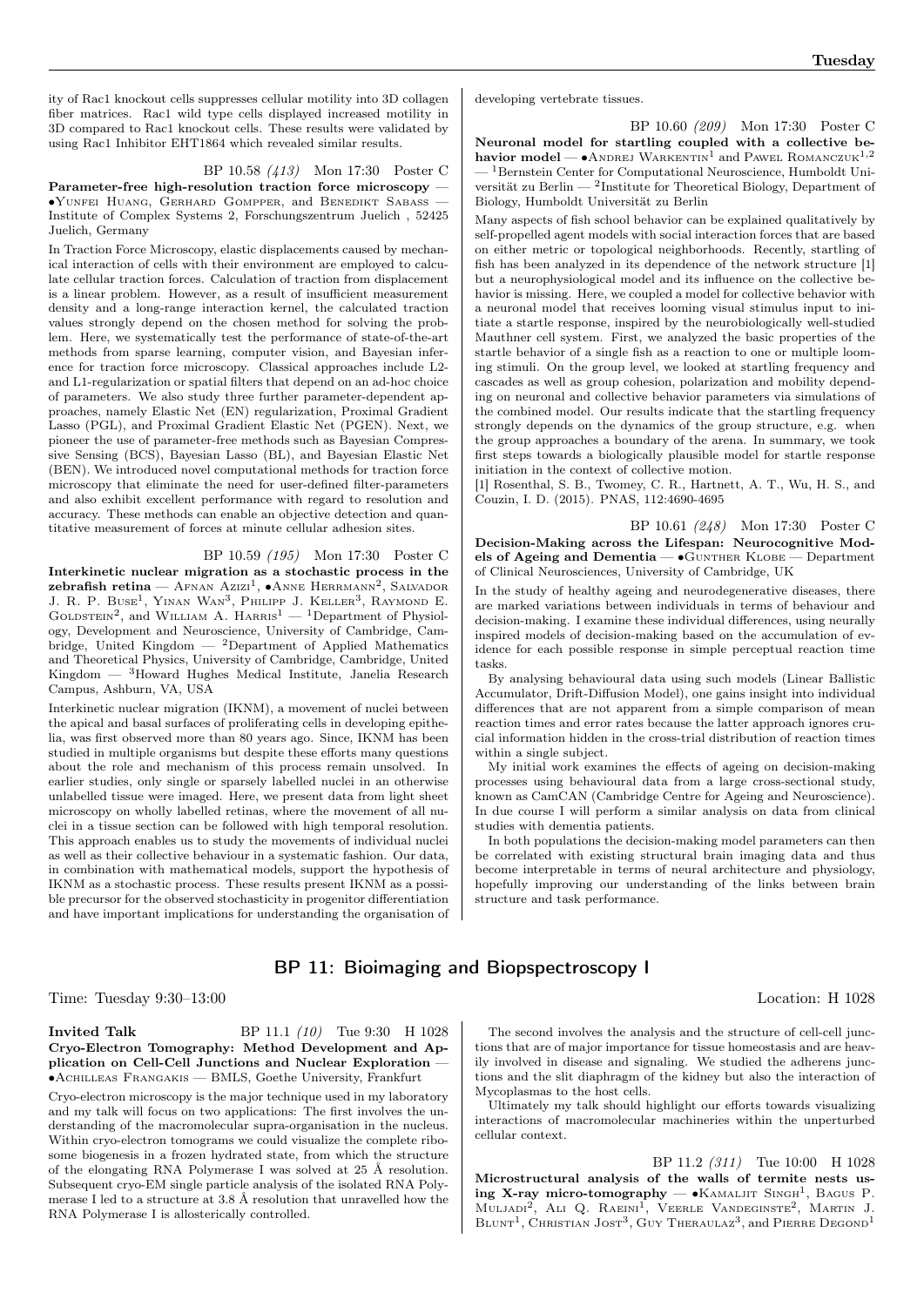ity of Rac1 knockout cells suppresses cellular motility into 3D collagen fiber matrices. Rac1 wild type cells displayed increased motility in 3D compared to Rac1 knockout cells. These results were validated by using Rac1 Inhibitor EHT1864 which revealed similar results.

BP 10.58 *(413)* Mon 17:30 Poster C

**Parameter-free high-resolution traction force microscopy** — •Yunfei Huang, Gerhard Gompper, and Benedikt Sabass — Institute of Complex Systems 2, Forschungszentrum Juelich , 52425 Juelich, Germany

In Traction Force Microscopy, elastic displacements caused by mechanical interaction of cells with their environment are employed to calculate cellular traction forces. Calculation of traction from displacement is a linear problem. However, as a result of insufficient measurement density and a long-range interaction kernel, the calculated traction values strongly depend on the chosen method for solving the problem. Here, we systematically test the performance of state-of-the-art methods from sparse learning, computer vision, and Bayesian inference for traction force microscopy. Classical approaches include L2- and L1-regularization or spatial filters that depend on an ad-hoc choice of parameters. We also study three further parameter-dependent approaches, namely Elastic Net (EN) regularization, Proximal Gradient Lasso (PGL), and Proximal Gradient Elastic Net (PGEN). Next, we pioneer the use of parameter-free methods such as Bayesian Compressive Sensing (BCS), Bayesian Lasso (BL), and Bayesian Elastic Net (BEN). We introduced novel computational methods for traction force microscopy that eliminate the need for user-defined filter-parameters and also exhibit excellent performance with regard to resolution and accuracy. These methods can enable an objective detection and quantitative measurement of forces at minute cellular adhesion sites.

BP 10.59 *(195)* Mon 17:30 Poster C

**Interkinetic nuclear migration as a stochastic process in the zebrafish retina** — Afnan Azizi[1], •Anne Herrmann[2], Salvador J. R. P. Buse[1], Yinan Wan[3], Philipp J. Keller[3], Raymond E. Goldstein[2], and William A. Harris[1] — [1]Department of Physiology, Development and Neuroscience, University of Cambridge, Cambridge, United Kingdom — [2]Department of Applied Mathematics and Theoretical Physics, University of Cambridge, Cambridge, United Kingdom — [3]Howard Hughes Medical Institute, Janelia Research Campus, Ashburn, VA, USA

Interkinetic nuclear migration (IKNM), a movement of nuclei between the apical and basal surfaces of proliferating cells in developing epithelia, was first observed more than 80 years ago. Since, IKNM has been studied in multiple organisms but despite these efforts many questions about the role and mechanism of this process remain unsolved. In earlier studies, only single or sparsely labelled nuclei in an otherwise unlabelled tissue were imaged. Here, we present data from light sheet microscopy on wholly labelled retinas, where the movement of all nuclei in a tissue section can be followed with high temporal resolution. This approach enables us to study the movements of individual nuclei as well as their collective behaviour in a systematic fashion. Our data, in combination with mathematical models, support the hypothesis of IKNM as a stochastic process. These results present IKNM as a possible precursor for the observed stochasticity in progenitor differentiation and have important implications for understanding the organisation of developing vertebrate tissues.

BP 10.60 *(209)* Mon 17:30 Poster C

**Neuronal model for startling coupled with a collective behavior model** — •Andrej Warkentin[1] and Pawel Romanczuk[1,2] — [1]Bernstein Center for Computational Neuroscience, Humboldt Universität zu Berlin — [2]Institute for Theoretical Biology, Department of Biology, Humboldt Universität zu Berlin

Many aspects of fish school behavior can be explained qualitatively by self-propelled agent models with social interaction forces that are based on either metric or topological neighborhoods. Recently, startling of fish has been analyzed in its dependence of the network structure [1] but a neurophysiological model and its influence on the collective behavior is missing. Here, we coupled a model for collective behavior with a neuronal model that receives looming visual stimulus input to initiate a startle response, inspired by the neurobiologically well-studied Mauthner cell system. First, we analyzed the basic properties of the startle behavior of a single fish as a reaction to one or multiple looming stimuli. On the group level, we looked at startling frequency and cascades as well as group cohesion, polarization and mobility depending on neuronal and collective behavior parameters via simulations of the combined model. Our results indicate that the startling frequency strongly depends on the dynamics of the group structure, e.g. when the group approaches a boundary of the arena. In summary, we took first steps towards a biologically plausible model for startle response initiation in the context of collective motion.

[1] Rosenthal, S. B., Twomey, C. R., Hartnett, A. T., Wu, H. S., and Couzin, I. D. (2015). PNAS, 112:4690-4695

BP 10.61 *(248)* Mon 17:30 Poster C

**Decision-Making across the Lifespan: Neurocognitive Models of Ageing and Dementia** — •Gunther Klobe — Department of Clinical Neurosciences, University of Cambridge, UK

In the study of healthy ageing and neurodegenerative diseases, there are marked variations between individuals in terms of behaviour and decision-making. I examine these individual differences, using neurally inspired models of decision-making based on the accumulation of evidence for each possible response in simple perceptual reaction time tasks.

By analysing behavioural data using such models (Linear Ballistic Accumulator, Drift-Diffusion Model), one gains insight into individual differences that are not apparent from a simple comparison of mean reaction times and error rates because the latter approach ignores crucial information hidden in the cross-trial distribution of reaction times within a single subject.

My initial work examines the effects of ageing on decision-making processes using behavioural data from a large cross-sectional study, known as CamCAN (Cambridge Centre for Ageing and Neuroscience). In due course I will perform a similar analysis on data from clinical studies with dementia patients.

In both populations the decision-making model parameters can then be correlated with existing structural brain imaging data and thus become interpretable in terms of neural architecture and physiology, hopefully improving our understanding of the links between brain structure and task performance.

## BP 11: Bioimaging and Biospectroscopy I

Time: Tuesday 9:30–13:00 Location: H 1028

**Invited Talk** BP 11.1 *(10)* Tue 9:30 H 1028

**Cryo-Electron Tomography: Method Development and Application on Cell-Cell Junctions and Nuclear Exploration** — •Achilleas Frangakis — BMLS, Goethe University, Frankfurt

Cryo-electron microscopy is the major technique used in my laboratory and my talk will focus on two applications: The first involves the understanding of the macromolecular supra-organisation in the nucleus. Within cryo-electron tomograms we could visualize the complete ribosome biogenesis in a frozen hydrated state, from which the structure of the elongating RNA Polymerase I was solved at 25 Å resolution. Subsequent cryo-EM single particle analysis of the isolated RNA Polymerase I led to a structure at 3.8 Å resolution that unravelled how the RNA Polymerase I is allosterically controlled.

The second involves the analysis and the structure of cell-cell junctions that are of major importance for tissue homeostasis and are heavily involved in disease and signaling. We studied the adherens junctions and the slit diaphragm of the kidney but also the interaction of Mycoplasmas to the host cells.

Ultimately my talk should highlight our efforts towards visualizing interactions of macromolecular machineries within the unperturbed cellular context.

BP 11.2 *(311)* Tue 10:00 H 1028

**Microstructural analysis of the walls of termite nests using X-ray micro-tomography** — •Kamaljit Singh[1], Bagus P. Muljadi[2], Ali Q. Raeini[1], Veerle Vandeginste[2], Martin J. Blunt[1], Christian Jost[3], Guy Theraulaz[3], and Pierre Degond[1]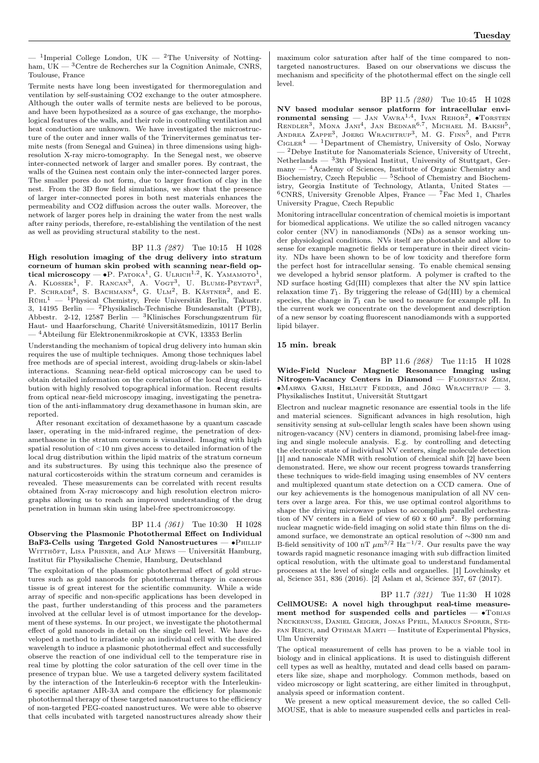— [1]Imperial College London, UK — [2]The University of Nottingham, UK — [3]Centre de Recherches sur la Cognition Animale, CNRS, Toulouse, France

Termite nests have long been investigated for thermoregulation and ventilation by self-sustaining CO2 exchange to the outer atmosphere. Although the outer walls of termite nests are believed to be porous, and have been hypothesized as a source of gas exchange, the morphological features of the walls, and their role in controlling ventilation and heat conduction are unknown. We have investigated the microstructure of the outer and inner walls of the Trinervitermes geminatus termite nests (from Senegal and Guinea) in three dimensions using high-resolution X-ray micro-tomography. In the Senegal nest, we observe inter-connected network of larger and smaller pores. By contrast, the walls of the Guinea nest contain only the inter-connected larger pores. The smaller pores do not form, due to larger fraction of clay in the nest. From the 3D flow field simulations, we show that the presence of larger inter-connected pores in both nest materials enhances the permeability and CO2 diffusion across the outer walls. Moreover, the network of larger pores help in draining the water from the nest walls after rainy periods, therefore, re-establishing the ventilation of the nest as well as providing structural stability to the nest.

BP 11.3 *(287)* Tue 10:15 H 1028

**High resolution imaging of the drug delivery into stratum corneum of human skin probed with scanning near-field optical microscopy** — •P. Patoka[1], G. Ulrich[1,2], K. Yamamoto[1], A. Klossek[1], F. Rancan[3], A. Vogt[3], U. Blume-Peytavi[3], P. Schrade[4], S. Bachmann[4], G. Ulm[2], B. Kästner[2], and E. Rühl[1] — [1]Physical Chemistry, Freie Universität Berlin, Takustr. 3, 14195 Berlin — [2]Physikalisch-Technische Bundesanstalt (PTB), Abbestr. 2-12, 12587 Berlin — [3]Klinisches Forschungszentrum für Haut- und Haarforschung, Charité Universitätsmedizin, 10117 Berlin — [4]Abteilung für Elektronenmikroskopie at CVK, 13353 Berlin

Understanding the mechanism of topical drug delivery into human skin requires the use of multiple techniques. Among those techniques label free methods are of special interest, avoiding drug-labels or skin-label interactions. Scanning near-field optical microscopy can be used to obtain detailed information on the correlation of the local drug distribution with highly resolved topographical information. Recent results from optical near-field microscopy imaging, investigating the penetration of the anti-inflammatory drug dexamethasone in human skin, are reported.

After resonant excitation of dexamethasone by a quantum cascade laser, operating in the mid-infrared regime, the penetration of dexamethasone in the stratum corneum is visualized. Imaging with high spatial resolution of <10 nm gives access to detailed information of the local drug distribution within the lipid matrix of the stratum corneum and its substructures. By using this technique also the presence of natural corticosteroids within the stratum corneum and ceramides is revealed. These measurements can be correlated with recent results obtained from X-ray microscopy and high resolution electron micrographs allowing us to reach an improved understanding of the drug penetration in human skin using label-free spectromicroscopy.

BP 11.4 *(361)* Tue 10:30 H 1028

**Observing the Plasmonic Photothermal Effect on Individual BaF3-Cells using Targeted Gold Nanostructures** — •Phillip Witthöft, Lisa Prisner, and Alf Mews — Universität Hamburg, Institut für Physikalische Chemie, Hamburg, Deutschland

The exploitation of the plasmonic photothermal effect of gold structures such as gold nanorods for photothermal therapy in cancerous tissue is of great interest for the scientific community. While a wide array of specific and non-specific applications has been developed in the past, further understanding of this process and the parameters involved at the cellular level is of utmost importance for the development of these systems. In our project, we investigate the photothermal effect of gold nanorods in detail on the single cell level. We have developed a method to irradiate only an individual cell with the desired wavelength to induce a plasmonic photothermal effect and successfully observe the reaction of one individual cell to the temperature rise in real time by plotting the color saturation of the cell over time in the presence of trypan blue. We use a targeted delivery system facilitated by the interaction of the Interleukin-6 receptor with the Interleukin-6 specific aptamer AIR-3A and compare the efficiency for plasmonic photothermal therapy of these targeted nanostructures to the efficiency of non-targeted PEG-coated nanostructures. We were able to observe that cells incubated with targeted nanostructures already show their maximum color saturation after half of the time compared to non-targeted nanostructures. Based on our observations we discuss the mechanism and specificity of the photothermal effect on the single cell level.

BP 11.5 *(280)* Tue 10:45 H 1028

**NV based modular sensor platform for intracellular environmental sensing** — Jan Vavra[1,4], Ivan Rehor[2], •Torsten Rendler[3], Mona Jani[4], Jan Bednar[6,7], Michael M. Baksh[5], Andrea Zappe[3], Joerg Wrachtrup[3], M. G. Finn[5], and Petr Cigler[4] — [1]Department of Chemistry, University of Oslo, Norway — [2]Debye Institute for Nanomaterials Science, University of Utrecht, Netherlands — [3]3th Physical Institut, University of Stuttgart, Germany — [4]Academy of Sciences, Institute of Organic Chemistry and Biochemistry, Czech Republic — [5]School of Chemistry and Biochemistry, Georgia Institute of Technology, Atlanta, United States — [6]CNRS, University Grenoble Alpes, France — [7]Fac Med 1, Charles University Prague, Czech Republic

Monitoring intracellular concentration of chemical moietis is important for biomedical applications. We utilize the so called nitrogen vacancy color center (NV) in nanodiamonds (NDs) as a sensor working under physiological conditions. NVs itself are photostable and allow to sense for example magnetic fields or temperature in their direct vicinity. NDs have been shown to be of low toxicity and therefore form the perfect host for intracellular sensing. To enable chemical sensing we developed a hybrid sensor platform. A polymer is crafted to the ND surface hosting Gd(III) complexes that alter the NV spin lattice relaxation time $T_1$. By triggering the release of Gd(III) by a chemical species, the change in $T_1$ can be used to measure for example pH. In the current work we concentrate on the development and description of a new sensor by coating fluorescent nanodiamonds with a supported lipid bilayer.

**15 min. break**

BP 11.6 *(268)* Tue 11:15 H 1028

**Wide-Field Nuclear Magnetic Resonance Imaging using Nitrogen-Vacancy Centers in Diamond** — Florestan Ziem, •Marwa Garsi, Helmut Fedder, and Jörg Wrachtrup — 3. Physikalisches Institut, Universität Stuttgart

Electron and nuclear magnetic resonance are essential tools in the life and material sciences. Significant advances in high resolution, high sensitivity sensing at sub-cellular length scales have been shown using nitrogen-vacancy (NV) centers in diamond, promising label-free imaging and single molecule analysis. E.g. by controlling and detecting the electronic state of individual NV centers, single molecule detection [1] and nanoscale NMR with resolution of chemical shift [2] have been demonstrated. Here, we show our recent progress towards transferring these techniques to wide-field imaging using ensembles of NV centers and multiplexed quantum state detection on a CCD camera. One of our key achievements is the homogenous manipulation of all NV centers over a large area. For this, we use optimal control algorithms to shape the driving microwave pulses to accomplish parallel orchestration of NV centers in a field of view of 60 x 60 $\mu$m$^2$. By performing nuclear magnetic wide-field imaging on solid state thin films on the diamond surface, we demonstrate an optical resolution of ∼300 nm and B-field sensitivity of 100 nT $\mu$m$^{3/2}$ Hz$^{-1/2}$. Our results pave the way towards rapid magnetic resonance imaging with sub diffraction limited optical resolution, with the ultimate goal to understand fundamental processes at the level of single cells and organelles. [1] Lovchinsky et al, Science 351, 836 (2016). [2] Aslam et al, Science 357, 67 (2017).

BP 11.7 *(321)* Tue 11:30 H 1028

**CellMOUSE: A novel high throughput real-time measurement method for suspended cells and particles** — •Tobias Neckernuss, Daniel Geiger, Jonas Pfeil, Markus Sporer, Stefan Reich, and Othmar Marti — Institute of Experimental Physics, Ulm University

The optical measurement of cells has proven to be a viable tool in biology and in clinical applications. It is used to distinguish different cell types as well as healthy, mutated and dead cells based on parameters like size, shape and morphology. Common methods, based on video microscopy or light scattering, are either limited in throughput, analysis speed or information content.

We present a new optical measurement device, the so called CellMOUSE, that is able to measure suspended cells and particles in real-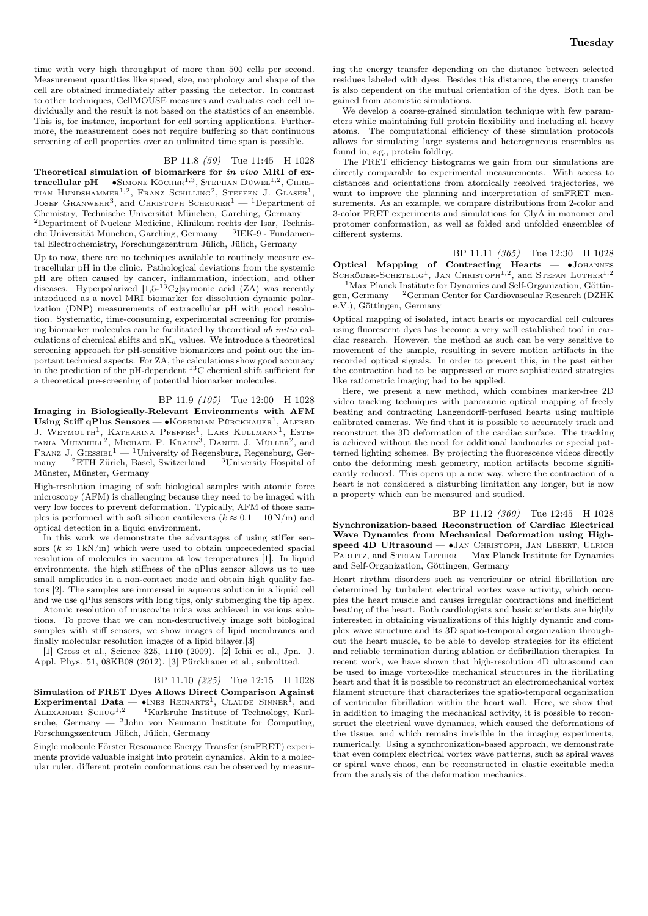time with very high throughput of more than 500 cells per second. Measurement quantities like speed, size, morphology and shape of the cell are obtained immediately after passing the detector. In contrast to other techniques, CellMOUSE measures and evaluates each cell individually and the result is not based on the statistics of an ensemble. This is, for instance, important for cell sorting applications. Furthermore, the measurement does not require buffering so that continuous screening of cell properties over an unlimited time span is possible.

BP 11.8 *(59)* Tue 11:45 H 1028

**Theoretical simulation of biomarkers for *in vivo* MRI of extracellular pH** — •Simone Köcher[1,3], Stephan Düwel[1,2], Christian Hundshammer[1,2], Franz Schilling[2], Steffen J. Glaser[1], Josef Granwehr[3], and Christoph Scheurer[1] — [1]Department of Chemistry, Technische Universität München, Garching, Germany — [2]Department of Nuclear Medicine, Klinikum rechts der Isar, Technische Universität München, Garching, Germany — [3]IEK-9 - Fundamental Electrochemistry, Forschungszentrum Jülich, Jülich, Germany

Up to now, there are no techniques available to routinely measure extracellular pH in the clinic. Pathological deviations from the systemic pH are often caused by cancer, inflammation, infection, and other diseases. Hyperpolarized [1,5-$^{13}C_2$]zymonic acid (ZA) was recently introduced as a novel MRI biomarker for dissolution dynamic polarization (DNP) measurements of extracellular pH with good resolution. Systematic, time-consuming, experimental screening for promising biomarker molecules can be facilitated by theoretical *ab initio* calculations of chemical shifts and $pK_a$ values. We introduce a theoretical screening approach for pH-sensitive biomarkers and point out the important technical aspects. For ZA, the calculations show good accuracy in the prediction of the pH-dependent $^{13}C$ chemical shift sufficient for a theoretical pre-screening of potential biomarker molecules.

BP 11.9 *(105)* Tue 12:00 H 1028

**Imaging in Biologically-Relevant Environments with AFM Using Stiff qPlus Sensors** — •Korbinian Pürckhauer[1], Alfred J. Weymouth[1], Katharina Pfeffer[1], Lars Kullmann[1], Estefania Mulvihill[2], Michael P. Krahn[3], Daniel J. Müller[2], and Franz J. Giessibl[1] — [1]University of Regensburg, Regensburg, Germany — [2]ETH Zürich, Basel, Switzerland — [3]University Hospital of Münster, Münster, Germany

High-resolution imaging of soft biological samples with atomic force microscopy (AFM) is challenging because they need to be imaged with very low forces to prevent deformation. Typically, AFM of those samples is performed with soft silicon cantilevers ($k \approx 0.1 - 10\,\mathrm{N/m}$) and optical detection in a liquid environment.

In this work we demonstrate the advantages of using stiffer sensors ($k \approx 1\,\mathrm{kN/m}$) which were used to obtain unprecedented spacial resolution of molecules in vacuum at low temperatures [1]. In liquid environments, the high stiffness of the qPlus sensor allows us to use small amplitudes in a non-contact mode and obtain high quality factors [2]. The samples are immersed in aqueous solution in a liquid cell and we use qPlus sensors with long tips, only submerging the tip apex.

Atomic resolution of muscovite mica was achieved in various solutions. To prove that we can non-destructively image soft biological samples with stiff sensors, we show images of lipid membranes and finally molecular resolution images of a lipid bilayer.[3]

[1] Gross et al., Science 325, 1110 (2009). [2] Ichii et al., Jpn. J. Appl. Phys. 51, 08KB08 (2012). [3] Pürckhauer et al., submitted.

BP 11.10 *(225)* Tue 12:15 H 1028

**Simulation of FRET Dyes Allows Direct Comparison Against Experimental Data** — •Ines Reinartz[1], Claude Sinner[1], and Alexander Schug[1,2] — [1]Karlsruhe Institute of Technology, Karlsruhe, Germany — [2]John von Neumann Institute for Computing, Forschungszentrum Jülich, Jülich, Germany

Single molecule Förster Resonance Energy Transfer (smFRET) experiments provide valuable insight into protein dynamics. Akin to a molecular ruler, different protein conformations can be observed by measuring the energy transfer depending on the distance between selected residues labeled with dyes. Besides this distance, the energy transfer is also dependent on the mutual orientation of the dyes. Both can be gained from atomistic simulations.

We develop a coarse-grained simulation technique with few parameters while maintaining full protein flexibility and including all heavy atoms. The computational efficiency of these simulation protocols allows for simulating large systems and heterogeneous ensembles as found in, e.g., protein folding.

The FRET efficiency histograms we gain from our simulations are directly comparable to experimental measurements. With access to distances and orientations from atomically resolved trajectories, we want to improve the planning and interpretation of smFRET measurements. As an example, we compare distributions from 2-color and 3-color FRET experiments and simulations for ClyA in monomer and protomer conformation, as well as folded and unfolded ensembles of different systems.

BP 11.11 *(365)* Tue 12:30 H 1028

**Optical Mapping of Contracting Hearts** — •Johannes Schröder-Schetelig[1], Jan Christoph[1,2], and Stefan Luther[1,2] — [1]Max Planck Institute for Dynamics and Self-Organization, Göttingen, Germany — [2]German Center for Cardiovascular Research (DZHK e.V.), Göttingen, Germany

Optical mapping of isolated, intact hearts or myocardial cell cultures using fluorescent dyes has become a very well established tool in cardiac research. However, the method as such can be very sensitive to movement of the sample, resulting in severe motion artifacts in the recorded optical signals. In order to prevent this, in the past either the contraction had to be suppressed or more sophisticated strategies like ratiometric imaging had to be applied.

Here, we present a new method, which combines marker-free 2D video tracking techniques with panoramic optical mapping of freely beating and contracting Langendorff-perfused hearts using multiple calibrated cameras. We find that it is possible to accurately track and reconstruct the 3D deformation of the cardiac surface. The tracking is achieved without the need for additional landmarks or special patterned lighting schemes. By projecting the fluorescence videos directly onto the deforming mesh geometry, motion artifacts become significantly reduced. This opens up a new way, where the contraction of a heart is not considered a disturbing limitation any longer, but is now a property which can be measured and studied.

BP 11.12 *(360)* Tue 12:45 H 1028

**Synchronization-based Reconstruction of Cardiac Electrical Wave Dynamics from Mechanical Deformation using High-speed 4D Ultrasound** — •Jan Christoph, Jan Lebert, Ulrich Parlitz, and Stefan Luther — Max Planck Institute for Dynamics and Self-Organization, Göttingen, Germany

Heart rhythm disorders such as ventricular or atrial fibrillation are determined by turbulent electrical vortex wave activity, which occupies the heart muscle and causes irregular contractions and inefficient beating of the heart. Both cardiologists and basic scientists are highly interested in obtaining visualizations of this highly dynamic and complex wave structure and its 3D spatio-temporal organization throughout the heart muscle, to be able to develop strategies for its efficient and reliable termination during ablation or defibrillation therapies. In recent work, we have shown that high-resolution 4D ultrasound can be used to image vortex-like mechanical structures in the fibrillating heart and that it is possible to reconstruct an electromechanical vortex filament structure that characterizes the spatio-temporal organization of ventricular fibrillation within the heart wall. Here, we show that in addition to imaging the mechanical activity, it is possible to reconstruct the electrical wave dynamics, which caused the deformations of the tissue, and which remains invisible in the imaging experiments, numerically. Using a synchronization-based approach, we demonstrate that even complex electrical vortex wave patterns, such as spiral waves or spiral wave chaos, can be reconstructed in elastic excitable media from the analysis of the deformation mechanics.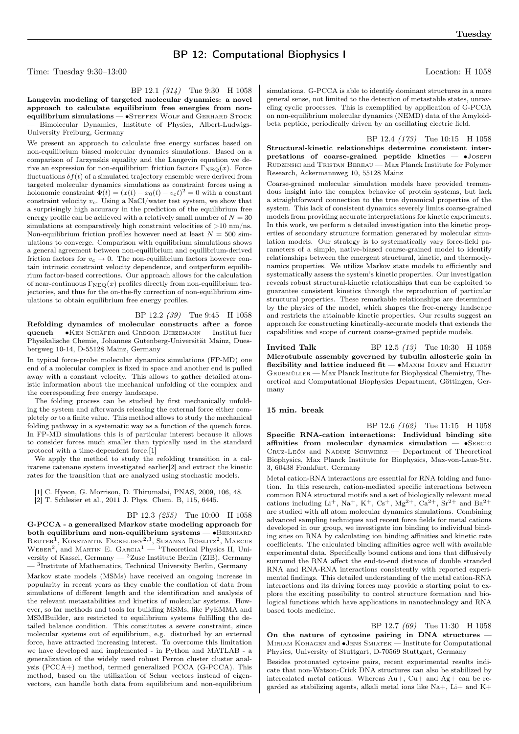## BP 12: Computational Biophysics I

Time: Tuesday 9:30–13:00 Location: H 1058

BP 12.1 *(314)* Tue 9:30 H 1058

**Langevin modeling of targeted molecular dynamics: a novel approach to calculate equilibrium free energies from non-equilibrium simulations** — •Steffen Wolf and Gerhard Stock — Bimolecular Dynamics, Institute of Physics, Albert-Ludwigs-University Freiburg, Germany

We present an approach to calculate free energy surfaces based on non-equilibrium biased molecular dynamics simulations. Based on a comparison of Jarzynskis equality and the Langevin equation we derive an expression for non-equilibrium friction factors $\Gamma_{\mathrm{NEQ}}(x)$. Force fluctuations $\delta f(t)$ of a simulated trajectory ensemble were derived from targeted molecular dynamics simulations as constraint forces using a holonomic constraint $\Phi(t) = (x(t) - x_0(t) - v_c t)^2 = 0$ with a constant constraint velocity $v_c$. Using a NaCl/water test system, we show that a surprisingly high accuracy in the prediction of the equilibrium free energy profile can be achieved with a relatively small number of $N = 30$ simulations at comparatively high constraint velocities of >10 nm/ns. Non-equilibrium friction profiles however need at least $N = 500$ simulations to converge. Comparison with equilibrium simulations shows a general agreement between non-equilibrium and equilibrium-derived friction factors for $v_c \to 0$. The non-equilibrium factors however contain intrinsic constraint velocity dependence, and outperform equilibrium factor-based corrections. Our approach allows for the calculation of near-continuous $\Gamma_{\mathrm{NEQ}}(x)$ profiles directly from non-equilibrium trajectories, and thus for the on-the-fly correction of non-equilibrium simulations to obtain equilibrium free energy profiles.

BP 12.2 *(39)* Tue 9:45 H 1058

**Refolding dynamics of molecular constructs after a force quench** — •Ken Schäfer and Gregor Diezemann — Institut fuer Physikalische Chemie, Johannes Gutenberg-Universität Mainz, Duesbergweg 10-14, D-55128 Mainz, Germany

In typical force-probe molecular dynamics simulations (FP-MD) one end of a molecular complex is fixed in space and another end is pulled away with a constant velocity. This allows to gather detailed atomistic information about the mechanical unfolding of the complex and the corresponding free energy landscape.

The folding process can be studied by first mechanically unfolding the system and afterwards releasing the external force either completely or to a finite value. This method allows to study the mechanical folding pathway in a systematic way as a function of the quench force. In FP-MD simulations this is of particular interest because it allows to consider forces much smaller than typically used in the standard protocol with a time-dependent force.[1]

We apply the method to study the refolding transition in a calixarene catenane system investigated earlier[2] and extract the kinetic rates for the transition that are analyzed using stochastic models.

[1] C. Hyeon, G. Morrison, D. Thirumalai, PNAS, 2009, 106, 48.
[2] T. Schlesier et al., 2011 J. Phys. Chem. B, 115, 6445.

BP 12.3 *(255)* Tue 10:00 H 1058

**G-PCCA - a generalized Markov state modeling approach for both equilibrium and non-equilibrium systems** — •Bernhard Reuter[1], Konstantin Fackeldey[2,3], Susanna Röblitz[2], Marcus Weber[2], and Martin E. Garcia[1] — [1]Theoretical Physics II, University of Kassel, Germany — [2]Zuse Institute Berlin (ZIB), Germany — [3]Institute of Mathematics, Technical University Berlin, Germany

Markov state models (MSMs) have received an ongoing increase in popularity in recent years as they enable the conflation of data from simulations of different length and the identification and analysis of the relevant metastabilities and kinetics of molecular systems. However, so far methods and tools for building MSMs, like PyEMMA and MSMBuilder, are restricted to equilibrium systems fulfilling the detailed balance condition. This constitutes a severe constraint, since molecular systems out of equilibrium, e.g. disturbed by an external force, have attracted increasing interest. To overcome this limitation we have developed and implemented - in Python and MATLAB - a generalization of the widely used robust Perron cluster cluster analysis (PCCA+) method, termed generalized PCCA (G-PCCA). This method, based on the utilization of Schur vectors instead of eigenvectors, can handle both data from equilibrium and non-equilibrium simulations. G-PCCA is able to identify dominant structures in a more general sense, not limited to the detection of metastable states, unraveling cyclic processes. This is exemplified by application of G-PCCA on non-equilibrium molecular dynamics (NEMD) data of the Amyloid-beta peptide, periodically driven by an oscillating electric field.

BP 12.4 *(173)* Tue 10:15 H 1058

**Structural-kinetic relationships determine consistent interpretations of coarse-grained peptide kinetics** — •Joseph Rudzinski and Tristan Bereau — Max Planck Institute for Polymer Research, Ackermannweg 10, 55128 Mainz

Coarse-grained molecular simulation models have provided tremendous insight into the complex behavior of protein systems, but lack a straightforward connection to the true dynamical properties of the system. This lack of consistent dynamics severely limits coarse-grained models from providing accurate interpretations for kinetic experiments. In this work, we perform a detailed investigation into the kinetic properties of secondary structure formation generated by molecular simulation models. Our strategy is to systematically vary force-field parameters of a simple, native-biased coarse-grained model to identify relationships between the emergent structural, kinetic, and thermodynamics properties. We utilize Markov state models to efficiently and systematically assess the system's kinetic properties. Our investigation reveals robust structural-kinetic relationships that can be exploited to guarantee consistent kinetics through the reproduction of particular structural properties. These remarkable relationships are determined by the physics of the model, which shapes the free-energy landscape and restricts the attainable kinetic properties. Our results suggest an approach for constructing kinetically-accurate models that extends the capabilities and scope of current coarse-grained peptide models.

**Invited Talk** BP 12.5 *(13)* Tue 10:30 H 1058

**Microtubule assembly governed by tubulin allosteric gain in flexibility and lattice induced fit** — •Maxim Igaev and Helmut Grubmüller — Max Planck Institute for Biophysical Chemistry, Theoretical and Computational Biophysics Department, Göttingen, Germany

**15 min. break**

BP 12.6 *(162)* Tue 11:15 H 1058

**Specific RNA-cation interactions: Individual binding site affinities from molecular dynamics simulation** — •Sergio Cruz-León and Nadine Schwierz — Department of Theoretical Biophysics, Max Planck Institute for Biophysics, Max-von-Laue-Str. 3, 60438 Frankfurt, Germany

Metal cation-RNA interactions are essential for RNA folding and function. In this research, cation-mediated specific interactions between common RNA structural motifs and a set of biologically relevant metal cations including $Li^{+}$, $Na^{+}$, $K^{+}$, $Cs^{+}$, $Mg^{2+}$, $Ca^{2+}$, $Sr^{2+}$ and $Ba^{2+}$ are studied with all atom molecular dynamics simulations. Combining advanced sampling techniques and recent force fields for metal cations developed in our group, we investigate ion binding to individual binding sites on RNA by calculating ion binding affinities and kinetic rate coefficients. The calculated binding affinities agree well with available experimental data. Specifically bound cations and ions that diffusively surround the RNA affect the end-to-end distance of double stranded RNA and RNA-RNA interactions consistently with reported experimental findings. This detailed understanding of the metal cation-RNA interactions and its driving forces may provide a starting point to explore the exciting possibility to control structure formation and biological functions which have applications in nanotechnology and RNA based tools medicine.

BP 12.7 *(69)* Tue 11:30 H 1058

**On the nature of cytosine pairing in DNA structures** — Miriam Kohagen and •Jens Smiatek — Institute for Computational Physics, University of Stuttgart, D-70569 Stuttgart, Germany

Besides protonated cytosine pairs, recent experimental results indicate that non-Watson-Crick DNA structures can also be stabilized by intercalated metal cations. Whereas Au+, Cu+ and Ag+ can be regarded as stabilizing agents, alkali metal ions like Na+, Li+ and K+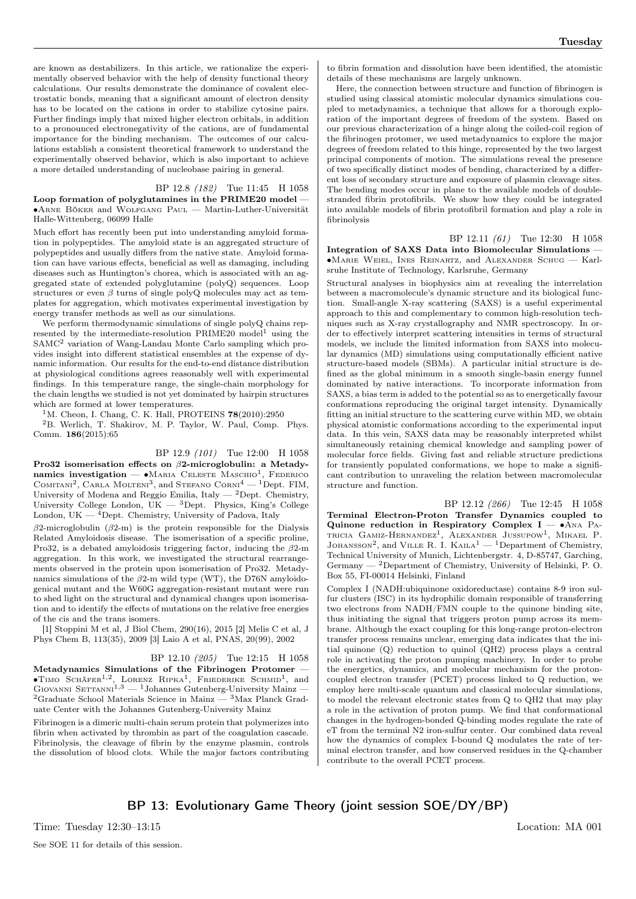are known as destabilizers. In this article, we rationalize the experimentally observed behavior with the help of density functional theory calculations. Our results demonstrate the dominance of covalent electrostatic bonds, meaning that a significant amount of electron density has to be located on the cations in order to stabilize cytosine pairs. Further findings imply that mixed higher electron orbitals, in addition to a pronounced electronegativity of the cations, are of fundamental importance for the binding mechanism. The outcomes of our calculations establish a consistent theoretical framework to understand the experimentally observed behavior, which is also important to achieve a more detailed understanding of nucleobase pairing in general.

BP 12.8 *(182)* Tue 11:45 H 1058

**Loop formation of polyglutamines in the PRIME20 model** — •Arne Böker and Wolfgang Paul — Martin-Luther-Universität Halle-Wittenberg, 06099 Halle

Much effort has recently been put into understanding amyloid formation in polypeptides. The amyloid state is an aggregated structure of polypeptides and usually differs from the native state. Amyloid formation can have various effects, beneficial as well as damaging, including diseases such as Huntington's chorea, which is associated with an aggregated state of extended polyglutamine (polyQ) sequences. Loop structures or even $\beta$ turns of single polyQ molecules may act as templates for aggregation, which motivates experimental investigation by energy transfer methods as well as our simulations.

We perform thermodynamic simulations of single polyQ chains represented by the intermediate-resolution PRIME20 model[1] using the SAMC[2] variation of Wang-Landau Monte Carlo sampling which provides insight into different statistical ensembles at the expense of dynamic information. Our results for the end-to-end distance distribution at physiological conditions agrees reasonably well with experimental findings. In this temperature range, the single-chain morphology for the chain lengths we studied is not yet dominated by hairpin structures which are formed at lower temperatures.

[1] M. Cheon, I. Chang, C. K. Hall, PROTEINS **78**(2010):2950

[2] B. Werlich, T. Shakirov, M. P. Taylor, W. Paul, Comp. Phys. Comm. **186**(2015):65

BP 12.9 *(101)* Tue 12:00 H 1058

**Pro32 isomerisation effects on $\beta$2-microglobulin: a Metadynamics investigation** — •Maria Celeste Maschio[1], Federico Comitani[2], Carla Molteni[3], and Stefano Corni[4] — [1]Dept. FIM, University of Modena and Reggio Emilia, Italy — [2]Dept. Chemistry, University College London, UK — [3]Dept. Physics, King's College London, UK — [4]Dept. Chemistry, University of Padova, Italy

$\beta$2-microglobulin ($\beta$2-m) is the protein responsible for the Dialysis Related Amyloidosis disease. The isomerisation of a specific proline, Pro32, is a debated amyloidosis triggering factor, inducing the $\beta$2-m aggregation. In this work, we investigated the structural rearrangements observed in the protein upon isomerisation of Pro32. Metadynamics simulations of the $\beta$2-m wild type (WT), the D76N amyloidogenical mutant and the W60G aggregation-resistant mutant were run to shed light on the structural and dynamical changes upon isomerisation and to identify the effects of mutations on the relative free energies of the cis and the trans isomers.

[1] Stoppini M et al, J Biol Chem, 290(16), 2015 [2] Melis C et al, J Phys Chem B, 113(35), 2009 [3] Laio A et al, PNAS, 20(99), 2002

BP 12.10 *(205)* Tue 12:15 H 1058

**Metadynamics Simulations of the Fibrinogen Protomer** — •Timo Schäfer[1,2], Lorenz Ripka[1], Friederike Schmid[1], and Giovanni Settanni[1,3] — [1]Johannes Gutenberg-University Mainz — [2]Graduate School Materials Science in Mainz — [3]Max Planck Graduate Center with the Johannes Gutenberg-University Mainz

Fibrinogen is a dimeric multi-chain serum protein that polymerizes into fibrin when activated by thrombin as part of the coagulation cascade. Fibrinolysis, the cleavage of fibrin by the enzyme plasmin, controls the dissolution of blood clots. While the major factors contributing to fibrin formation and dissolution have been identified, the atomistic details of these mechanisms are largely unknown.

Here, the connection between structure and function of fibrinogen is studied using classical atomistic molecular dynamics simulations coupled to metadynamics, a technique that allows for a thorough exploration of the important degrees of freedom of the system. Based on our previous characterization of a hinge along the coiled-coil region of the fibrinogen protomer, we used metadynamics to explore the major degrees of freedom related to this hinge, represented by the two largest principal components of motion. The simulations reveal the presence of two specifically distinct modes of bending, characterized by a different loss of secondary structure and exposure of plasmin cleavage sites. The bending modes occur in plane to the available models of double-stranded fibrin protofibrils. We show how they could be integrated into available models of fibrin protofibril formation and play a role in fibrinolysis

BP 12.11 *(61)* Tue 12:30 H 1058

**Integration of SAXS Data into Biomolecular Simulations** — •Marie Weiel, Ines Reinartz, and Alexander Schug — Karlsruhe Institute of Technology, Karlsruhe, Germany

Structural analyses in biophysics aim at revealing the interrelation between a macromolecule's dynamic structure and its biological function. Small-angle X-ray scattering (SAXS) is a useful experimental approach to this and complementary to common high-resolution techniques such as X-ray crystallography and NMR spectroscopy. In order to effectively interpret scattering intensities in terms of structural models, we include the limited information from SAXS into molecular dynamics (MD) simulations using computationally efficient native structure-based models (SBMs). A particular initial structure is defined as the global minimum in a smooth single-basin energy funnel dominated by native interactions. To incorporate information from SAXS, a bias term is added to the potential so as to energetically favour conformations reproducing the original target intensity. Dynamically fitting an initial structure to the scattering curve within MD, we obtain physical atomistic conformations according to the experimental input data. In this vein, SAXS data may be reasonably interpreted whilst simultaneously retaining chemical knowledge and sampling power of molecular force fields. Giving fast and reliable structure predictions for transiently populated conformations, we hope to make a significant contribution to unraveling the relation between macromolecular structure and function.

BP 12.12 *(266)* Tue 12:45 H 1058

**Terminal Electron-Proton Transfer Dynamics coupled to Quinone reduction in Respiratory Complex I** — •Ana Patricia Gamiz-Hernandez[1], Alexander Jussupow[1], Mikael P. Johansson[2], and Ville R. I. Kaila[1] — [1]Department of Chemistry, Technical University of Munich, Lichtenbergstr. 4, D-85747, Garching, Germany — [2]Department of Chemistry, University of Helsinki, P. O. Box 55, FI-00014 Helsinki, Finland

Complex I (NADH:ubiquinone oxidoreductase) contains 8-9 iron sulfur clusters (ISC) in its hydrophilic domain responsible of transferring two electrons from NADH/FMN couple to the quinone binding site, thus initiating the signal that triggers proton pump across its membrane. Although the exact coupling for this long-range proton-electron transfer process remains unclear, emerging data indicates that the initial quinone (Q) reduction to quinol (QH2) process plays a central role in activating the proton pumping machinery. In order to probe the energetics, dynamics, and molecular mechanism for the proton-coupled electron transfer (PCET) process linked to Q reduction, we employ here multi-scale quantum and classical molecular simulations, to model the relevant electronic states from Q to QH2 that may play a role in the activation of proton pump. We find that conformational changes in the hydrogen-bonded Q-binding modes regulate the rate of eT from the terminal N2 iron-sulfur center. Our combined data reveal how the dynamics of complex I-bound Q modulates the rate of terminal electron transfer, and how conserved residues in the Q-chamber contribute to the overall PCET process.

## BP 13: Evolutionary Game Theory (joint session SOE/DY/BP)

Time: Tuesday 12:30–13:15 Location: MA 001

See SOE 11 for details of this session.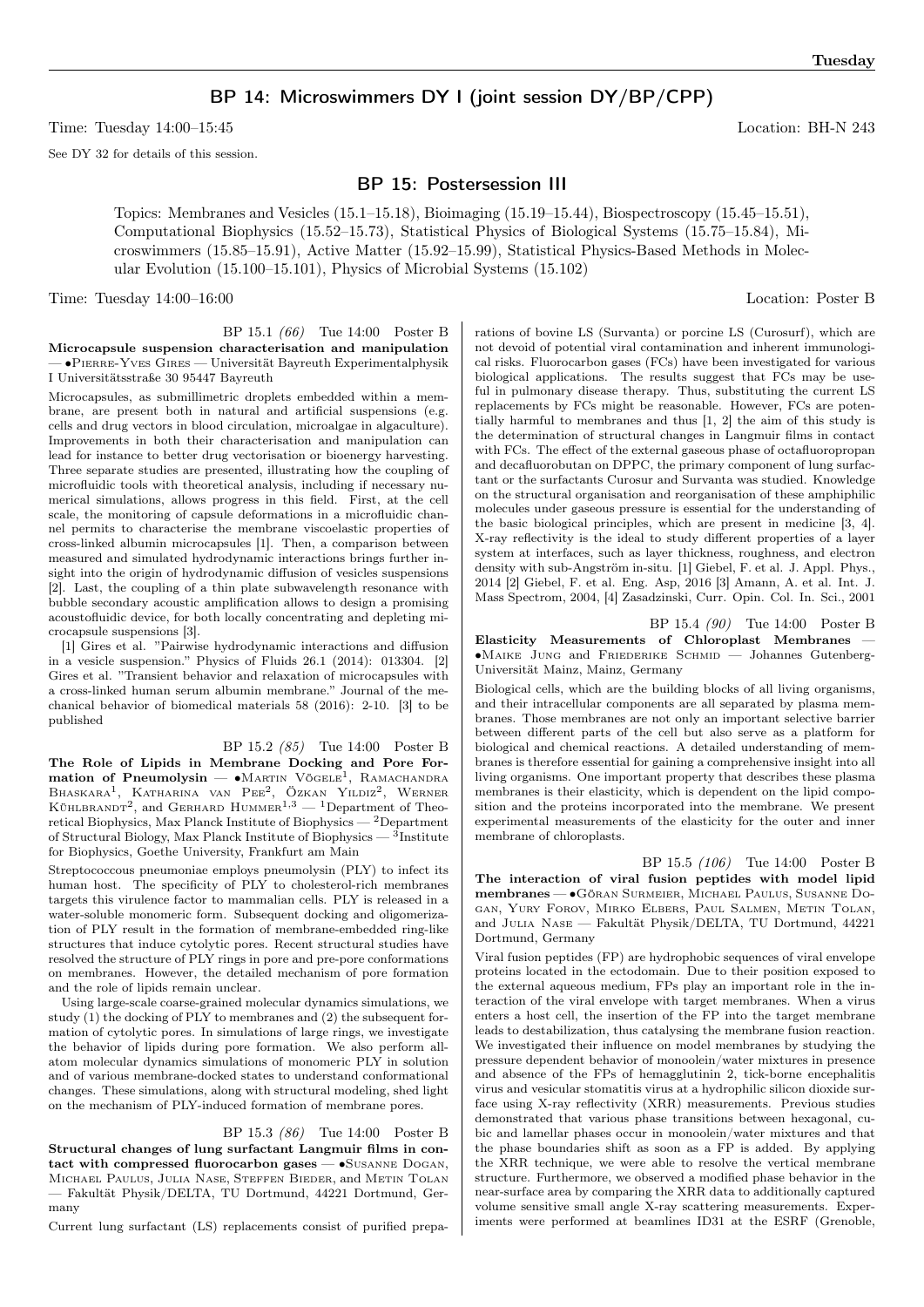## BP 14: Microswimmers DY I (joint session DY/BP/CPP)

Time: Tuesday 14:00–15:45 Location: BH-N 243

See DY 32 for details of this session.

## BP 15: Postersession III

Topics: Membranes and Vesicles (15.1–15.18), Bioimaging (15.19–15.44), Biospectroscopy (15.45–15.51), Computational Biophysics (15.52–15.73), Statistical Physics of Biological Systems (15.75–15.84), Microswimmers (15.85–15.91), Active Matter (15.92–15.99), Statistical Physics-Based Methods in Molecular Evolution (15.100–15.101), Physics of Microbial Systems (15.102)

Time: Tuesday 14:00–16:00 Location: Poster B

BP 15.1 *(66)* Tue 14:00 Poster B

**Microcapsule suspension characterisation and manipulation** — •Pierre-Yves Gires — Universität Bayreuth Experimentalphysik I Universitätsstraße 30 95447 Bayreuth

Microcapsules, as submillimetric droplets embedded within a membrane, are present both in natural and artificial suspensions (e.g. cells and drug vectors in blood circulation, microalgae in algaculture). Improvements in both their characterisation and manipulation can lead for instance to better drug vectorisation or bioenergy harvesting. Three separate studies are presented, illustrating how the coupling of microfluidic tools with theoretical analysis, including if necessary numerical simulations, allows progress in this field. First, at the cell scale, the monitoring of capsule deformations in a microfluidic channel permits to characterise the membrane viscoelastic properties of cross-linked albumin microcapsules [1]. Then, a comparison between measured and simulated hydrodynamic interactions brings further insight into the origin of hydrodynamic diffusion of vesicles suspensions [2]. Last, the coupling of a thin plate subwavelength resonance with bubble secondary acoustic amplification allows to design a promising acoustofluidic device, for both locally concentrating and depleting microcapsule suspensions [3].

[1] Gires et al. "Pairwise hydrodynamic interactions and diffusion in a vesicle suspension." Physics of Fluids 26.1 (2014): 013304. [2] Gires et al. "Transient behavior and relaxation of microcapsules with a cross-linked human serum albumin membrane." Journal of the mechanical behavior of biomedical materials 58 (2016): 2-10. [3] to be published

BP 15.2 *(85)* Tue 14:00 Poster B

**The Role of Lipids in Membrane Docking and Pore Formation of Pneumolysin** — •Martin Vögele[1], Ramachandra Bhaskara[1], Katharina van Pee[2], Özkan Yildiz[2], Werner Kühlbrandt[2], and Gerhard Hummer[1,3] — [1]Department of Theoretical Biophysics, Max Planck Institute of Biophysics — [2]Department of Structural Biology, Max Planck Institute of Biophysics — [3]Institute for Biophysics, Goethe University, Frankfurt am Main

Streptococcus pneumoniae employs pneumolysin (PLY) to infect its human host. The specificity of PLY to cholesterol-rich membranes targets this virulence factor to mammalian cells. PLY is released in a water-soluble monomeric form. Subsequent docking and oligomerization of PLY result in the formation of membrane-embedded ring-like structures that induce cytolytic pores. Recent structural studies have resolved the structure of PLY rings in pore and pre-pore conformations on membranes. However, the detailed mechanism of pore formation and the role of lipids remain unclear.

Using large-scale coarse-grained molecular dynamics simulations, we study (1) the docking of PLY to membranes and (2) the subsequent formation of cytolytic pores. In simulations of large rings, we investigate the behavior of lipids during pore formation. We also perform all-atom molecular dynamics simulations of monomeric PLY in solution and of various membrane-docked states to understand conformational changes. These simulations, along with structural modeling, shed light on the mechanism of PLY-induced formation of membrane pores.

BP 15.3 *(86)* Tue 14:00 Poster B

**Structural changes of lung surfactant Langmuir films in contact with compressed fluorocarbon gases** — •Susanne Dogan, Michael Paulus, Julia Nase, Steffen Bieder, and Metin Tolan — Fakultät Physik/DELTA, TU Dortmund, 44221 Dortmund, Germany

Current lung surfactant (LS) replacements consist of purified preparations of bovine LS (Survanta) or porcine LS (Curosurf), which are not devoid of potential viral contamination and inherent immunological risks. Fluorocarbon gases (FCs) have been investigated for various biological applications. The results suggest that FCs may be useful in pulmonary disease therapy. Thus, substituting the current LS replacements by FCs might be reasonable. However, FCs are potentially harmful to membranes and thus [1, 2] the aim of this study is the determination of structural changes in Langmuir films in contact with FCs. The effect of the external gaseous phase of octafluoropropan and decafluorobutan on DPPC, the primary component of lung surfactant or the surfactants Curosur and Survanta was studied. Knowledge on the structural organisation and reorganisation of these amphiphilic molecules under gaseous pressure is essential for the understanding of the basic biological principles, which are present in medicine [3, 4]. X-ray reflectivity is the ideal to study different properties of a layer system at interfaces, such as layer thickness, roughness, and electron density with sub-Ångström in-situ. [1] Giebel, F. et al. J. Appl. Phys., 2014 [2] Giebel, F. et al. Eng. Asp, 2016 [3] Amann, A. et al. Int. J. Mass Spectrom, 2004, [4] Zasadzinski, Curr. Opin. Col. In. Sci., 2001

BP 15.4 *(90)* Tue 14:00 Poster B

**Elasticity Measurements of Chloroplast Membranes** — •Maike Jung and Friederike Schmid — Johannes Gutenberg-Universität Mainz, Mainz, Germany

Biological cells, which are the building blocks of all living organisms, and their intracellular components are all separated by plasma membranes. Those membranes are not only an important selective barrier between different parts of the cell but also serve as a platform for biological and chemical reactions. A detailed understanding of membranes is therefore essential for gaining a comprehensive insight into all living organisms. One important property that describes these plasma membranes is their elasticity, which is dependent on the lipid composition and the proteins incorporated into the membrane. We present experimental measurements of the elasticity for the outer and inner membrane of chloroplasts.

BP 15.5 *(106)* Tue 14:00 Poster B

**The interaction of viral fusion peptides with model lipid membranes** — •Göran Surmeier, Michael Paulus, Susanne Dogan, Yury Forov, Mirko Elbers, Paul Salmen, Metin Tolan, and Julia Nase — Fakultät Physik/DELTA, TU Dortmund, 44221 Dortmund, Germany

Viral fusion peptides (FP) are hydrophobic sequences of viral envelope proteins located in the ectodomain. Due to their position exposed to the external aqueous medium, FPs play an important role in the interaction of the viral envelope with target membranes. When a virus enters a host cell, the insertion of the FP into the target membrane leads to destabilization, thus catalysing the membrane fusion reaction. We investigated their influence on model membranes by studying the pressure dependent behavior of monoolein/water mixtures in presence and absence of the FPs of hemagglutinin 2, tick-borne encephalitis virus and vesicular stomatitis virus at a hydrophilic silicon dioxide surface using X-ray reflectivity (XRR) measurements. Previous studies demonstrated that various phase transitions between hexagonal, cubic and lamellar phases occur in monoolein/water mixtures and that the phase boundaries shift as soon as a FP is added. By applying the XRR technique, we were able to resolve the vertical membrane structure. Furthermore, we observed a modified phase behavior in the near-surface area by comparing the XRR data to additionally captured volume sensitive small angle X-ray scattering measurements. Experiments were performed at beamlines ID31 at the ESRF (Grenoble,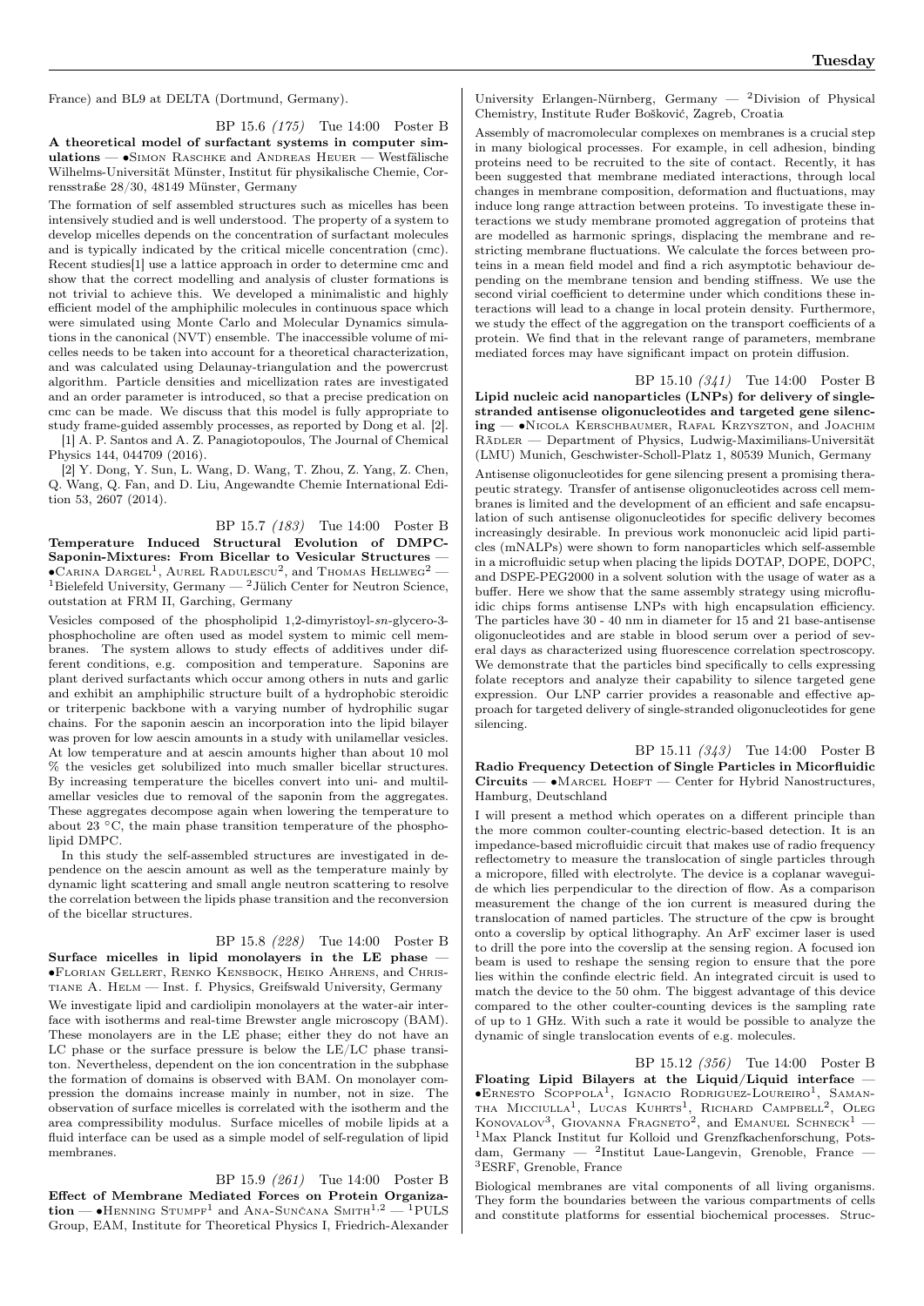France) and BL9 at DELTA (Dortmund, Germany).

BP 15.6 *(175)* Tue 14:00 Poster B

**A theoretical model of surfactant systems in computer simulations** — •Simon Raschke and Andreas Heuer — Westfälische Wilhelms-Universität Münster, Institut für physikalische Chemie, Corrensstraße 28/30, 48149 Münster, Germany

The formation of self assembled structures such as micelles has been intensively studied and is well understood. The property of a system to develop micelles depends on the concentration of surfactant molecules and is typically indicated by the critical micelle concentration (cmc). Recent studies[1] use a lattice approach in order to determine cmc and show that the correct modelling and analysis of cluster formations is not trivial to achieve this. We developed a minimalistic and highly efficient model of the amphiphilic molecules in continuous space which were simulated using Monte Carlo and Molecular Dynamics simulations in the canonical (NVT) ensemble. The inaccessible volume of micelles needs to be taken into account for a theoretical characterization, and was calculated using Delaunay-triangulation and the powercrust algorithm. Particle densities and micellization rates are investigated and an order parameter is introduced, so that a precise predication on cmc can be made. We discuss that this model is fully appropriate to study frame-guided assembly processes, as reported by Dong et al. [2].

[1] A. P. Santos and A. Z. Panagiotopoulos, The Journal of Chemical Physics 144, 044709 (2016).

[2] Y. Dong, Y. Sun, L. Wang, D. Wang, T. Zhou, Z. Yang, Z. Chen, Q. Wang, Q. Fan, and D. Liu, Angewandte Chemie International Edition 53, 2607 (2014).

BP 15.7 *(183)* Tue 14:00 Poster B

**Temperature Induced Structural Evolution of DMPC-Saponin-Mixtures: From Bicellar to Vesicular Structures** — •Carina Dargel[1], Aurel Radulescu[2], and Thomas Hellweg[2] — [1]Bielefeld University, Germany — [2]Jülich Center for Neutron Science, outstation at FRM II, Garching, Germany

Vesicles composed of the phospholipid 1,2-dimyristoyl-*sn*-glycero-3-phosphocholine are often used as model system to mimic cell membranes. The system allows to study effects of additives under different conditions, e.g. composition and temperature. Saponins are plant derived surfactants which occur among others in nuts and garlic and exhibit an amphiphilic structure built of a hydrophobic steroidic or triterpenic backbone with a varying number of hydrophilic sugar chains. For the saponin aescin an incorporation into the lipid bilayer was proven for low aescin amounts in a study with unilamellar vesicles. At low temperature and at aescin amounts higher than about 10 mol % the vesicles get solubilized into much smaller bicellar structures. By increasing temperature the bicelles convert into uni- and multilamellar vesicles due to removal of the saponin from the aggregates. These aggregates decompose again when lowering the temperature to about 23 °C, the main phase transition temperature of the phospholipid DMPC.

In this study the self-assembled structures are investigated in dependence on the aescin amount as well as the temperature mainly by dynamic light scattering and small angle neutron scattering to resolve the correlation between the lipids phase transition and the reconversion of the bicellar structures.

BP 15.8 *(228)* Tue 14:00 Poster B

**Surface micelles in lipid monolayers in the LE phase** — •Florian Gellert, Renko Kensbock, Heiko Ahrens, and Christiane A. Helm — Inst. f. Physics, Greifswald University, Germany

We investigate lipid and cardiolipin monolayers at the water-air interface with isotherms and real-time Brewster angle microscopy (BAM). These monolayers are in the LE phase; either they do not have an LC phase or the surface pressure is below the LE/LC phase transition. Nevertheless, dependent on the ion concentration in the subphase the formation of domains is observed with BAM. On monolayer compression the domains increase mainly in number, not in size. The observation of surface micelles is correlated with the isotherm and the area compressibility modulus. Surface micelles of mobile lipids at a fluid interface can be used as a simple model of self-regulation of lipid membranes.

BP 15.9 *(261)* Tue 14:00 Poster B

**Effect of Membrane Mediated Forces on Protein Organization** — •Henning Stumpf[1] and Ana-Sunčana Smith[1,2] — [1]PULS Group, EAM, Institute for Theoretical Physics I, Friedrich-Alexander University Erlangen-Nürnberg, Germany — [2]Division of Physical Chemistry, Institute Ruđer Bošković, Zagreb, Croatia

Assembly of macromolecular complexes on membranes is a crucial step in many biological processes. For example, in cell adhesion, binding proteins need to be recruited to the site of contact. Recently, it has been suggested that membrane mediated interactions, through local changes in membrane composition, deformation and fluctuations, may induce long range attraction between proteins. To investigate these interactions we study membrane promoted aggregation of proteins that are modelled as harmonic springs, displacing the membrane and restricting membrane fluctuations. We calculate the forces between proteins in a mean field model and find a rich asymptotic behaviour depending on the membrane tension and bending stiffness. We use the second virial coefficient to determine under which conditions these interactions will lead to a change in local protein density. Furthermore, we study the effect of the aggregation on the transport coefficients of a protein. We find that in the relevant range of parameters, membrane mediated forces may have significant impact on protein diffusion.

BP 15.10 *(341)* Tue 14:00 Poster B

**Lipid nucleic acid nanoparticles (LNPs) for delivery of single-stranded antisense oligonucleotides and targeted gene silencing** — •Nicola Kerschbaumer, Rafal Krzyszton, and Joachim Rädler — Department of Physics, Ludwig-Maximilians-Universität (LMU) Munich, Geschwister-Scholl-Platz 1, 80539 Munich, Germany

Antisense oligonucleotides for gene silencing present a promising therapeutic strategy. Transfer of antisense oligonucleotides across cell membranes is limited and the development of an efficient and safe encapsulation of such antisense oligonucleotides for specific delivery becomes increasingly desirable. In previous work mononucleic acid lipid particles (mNALPs) were shown to form nanoparticles which self-assemble in a microfluidic setup when placing the lipids DOTAP, DOPE, DOPC, and DSPE-PEG2000 in a solvent solution with the usage of water as a buffer. Here we show that the same assembly strategy using microfluidic chips forms antisense LNPs with high encapsulation efficiency. The particles have 30 - 40 nm in diameter for 15 and 21 base-antisense oligonucleotides and are stable in blood serum over a period of several days as characterized using fluorescence correlation spectroscopy. We demonstrate that the particles bind specifically to cells expressing folate receptors and analyze their capability to silence targeted gene expression. Our LNP carrier provides a reasonable and effective approach for targeted delivery of single-stranded oligonucleotides for gene silencing.

BP 15.11 *(343)* Tue 14:00 Poster B

**Radio Frequency Detection of Single Particles in Micorfluidic Circuits** — •Marcel Hoeft — Center for Hybrid Nanostructures, Hamburg, Deutschland

I will present a method which operates on a different principle than the more common coulter-counting electric-based detection. It is an impedance-based microfluidic circuit that makes use of radio frequency reflectometry to measure the translocation of single particles through a micropore, filled with electrolyte. The device is a coplanar waveguide which lies perpendicular to the direction of flow. As a comparison measurement the change of the ion current is measured during the translocation of named particles. The structure of the cpw is brought onto a coverslip by optical lithography. An ArF excimer laser is used to drill the pore into the coverslip at the sensing region. A focused ion beam is used to reshape the sensing region to ensure that the pore lies within the confinde electric field. An integrated circuit is used to match the device to the 50 ohm. The biggest advantage of this device compared to the other coulter-counting devices is the sampling rate of up to 1 GHz. With such a rate it would be possible to analyze the dynamic of single translocation events of e.g. molecules.

BP 15.12 *(356)* Tue 14:00 Poster B

**Floating Lipid Bilayers at the Liquid/Liquid interface** — •Ernesto Scoppola[1], Ignacio Rodriguez-Loureiro[1], Samantha Micciulla[1], Lucas Kuhrts[1], Richard Campbell[2], Oleg Konovalov[3], Giovanna Fragneto[2], and Emanuel Schneck[1] — [1]Max Planck Institut fur Kolloid und Grenzfkachenforschung, Potsdam, Germany — [2]Institut Laue-Langevin, Grenoble, France — [3]ESRF, Grenoble, France

Biological membranes are vital components of all living organisms. They form the boundaries between the various compartments of cells and constitute platforms for essential biochemical processes. Struc-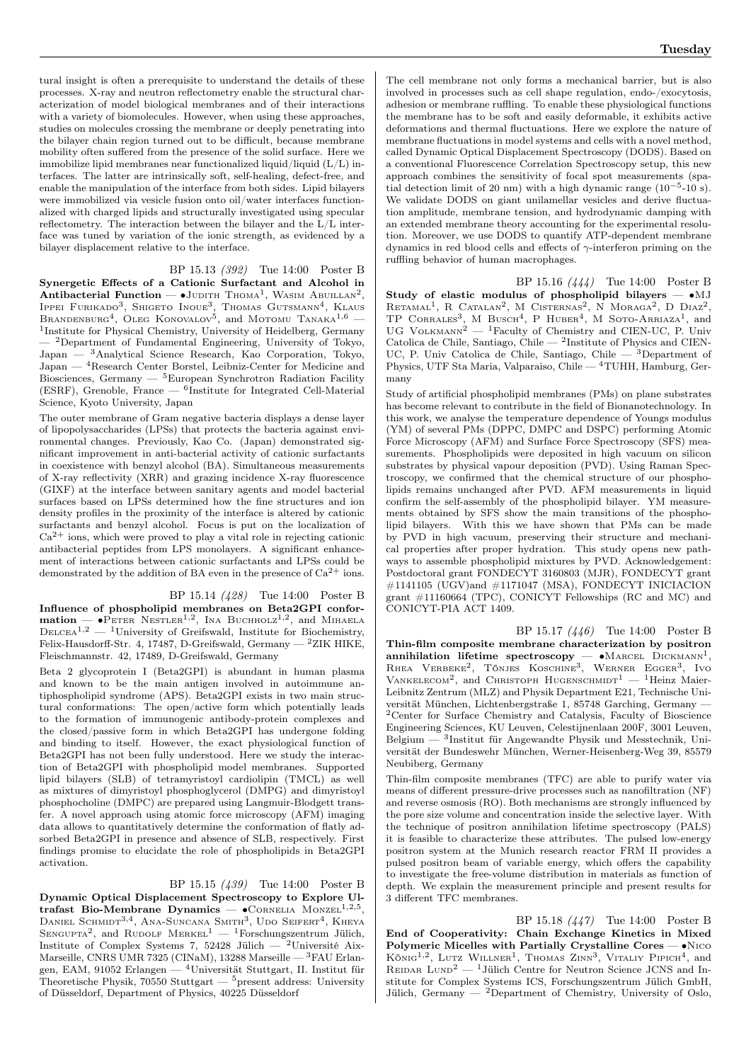tural insight is often a prerequisite to understand the details of these processes. X-ray and neutron reflectometry enable the structural characterization of model biological membranes and of their interactions with a variety of biomolecules. However, when using these approaches, studies on molecules crossing the membrane or deeply penetrating into the bilayer chain region turned out to be difficult, because membrane mobility often suffered from the presence of the solid surface. Here we immobilize lipid membranes near functionalized liquid/liquid (L/L) interfaces. The latter are intrinsically soft, self-healing, defect-free, and enable the manipulation of the interface from both sides. Lipid bilayers were immobilized via vesicle fusion onto oil/water interfaces functionalized with charged lipids and structurally investigated using specular reflectometry. The interaction between the bilayer and the L/L interface was tuned by variation of the ionic strength, as evidenced by a bilayer displacement relative to the interface.

BP 15.13 *(392)* Tue 14:00 Poster B

**Synergetic Effects of a Cationic Surfactant and Alcohol in Antibacterial Function** — •Judith Thoma[1], Wasim Abuillan[2], Ippei Furikado[3], Shigeto Inoue[3], Thomas Gutsmann[4], Klaus Brandenburg[4], Oleg Konovalov[5], and Motomu Tanaka[1,6] — [1]Institute for Physical Chemistry, University of Heidelberg, Germany — [2]Department of Fundamental Engineering, University of Tokyo, Japan — [3]Analytical Science Research, Kao Corporation, Tokyo, Japan — [4]Research Center Borstel, Leibniz-Center for Medicine and Biosciences, Germany — [5]European Synchrotron Radiation Facility (ESRF), Grenoble, France — [6]Institute for Integrated Cell-Material Science, Kyoto University, Japan

The outer membrane of Gram negative bacteria displays a dense layer of lipopolysaccharides (LPSs) that protects the bacteria against environmental changes. Previously, Kao Co. (Japan) demonstrated significant improvement in anti-bacterial activity of cationic surfactants in coexistence with benzyl alcohol (BA). Simultaneous measurements of X-ray reflectivity (XRR) and grazing incidence X-ray fluorescence (GIXF) at the interface between sanitary agents and model bacterial surfaces based on LPSs determined how the fine structures and ion density profiles in the proximity of the interface is altered by cationic surfactants and benzyl alcohol. Focus is put on the localization of $Ca^{2+}$ ions, which were proved to play a vital role in rejecting cationic antibacterial peptides from LPS monolayers. A significant enhancement of interactions between cationic surfactants and LPSs could be demonstrated by the addition of BA even in the presence of $Ca^{2+}$ ions.

BP 15.14 *(428)* Tue 14:00 Poster B

**Influence of phospholipid membranes on Beta2GPI conformation** — •Peter Nestler[1,2], Ina Buchholz[1,2], and Mihaela Delcea[1,2] — [1]University of Greifswald, Institute for Biochemistry, Felix-Hausdorff-Str. 4, 17487, D-Greifswald, Germany — [2]ZIK HIKE, Fleischmannstr. 42, 17489, D-Greifswald, Germany

Beta 2 glycoprotein I (Beta2GPI) is abundant in human plasma and known to be the main antigen involved in autoimmune antiphospholipid syndrome (APS). Beta2GPI exists in two main structural conformations: The open/active form which potentially leads to the formation of immunogenic antibody-protein complexes and the closed/passive form in which Beta2GPI has undergone folding and binding to itself. However, the exact physiological function of Beta2GPI has not been fully understood. Here we study the interaction of Beta2GPI with phospholipid model membranes. Supported lipid bilayers (SLB) of tetramyristoyl cardiolipin (TMCL) as well as mixtures of dimyristoyl phosphoglycerol (DMPG) and dimyristoyl phosphocholine (DMPC) are prepared using Langmuir-Blodgett transfer. A novel approach using atomic force microscopy (AFM) imaging data allows to quantitatively determine the conformation of flatly adsorbed Beta2GPI in presence and absence of SLB, respectively. First findings promise to elucidate the role of phospholipids in Beta2GPI activation.

BP 15.15 *(439)* Tue 14:00 Poster B

**Dynamic Optical Displacement Spectroscopy to Explore Ultrafast Bio-Membrane Dynamics** — •Cornelia Monzel[1,2,5], Daniel Schmidt[3,4], Ana-Suncana Smith[3], Udo Seifert[4], Kheya Sengupta[2], and Rudolf Merkel[1] — [1]Forschungszentrum Jülich, Institute of Complex Systems 7, 52428 Jülich — [2]Université Aix-Marseille, CNRS UMR 7325 (CINaM), 13288 Marseille — [3]FAU Erlangen, EAM, 91052 Erlangen — [4]Universität Stuttgart, II. Institut für Theoretische Physik, 70550 Stuttgart — [5]present address: University of Düsseldorf, Department of Physics, 40225 Düsseldorf

The cell membrane not only forms a mechanical barrier, but is also involved in processes such as cell shape regulation, endo-/exocytosis, adhesion or membrane ruffling. To enable these physiological functions the membrane has to be soft and easily deformable, it exhibits active deformations and thermal fluctuations. Here we explore the nature of membrane fluctuations in model systems and cells with a novel method, called Dynamic Optical Displacement Spectroscopy (DODS). Based on a conventional Fluorescence Correlation Spectroscopy setup, this new approach combines the sensitivity of focal spot measurements (spatial detection limit of 20 nm) with a high dynamic range ($10^{-5}$-10 s). We validate DODS on giant unilamellar vesicles and derive fluctuation amplitude, membrane tension, and hydrodynamic damping with an extended membrane theory accounting for the experimental resolution. Moreover, we use DODS to quantify ATP-dependent membrane dynamics in red blood cells and effects of $\gamma$-interferon priming on the ruffling behavior of human macrophages.

BP 15.16 *(444)* Tue 14:00 Poster B

**Study of elastic modulus of phospholipid bilayers** — •MJ Retamal[1], R Catalan[2], M Cisternas[2], N Moraga[2], D Diaz[2], TP Corrales[3], M Busch[4], P Huber[4], M Soto-Arriaza[1], and UG Volkmann[2] — [1]Faculty of Chemistry and CIEN-UC, P. Univ Catolica de Chile, Santiago, Chile — [2]Institute of Physics and CIEN-UC, P. Univ Catolica de Chile, Santiago, Chile — [3]Department of Physics, UTF Sta Maria, Valparaiso, Chile — [4]TUHH, Hamburg, Germany

Study of artificial phospholipid membranes (PMs) on plane substrates has become relevant to contribute in the field of Bionanotechnology. In this work, we analyse the temperature dependence of Youngs modulus (YM) of several PMs (DPPC, DMPC and DSPC) performing Atomic Force Microscopy (AFM) and Surface Force Spectroscopy (SFS) measurements. Phospholipids were deposited in high vacuum on silicon substrates by physical vapour deposition (PVD). Using Raman Spectroscopy, we confirmed that the chemical structure of our phospholipids remains unchanged after PVD. AFM measurements in liquid confirm the self-assembly of the phospholipid bilayer. YM measurements obtained by SFS show the main transitions of the phospholipid bilayers. With this we have shown that PMs can be made by PVD in high vacuum, preserving their structure and mechanical properties after proper hydration. This study opens new pathways to assemble phospholipid mixtures by PVD. Acknowledgement: Postdoctoral grant FONDECYT 3160803 (MJR), FONDECYT grant #1141105 (UGV)and #1171047 (MSA), FONDECYT INICIACION grant #11160664 (TPC), CONICYT Fellowships (RC and MC) and CONICYT-PIA ACT 1409.

BP 15.17 *(446)* Tue 14:00 Poster B

**Thin-film composite membrane characterization by positron annihilation lifetime spectroscopy** — •Marcel Dickmann[1], Rhea Verbeke[2], Tönjes Koschine[3], Werner Egger[3], Ivo Vankelecom[2], and Christoph Hugenschmidt[1] — [1]Heinz Maier-Leibnitz Zentrum (MLZ) and Physik Department E21, Technische Universität München, Lichtenbergstraße 1, 85748 Garching, Germany — [2]Center for Surface Chemistry and Catalysis, Faculty of Bioscience Engineering Sciences, KU Leuven, Celestijnenlaan 200F, 3001 Leuven, Belgium — [3]Institut für Angewandte Physik und Messtechnik, Universität der Bundeswehr München, Werner-Heisenberg-Weg 39, 85579 Neubiberg, Germany

Thin-film composite membranes (TFC) are able to purify water via means of different pressure-drive processes such as nanofiltration (NF) and reverse osmosis (RO). Both mechanisms are strongly influenced by the pore size volume and concentration inside the selective layer. With the technique of positron annihilation lifetime spectroscopy (PALS) it is feasible to characterize these attributes. The pulsed low-energy positron system at the Munich research reactor FRM II provides a pulsed positron beam of variable energy, which offers the capability to investigate the free-volume distribution in materials as function of depth. We explain the measurement principle and present results for 3 different TFC membranes.

BP 15.18 *(447)* Tue 14:00 Poster B

**End of Cooperativity: Chain Exchange Kinetics in Mixed Polymeric Micelles with Partially Crystalline Cores** — •Nico König[1,2], Lutz Willner[1], Thomas Zinn[3], Vitaliy Pipich[4], and Reidar Lund[2] — [1]Jülich Centre for Neutron Science JCNS and Institute for Complex Systems ICS, Forschungszentrum Jülich GmbH, Jülich, Germany — [2]Department of Chemistry, University of Oslo,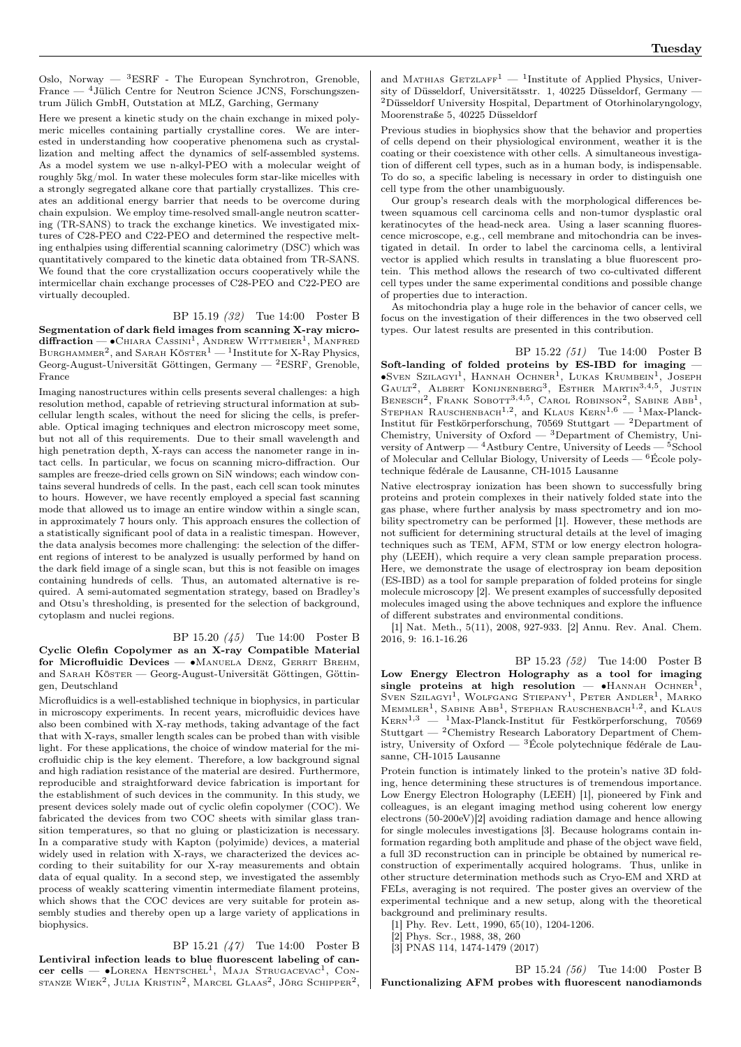Oslo, Norway — [3]ESRF - The European Synchrotron, Grenoble, France — [4]Jülich Centre for Neutron Science JCNS, Forschungszentrum Jülich GmbH, Outstation at MLZ, Garching, Germany

Here we present a kinetic study on the chain exchange in mixed polymeric micelles containing partially crystalline cores. We are interested in understanding how cooperative phenomena such as crystallization and melting affect the dynamics of self-assembled systems. As a model system we use n-alkyl-PEO with a molecular weight of roughly 5kg/mol. In water these molecules form star-like micelles with a strongly segregated alkane core that partially crystallizes. This creates an additional energy barrier that needs to be overcome during chain expulsion. We employ time-resolved small-angle neutron scattering (TR-SANS) to track the exchange kinetics. We investigated mixtures of C28-PEO and C22-PEO and determined the respective melting enthalpies using differential scanning calorimetry (DSC) which was quantitatively compared to the kinetic data obtained from TR-SANS. We found that the core crystallization occurs cooperatively while the intermicellar chain exchange processes of C28-PEO and C22-PEO are virtually decoupled.

BP 15.19 *(32)* Tue 14:00 Poster B

**Segmentation of dark field images from scanning X-ray microdiffraction** — •Chiara Cassini[1], Andrew Wittmeier[1], Manfred Burghammer[2], and Sarah Köster[1] — [1]Institute for X-Ray Physics, Georg-August-Universität Göttingen, Germany — [2]ESRF, Grenoble, France

Imaging nanostructures within cells presents several challenges: a high resolution method, capable of retrieving structural information at subcellular length scales, without the need for slicing the cells, is preferable. Optical imaging techniques and electron microscopy meet some, but not all of these requirements. Due to their small wavelength and high penetration depth, X-rays can access the nanometer range in intact cells. In particular, we focus on scanning micro-diffraction. Our samples are freeze-dried cells grown on SiN windows; each window contains several hundreds of cells. In the past, each cell scan took minutes to hours. However, we have recently employed a special fast scanning mode that allowed us to image an entire window within a single scan, in approximately 7 hours only. This approach ensures the collection of a statistically significant pool of data in a realistic timespan. However, the data analysis becomes more challenging: the selection of the different regions of interest to be analyzed is usually performed by hand on the dark field image of a single scan, but this is not feasible on images containing hundreds of cells. Thus, an automated alternative is required. A semi-automated segmentation strategy, based on Bradley's and Otsu's thresholding, is presented for the selection of background, cytoplasm and nuclei regions.

BP 15.20 *(45)* Tue 14:00 Poster B

**Cyclic Olefin Copolymer as an X-ray Compatible Material for Microfluidic Devices** — •Manuela Denz, Gerrit Brehm, and Sarah Köster — Georg-August-Universität Göttingen, Göttingen, Deutschland

Microfluidics is a well-established technique in biophysics, in particular in microscopy experiments. In recent years, microfluidic devices have also been combined with X-ray methods, taking advantage of the fact that with X-rays, smaller length scales can be probed than with visible light. For these applications, the choice of window material for the microfluidic chip is the key element. Therefore, a low background signal and high radiation resistance of the material are desired. Furthermore, reproducible and straightforward device fabrication is important for the establishment of such devices in the community. In this study, we present devices solely made out of cyclic olefin copolymer (COC). We fabricated the devices from two COC sheets with similar glass transition temperatures, so that no gluing or plasticization is necessary. In a comparative study with Kapton (polyimide) devices, a material widely used in relation with X-rays, we characterized the devices according to their suitability for our X-ray measurements and obtain data of equal quality. In a second step, we investigated the assembly process of weakly scattering vimentin intermediate filament proteins, which shows that the COC devices are very suitable for protein assembly studies and thereby open up a large variety of applications in biophysics.

BP 15.21 *(47)* Tue 14:00 Poster B

**Lentiviral infection leads to blue fluorescent labeling of cancer cells** — •Lorena Hentschel[1], Maja Strugacevac[1], Constanze Wiek[2], Julia Kristin[2], Marcel Glaas[2], Jörg Schipper[2], and Mathias Getzlaff[1] — [1]Institute of Applied Physics, University of Düsseldorf, Universitätsstr. 1, 40225 Düsseldorf, Germany — [2]Düsseldorf University Hospital, Department of Otorhinolaryngology, Moorenstraße 5, 40225 Düsseldorf

Previous studies in biophysics show that the behavior and properties of cells depend on their physiological environment, weather it is the coating or their coexistence with other cells. A simultaneous investigation of different cell types, such as in a human body, is indispensable. To do so, a specific labeling is necessary in order to distinguish one cell type from the other unambiguously.

Our group's research deals with the morphological differences between squamous cell carcinoma cells and non-tumor dysplastic oral keratinocytes of the head-neck area. Using a laser scanning fluorescence microscope, e.g., cell membrane and mitochondria can be investigated in detail. In order to label the carcinoma cells, a lentiviral vector is applied which results in translating a blue fluorescent protein. This method allows the research of two co-cultivated different cell types under the same experimental conditions and possible change of properties due to interaction.

As mitochondria play a huge role in the behavior of cancer cells, we focus on the investigation of their differences in the two observed cell types. Our latest results are presented in this contribution.

BP 15.22 *(51)* Tue 14:00 Poster B

**Soft-landing of folded proteins by ES-IBD for imaging** — •Sven Szilagyi[1], Hannah Ochner[1], Lukas Krumbein[1], Joseph Gault[2], Albert Konijnenberg[3], Esther Martin[3,4,5], Justin Benesch[2], Frank Sobott[3,4,5], Carol Robinson[2], Sabine Abb[1], Stephan Rauschenbach[1,2], and Klaus Kern[1,6] — [1]Max-Planck-Institut für Festkörperforschung, 70569 Stuttgart — [2]Department of Chemistry, University of Oxford — [3]Department of Chemistry, University of Antwerp — [4]Astbury Centre, University of Leeds — [5]School of Molecular and Cellular Biology, University of Leeds — [6]École polytechnique fédérale de Lausanne, CH-1015 Lausanne

Native electrospray ionization has been shown to successfully bring proteins and protein complexes in their natively folded state into the gas phase, where further analysis by mass spectrometry and ion mobility spectrometry can be performed [1]. However, these methods are not sufficient for determining structural details at the level of imaging techniques such as TEM, AFM, STM or low energy electron holography (LEEH), which require a very clean sample preparation process. Here, we demonstrate the usage of electrospray ion beam deposition (ES-IBD) as a tool for sample preparation of folded proteins for single molecule microscopy [2]. We present examples of successfully deposited molecules imaged using the above techniques and explore the influence of different substrates and environmental conditions.

[1] Nat. Meth., 5(11), 2008, 927-933. [2] Annu. Rev. Anal. Chem. 2016, 9: 16.1-16.26

BP 15.23 *(52)* Tue 14:00 Poster B

**Low Energy Electron Holography as a tool for imaging single proteins at high resolution** — •Hannah Ochner[1], Sven Szilagyi[1], Wolfgang Stiepany[1], Peter Andler[1], Marko Memmler[1], Sabine Abb[1], Stephan Rauschenbach[1,2], and Klaus Kern[1,3] — [1]Max-Planck-Institut für Festkörperforschung, 70569 Stuttgart — [2]Chemistry Research Laboratory Department of Chemistry, University of Oxford — [3]École polytechnique fédérale de Lausanne, CH-1015 Lausanne

Protein function is intimately linked to the protein's native 3D folding, hence determining these structures is of tremendous importance. Low Energy Electron Holography (LEEH) [1], pioneered by Fink and colleagues, is an elegant imaging method using coherent low energy electrons (50-200eV)[2] avoiding radiation damage and hence allowing for single molecules investigations [3]. Because holograms contain information regarding both amplitude and phase of the object wave field, a full 3D reconstruction can in principle be obtained by numerical reconstruction of experimentally acquired holograms. Thus, unlike in other structure determination methods such as Cryo-EM and XRD at FELs, averaging is not required. The poster gives an overview of the experimental technique and a new setup, along with the theoretical background and preliminary results.

[1] Phy. Rev. Lett, 1990, 65(10), 1204-1206.

[2] Phys. Scr., 1988, 38, 260

[3] PNAS 114, 1474-1479 (2017)

BP 15.24 *(56)* Tue 14:00 Poster B

**Functionalizing AFM probes with fluorescent nanodiamonds**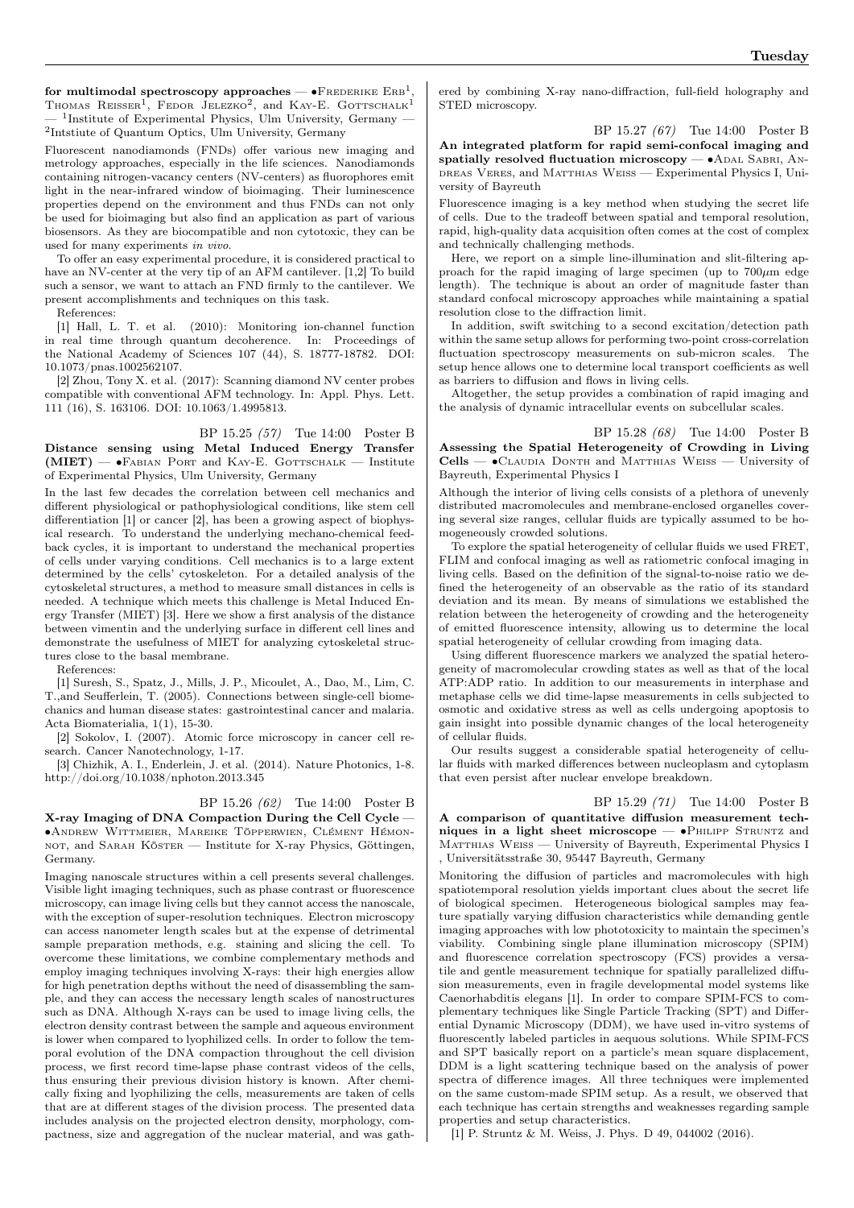**for multimodal spectroscopy approaches** — •Frederike Erb[1], Thomas Reisser[1], Fedor Jelezko[2], and Kay-E. Gottschalk[1] — [1]Institute of Experimental Physics, Ulm University, Germany — [2]Intstiute of Quantum Optics, Ulm University, Germany

Fluorescent nanodiamonds (FNDs) offer various new imaging and metrology approaches, especially in the life sciences. Nanodiamonds containing nitrogen-vacancy centers (NV-centers) as fluorophores emit light in the near-infrared window of bioimaging. Their luminescence properties depend on the environment and thus FNDs can not only be used for bioimaging but also find an application as part of various biosensors. As they are biocompatible and non cytotoxic, they can be used for many experiments *in vivo*.

To offer an easy experimental procedure, it is considered practical to have an NV-center at the very tip of an AFM cantilever. [1,2] To build such a sensor, we want to attach an FND firmly to the cantilever. We present accomplishments and techniques on this task.

References:

[1] Hall, L. T. et al. (2010): Monitoring ion-channel function in real time through quantum decoherence. In: Proceedings of the National Academy of Sciences 107 (44), S. 18777-18782. DOI: 10.1073/pnas.1002562107.

[2] Zhou, Tony X. et al. (2017): Scanning diamond NV center probes compatible with conventional AFM technology. In: Appl. Phys. Lett. 111 (16), S. 163106. DOI: 10.1063/1.4995813.

BP 15.25 *(57)* Tue 14:00 Poster B

**Distance sensing using Metal Induced Energy Transfer (MIET)** — •Fabian Port and Kay-E. Gottschalk — Institute of Experimental Physics, Ulm University, Germany

In the last few decades the correlation between cell mechanics and different physiological or pathophysiological conditions, like stem cell differentiation [1] or cancer [2], has been a growing aspect of biophysical research. To understand the underlying mechano-chemical feedback cycles, it is important to understand the mechanical properties of cells under varying conditions. Cell mechanics is to a large extent determined by the cells' cytoskeleton. For a detailed analysis of the cytoskeletal structures, a method to measure small distances in cells is needed. A technique which meets this challenge is Metal Induced Energy Transfer (MIET) [3]. Here we show a first analysis of the distance between vimentin and the underlying surface in different cell lines and demonstrate the usefulness of MIET for analyzing cytoskeletal structures close to the basal membrane.

References:

[1] Suresh, S., Spatz, J., Mills, J. P., Micoulet, A., Dao, M., Lim, C. T.,and Seufferlein, T. (2005). Connections between single-cell biomechanics and human disease states: gastrointestinal cancer and malaria. Acta Biomaterialia, 1(1), 15-30.

[2] Sokolov, I. (2007). Atomic force microscopy in cancer cell research. Cancer Nanotechnology, 1-17.

[3] Chizhik, A. I., Enderlein, J. et al. (2014). Nature Photonics, 1-8. http://doi.org/10.1038/nphoton.2013.345

BP 15.26 *(62)* Tue 14:00 Poster B

**X-ray Imaging of DNA Compaction During the Cell Cycle** — •Andrew Wittmeier, Mareike Töpperwien, Clément Hémonnot, and Sarah Köster — Institute for X-ray Physics, Göttingen, Germany.

Imaging nanoscale structures within a cell presents several challenges. Visible light imaging techniques, such as phase contrast or fluorescence microscopy, can image living cells but they cannot access the nanoscale, with the exception of super-resolution techniques. Electron microscopy can access nanometer length scales but at the expense of detrimental sample preparation methods, e.g. staining and slicing the cell. To overcome these limitations, we combine complementary methods and employ imaging techniques involving X-rays: their high energies allow for high penetration depths without the need of disassembling the sample, and they can access the necessary length scales of nanostructures such as DNA. Although X-rays can be used to image living cells, the electron density contrast between the sample and aqueous environment is lower when compared to lyophilized cells. In order to follow the temporal evolution of the DNA compaction throughout the cell division process, we first record time-lapse phase contrast videos of the cells, thus ensuring their previous division history is known. After chemically fixing and lyophilizing the cells, measurements are taken of cells that are at different stages of the division process. The presented data includes analysis on the projected electron density, morphology, compactness, size and aggregation of the nuclear material, and was gathered by combining X-ray nano-diffraction, full-field holography and STED microscopy.

BP 15.27 *(67)* Tue 14:00 Poster B

**An integrated platform for rapid semi-confocal imaging and spatially resolved fluctuation microscopy** — •Adal Sabri, Andreas Veres, and Matthias Weiss — Experimental Physics I, University of Bayreuth

Fluorescence imaging is a key method when studying the secret life of cells. Due to the tradeoff between spatial and temporal resolution, rapid, high-quality data acquisition often comes at the cost of complex and technically challenging methods.

Here, we report on a simple line-illumination and slit-filtering approach for the rapid imaging of large specimen (up to 700$\mu$m edge length). The technique is about an order of magnitude faster than standard confocal microscopy approaches while maintaining a spatial resolution close to the diffraction limit.

In addition, swift switching to a second excitation/detection path within the same setup allows for performing two-point cross-correlation fluctuation spectroscopy measurements on sub-micron scales. The setup hence allows one to determine local transport coefficients as well as barriers to diffusion and flows in living cells.

Altogether, the setup provides a combination of rapid imaging and the analysis of dynamic intracellular events on subcellular scales.

BP 15.28 *(68)* Tue 14:00 Poster B

**Assessing the Spatial Heterogeneity of Crowding in Living Cells** — •Claudia Donth and Matthias Weiss — University of Bayreuth, Experimental Physics I

Although the interior of living cells consists of a plethora of unevenly distributed macromolecules and membrane-enclosed organelles covering several size ranges, cellular fluids are typically assumed to be homogeneously crowded solutions.

To explore the spatial heterogeneity of cellular fluids we used FRET, FLIM and confocal imaging as well as ratiometric confocal imaging in living cells. Based on the definition of the signal-to-noise ratio we defined the heterogeneity of an observable as the ratio of its standard deviation and its mean. By means of simulations we established the relation between the heterogeneity of crowding and the heterogeneity of emitted fluorescence intensity, allowing us to determine the local spatial heterogeneity of cellular crowding from imaging data.

Using different fluorescence markers we analyzed the spatial heterogeneity of macromolecular crowding states as well as that of the local ATP:ADP ratio. In addition to our measurements in interphase and metaphase cells we did time-lapse measurements in cells subjected to osmotic and oxidative stress as well as cells undergoing apoptosis to gain insight into possible dynamic changes of the local heterogeneity of cellular fluids.

Our results suggest a considerable spatial heterogeneity of cellular fluids with marked differences between nucleoplasm and cytoplasm that even persist after nuclear envelope breakdown.

BP 15.29 *(71)* Tue 14:00 Poster B

**A comparison of quantitative diffusion measurement techniques in a light sheet microscope** — •Philipp Struntz and Matthias Weiss — University of Bayreuth, Experimental Physics I , Universitätsstraße 30, 95447 Bayreuth, Germany

Monitoring the diffusion of particles and macromolecules with high spatiotemporal resolution yields important clues about the secret life of biological specimen. Heterogeneous biological samples may feature spatially varying diffusion characteristics while demanding gentle imaging approaches with low phototoxicity to maintain the specimen's viability. Combining single plane illumination microscopy (SPIM) and fluorescence correlation spectroscopy (FCS) provides a versatile and gentle measurement technique for spatially parallelized diffusion measurements, even in fragile developmental model systems like Caenorhabditis elegans [1]. In order to compare SPIM-FCS to complementary techniques like Single Particle Tracking (SPT) and Differential Dynamic Microscopy (DDM), we have used in-vitro systems of fluorescently labeled particles in aequous solutions. While SPIM-FCS and SPT basically report on a particle's mean square displacement, DDM is a light scattering technique based on the analysis of power spectra of difference images. All three techniques were implemented on the same custom-made SPIM setup. As a result, we observed that each technique has certain strengths and weaknesses regarding sample properties and setup characteristics.

[1] P. Struntz & M. Weiss, J. Phys. D 49, 044002 (2016).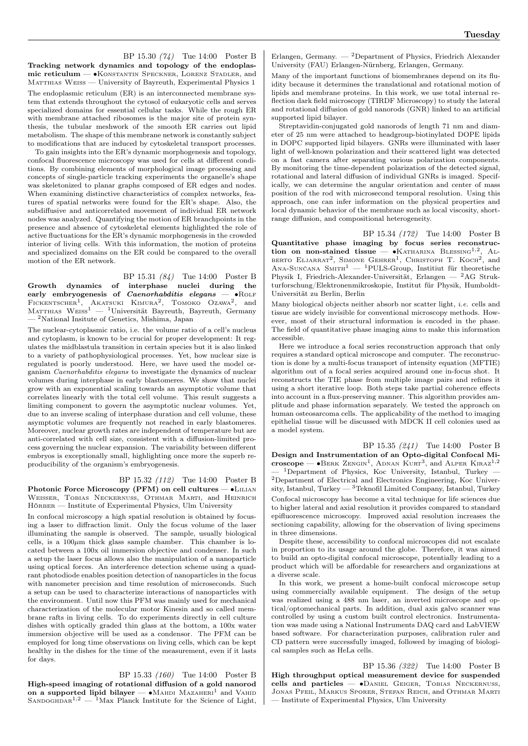BP 15.30 *(74)* Tue 14:00 Poster B

**Tracking network dynamics and topology of the endoplasmic reticulum** — •Konstantin Speckner, Lorenz Stadler, and Matthias Weiss — University of Bayreuth, Experimental Physics 1

The endoplasmic reticulum (ER) is an interconnected membrane system that extends throughout the cytosol of eukaryotic cells and serves specialized domains for essential cellular tasks. While the rough ER with membrane attached ribosomes is the major site of protein synthesis, the tubular meshwork of the smooth ER carries out lipid metabolism. The shape of this membrane network is constantly subject to modifications that are induced by cytoskeletal transport processes.

To gain insights into the ER's dynamic morphogenesis and topology, confocal fluorescence microscopy was used for cells at different conditions. By combining elements of morphological image processing and concepts of single-particle tracking experiments the organelle's shape was skeletonized to planar graphs composed of ER edges and nodes. When examining distinctive characteristics of complex networks, features of spatial networks were found for the ER's shape. Also, the subdiffusive and anticorrelated movement of individual ER network nodes was analyzed. Quantifying the motion of ER branchpoints in the presence and absence of cytoskeletal elements highlighted the role of active fluctuations for the ER's dynamic morphogenesis in the crowded interior of living cells. With this information, the motion of proteins and specialized domains on the ER could be compared to the overall motion of the ER network.

BP 15.31 *(84)* Tue 14:00 Poster B

**Growth dynamics of interphase nuclei during the early embryogenesis of *Caenorhabditis elegans*** — •Rolf Fickentscher[1], Akatsuki Kimura[2], Tomoko Ozawa[2], and Matthias Weiss[1] — [1]Universität Bayreuth, Bayreuth, Germany — [2]National Insitute of Genetics, Mishima, Japan

The nuclear-cytoplasmic ratio, i.e. the volume ratio of a cell's nucleus and cytoplasm, is known to be crucial for proper development: It regulates the midblastula transition in certain species but it is also linked to a variety of pathophysiological processes. Yet, how nuclear size is regulated is poorly understood. Here, we have used the model organism *Caenorhabditis elegans* to investigate the dynamics of nuclear volumes during interphase in early blastomeres. We show that nuclei grow with an exponential scaling towards an asymptotic volume that correlates linearly with the total cell volume. This result suggests a limiting component to govern the asymptotic nuclear volumes. Yet, due to an inverse scaling of interphase duration and cell volume, these asymptotic volumes are frequently not reached in early blastomeres. Moreover, nuclear growth rates are independent of temperature but are anti-correlated with cell size, consistent with a diffusion-limited process governing the nuclear expansion. The variability between different embryos is exceptionally small, highlighting once more the superb reproducibility of the organism's embryogenesis.

BP 15.32 *(112)* Tue 14:00 Poster B

**Photonic Force Microscopy (PFM) on cell cultures** — •Lilian Weisser, Tobias Neckernuss, Othmar Marti, and Heinrich Hörber — Institute of Experimental Physics, Ulm University

In confocal microscopy a high spatial resolution is obtained by focusing a laser to diffraction limit. Only the focus volume of the laser illuminating the sample is observed. The sample, usually biological cells, is a 100$\mu$m thick glass sample chamber. This chamber is located between a 100x oil immersion objective and condenser. In such a setup the laser focus allows also the manipulation of a nanoparticle using optical forces. An interference detection scheme using a quadrant photodiode enables position detection of nanoparticles in the focus with nanometer precision and time resolution of microseconds. Such a setup can be used to characterize interactions of nanoparticles with the environment. Until now this PFM was mainly used for mechanical characterization of the molecular motor Kinesin and so called membrane rafts in living cells. To do experiments directly in cell culture dishes with optically graded thin glass at the bottom, a 100x water immersion objective will be used as a condensor. The PFM can be employed for long time observations on living cells, which can be kept healthy in the dishes for the time of the measurement, even if it lasts for days.

BP 15.33 *(160)* Tue 14:00 Poster B

**High-speed imaging of rotational diffusion of a gold nanorod on a supported lipid bilayer** — •Mahdi Mazaheri[1] and Vahid Sandoghdar[1,2] — [1]Max Planck Institute for the Science of Light, Erlangen, Germany. — [2]Department of Physics, Friedrich Alexander University (FAU) Erlangen-Nürnberg, Erlangen, Germany.

Many of the important functions of biomembranes depend on its fluidity because it determines the translational and rotational motion of lipids and membrane proteins. In this work, we use total internal reflection dark field microscopy (TIRDF Microscopy) to study the lateral and rotational diffusion of gold nanorods (GNR) linked to an artificial supported lipid bilayer.

Streptavidin-conjugated gold nanorods of length 71 nm and diameter of 25 nm were attached to headgroup-biotinylated DOPE lipids in DOPC supported lipid bilayers. GNRs were illuminated with laser light of well-known polarization and their scattered light was detected on a fast camera after separating various polarization components. By monitoring the time-dependent polarization of the detected signal, rotational and lateral diffusion of individual GNRs is imaged. Specifically, we can determine the angular orientation and center of mass position of the rod with microsecond temporal resolution. Using this approach, one can infer information on the physical properties and local dynamic behavior of the membrane such as local viscosity, short-range diffusion, and compositional heterogeneity.

BP 15.34 *(172)* Tue 14:00 Poster B

**Quantitative phase imaging by focus series reconstruction on non-stained tissue** — •Katharina Blessing[1,2], Alberto Eljarrat[2], Simone Gehrer[1], Christoph T. Koch[2], and Ana-Sunčana Smith[1] — [1]PULS-Group, Institiut für theoretische Physik I, Friedrich-Alexander-Universität, Erlangen — [2]AG Strukturforschung/Elektronenmikroskopie, Institut für Physik, Humboldt-Universität zu Berlin, Berlin

Many biological objects neither absorb nor scatter light, *i.e.* cells and tissue are widely invisible for conventional microscopy methods. However, most of their structural information is encoded in the phase. The field of quantitative phase imaging aims to make this information accessible.

Here we introduce a focal series reconstruction approach that only requires a standard optical microscope and computer. The reconstruction is done by a multi-focus transport of intensity equation (MFTIE) algorithm out of a focal series acquired around one in-focus shot. It reconstructs the TIE phase from multiple image pairs and refines it using a short iterative loop. Both steps take partial coherence effects into account in a flux-preserving manner. This algorithm provides amplitude and phase information separately. We tested the approach on human osteosarcoma cells. The applicability of the method to imaging epithelial tissue will be discussed with MDCK II cell colonies used as a model system.

BP 15.35 *(241)* Tue 14:00 Poster B

**Design and Instrumentation of an Opto-digital Confocal Microscope** — •Berk Zengin[1], Adnan Kurt[3], and Alper Kiraz[1,2] — [1]Department of Physics, Koc University, Istanbul, Turkey — [2]Department of Electrical and Electronics Engineering, Koc University, Istanbul, Turkey — [3]Teknofil Limited Company, Istanbul, Turkey

Confocal microscopy has become a vital technique for life sciences due to higher lateral and axial resolution it provides compared to standard epifluorescence microscopy. Improved axial resolution increases the sectioning capability, allowing for the observation of living specimens in three dimensions.

Despite these, accessibility to confocal microscopes did not escalate in proportion to its usage around the globe. Therefore, it was aimed to build an opto-digital confocal microscope, potentially leading to a product which will be affordable for researchers and organizations at a diverse scale.

In this work, we present a home-built confocal microscope setup using commercially available equipment. The design of the setup was realized using a 488 nm laser, an inverted microscope and optical/optomechanical parts. In addition, dual axis galvo scanner was controlled by using a custom built control electronics. Instrumentation was made using a National Instruments DAQ card and LabVIEW based software. For characterization purposes, calibration ruler and CD pattern were successfully imaged, followed by imaging of biological samples such as HeLa cells.

BP 15.36 *(322)* Tue 14:00 Poster B

**High throughput optical measurement device for suspended cells and particles** — •Daniel Geiger, Tobias Neckernuss, Jonas Pfeil, Markus Sporer, Stefan Reich, and Othmar Marti — Institute of Experimental Physics, Ulm University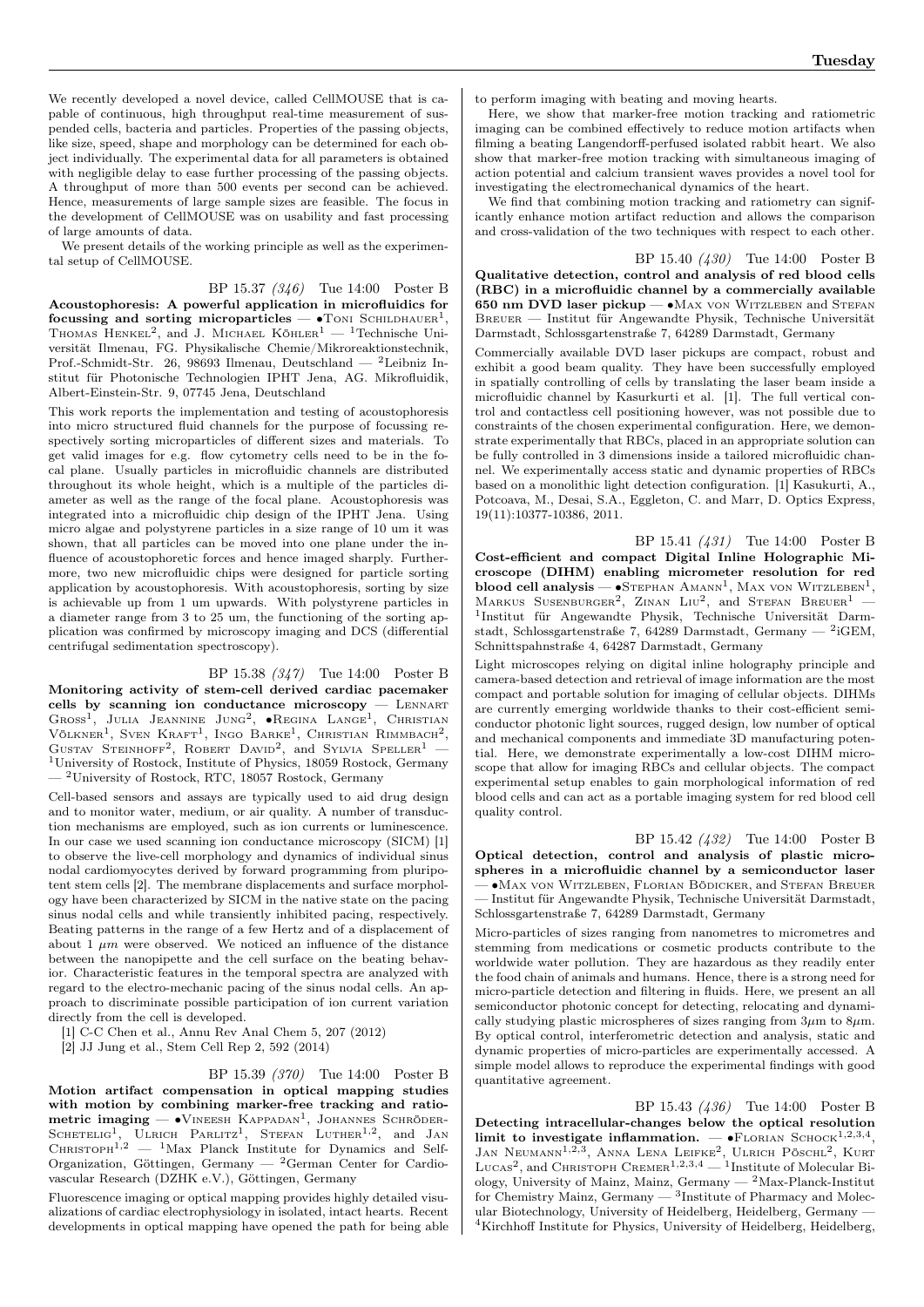We recently developed a novel device, called CellMOUSE that is capable of continuous, high throughput real-time measurement of suspended cells, bacteria and particles. Properties of the passing objects, like size, speed, shape and morphology can be determined for each object individually. The experimental data for all parameters is obtained with negligible delay to ease further processing of the passing objects. A throughput of more than 500 events per second can be achieved. Hence, measurements of large sample sizes are feasible. The focus in the development of CellMOUSE was on usability and fast processing of large amounts of data.

We present details of the working principle as well as the experimental setup of CellMOUSE.

BP 15.37 *(346)* Tue 14:00 Poster B

**Acoustophoresis: A powerful application in microfluidics for focussing and sorting microparticles** — •Toni Schildhauer[1], Thomas Henkel[2], and J. Michael Köhler[1] — [1]Technische Universität Ilmenau, FG. Physikalische Chemie/Mikroreaktionstechnik, Prof.-Schmidt-Str. 26, 98693 Ilmenau, Deutschland — [2]Leibniz Institut für Photonische Technologien IPHT Jena, AG. Mikrofluidik, Albert-Einstein-Str. 9, 07745 Jena, Deutschland

This work reports the implementation and testing of acoustophoresis into micro structured fluid channels for the purpose of focussing respectively sorting microparticles of different sizes and materials. To get valid images for e.g. flow cytometry cells need to be in the focal plane. Usually particles in microfluidic channels are distributed throughout its whole height, which is a multiple of the particles diameter as well as the range of the focal plane. Acoustophoresis was integrated into a microfluidic chip design of the IPHT Jena. Using micro algae and polystyrene particles in a size range of 10 um it was shown, that all particles can be moved into one plane under the influence of acoustophoretic forces and hence imaged sharply. Furthermore, two new microfluidic chips were designed for particle sorting application by acoustophoresis. With acoustophoresis, sorting by size is achievable up from 1 um upwards. With polystyrene particles in a diameter range from 3 to 25 um, the functioning of the sorting application was confirmed by microscopy imaging and DCS (differential centrifugal sedimentation spectroscopy).

BP 15.38 *(347)* Tue 14:00 Poster B

**Monitoring activity of stem-cell derived cardiac pacemaker cells by scanning ion conductance microscopy** — Lennart Gross[1], Julia Jeannine Jung[2], •Regina Lange[1], Christian Völkner[1], Sven Kraft[1], Ingo Barke[1], Christian Rimmbach[2], Gustav Steinhoff[2], Robert David[2], and Sylvia Speller[1] — [1]University of Rostock, Institute of Physics, 18059 Rostock, Germany — [2]University of Rostock, RTC, 18057 Rostock, Germany

Cell-based sensors and assays are typically used to aid drug design and to monitor water, medium, or air quality. A number of transduction mechanisms are employed, such as ion currents or luminescence. In our case we used scanning ion conductance microscopy (SICM) [1] to observe the live-cell morphology and dynamics of individual sinus nodal cardiomyocytes derived by forward programming from pluripotent stem cells [2]. The membrane displacements and surface morphology have been characterized by SICM in the native state on the pacing sinus nodal cells and while transiently inhibited pacing, respectively. Beating patterns in the range of a few Hertz and of a displacement of about 1 $\mu m$ were observed. We noticed an influence of the distance between the nanopipette and the cell surface on the beating behavior. Characteristic features in the temporal spectra are analyzed with regard to the electro-mechanic pacing of the sinus nodal cells. An approach to discriminate possible participation of ion current variation directly from the cell is developed.

[1] C-C Chen et al., Annu Rev Anal Chem 5, 207 (2012)

[2] JJ Jung et al., Stem Cell Rep 2, 592 (2014)

BP 15.39 *(370)* Tue 14:00 Poster B

**Motion artifact compensation in optical mapping studies with motion by combining marker-free tracking and ratiometric imaging** — •Vineesh Kappadan[1], Johannes Schröder-Schetelig[1], Ulrich Parlitz[1], Stefan Luther[1,2], and Jan Christoph[1,2] — [1]Max Planck Institute for Dynamics and Self-Organization, Göttingen, Germany — [2]German Center for Cardiovascular Research (DZHK e.V.), Göttingen, Germany

Fluorescence imaging or optical mapping provides highly detailed visualizations of cardiac electrophysiology in isolated, intact hearts. Recent developments in optical mapping have opened the path for being able to perform imaging with beating and moving hearts.

Here, we show that marker-free motion tracking and ratiometric imaging can be combined effectively to reduce motion artifacts when filming a beating Langendorff-perfused isolated rabbit heart. We also show that marker-free motion tracking with simultaneous imaging of action potential and calcium transient waves provides a novel tool for investigating the electromechanical dynamics of the heart.

We find that combining motion tracking and ratiometry can significantly enhance motion artifact reduction and allows the comparison and cross-validation of the two techniques with respect to each other.

BP 15.40 *(430)* Tue 14:00 Poster B

**Qualitative detection, control and analysis of red blood cells (RBC) in a microfluidic channel by a commercially available 650 nm DVD laser pickup** — •Max von Witzleben and Stefan Breuer — Institut für Angewandte Physik, Technische Universität Darmstadt, Schlossgartenstraße 7, 64289 Darmstadt, Germany

Commercially available DVD laser pickups are compact, robust and exhibit a good beam quality. They have been successfully employed in spatially controlling of cells by translating the laser beam inside a microfluidic channel by Kasurkurti et al. [1]. The full vertical control and contactless cell positioning however, was not possible due to constraints of the chosen experimental configuration. Here, we demonstrate experimentally that RBCs, placed in an appropriate solution can be fully controlled in 3 dimensions inside a tailored microfluidic channel. We experimentally access static and dynamic properties of RBCs based on a monolithic light detection configuration. [1] Kasukurti, A., Potcoava, M., Desai, S.A., Eggleton, C. and Marr, D. Optics Express, 19(11):10377-10386, 2011.

BP 15.41 *(431)* Tue 14:00 Poster B

**Cost-efficient and compact Digital Inline Holographic Microscope (DIHM) enabling micrometer resolution for red blood cell analysis** — •Stephan Amann[1], Max von Witzleben[1], Markus Susenburger[2], Zinan Liu[2], and Stefan Breuer[1] — [1]Institut für Angewandte Physik, Technische Universität Darmstadt, Schlossgartenstraße 7, 64289 Darmstadt, Germany — [2]iGEM, Schnittspahnstraße 4, 64287 Darmstadt, Germany

Light microscopes relying on digital inline holography principle and camera-based detection and retrieval of image information are the most compact and portable solution for imaging of cellular objects. DIHMs are currently emerging worldwide thanks to their cost-efficient semiconductor photonic light sources, rugged design, low number of optical and mechanical components and immediate 3D manufacturing potential. Here, we demonstrate experimentally a low-cost DIHM microscope that allow for imaging RBCs and cellular objects. The compact experimental setup enables to gain morphological information of red blood cells and can act as a portable imaging system for red blood cell quality control.

BP 15.42 *(432)* Tue 14:00 Poster B

**Optical detection, control and analysis of plastic microspheres in a microfluidic channel by a semiconductor laser** — •Max von Witzleben, Florian Bödicker, and Stefan Breuer — Institut für Angewandte Physik, Technische Universität Darmstadt, Schlossgartenstraße 7, 64289 Darmstadt, Germany

Micro-particles of sizes ranging from nanometres to micrometres and stemming from medications or cosmetic products contribute to the worldwide water pollution. They are hazardous as they readily enter the food chain of animals and humans. Hence, there is a strong need for micro-particle detection and filtering in fluids. Here, we present an all semiconductor photonic concept for detecting, relocating and dynamically studying plastic microspheres of sizes ranging from $3\mu$m to $8\mu$m. By optical control, interferometric detection and analysis, static and dynamic properties of micro-particles are experimentally accessed. A simple model allows to reproduce the experimental findings with good quantitative agreement.

BP 15.43 *(436)* Tue 14:00 Poster B

**Detecting intracellular-changes below the optical resolution limit to investigate inflammation.** — •Florian Schock[1,2,3,4], Jan Neumann[1,2,3], Anna Lena Leifke[2], Ulrich Pöschl[2], Kurt Lucas[2], and Christoph Cremer[1,2,3,4] — [1]Institute of Molecular Biology, University of Mainz, Mainz, Germany — [2]Max-Planck-Institut for Chemistry Mainz, Germany — [3]Institute of Pharmacy and Molecular Biotechnology, University of Heidelberg, Heidelberg, Germany — [4]Kirchhoff Institute for Physics, University of Heidelberg, Heidelberg,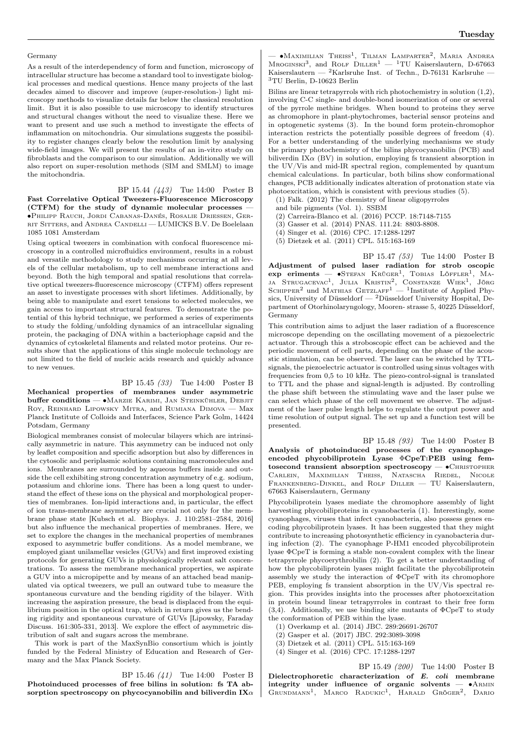Germany

As a result of the interdependency of form and function, microscopy of intracellular structure has become a standard tool to investigate biological processes and medical questions. Hence many projects of the last decades aimed to discover and improve (super-resolution-) light microscopy methods to visualize details far below the classical resolution limit. But it is also possible to use microscopy to identify structures and structural changes without the need to visualize these. Here we want to present and use such a method to investigate the effects of inflammation on mitochondria. Our simulations suggests the possibility to register changes clearly below the resolution limit by analysing wide-field images. We will present the results of an in-vitro study on fibroblasts and the comparison to our simulation. Additionally we will also report on super-resolution methods (SIM and SMLM) to image the mitochondria.

BP 15.44 *(443)* Tue 14:00 Poster B

**Fast Correlative Optical Tweezers-Fluorescence Microscopy (CTFM) for the study of dynamic molecular processes** — •Philipp Rauch, Jordi Cabanas-Danés, Rosalie Driessen, Gerrit Sitters, and Andrea Candelli — LUMICKS B.V. De Boelelaan 1085 1081 Amsterdam

Using optical tweezers in combination with confocal fluorescence microscopy in a controlled microfluidics environment, results in a robust and versatile methodology to study mechanisms occurring at all levels of the cellular metabolism, up to cell membrane interactions and beyond. Both the high temporal and spatial resolutions that correlative optical tweezers-fluorescence microscopy (CTFM) offers represent an asset to investigate processes with short lifetimes. Additionally, by being able to manipulate and exert tensions to selected molecules, we gain access to important structural features. To demonstrate the potential of this hybrid technique, we performed a series of experiments to study the folding/unfolding dynamics of an intracellular signaling protein, the packaging of DNA within a bacteriophage capsid and the dynamics of cytoskeletal filaments and related motor proteins. Our results show that the applications of this single molecule technology are not limited to the field of nucleic acids research and quickly advance to new venues.

BP 15.45 *(33)* Tue 14:00 Poster B

**Mechanical properties of membranes under asymmetric buffer conditions** — •Marzie Karimi, Jan Steinkühler, Debjit Roy, Reinhard Lipowsky Mitra, and Rumiana Dimova — Max Planck Institute of Colloids and Interfaces, Science Park Golm, 14424 Potsdam, Germany

Biological membranes consist of molecular bilayers which are intrinsically asymmetric in nature. This asymmetry can be induced not only by leaflet composition and specific adsorption but also by differences in the cytosolic and periplasmic solutions containing macromolecules and ions. Membranes are surrounded by aqueous buffers inside and outside the cell exhibiting strong concentration asymmetry of e.g. sodium, potassium and chlorine ions. There has been a long quest to understand the effect of these ions on the physical and morphological properties of membranes. Ion-lipid interactions and, in particular, the effect of ion trans-membrane asymmetry are crucial not only for the membrane phase state [Kubsch et al. Biophys. J. 110:2581–2584, 2016] but also influence the mechanical properties of membranes. Here, we set to explore the changes in the mechanical properties of membranes exposed to asymmetric buffer conditions. As a model membrane, we employed giant unilamellar vesicles (GUVs) and first improved existing protocols for generating GUVs in physiologically relevant salt concentrations. To assess the membrane mechanical properties, we aspirate a GUV into a micropipette and by means of an attached bead manipulated via optical tweezers, we pull an outward tube to measure the spontaneous curvature and the bending rigidity of the bilayer. With increasing the aspiration pressure, the bead is displaced from the equilibrium position in the optical trap, which in return gives us the bending rigidity and spontaneous curvature of GUVs [Lipowsky, Faraday Discuss. 161:305-331, 2013]. We explore the effect of asymmetric distribution of salt and sugars across the membrane.

This work is part of the MaxSynBio consortium which is jointly funded by the Federal Ministry of Education and Research of Germany and the Max Planck Society.

BP 15.46 *(41)* Tue 14:00 Poster B

**Photoinduced processes of free bilins in solution: fs TA absorption spectroscopy on phycocyanobilin and biliverdin IXα** — •Maximilian Theiss[1], Tilman Lamparter[2], Maria Andrea Mroginski[3], and Rolf Diller[1] — [1]TU Kaiserslautern, D-67663 Kaiserslautern — [2]Karlsruhe Inst. of Techn., D-76131 Karlsruhe — [3]TU Berlin, D-10623 Berlin

Bilins are linear tetrapyrrols with rich photochemistry in solution (1,2), involving C-C single- and double-bond isomerization of one or several of the pyrrole methine bridges. When bound to proteins they serve as chromophore in plant-phytochromes, bacterial sensor proteins and in optogenetic systems (3). In the bound form protein-chromophor interaction restricts the potentially possible degrees of freedom (4). For a better understanding of the underlying mechanisms we study the primary photochemistry of the bilins phycocyanobilin (PCB) and biliverdin IXα (BV) in solution, employing fs transient absorption in the UV/Vis and mid-IR spectral region, complemented by quantum chemical calculations. In particular, both bilins show conformational changes, PCB additionally indicates alteration of protonation state via photoexcitation, which is consistent with previous studies (5).

(1) Falk. (2012) The chemistry of linear oligopyrroles and bile pigments (Vol. 1). SSBM
(2) Carreira-Blanco et al. (2016) PCCP. 18:7148-7155
(3) Gasser et al. (2014) PNAS. 111.24: 8803-8808.
(4) Singer et al. (2016) CPC. 17:1288-1297
(5) Dietzek et al. (2011) CPL. 515:163-169

BP 15.47 *(53)* Tue 14:00 Poster B

**Adjustment of pulsed laser radiation for strob oscopic exp eriments** — •Stefan Krüger[1], Tobias Löffler[1], Maja Strugacevac[1], Julia Kristin[2], Constanze Wiek[1], Jörg Schipper[2] und Mathias Getzlaff[1] — [1]Institute of Applied Physics, University of Düsseldorf — [2]Düsseldorf University Hospital, Department of Otorhinolaryngology, Mooren- strasse 5, 40225 Düsseldorf, Germany

This contribution aims to adjust the laser radiation of a fluorescence microscope depending on the oscillating movement of a piezoelectric actuator. Through this a stroboscopic effect can be achieved and the periodic movement of cell parts, depending on the phase of the acoustic stimulation, can be observed. The laser can be switched by TTL-signals, the piezoelectric actuator is controlled using sinus voltages with frequencies from 0,5 to 10 kHz. The piezo-control-signal is translated to TTL and the phase and signal-length is adjusted. By controlling the phase shift between the stimulating wave and the laser pulse we can select which phase of the cell movement we observe. The adjustment of the laser pulse length helps to regulate the output power and time resolution of output signal. The set up and a function test will be presented.

BP 15.48 *(93)* Tue 14:00 Poster B

**Analysis of photoinduced processes of the cyanophage-encoded phycobiliprotein Lyase ΦCpeT:PEB using femtosecond transient absorption spectroscopy** — •Christopher Carlein, Maximilian Theiss, Natascha Riedel, Nicole Frankenberg-Dinkel, and Rolf Diller — TU Kaiserslautern, 67663 Kaiserslautern, Germany

Phycobiliprotein lyases mediate the chromophore assembly of light harvesting phycobiliproteins in cyanobacteria (1). Interestingly, some cyanophages, viruses that infect cyanobacteria, also possess genes encoding phycobiliprotein lyases. It has been suggested that they might contribute to increasing photosynthetic efficiency in cyanobacteria during infection (2). The cyanophage P-HM1 encoded phycobiliprotein lyase ΦCpeT is forming a stable non-covalent complex with the linear tetrapyrrole phycoerythrobilin (2). To get a better understanding of how the phycobiliprotein lyases might facilitate the phycobiliprotein assembly we study the interaction of ΦCpeT with its chromophore PEB, employing fs transient absorption in the UV/Vis spectral region. This provides insights into the processes after photoexcitation in protein bound linear tetrapyrroles in contrast to their free form (3,4). Additionally, we use binding site mutants of ΦCpeT to study the conformation of PEB within the lyase.

(1) Overkamp et al. (2014) JBC. 289:26691-26707
(2) Gasper et al. (2017) JBC. 292:3089-3098
(3) Dietzek et al. (2011) CPL. 515:163-169
(4) Singer et al. (2016) CPC. 17:1288-1297

BP 15.49 *(200)* Tue 14:00 Poster B

**Dielectrophoretic characterization of *E. coli* membrane integrity under influence of organic solvents** — •Armin Grundmann[1], Marco Radukic[1], Harald Gröger[2], Dario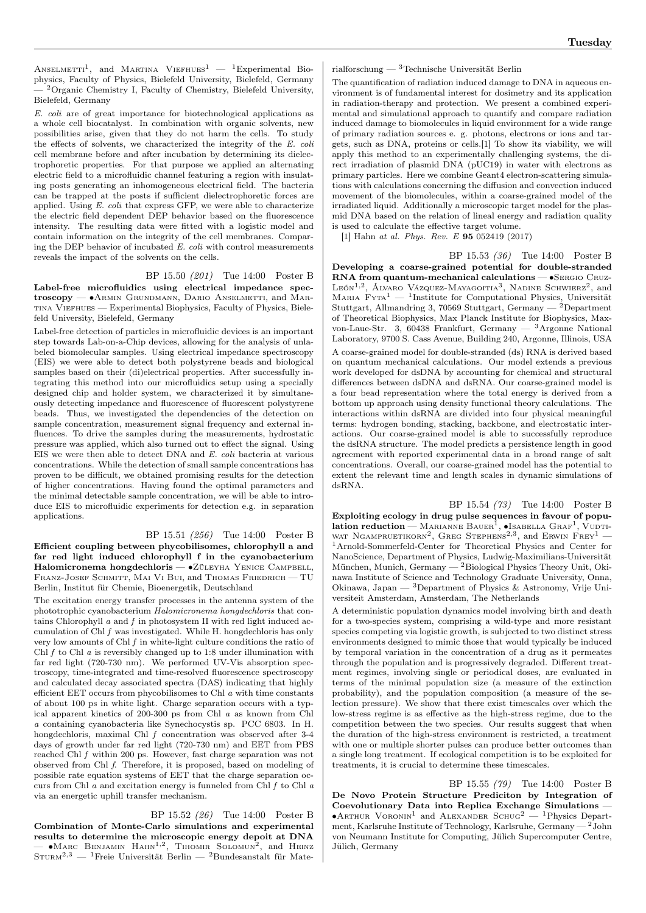Anselmetti[1], and Martina Viefhues[1] — [1]Experimental Biophysics, Faculty of Physics, Bielefeld University, Bielefeld, Germany — [2]Organic Chemistry I, Faculty of Chemistry, Bielefeld University, Bielefeld, Germany

*E. coli* are of great importance for biotechnological applications as a whole cell biocatalyst. In combination with organic solvents, new possibilities arise, given that they do not harm the cells. To study the effects of solvents, we characterized the integrity of the *E. coli* cell membrane before and after incubation by determining its dielectrophoretic properties. For that purpose we applied an alternating electric field to a microfluidic channel featuring a region with insulating posts generating an inhomogeneous electrical field. The bacteria can be trapped at the posts if sufficient dielectrophoretic forces are applied. Using *E. coli* that express GFP, we were able to characterize the electric field dependent DEP behavior based on the fluorescence intensity. The resulting data were fitted with a logistic model and contain information on the integrity of the cell membranes. Comparing the DEP behavior of incubated *E. coli* with control measurements reveals the impact of the solvents on the cells.

BP 15.50 *(201)* Tue 14:00 Poster B

**Label-free microfluidics using electrical impedance spectroscopy** — •Armin Grundmann, Dario Anselmetti, and Martina Viefhues — Experimental Biophysics, Faculty of Physics, Bielefeld University, Bielefeld, Germany

Label-free detection of particles in microfluidic devices is an important step towards Lab-on-a-Chip devices, allowing for the analysis of unlabeled biomolecular samples. Using electrical impedance spectroscopy (EIS) we were able to detect both polystyrene beads and biological samples based on their (di)electrical properties. After successfully integrating this method into our microfluidics setup using a specially designed chip and holder system, we characterized it by simultaneously detecting impedance and fluorescence of fluorescent polystyrene beads. Thus, we investigated the dependencies of the detection on sample concentration, measurement signal frequency and external influences. To drive the samples during the measurements, hydrostatic pressure was applied, which also turned out to effect the signal. Using EIS we were then able to detect DNA and *E. coli* bacteria at various concentrations. While the detection of small sample concentrations has proven to be difficult, we obtained promising results for the detection of higher concentrations. Having found the optimal parameters and the minimal detectable sample concentration, we will be able to introduce EIS to microfluidic experiments for detection e.g. in separation applications.

BP 15.51 *(256)* Tue 14:00 Poster B

**Efficient coupling between phycobilisomes, chlorophyll a and far red light induced chlorophyll f in the cyanobacterium Halomicronema hongdechloris** — •Züleyha Yenice Campbell, Franz-Josef Schmitt, Mai Vi Bui, and Thomas Friedrich — TU Berlin, Institut für Chemie, Bioenergetik, Deutschland

The excitation energy transfer processes in the antenna system of the phototrophic cyanobacterium *Halomicronema hongdechloris* that contains Chlorophyll *a* and *f* in photosystem II with red light induced accumulation of Chl *f* was investigated. While H. hongdechloris has only very low amounts of Chl *f* in white-light culture conditions the ratio of Chl *f* to Chl *a* is reversibly changed up to 1:8 under illumination with far red light (720-730 nm). We performed UV-Vis absorption spectroscopy, time-integrated and time-resolved fluorescence spectroscopy and calculated decay associated spectra (DAS) indicating that highly efficient EET occurs from phycobilisomes to Chl *a* with time constants of about 100 ps in white light. Charge separation occurs with a typical apparent kinetics of 200-300 ps from Chl *a* as known from Chl *a* containing cyanobacteria like Synechocystis sp. PCC 6803. In H. hongdechloris, maximal Chl *f* concentration was observed after 3-4 days of growth under far red light (720-730 nm) and EET from PBS reached Chl *f* within 200 ps. However, fast charge separation was not observed from Chl *f*. Therefore, it is proposed, based on modeling of possible rate equation systems of EET that the charge separation occurs from Chl *a* and excitation energy is funneled from Chl *f* to Chl *a* via an energetic uphill transfer mechanism.

BP 15.52 *(26)* Tue 14:00 Poster B

**Combination of Monte-Carlo simulations and experimental results to determine the microscopic energy depoit at DNA** — •Marc Benjamin Hahn[1,2], Tihomir Solomun[2], and Heinz Sturm[2,3] — [1]Freie Universität Berlin — [2]Bundesanstalt für Materialforschung — [3]Technische Universität Berlin

The quantification of radiation induced damage to DNA in aqueous environment is of fundamental interest for dosimetry and its application in radiation-therapy and protection. We present a combined experimental and simulational approach to quantify and compare radiation induced damage to biomolecules in liquid environment for a wide range of primary radiation sources e. g. photons, electrons or ions and targets, such as DNA, proteins or cells.[1] To show its viability, we will apply this method to an experimentally challenging systems, the direct irradiation of plasmid DNA (pUC19) in water with electrons as primary particles. Here we combine Geant4 electron-scattering simulations with calculations concerning the diffusion and convection induced movement of the biomolecules, within a coarse-grained model of the irradiated liquid. Additionally a microscopic target model for the plasmid DNA based on the relation of lineal energy and radiation quality is used to calculate the effective target volume.

[1] Hahn *at al. Phys. Rev. E* **95** 052419 (2017)

BP 15.53 *(36)* Tue 14:00 Poster B

**Developing a coarse-grained potential for double-stranded RNA from quantum-mechanical calculations** — •Sergio Cruz-León[1,2], Álvaro Vázquez-Mayagoitia[3], Nadine Schwierz[2], and Maria Fyta[1] — [1]Institute for Computational Physics, Universität Stuttgart, Allmandring 3, 70569 Stuttgart, Germany — [2]Department of Theoretical Biophysics, Max Planck Institute for Biophysics, Max-von-Laue-Str. 3, 60438 Frankfurt, Germany — [3]Argonne National Laboratory, 9700 S. Cass Avenue, Building 240, Argonne, Illinois, USA

A coarse-grained model for double-stranded (ds) RNA is derived based on quantum mechanical calculations. Our model extends a previous work developed for dsDNA by accounting for chemical and structural differences between dsDNA and dsRNA. Our coarse-grained model is a four bead representation where the total energy is derived from a bottom up approach using density functional theory calculations. The interactions within dsRNA are divided into four physical meaningful terms: hydrogen bonding, stacking, backbone, and electrostatic interactions. Our coarse-grained model is able to successfully reproduce the dsRNA structure. The model predicts a persistence length in good agreement with reported experimental data in a broad range of salt concentrations. Overall, our coarse-grained model has the potential to extent the relevant time and length scales in dynamic simulations of dsRNA.

BP 15.54 *(73)* Tue 14:00 Poster B

**Exploiting ecology in drug pulse sequences in favour of population reduction** — Marianne Bauer[1], •Isabella Graf[1], Vudtiwat Ngampruetikorn[2], Greg Stephens[2,3], and Erwin Frey[1] — [1]Arnold-Sommerfeld-Center for Theoretical Physics and Center for NanoScience, Department of Physics, Ludwig-Maximilians-Universität München, Munich, Germany — [2]Biological Physics Theory Unit, Okinawa Institute of Science and Technology Graduate University, Onna, Okinawa, Japan — [3]Department of Physics & Astronomy, Vrije Universiteit Amsterdam, Amsterdam, The Netherlands

A deterministic population dynamics model involving birth and death for a two-species system, comprising a wild-type and more resistant species competing via logistic growth, is subjected to two distinct stress environments designed to mimic those that would typically be induced by temporal variation in the concentration of a drug as it permeates through the population and is progressively degraded. Different treatment regimes, involving single or periodical doses, are evaluated in terms of the minimal population size (a measure of the extinction probability), and the population composition (a measure of the selection pressure). We show that there exist timescales over which the low-stress regime is as effective as the high-stress regime, due to the competition between the two species. Our results suggest that when the duration of the high-stress environment is restricted, a treatment with one or multiple shorter pulses can produce better outcomes than a single long treatment. If ecological competition is to be exploited for treatments, it is crucial to determine these timescales.

BP 15.55 *(79)* Tue 14:00 Poster B

**De Novo Protein Structure Prediciton by Integration of Coevolutionary Data into Replica Exchange Simulations** — •Arthur Voronin[1] and Alexander Schug[2] — [1]Physics Department, Karlsruhe Institute of Technology, Karlsruhe, Germany — [2]John von Neumann Institute for Computing, Jülich Supercomputer Centre, Jülich, Germany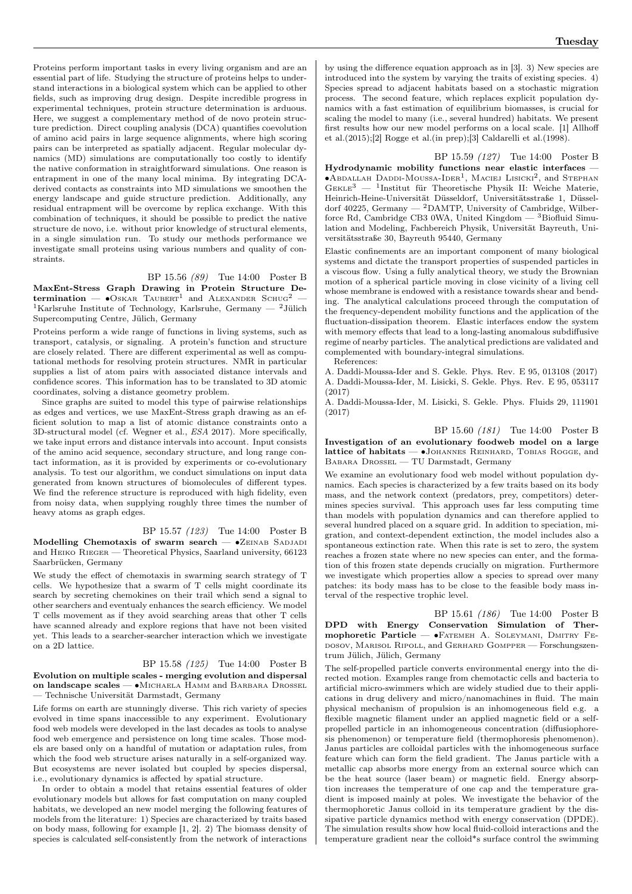Proteins perform important tasks in every living organism and are an essential part of life. Studying the structure of proteins helps to understand interactions in a biological system which can be applied to other fields, such as improving drug design. Despite incredible progress in experimental techniques, protein structure determination is arduous. Here, we suggest a complementary method of de novo protein structure prediction. Direct coupling analysis (DCA) quantifies coevolution of amino acid pairs in large sequence alignments, where high scoring pairs can be interpreted as spatially adjacent. Regular molecular dynamics (MD) simulations are computationally too costly to identify the native conformation in straightforward simulations. One reason is entrapment in one of the many local minima. By integrating DCA-derived contacts as constraints into MD simulations we smoothen the energy landscape and guide structure prediction. Additionally, any residual entrapment will be overcome by replica exchange. With this combination of techniques, it should be possible to predict the native structure de novo, i.e. without prior knowledge of structural elements, in a single simulation run. To study our methods performance we investigate small proteins using various numbers and quality of constraints.

BP 15.56 *(89)* Tue 14:00 Poster B

**MaxEnt-Stress Graph Drawing in Protein Structure Determination** — •Oskar Taubert[1] and Alexander Schug[2] — [1]Karlsruhe Institute of Technology, Karlsruhe, Germany — [2]Jülich Supercomputing Centre, Jülich, Germany

Proteins perform a wide range of functions in living systems, such as transport, catalysis, or signaling. A protein's function and structure are closely related. There are different experimental as well as computational methods for resolving protein structures. NMR in particular supplies a list of atom pairs with associated distance intervals and confidence scores. This information has to be translated to 3D atomic coordinates, solving a distance geometry problem.

Since graphs are suited to model this type of pairwise relationships as edges and vertices, we use MaxEnt-Stress graph drawing as an efficient solution to map a list of atomic distance constraints onto a 3D-structural model (cf. Wegner et al., *ESA* 2017). More specifically, we take input errors and distance intervals into account. Input consists of the amino acid sequence, secondary structure, and long range contact information, as it is provided by experiments or co-evolutionary analysis. To test our algorithm, we conduct simulations on input data generated from known structures of biomolecules of different types. We find the reference structure is reproduced with high fidelity, even from noisy data, when supplying roughly three times the number of heavy atoms as graph edges.

BP 15.57 *(123)* Tue 14:00 Poster B

**Modelling Chemotaxis of swarm search** — •Zeinab Sadjadi and Heiko Rieger — Theoretical Physics, Saarland university, 66123 Saarbrücken, Germany

We study the effect of chemotaxis in swarming search strategy of T cells. We hypothesize that a swarm of T cells might coordinate its search by secreting chemokines on their trail which send a signal to other searchers and eventualy enhances the search efficiency. We model T cells movement as if they avoid searching areas that other T cells have scanned already and explore regions that have not been visited yet. This leads to a searcher-searcher interaction which we investigate on a 2D lattice.

BP 15.58 *(125)* Tue 14:00 Poster B

**Evolution on multiple scales - merging evolution and dispersal on landscape scales** — •Michaela Hamm and Barbara Drossel — Technische Universität Darmstadt, Germany

Life forms on earth are stunningly diverse. This rich variety of species evolved in time spans inaccessible to any experiment. Evolutionary food web models were developed in the last decades as tools to analyse food web emergence and persistence on long time scales. Those models are based only on a handful of mutation or adaptation rules, from which the food web structure arises naturally in a self-organized way. But ecosystems are never isolated but coupled by species dispersal, i.e., evolutionary dynamics is affected by spatial structure.

In order to obtain a model that retains essential features of older evolutionary models but allows for fast computation on many coupled habitats, we developed an new model merging the following features of models from the literature: 1) Species are characterized by traits based on body mass, following for example [1, 2]. 2) The biomass density of species is calculated self-consistently from the network of interactions by using the difference equation approach as in [3]. 3) New species are introduced into the system by varying the traits of existing species. 4) Species spread to adjacent habitats based on a stochastic migration process. The second feature, which replaces explicit population dynamics with a fast estimation of equilibrium biomasses, is crucial for scaling the model to many (i.e., several hundred) habitats. We present first results how our new model performs on a local scale. [1] Allhoff et al.(2015);[2] Rogge et al.(in prep);[3] Caldarelli et al.(1998).

BP 15.59 *(127)* Tue 14:00 Poster B

**Hydrodynamic mobility functions near elastic interfaces** — •Abdallah Daddi-Moussa-Ider[1], Maciej Lisicki[2], and Stephan Gekle[3] — [1]Institut für Theoretische Physik II: Weiche Materie, Heinrich-Heine-Universität Düsseldorf, Universitätsstraße 1, Düsseldorf 40225, Germany — [2]DAMTP, University of Cambridge, Wilberforce Rd, Cambridge CB3 0WA, United Kingdom — [3]Biofluid Simulation and Modeling, Fachbereich Physik, Universität Bayreuth, Universitätsstraße 30, Bayreuth 95440, Germany

Elastic confinements are an important component of many biological systems and dictate the transport properties of suspended particles in a viscous flow. Using a fully analytical theory, we study the Brownian motion of a spherical particle moving in close vicinity of a living cell whose membrane is endowed with a resistance towards shear and bending. The analytical calculations proceed through the computation of the frequency-dependent mobility functions and the application of the fluctuation-dissipation theorem. Elastic interfaces endow the system with memory effects that lead to a long-lasting anomalous subdiffusive regime of nearby particles. The analytical predictions are validated and complemented with boundary-integral simulations.

References:

A. Daddi-Moussa-Ider and S. Gekle. Phys. Rev. E 95, 013108 (2017)

A. Daddi-Moussa-Ider, M. Lisicki, S. Gekle. Phys. Rev. E 95, 053117 (2017)

A. Daddi-Moussa-Ider, M. Lisicki, S. Gekle. Phys. Fluids 29, 111901 (2017)

BP 15.60 *(181)* Tue 14:00 Poster B

**Investigation of an evolutionary foodweb model on a large lattice of habitats** — •Johannes Reinhard, Tobias Rogge, and Barbara Drossel — TU Darmstadt, Germany

We examine an evolutionary food web model without population dynamics. Each species is characterized by a few traits based on its body mass, and the network context (predators, prey, competitors) determines species survival. This approach uses far less computing time than models with population dynamics and can therefore applied to several hundred placed on a square grid. In addition to speciation, migration, and context-dependent extinction, the model includes also a spontaneous extinction rate. When this rate is set to zero, the system reaches a frozen state where no new species can enter, and the formation of this frozen state depends crucially on migration. Furthermore we investigate which properties allow a species to spread over many patches: its body mass has to be close to the feasible body mass interval of the respective trophic level.

BP 15.61 *(186)* Tue 14:00 Poster B

**DPD with Energy Conservation Simulation of Thermophoretic Particle** — •Fatemeh A. Soleymani, Dmitry Fedosov, Marisol Ripoll, and Gerhard Gompper — Forschungszentrum Jülich, Jülich, Germany

The self-propelled particle converts environmental energy into the directed motion. Examples range from chemotactic cells and bacteria to artificial micro-swimmers which are widely studied due to their applications in drug delivery and micro/nanomachines in fluid. The main physical mechanism of propulsion is an inhomogeneous field e.g. a flexible magnetic filament under an applied magnetic field or a self-propelled particle in an inhomogeneous concentration (diffusiophoresis phenomenon) or temperature field (thermophoresis phenomenon). Janus particles are colloidal particles with the inhomogeneous surface feature which can form the field gradient. The Janus particle with a metallic cap absorbs more energy from an external source which can be the heat source (laser beam) or magnetic field. Energy absorption increases the temperature of one cap and the temperature gradient is imposed mainly at poles. We investigate the behavior of the thermophoretic Janus colloid in its temperature gradient by the dissipative particle dynamics method with energy conservation (DPDE). The simulation results show how local fluid-colloid interactions and the temperature gradient near the colloid*s surface control the swimming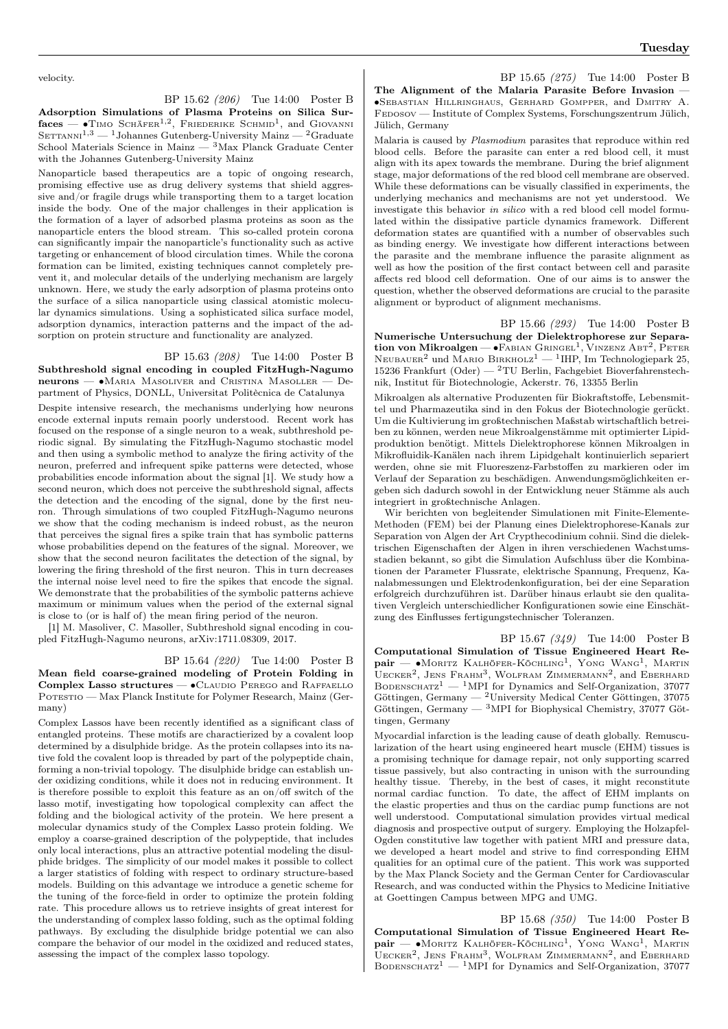velocity.

BP 15.62 *(206)* Tue 14:00 Poster B

**Adsorption Simulations of Plasma Proteins on Silica Surfaces** — •Timo Schäfer[1,2], Friederike Schmid[1], and Giovanni Settanni[1,3] — [1]Johannes Gutenberg-University Mainz — [2]Graduate School Materials Science in Mainz — [3]Max Planck Graduate Center with the Johannes Gutenberg-University Mainz

Nanoparticle based therapeutics are a topic of ongoing research, promising effective use as drug delivery systems that shield aggressive and/or fragile drugs while transporting them to a target location inside the body. One of the major challenges in their application is the formation of a layer of adsorbed plasma proteins as soon as the nanoparticle enters the blood stream. This so-called protein corona can significantly impair the nanoparticle's functionality such as active targeting or enhancement of blood circulation times. While the corona formation can be limited, existing techniques cannot completely prevent it, and molecular details of the underlying mechanism are largely unknown. Here, we study the early adsorption of plasma proteins onto the surface of a silica nanoparticle using classical atomistic molecular dynamics simulations. Using a sophisticated silica surface model, adsorption dynamics, interaction patterns and the impact of the adsorption on protein structure and functionality are analyzed.

BP 15.63 *(208)* Tue 14:00 Poster B

**Subthreshold signal encoding in coupled FitzHugh-Nagumo neurons** — •Maria Masoliver and Cristina Masoller — Department of Physics, DONLL, Universitat Politècnica de Catalunya

Despite intensive research, the mechanisms underlying how neurons encode external inputs remain poorly understood. Recent work has focused on the response of a single neuron to a weak, subthreshold periodic signal. By simulating the FitzHugh-Nagumo stochastic model and then using a symbolic method to analyze the firing activity of the neuron, preferred and infrequent spike patterns were detected, whose probabilities encode information about the signal [1]. We study how a second neuron, which does not perceive the subthreshold signal, affects the detection and the encoding of the signal, done by the first neuron. Through simulations of two coupled FitzHugh-Nagumo neurons we show that the coding mechanism is indeed robust, as the neuron that perceives the signal fires a spike train that has symbolic patterns whose probabilities depend on the features of the signal. Moreover, we show that the second neuron facilitates the detection of the signal, by lowering the firing threshold of the first neuron. This in turn decreases the internal noise level need to fire the spikes that encode the signal. We demonstrate that the probabilities of the symbolic patterns achieve maximum or minimum values when the period of the external signal is close to (or is half of) the mean firing period of the neuron.

[1] M. Masoliver, C. Masoller, Subthreshold signal encoding in coupled FitzHugh-Nagumo neurons, arXiv:1711.08309, 2017.

BP 15.64 *(220)* Tue 14:00 Poster B

**Mean field coarse-grained modeling of Protein Folding in Complex Lasso structures** — •Claudio Perego and Raffaello Potestio — Max Planck Institute for Polymer Research, Mainz (Germany)

Complex Lassos have been recently identified as a significant class of entangled proteins. These motifs are characterized by a covalent loop determined by a disulphide bridge. As the protein collapses into its native fold the covalent loop is threaded by part of the polypeptide chain, forming a non-trivial topology. The disulphide bridge can establish under oxidizing conditions, while it does not in reducing environment. It is therefore possible to exploit this feature as an on/off switch of the lasso motif, investigating how topological complexity can affect the folding and the biological activity of the protein. We here present a molecular dynamics study of the Complex Lasso protein folding. We employ a coarse-grained description of the polypeptide, that includes only local interactions, plus an attractive potential modeling the disulphide bridges. The simplicity of our model makes it possible to collect a larger statistics of folding with respect to ordinary structure-based models. Building on this advantage we introduce a genetic scheme for the tuning of the force-field in order to optimize the protein folding rate. This procedure allows us to retrieve insights of great interest for the understanding of complex lasso folding, such as the optimal folding pathways. By excluding the disulphide bridge potential we can also compare the behavior of our model in the oxidized and reduced states, assessing the impact of the complex lasso topology.

BP 15.65 *(275)* Tue 14:00 Poster B

**The Alignment of the Malaria Parasite Before Invasion** — •Sebastian Hillringhaus, Gerhard Gompper, and Dmitry A. Fedosov — Institute of Complex Systems, Forschungszentrum Jülich, Jülich, Germany

Malaria is caused by *Plasmodium* parasites that reproduce within red blood cells. Before the parasite can enter a red blood cell, it must align with its apex towards the membrane. During the brief alignment stage, major deformations of the red blood cell membrane are observed. While these deformations can be visually classified in experiments, the underlying mechanics and mechanisms are not yet understood. We investigate this behavior *in silico* with a red blood cell model formulated within the dissipative particle dynamics framework. Different deformation states are quantified with a number of observables such as binding energy. We investigate how different interactions between the parasite and the membrane influence the parasite alignment as well as how the position of the first contact between cell and parasite affects red blood cell deformation. One of our aims is to answer the question, whether the observed deformations are crucial to the parasite alignment or byproduct of alignment mechanisms.

BP 15.66 *(293)* Tue 14:00 Poster B

**Numerische Untersuchung der Dielektrophorese zur Separation von Mikroalgen** — •Fabian Gringel[1], Vinzenz Abt[2], Peter Neubauer[2] und Mario Birkholz[1] — [1]IHP, Im Technologiepark 25, 15236 Frankfurt (Oder) — [2]TU Berlin, Fachgebiet Bioverfahrenstechnik, Institut für Biotechnologie, Ackerstr. 76, 13355 Berlin

Mikroalgen als alternative Produzenten für Biokraftstoffe, Lebensmittel und Pharmazeutika sind in den Fokus der Biotechnologie gerückt. Um die Kultivierung im großtechnischen Maßstab wirtschaftlich betreiben zu können, werden neue Mikroalgenstämme mit optimierter Lipidproduktion benötigt. Mittels Dielektrophorese können Mikroalgen in Mikrofluidik-Kanälen nach ihrem Lipidgehalt kontinuierlich separiert werden, ohne sie mit Fluoreszenz-Farbstoffen zu markieren oder im Verlauf der Separation zu beschädigen. Anwendungsmöglichkeiten ergeben sich dadurch sowohl in der Entwicklung neuer Stämme als auch integriert in großtechnische Anlagen.

Wir berichten von begleitender Simulationen mit Finite-Elemente-Methoden (FEM) bei der Planung eines Dielektrophorese-Kanals zur Separation von Algen der Art Crypthecodinium cohnii. Sind die dielektrischen Eigenschaften der Algen in ihren verschiedenen Wachstumsstadien bekannt, so gibt die Simulation Aufschluss über die Kombinationen der Parameter Flussrate, elektrische Spannung, Frequenz, Kanalabmessungen und Elektrodenkonfiguration, bei der eine Separation erfolgreich durchzuführen ist. Darüber hinaus erlaubt sie den qualitativen Vergleich unterschiedlicher Konfigurationen sowie eine Einschätzung des Einflusses fertigungstechnischer Toleranzen.

BP 15.67 *(349)* Tue 14:00 Poster B

**Computational Simulation of Tissue Engineered Heart Repair** — •Moritz Kalhöfer-Köchling[1], Yong Wang[1], Martin Uecker[2], Jens Frahm[3], Wolfram Zimmermann[2], and Eberhard Bodenschatz[1] — [1]MPI for Dynamics and Self-Organization, 37077 Göttingen, Germany — [2]University Medical Center Göttingen, 37075 Göttingen, Germany — [3]MPI for Biophysical Chemistry, 37077 Göttingen, Germany

Myocardial infarction is the leading cause of death globally. Remuscularization of the heart using engineered heart muscle (EHM) tissues is a promising technique for damage repair, not only supporting scarred tissue passively, but also contracting in unison with the surrounding healthy tissue. Thereby, in the best of cases, it might reconstitute normal cardiac function. To date, the affect of EHM implants on the elastic properties and thus on the cardiac pump functions are not well understood. Computational simulation provides virtual medical diagnosis and prospective output of surgery. Employing the Holzapfel-Ogden constitutive law together with patient MRI and pressure data, we developed a heart model and strive to find corresponding EHM qualities for an optimal cure of the patient. This work was supported by the Max Planck Society and the German Center for Cardiovascular Research, and was conducted within the Physics to Medicine Initiative at Goettingen Campus between MPG and UMG.

BP 15.68 *(350)* Tue 14:00 Poster B

**Computational Simulation of Tissue Engineered Heart Repair** — •Moritz Kalhöfer-Köchling[1], Yong Wang[1], Martin Uecker[2], Jens Frahm[3], Wolfram Zimmermann[2], and Eberhard Bodenschatz[1] — [1]MPI for Dynamics and Self-Organization, 37077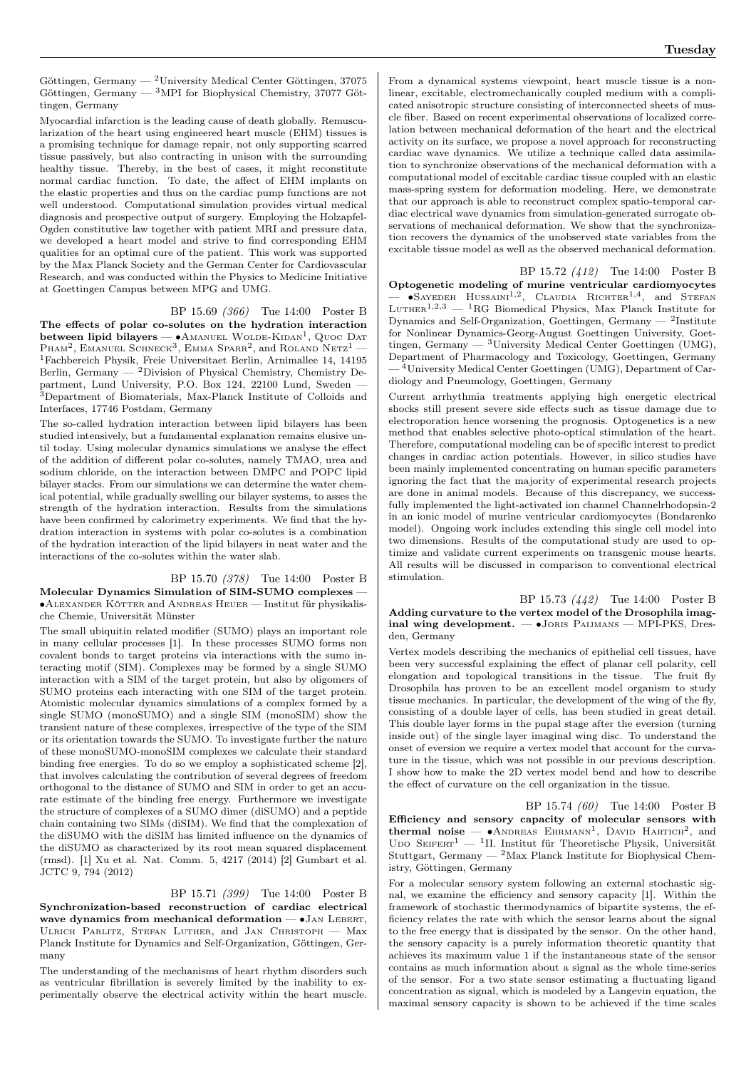Göttingen, Germany — [2]University Medical Center Göttingen, 37075 Göttingen, Germany — [3]MPI for Biophysical Chemistry, 37077 Göttingen, Germany

Myocardial infarction is the leading cause of death globally. Remuscularization of the heart using engineered heart muscle (EHM) tissues is a promising technique for damage repair, not only supporting scarred tissue passively, but also contracting in unison with the surrounding healthy tissue. Thereby, in the best of cases, it might reconstitute normal cardiac function. To date, the affect of EHM implants on the elastic properties and thus on the cardiac pump functions are not well understood. Computational simulation provides virtual medical diagnosis and prospective output of surgery. Employing the Holzapfel-Ogden constitutive law together with patient MRI and pressure data, we developed a heart model and strive to find corresponding EHM qualities for an optimal cure of the patient. This work was supported by the Max Planck Society and the German Center for Cardiovascular Research, and was conducted within the Physics to Medicine Initiative at Goettingen Campus between MPG and UMG.

BP 15.69 *(366)* Tue 14:00 Poster B

**The effects of polar co-solutes on the hydration interaction between lipid bilayers** — •Amanuel Wolde-Kidan[1], Quoc Dat Pham[2], Emanuel Schneck[3], Emma Sparr[2], and Roland Netz[1] — [1]Fachbereich Physik, Freie Universitaet Berlin, Arnimallee 14, 14195 Berlin, Germany — [2]Division of Physical Chemistry, Chemistry Department, Lund University, P.O. Box 124, 22100 Lund, Sweden — [3]Department of Biomaterials, Max-Planck Institute of Colloids and Interfaces, 17746 Postdam, Germany

The so-called hydration interaction between lipid bilayers has been studied intensively, but a fundamental explanation remains elusive until today. Using molecular dynamics simulations we analyse the effect of the addition of different polar co-solutes, namely TMAO, urea and sodium chloride, on the interaction between DMPC and POPC lipid bilayer stacks. From our simulations we can determine the water chemical potential, while gradually swelling our bilayer systems, to asses the strength of the hydration interaction. Results from the simulations have been confirmed by calorimetry experiments. We find that the hydration interaction in systems with polar co-solutes is a combination of the hydration interaction of the lipid bilayers in neat water and the interactions of the co-solutes within the water slab.

BP 15.70 *(378)* Tue 14:00 Poster B

**Molecular Dynamics Simulation of SIM-SUMO complexes** — •Alexander Kötter and Andreas Heuer — Institut für physikalische Chemie, Universität Münster

The small ubiquitin related modifier (SUMO) plays an important role in many cellular processes [1]. In these processes SUMO forms non covalent bonds to target proteins via interactions with the sumo interacting motif (SIM). Complexes may be formed by a single SUMO interaction with a SIM of the target protein, but also by oligomers of SUMO proteins each interacting with one SIM of the target protein. Atomistic molecular dynamics simulations of a complex formed by a single SUMO (monoSUMO) and a single SIM (monoSIM) show the transient nature of these complexes, irrespective of the type of the SIM or its orientation towards the SUMO. To investigate further the nature of these monoSUMO-monoSIM complexes we calculate their standard binding free energies. To do so we employ a sophisticated scheme [2], that involves calculating the contribution of several degrees of freedom orthogonal to the distance of SUMO and SIM in order to get an accurate estimate of the binding free energy. Furthermore we investigate the structure of complexes of a SUMO dimer (diSUMO) and a peptide chain containing two SIMs (diSIM). We find that the complexation of the diSUMO with the diSIM has limited influence on the dynamics of the diSUMO as characterized by its root mean squared displacement (rmsd). [1] Xu et al. Nat. Comm. 5, 4217 (2014) [2] Gumbart et al. JCTC 9, 794 (2012)

BP 15.71 *(399)* Tue 14:00 Poster B

**Synchronization-based reconstruction of cardiac electrical wave dynamics from mechanical deformation** — •Jan Lebert, Ulrich Parlitz, Stefan Luther, and Jan Christoph — Max Planck Institute for Dynamics and Self-Organization, Göttingen, Germany

The understanding of the mechanisms of heart rhythm disorders such as ventricular fibrillation is severely limited by the inability to experimentally observe the electrical activity within the heart muscle. From a dynamical systems viewpoint, heart muscle tissue is a nonlinear, excitable, electromechanically coupled medium with a complicated anisotropic structure consisting of interconnected sheets of muscle fiber. Based on recent experimental observations of localized correlation between mechanical deformation of the heart and the electrical activity on its surface, we propose a novel approach for reconstructing cardiac wave dynamics. We utilize a technique called data assimilation to synchronize observations of the mechanical deformation with a computational model of excitable cardiac tissue coupled with an elastic mass-spring system for deformation modeling. Here, we demonstrate that our approach is able to reconstruct complex spatio-temporal cardiac electrical wave dynamics from simulation-generated surrogate observations of mechanical deformation. We show that the synchronization recovers the dynamics of the unobserved state variables from the excitable tissue model as well as the observed mechanical deformation.

BP 15.72 *(412)* Tue 14:00 Poster B

**Optogenetic modeling of murine ventricular cardiomyocytes** — •Sayedeh Hussaini[1,2], Claudia Richter[1,4], and Stefan Luther[1,2,3] — [1]RG Biomedical Physics, Max Planck Institute for Dynamics and Self-Organization, Goettingen, Germany — [2]Institute for Nonlinear Dynamics-Georg-August Goettingen University, Goettingen, Germany — [3]University Medical Center Goettingen (UMG), Department of Pharmacology and Toxicology, Goettingen, Germany — [4]University Medical Center Goettingen (UMG), Department of Cardiology and Pneumology, Goettingen, Germany

Current arrhythmia treatments applying high energetic electrical shocks still present severe side effects such as tissue damage due to electroporation hence worsening the prognosis. Optogenetics is a new method that enables selective photo-optical stimulation of the heart. Therefore, computational modeling can be of specific interest to predict changes in cardiac action potentials. However, in silico studies have been mainly implemented concentrating on human specific parameters ignoring the fact that the majority of experimental research projects are done in animal models. Because of this discrepancy, we successfully implemented the light-activated ion channel Channelrhodopsin-2 in an ionic model of murine ventricular cardiomyocytes (Bondarenko model). Ongoing work includes extending this single cell model into two dimensions. Results of the computational study are used to optimize and validate current experiments on transgenic mouse hearts. All results will be discussed in comparison to conventional electrical stimulation.

BP 15.73 *(442)* Tue 14:00 Poster B

**Adding curvature to the vertex model of the Drosophila imaginal wing development.** — •Joris Paijmans — MPI-PKS, Dresden, Germany

Vertex models describing the mechanics of epithelial cell tissues, have been very successful explaining the effect of planar cell polarity, cell elongation and topological transitions in the tissue. The fruit fly Drosophila has proven to be an excellent model organism to study tissue mechanics. In particular, the development of the wing of the fly, consisting of a double layer of cells, has been studied in great detail. This double layer forms in the pupal stage after the eversion (turning inside out) of the single layer imaginal wing disc. To understand the onset of eversion we require a vertex model that account for the curvature in the tissue, which was not possible in our previous description. I show how to make the 2D vertex model bend and how to describe the effect of curvature on the cell organization in the tissue.

BP 15.74 *(60)* Tue 14:00 Poster B

**Efficiency and sensory capacity of molecular sensors with thermal noise** — •Andreas Ehrmann[1], David Hartich[2], and Udo Seifert[1] — [1]II. Institut für Theoretische Physik, Universität Stuttgart, Germany — [2]Max Planck Institute for Biophysical Chemistry, Göttingen, Germany

For a molecular sensory system following an external stochastic signal, we examine the efficiency and sensory capacity [1]. Within the framework of stochastic thermodynamics of bipartite systems, the efficiency relates the rate with which the sensor learns about the signal to the free energy that is dissipated by the sensor. On the other hand, the sensory capacity is a purely information theoretic quantity that achieves its maximum value 1 if the instantaneous state of the sensor contains as much information about a signal as the whole time-series of the sensor. For a two state sensor estimating a fluctuating ligand concentration as signal, which is modeled by a Langevin equation, the maximal sensory capacity is shown to be achieved if the time scales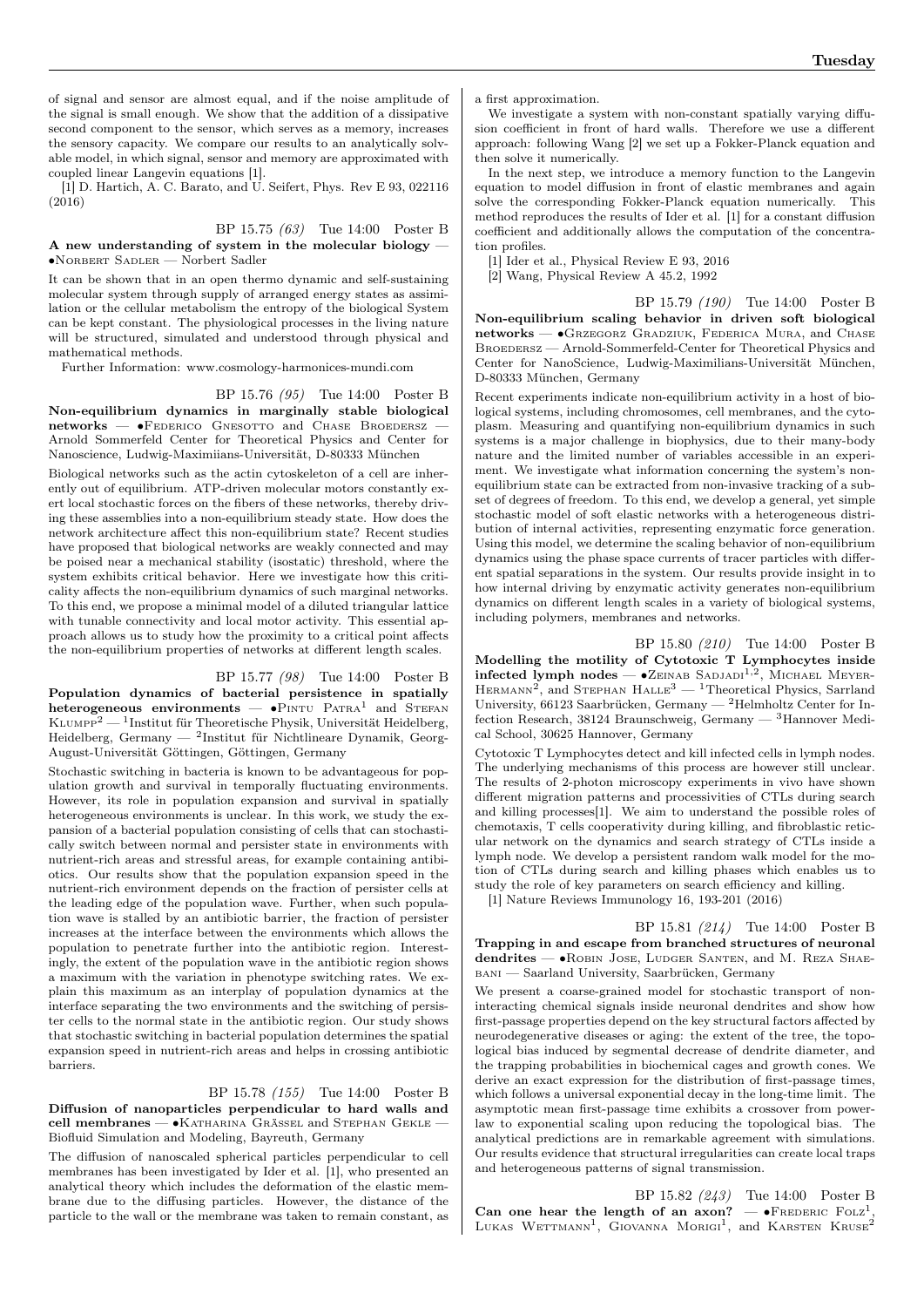of signal and sensor are almost equal, and if the noise amplitude of the signal is small enough. We show that the addition of a dissipative second component to the sensor, which serves as a memory, increases the sensory capacity. We compare our results to an analytically solvable model, in which signal, sensor and memory are approximated with coupled linear Langevin equations [1].

[1] D. Hartich, A. C. Barato, and U. Seifert, Phys. Rev E 93, 022116 (2016)

BP 15.75 *(63)* Tue 14:00 Poster B
**A new understanding of system in the molecular biology** — •Norbert Sadler — Norbert Sadler

It can be shown that in an open thermo dynamic and self-sustaining molecular system through supply of arranged energy states as assimilation or the cellular metabolism the entropy of the biological System can be kept constant. The physiological processes in the living nature will be structured, simulated and understood through physical and mathematical methods.

Further Information: www.cosmology-harmonices-mundi.com

BP 15.76 *(95)* Tue 14:00 Poster B
**Non-equilibrium dynamics in marginally stable biological networks** — •Federico Gnesotto and Chase Broedersz — Arnold Sommerfeld Center for Theoretical Physics and Center for Nanoscience, Ludwig-Maximiians-Universität, D-80333 München

Biological networks such as the actin cytoskeleton of a cell are inherently out of equilibrium. ATP-driven molecular motors constantly exert local stochastic forces on the fibers of these networks, thereby driving these assemblies into a non-equilibrium steady state. How does the network architecture affect this non-equilibrium state? Recent studies have proposed that biological networks are weakly connected and may be poised near a mechanical stability (isostatic) threshold, where the system exhibits critical behavior. Here we investigate how this criticality affects the non-equilibrium dynamics of such marginal networks. To this end, we propose a minimal model of a diluted triangular lattice with tunable connectivity and local motor activity. This essential approach allows us to study how the proximity to a critical point affects the non-equilibrium properties of networks at different length scales.

BP 15.77 *(98)* Tue 14:00 Poster B
**Population dynamics of bacterial persistence in spatially heterogeneous environments** — •Pintu Patra[1] and Stefan Klumpp[2] — [1]Institut für Theoretische Physik, Universität Heidelberg, Heidelberg, Germany — [2]Institut für Nichtlineare Dynamik, Georg-August-Universität Göttingen, Göttingen, Germany

Stochastic switching in bacteria is known to be advantageous for population growth and survival in temporally fluctuating environments. However, its role in population expansion and survival in spatially heterogeneous environments is unclear. In this work, we study the expansion of a bacterial population consisting of cells that can stochastically switch between normal and persister state in environments with nutrient-rich areas and stressful areas, for example containing antibiotics. Our results show that the population expansion speed in the nutrient-rich environment depends on the fraction of persister cells at the leading edge of the population wave. Further, when such population wave is stalled by an antibiotic barrier, the fraction of persister increases at the interface between the environments which allows the population to penetrate further into the antibiotic region. Interestingly, the extent of the population wave in the antibiotic region shows a maximum with the variation in phenotype switching rates. We explain this maximum as an interplay of population dynamics at the interface separating the two environments and the switching of persister cells to the normal state in the antibiotic region. Our study shows that stochastic switching in bacterial population determines the spatial expansion speed in nutrient-rich areas and helps in crossing antibiotic barriers.

BP 15.78 *(155)* Tue 14:00 Poster B
**Diffusion of nanoparticles perpendicular to hard walls and cell membranes** — •Katharina Grässel and Stephan Gekle — Biofluid Simulation and Modeling, Bayreuth, Germany

The diffusion of nanoscaled spherical particles perpendicular to cell membranes has been investigated by Ider et al. [1], who presented an analytical theory which includes the deformation of the elastic membrane due to the diffusing particles. However, the distance of the particle to the wall or the membrane was taken to remain constant, as a first approximation.

We investigate a system with non-constant spatially varying diffusion coefficient in front of hard walls. Therefore we use a different approach: following Wang [2] we set up a Fokker-Planck equation and then solve it numerically.

In the next step, we introduce a memory function to the Langevin equation to model diffusion in front of elastic membranes and again solve the corresponding Fokker-Planck equation numerically. This method reproduces the results of Ider et al. [1] for a constant diffusion coefficient and additionally allows the computation of the concentration profiles.

[1] Ider et al., Physical Review E 93, 2016

[2] Wang, Physical Review A 45.2, 1992

BP 15.79 *(190)* Tue 14:00 Poster B
**Non-equilibrium scaling behavior in driven soft biological networks** — •Grzegorz Gradziuk, Federica Mura, and Chase Broedersz — Arnold-Sommerfeld-Center for Theoretical Physics and Center for NanoScience, Ludwig-Maximilians-Universität München, D-80333 München, Germany

Recent experiments indicate non-equilibrium activity in a host of biological systems, including chromosomes, cell membranes, and the cytoplasm. Measuring and quantifying non-equilibrium dynamics in such systems is a major challenge in biophysics, due to their many-body nature and the limited number of variables accessible in an experiment. We investigate what information concerning the system's non-equilibrium state can be extracted from non-invasive tracking of a subset of degrees of freedom. To this end, we develop a general, yet simple stochastic model of soft elastic networks with a heterogeneous distribution of internal activities, representing enzymatic force generation. Using this model, we determine the scaling behavior of non-equilibrium dynamics using the phase space currents of tracer particles with different spatial separations in the system. Our results provide insight in to how internal driving by enzymatic activity generates non-equilibrium dynamics on different length scales in a variety of biological systems, including polymers, membranes and networks.

BP 15.80 *(210)* Tue 14:00 Poster B
**Modelling the motility of Cytotoxic T Lymphocytes inside infected lymph nodes** — •Zeinab Sadjadi[1,2], Michael Meyer-Hermann[2], and Stephan Halle[3] — [1]Theoretical Physics, Sarrland University, 66123 Saarbrücken, Germany — [2]Helmholtz Center for Infection Research, 38124 Braunschweig, Germany — [3]Hannover Medical School, 30625 Hannover, Germany

Cytotoxic T Lymphocytes detect and kill infected cells in lymph nodes. The underlying mechanisms of this process are however still unclear. The results of 2-photon microscopy experiments in vivo have shown different migration patterns and processivities of CTLs during search and killing processes[1]. We aim to understand the possible roles of chemotaxis, T cells cooperativity during killing, and fibroblastic reticular network on the dynamics and search strategy of CTLs inside a lymph node. We develop a persistent random walk model for the motion of CTLs during search and killing phases which enables us to study the role of key parameters on search efficiency and killing.

[1] Nature Reviews Immunology 16, 193-201 (2016)

BP 15.81 *(214)* Tue 14:00 Poster B
**Trapping in and escape from branched structures of neuronal dendrites** — •Robin Jose, Ludger Santen, and M. Reza Shaebani — Saarland University, Saarbrücken, Germany

We present a coarse-grained model for stochastic transport of non-interacting chemical signals inside neuronal dendrites and show how first-passage properties depend on the key structural factors affected by neurodegenerative diseases or aging: the extent of the tree, the topological bias induced by segmental decrease of dendrite diameter, and the trapping probabilities in biochemical cages and growth cones. We derive an exact expression for the distribution of first-passage times, which follows a universal exponential decay in the long-time limit. The asymptotic mean first-passage time exhibits a crossover from power-law to exponential scaling upon reducing the topological bias. The analytical predictions are in remarkable agreement with simulations. Our results evidence that structural irregularities can create local traps and heterogeneous patterns of signal transmission.

BP 15.82 *(243)* Tue 14:00 Poster B
**Can one hear the length of an axon?** — •Frederic Folz[1], Lukas Wettmann[1], Giovanna Morigi[1], and Karsten Kruse[2]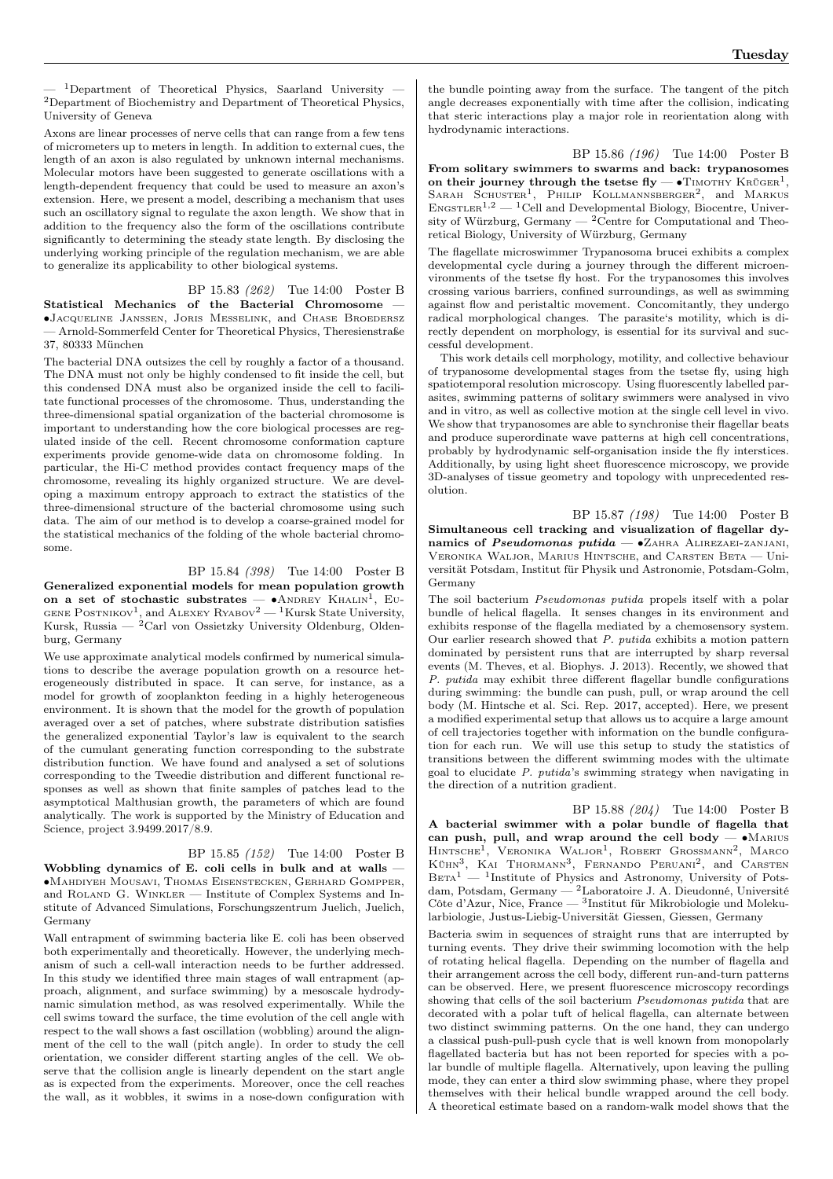— [1]Department of Theoretical Physics, Saarland University — [2]Department of Biochemistry and Department of Theoretical Physics, University of Geneva

Axons are linear processes of nerve cells that can range from a few tens of micrometers up to meters in length. In addition to external cues, the length of an axon is also regulated by unknown internal mechanisms. Molecular motors have been suggested to generate oscillations with a length-dependent frequency that could be used to measure an axon's extension. Here, we present a model, describing a mechanism that uses such an oscillatory signal to regulate the axon length. We show that in addition to the frequency also the form of the oscillations contribute significantly to determining the steady state length. By disclosing the underlying working principle of the regulation mechanism, we are able to generalize its applicability to other biological systems.

BP 15.83 *(262)* Tue 14:00 Poster B

**Statistical Mechanics of the Bacterial Chromosome** — •Jacqueline Janssen, Joris Messelink, and Chase Broedersz — Arnold-Sommerfeld Center for Theoretical Physics, Theresienstraße 37, 80333 München

The bacterial DNA outsizes the cell by roughly a factor of a thousand. The DNA must not only be highly condensed to fit inside the cell, but this condensed DNA must also be organized inside the cell to facilitate functional processes of the chromosome. Thus, understanding the three-dimensional spatial organization of the bacterial chromosome is important to understanding how the core biological processes are regulated inside of the cell. Recent chromosome conformation capture experiments provide genome-wide data on chromosome folding. In particular, the Hi-C method provides contact frequency maps of the chromosome, revealing its highly organized structure. We are developing a maximum entropy approach to extract the statistics of the three-dimensional structure of the bacterial chromosome using such data. The aim of our method is to develop a coarse-grained model for the statistical mechanics of the folding of the whole bacterial chromosome.

BP 15.84 *(398)* Tue 14:00 Poster B

**Generalized exponential models for mean population growth on a set of stochastic substrates** — •Andrey Khalin[1], Eugene Postnikov[1], and Alexey Ryabov[2] — [1]Kursk State University, Kursk, Russia — [2]Carl von Ossietzky University Oldenburg, Oldenburg, Germany

We use approximate analytical models confirmed by numerical simulations to describe the average population growth on a resource heterogeneously distributed in space. It can serve, for instance, as a model for growth of zooplankton feeding in a highly heterogeneous environment. It is shown that the model for the growth of population averaged over a set of patches, where substrate distribution satisfies the generalized exponential Taylor's law is equivalent to the search of the cumulant generating function corresponding to the substrate distribution function. We have found and analysed a set of solutions corresponding to the Tweedie distribution and different functional responses as well as shown that finite samples of patches lead to the asymptotical Malthusian growth, the parameters of which are found analytically. The work is supported by the Ministry of Education and Science, project 3.9499.2017/8.9.

BP 15.85 *(152)* Tue 14:00 Poster B

**Wobbling dynamics of E. coli cells in bulk and at walls** — •Mahdiyeh Mousavi, Thomas Eisenstecken, Gerhard Gompper, and Roland G. Winkler — Institute of Complex Systems and Institute of Advanced Simulations, Forschungszentrum Juelich, Juelich, Germany

Wall entrapment of swimming bacteria like E. coli has been observed both experimentally and theoretically. However, the underlying mechanism of such a cell-wall interaction needs to be further addressed. In this study we identified three main stages of wall entrapment (approach, alignment, and surface swimming) by a mesoscale hydrodynamic simulation method, as was resolved experimentally. While the cell swims toward the surface, the time evolution of the cell angle with respect to the wall shows a fast oscillation (wobbling) around the alignment of the cell to the wall (pitch angle). In order to study the cell orientation, we consider different starting angles of the cell. We observe that the collision angle is linearly dependent on the start angle as is expected from the experiments. Moreover, once the cell reaches the wall, as it wobbles, it swims in a nose-down configuration with the bundle pointing away from the surface. The tangent of the pitch angle decreases exponentially with time after the collision, indicating that steric interactions play a major role in reorientation along with hydrodynamic interactions.

BP 15.86 *(196)* Tue 14:00 Poster B

**From solitary swimmers to swarms and back: trypanosomes on their journey through the tsetse fly** — •Timothy Krüger[1], Sarah Schuster[1], Philip Kollmannsberger[2], and Markus Engstler[1,2] — [1]Cell and Developmental Biology, Biocentre, University of Würzburg, Germany — [2]Centre for Computational and Theoretical Biology, University of Würzburg, Germany

The flagellate microswimmer Trypanosoma brucei exhibits a complex developmental cycle during a journey through the different microenvironments of the tsetse fly host. For the trypanosomes this involves crossing various barriers, confined surroundings, as well as swimming against flow and peristaltic movement. Concomitantly, they undergo radical morphological changes. The parasite's motility, which is directly dependent on morphology, is essential for its survival and successful development.

This work details cell morphology, motility, and collective behaviour of trypanosome developmental stages from the tsetse fly, using high spatiotemporal resolution microscopy. Using fluorescently labelled parasites, swimming patterns of solitary swimmers were analysed in vivo and in vitro, as well as collective motion at the single cell level in vivo. We show that trypanosomes are able to synchronise their flagellar beats and produce superordinate wave patterns at high cell concentrations, probably by hydrodynamic self-organisation inside the fly interstices. Additionally, by using light sheet fluorescence microscopy, we provide 3D-analyses of tissue geometry and topology with unprecedented resolution.

BP 15.87 *(198)* Tue 14:00 Poster B

**Simultaneous cell tracking and visualization of flagellar dynamics of *Pseudomonas putida*** — •Zahra Alirezaei-zanjani, Veronika Waljor, Marius Hintsche, and Carsten Beta — Universität Potsdam, Institut für Physik und Astronomie, Potsdam-Golm, Germany

The soil bacterium *Pseudomonas putida* propels itself with a polar bundle of helical flagella. It senses changes in its environment and exhibits response of the flagella mediated by a chemosensory system. Our earlier research showed that *P. putida* exhibits a motion pattern dominated by persistent runs that are interrupted by sharp reversal events (M. Theves, et al. Biophys. J. 2013). Recently, we showed that *P. putida* may exhibit three different flagellar bundle configurations during swimming: the bundle can push, pull, or wrap around the cell body (M. Hintsche et al. Sci. Rep. 2017, accepted). Here, we present a modified experimental setup that allows us to acquire a large amount of cell trajectories together with information on the bundle configuration for each run. We will use this setup to study the statistics of transitions between the different swimming modes with the ultimate goal to elucidate *P. putida*'s swimming strategy when navigating in the direction of a nutrition gradient.

BP 15.88 *(204)* Tue 14:00 Poster B

**A bacterial swimmer with a polar bundle of flagella that can push, pull, and wrap around the cell body** — •Marius Hintsche[1], Veronika Waljor[1], Robert Grossmann[2], Marco Kühn[3], Kai Thormann[3], Fernando Peruani[2], and Carsten Beta[1] — [1]Institute of Physics and Astronomy, University of Potsdam, Potsdam, Germany — [2]Laboratoire J. A. Dieudonné, Université Côte d'Azur, Nice, France — [3]Institut für Mikrobiologie und Molekularbiologie, Justus-Liebig-Universität Giessen, Giessen, Germany

Bacteria swim in sequences of straight runs that are interrupted by turning events. They drive their swimming locomotion with the help of rotating helical flagella. Depending on the number of flagella and their arrangement across the cell body, different run-and-turn patterns can be observed. Here, we present fluorescence microscopy recordings showing that cells of the soil bacterium *Pseudomonas putida* that are decorated with a polar tuft of helical flagella, can alternate between two distinct swimming patterns. On the one hand, they can undergo a classical push-pull-push cycle that is well known from monopolarly flagellated bacteria but has not been reported for species with a polar bundle of multiple flagella. Alternatively, upon leaving the pulling mode, they can enter a third slow swimming phase, where they propel themselves with their helical bundle wrapped around the cell body. A theoretical estimate based on a random-walk model shows that the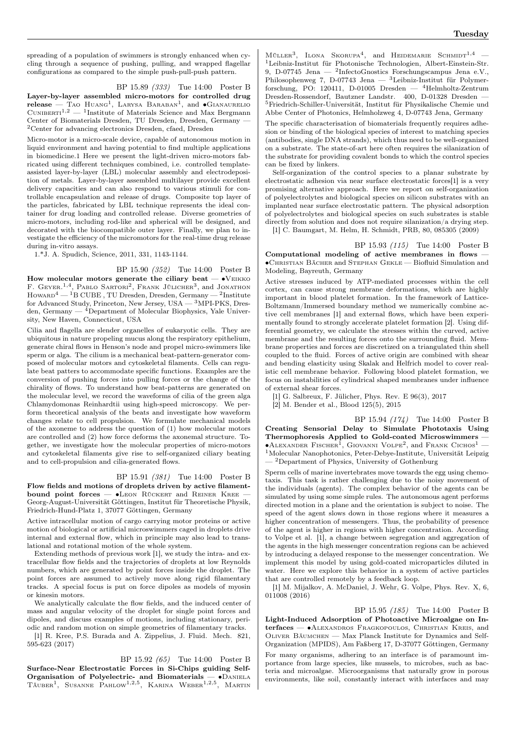spreading of a population of swimmers is strongly enhanced when cycling through a sequence of pushing, pulling, and wrapped flagellar configurations as compared to the simple push-pull-push pattern.

BP 15.89 *(333)* Tue 14:00 Poster B

**Layer-by-layer assembled micro-motors for controlled drug release** — Tao Huang[1], Larysa Baraban[1], and •Gianaurelio Cuniberti[1,2] — [1]Institute of Materials Science and Max Bergmann Center of Biomaterials Dresden, TU Dresden, Dresden, Germany — [2]Center for advancing electronics Dresden, cfaed, Dresden

Micro-motor is a micro-scale device, capable of autonomous motion in liquid environment and having potential to find multiple applications in biomedicine.1 Here we present the light-driven micro-motors fabricated using different techniques combined, i.e. controlled template-assisted layer-by-layer (LBL) molecular assembly and electrodeposition of metals. Layer-by-layer assembled multilayer provide excellent delivery capacities and can also respond to various stimuli for controllable encapsulation and release of drugs. Composite top layer of the particles, fabricated by LBL technique represents the ideal container for drug loading and controlled release. Diverse geometries of micro-motors, including rod-like and spherical will be designed, and decorated with the biocompatible outer layer. Finally, we plan to investigate the efficiency of the micromotors for the real-time drug release during in-vitro assays.

1.*J. A. Spudich, Science, 2011, 331, 1143-1144.

BP 15.90 *(352)* Tue 14:00 Poster B

**How molecular motors generate the ciliary beat** — •Veikko F. Geyer.[1,4], Pablo Sartori[2], Frank Jülicher[3], and Jonathon Howard[4] — [1]B CUBE , TU Dresden, Dresden, Germany — [2]Institute for Advanced Study, Princeton, New Jersey, USA — [3]MPI-PKS, Dresden, Germany — [4]Department of Molecular Biophysics, Yale University, New Haven, Connecticut, USA

Cilia and flagella are slender organelles of eukaryotic cells. They are ubiquitous in nature propeling mucus along the respiratory epithelium, generate chiral flows in Henson's node and propel micro-swimmers like sperm or alga. The cilium is a mechanical beat-pattern-generator composed of molecular motors and cytoskeletal filaments. Cells can regulate beat patters to accommodate specific functions. Examples are the conversion of pushing forces into pulling forces or the change of the chirality of flows. To understand how beat-patterns are generated on the molecular level, we record the waveforms of cilia of the green alga Chlamydomonas Reinhardtii using high-speed microscopy. We perform theoretical analysis of the beats and investigate how waveform changes relate to cell propulsion. We formulate mechanical models of the axoneme to address the question of (1) how molecular motors are controlled and (2) how force deforms the axonemal structure. Together, we investigate how the molecular properties of micro-motors and cytoskeletal filaments give rise to self-organized ciliary beating and to cell-propulsion and cilia-generated flows.

BP 15.91 *(381)* Tue 14:00 Poster B

**Flow fields and motions of droplets driven by active filament-bound point forces** — •Leon Rückert and Reiner Kree — Georg-August-Universität Göttingen, Institut für Theoretische Physik, Friedrich-Hund-Platz 1, 37077 Göttingen, Germany

Active intracellular motion of cargo carrying motor proteins or active motion of biological or artificial microswimmers caged in droplets drive internal and external flow, which in principle may also lead to translational and rotational motion of the whole system.

Extending methods of previous work [1], we study the intra- and extracellular flow fields and the trajectories of droplets at low Reynolds numbers, which are generated by point forces inside the droplet. The point forces are assumed to actively move along rigid filamentary tracks. A special focus is put on force dipoles as models of myosin or kinesin motors.

We analytically calculate the flow fields, and the induced center of mass and angular velocity of the droplet for single point forces and dipoles, and discuss examples of motions, including stationary, periodic and random motion on simple geometries of filamentary tracks.

[1] R. Kree, P.S. Burada and A. Zippelius, J. Fluid. Mech. 821, 595-623 (2017)

BP 15.92 *(65)* Tue 14:00 Poster B

**Surface-Near Electrostatic Forces in Si-Chips guiding Self-Organisation of Polyelectric- and Biomaterials** — •Daniela Täuber[1], Susanne Pahlow[1,2,5], Karina Weber[1,2,5], Martin Müller[3], Ilona Skorupa[4], and Heidemarie Schmidt[1,4] — [1]Leibniz-Institut für Photonische Technologien, Albert-Einstein-Str. 9, D-07745 Jena — [2]InfectoGnostics Forschungscampus Jena e.V., Philosophenweg 7, D-07743 Jena — [3]Leibniz-Institut für Polymerforschung, PO: 120411, D-01005 Dresden — [4]Helmholtz-Zentrum Dresden-Rossendorf, Bautzner Landstr. 400, D-01328 Dresden — [5]Friedrich-Schiller-Universität, Institut für Physikalische Chemie und Abbe Center of Photonics, Helmholzweg 4, D-07743 Jena, Germany

The specific characterisation of biomaterials frequently requires adhesion or binding of the biological species of interest to matching species (antibodies, single DNA strands), which thus need to be well-organized on a substrate. The state-of-art here often requires the silanization of the substrate for providing covalent bonds to which the control species can be fixed by linkers.

Self-organization of the control species to a planar substrate by electrostatic adhesion via near surface electrostatic forces[1] is a very promising alternative approach. Here we report on self-organization of polyelectrolytes and biological species on silicon substrates with an implanted near surface electrostatic pattern. The physical adsorption of polyelectrolytes and biological species on such substrates is stable directly from solution and does not require silanization/a drying step.

[1] C. Baumgart, M. Helm, H. Schmidt, PRB, 80, 085305 (2009)

BP 15.93 *(115)* Tue 14:00 Poster B

**Computational modeling of active membranes in flows** — •Christian Bächer and Stephan Gekle — Biofluid Simulation and Modeling, Bayreuth, Germany

Active stresses induced by ATP-mediated processes within the cell cortex, can cause strong membrane deformations, which are highly important in blood platelet formation. In the framework of Lattice-Boltzmann/Immersed boundary method we numerically combine active cell membranes [1] and external flows, which have been experimentally found to strongly accelerate platelet formation [2]. Using differential geometry, we calculate the stresses within the curved, active membrane and the resulting forces onto the surrounding fluid. Membrane properties and forces are discretized on a triangulated thin shell coupled to the fluid. Forces of active origin are combined with shear and bending elasticity using Skalak and Helfrich model to cover realistic cell membrane behavior. Following blood platelet formation, we focus on instabilities of cylindrical shaped membranes under influence of external shear forces.

[1] G. Salbreux, F. Jülicher, Phys. Rev. E 96(3), 2017

[2] M. Bender et al., Blood 125(5), 2015

BP 15.94 *(174)* Tue 14:00 Poster B

**Creating Sensorial Delay to Simulate Phototaxis Using Thermophoresis Applied to Gold-coated Microswimmers** — •Alexander Fischer[1], Giovanni Volpe[2], and Frank Cichos[1] — [1]Molecular Nanophotonics, Peter-Debye-Institute, Universität Leipzig — [2]Department of Physics, University of Gothenburg

Sperm cells of marine invertebrates move towards the egg using chemotaxis. This task is rather challenging due to the noisy movement of the individuals (agents). The complex behavior of the agents can be simulated by using some simple rules. The autonomous agent performs directed motion in a plane and the orientation is subject to noise. The speed of the agent slows down in those regions where it measures a higher concentration of messengers. Thus, the probability of presence of the agent is higher in regions with higher concentration. According to Volpe et al. [1], a change between segregation and aggregation of the agents in the high messenger concentration regions can be achieved by introducing a delayed response to the messenger concentration. We implement this model by using gold-coated microparticles diluted in water. Here we explore this behavior in a system of active particles that are controlled remotely by a feedback loop.

[1] M. Mijalkov, A. McDaniel, J. Wehr, G. Volpe, Phys. Rev. X, 6, 011008 (2016)

BP 15.95 *(185)* Tue 14:00 Poster B

**Light-Induced Adsorption of Photoactive Microalgae on Interfaces** — •Alexandros Fragkopoulos, Christian Kreis, and Oliver Bäumchen — Max Planck Institute for Dynamics and Self-Organization (MPIDS), Am Faßberg 17, D-37077 Göttingen, Germany

For many organisms, adhering to an interface is of paramount importance from large species, like mussels, to microbes, such as bacteria and microalgae. Microorganisms that naturally grow in porous environments, like soil, constantly interact with interfaces and may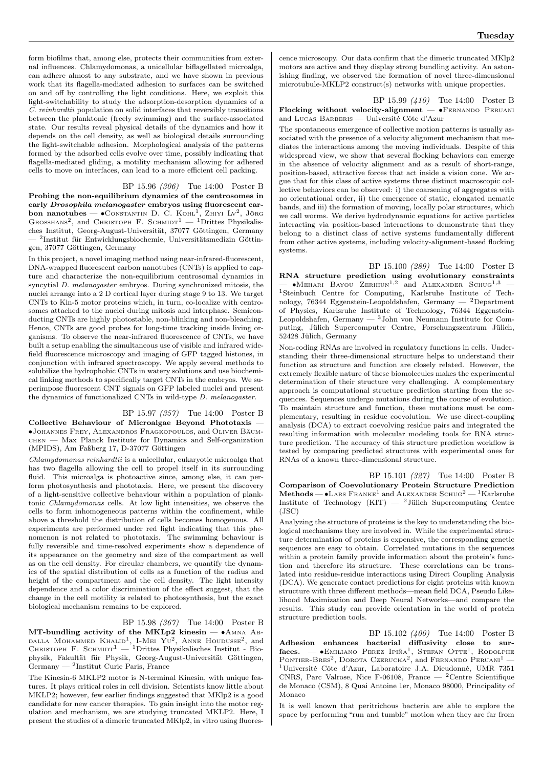form biofilms that, among else, protects their communities from external influences. Chlamydomonas, a unicellular biflagellated microalga, can adhere almost to any substrate, and we have shown in previous work that its flagella-mediated adhesion to surfaces can be switched on and off by controlling the light conditions. Here, we exploit this light-switchability to study the adsorption-desorption dynamics of a *C. reinhardtii* population on solid interfaces that reversibly transitions between the planktonic (freely swimming) and the surface-associated state. Our results reveal physical details of the dynamics and how it depends on the cell density, as well as biological details surrounding the light-switchable adhesion. Morphological analysis of the patterns formed by the adsorbed cells evolve over time, possibly indicating that flagella-mediated gliding, a motility mechanism allowing for adhered cells to move on interfaces, can lead to a more efficient cell packing.

BP 15.96 *(306)* Tue 14:00 Poster B

**Probing the non-equilibrium dynamics of the centrosomes in early *Drosophila melanogaster* embryos using fluorescent carbon nanotubes** — •Constantin D. C. Kohl[1], Zhiyi Lv[2], Jörg Grosshans[2], and Christoph F. Schmidt[1] — [1]Drittes Physikalisches Institut, Georg-August-Universität, 37077 Göttingen, Germany — [2]Institut für Entwicklungsbiochemie, Universitätsmedizin Göttingen, 37077 Göttingen, Germany

In this project, a novel imaging method using near-infrared-fluorescent, DNA-wrapped fluorescent carbon nanotubes (CNTs) is applied to capture and characterize the non-equilibrium centrosomal dynamics in syncytial *D. melanogaster* embryos. During synchronized mitosis, the nuclei arrange into a 2 D cortical layer during stage 9 to 13. We target CNTs to Kin-5 motor proteins which, in turn, co-localize with centrosomes attached to the nuclei during mitosis and interphase. Semiconducting CNTs are highly photostable, non-blinking and non-bleaching. Hence, CNTs are good probes for long-time tracking inside living organisms. To observe the near-infrared fluorescence of CNTs, we have built a setup enabling the simultaneous use of visible and infrared widefield fluorescence microscopy and imaging of GFP tagged histones, in conjunction with infrared spectroscopy. We apply several methods to solubilize the hydrophobic CNTs in watery solutions and use biochemical linking methods to specifically target CNTs in the embryos. We superimpose fluorescent CNT signals on GFP labeled nuclei and present the dynamics of functionalized CNTs in wild-type *D. melanogaster*.

BP 15.97 *(357)* Tue 14:00 Poster B

**Collective Behaviour of Microalgae Beyond Phototaxis** — •Johannes Frey, Alexandros Fragkopoulos, and Oliver Bäumchen — Max Planck Institute for Dynamics and Self-organization (MPIDS), Am Faßberg 17, D-37077 Göttingen

*Chlamydomonas reinhardtii* is a unicellular, eukaryotic microalga that has two flagella allowing the cell to propel itself in its surrounding fluid. This microalga is photoactive since, among else, it can perform photosynthesis and phototaxis. Here, we present the discovery of a light-sensitive collective behaviour within a population of planktonic *Chlamydomonas* cells. At low light intensities, we observe the cells to form inhomogeneous patterns within the confinement, while above a threshold the distribution of cells becomes homogenous. All experiments are performed under red light indicating that this phenomenon is not related to phototaxis. The swimming behaviour is fully reversible and time-resolved experiments show a dependence of its appearance on the geometry and size of the compartment as well as on the cell density. For circular chambers, we quantify the dynamics of the spatial distribution of cells as a function of the radius and height of the compartment and the cell density. The light intensity dependence and a color discrimination of the effect suggest, that the change in the cell motility is related to photosynthesis, but the exact biological mechanism remains to be explored.

BP 15.98 *(367)* Tue 14:00 Poster B

**MT-bundling activity of the MKLp2 kinesin** — •Amna Abdalla Mohammed Khalid[1], I-Mei Yu[2], Anne Houdusse[2], and Christoph F. Schmidt[1] — [1]Drittes Physikalisches Institut - Biophysik, Fakultät für Physik, Georg-August-Universität Göttingen, Germany — [2]Institut Curie Paris, France

The Kinesin-6 MKLP2 motor is N-terminal Kinesin, with unique features. It plays critical roles in cell division. Scientists know little about MKLP2; however, few earlier findings suggested that MKlp2 is a good candidate for new cancer therapies. To gain insight into the motor regulation and mechanism, we are studying truncated MKLP2. Here, I present the studies of a dimeric truncated MKlp2, in vitro using fluorescence microscopy. Our data confirm that the dimeric truncated MKlp2 motors are active and they display strong bundling activity. An astonishing finding, we observed the formation of novel three-dimensional microtubule-MKLP2 construct(s) networks with unique properties.

BP 15.99 *(410)* Tue 14:00 Poster B

**Flocking without velocity-alignment** — •Fernando Peruani and Lucas Barberis — Université Côte d'Azur

The spontaneous emergence of collective motion patterns is usually associated with the presence of a velocity alignment mechanism that mediates the interactions among the moving individuals. Despite of this widespread view, we show that several flocking behaviors can emerge in the absence of velocity alignment and as a result of short-range, position-based, attractive forces that act inside a vision cone. We argue that for this class of active systems three distinct macroscopic collective behaviors can be observed: i) the coarsening of aggregates with no orientational order, ii) the emergence of static, elongated nematic bands, and iii) the formation of moving, locally polar structures, which we call worms. We derive hydrodynamic equations for active particles interacting via position-based interactions to demonstrate that they belong to a distinct class of active systems fundamentally different from other active systems, including velocity-alignment-based flocking systems.

BP 15.100 *(289)* Tue 14:00 Poster B

**RNA structure prediction using evolutionary constraints** — •Mehari Bayou Zerihun[1,2] and Alexander Schug[1,3] — [1]Steinbuch Centre for Computing, Karlsruhe Institute of Technology, 76344 Eggenstein-Leopoldshafen, Germany — [2]Department of Physics, Karlsruhe Institute of Technology, 76344 Eggenstein-Leopoldshafen, Germany — [3]John von Neumann Institute for Computing, Jülich Supercomputer Centre, Forschungszentrum Jülich, 52428 Jülich, Germany

Non-coding RNAs are involved in regulatory functions in cells. Understanding their three-dimensional structure helps to understand their function as structure and function are closely related. However, the extremely flexible nature of these biomolecules makes the experimental determination of their structure very challenging. A complementary approach is computational structure prediction starting from the sequences. Sequences undergo mutations during the course of evolution. To maintain structure and function, these mutations must be complementary, resulting in residue coevolution. We use direct-coupling analysis (DCA) to extract coevolving residue pairs and integrated the resulting information with molecular modeling tools for RNA structure prediction. The accuracy of this structure prediction workflow is tested by comparing predicted structures with experimental ones for RNAs of a known three-dimensional structure.

BP 15.101 *(327)* Tue 14:00 Poster B

**Comparison of Coevolutionary Protein Structure Prediction Methods** — •Lars Franke[1] and Alexander Schug[2] — [1]Karlsruhe Institute of Technology (KIT) — [2]Jülich Supercomputing Centre (JSC)

Analyzing the structure of proteins is the key to understanding the biological mechanisms they are involved in. While the experimental structure determination of proteins is expensive, the corresponding genetic sequences are easy to obtain. Correlated mutations in the sequences within a protein family provide information about the protein's function and therefore its structure. These correlations can be translated into residue-residue interactions using Direct Coupling Analysis (DCA). We generate contact predictions for eight proteins with known structure with three different methods—mean field DCA, Pseudo Likelihood Maximization and Deep Neural Networks—and compare the results. This study can provide orientation in the world of protein structure prediction tools.

BP 15.102 *(400)* Tue 14:00 Poster B

**Adhesion enhances bacterial diffusivity close to surfaces.** — •Emiliano Perez Ipiña[1], Stefan Otte[1], Rodolphe Pontier-Bres[2], Dorota Czerucka[2], and Fernando Peruani[1] — [1]Université Côte d'Azur, Laboratoire J.A. Dieudonné, UMR 7351 CNRS, Parc Valrose, Nice F-06108, France — [2]Centre Scientifique de Monaco (CSM), 8 Quai Antoine 1er, Monaco 98000, Principality of Monaco

It is well known that peritrichous bacteria are able to explore the space by performing "run and tumble" motion when they are far from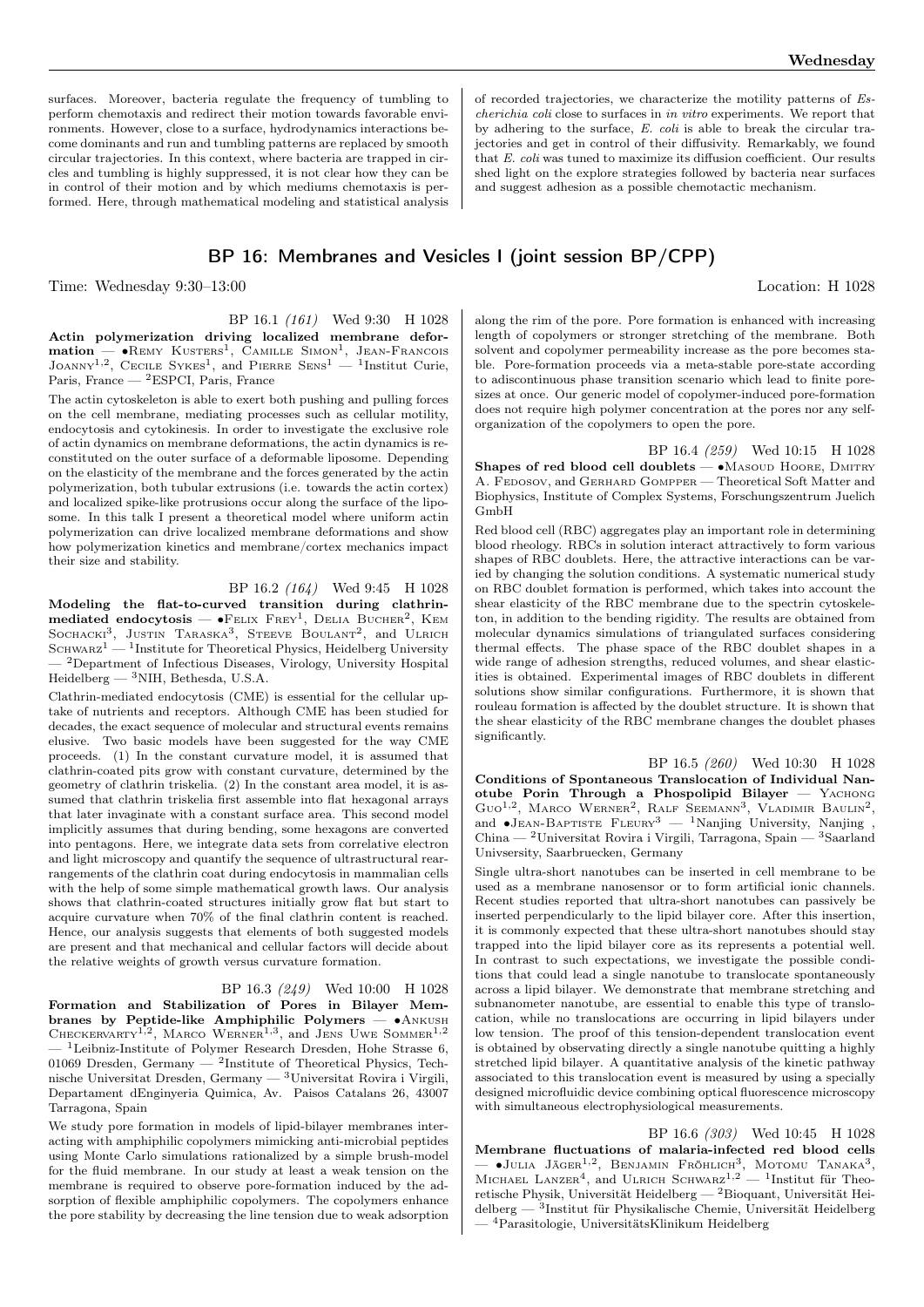surfaces. Moreover, bacteria regulate the frequency of tumbling to perform chemotaxis and redirect their motion towards favorable environments. However, close to a surface, hydrodynamics interactions become dominants and run and tumbling patterns are replaced by smooth circular trajectories. In this context, where bacteria are trapped in circles and tumbling is highly suppressed, it is not clear how they can be in control of their motion and by which mediums chemotaxis is performed. Here, through mathematical modeling and statistical analysis of recorded trajectories, we characterize the motility patterns of *Escherichia coli* close to surfaces in *in vitro* experiments. We report that by adhering to the surface, *E. coli* is able to break the circular trajectories and get in control of their diffusivity. Remarkably, we found that *E. coli* was tuned to maximize its diffusion coefficient. Our results shed light on the explore strategies followed by bacteria near surfaces and suggest adhesion as a possible chemotactic mechanism.

## BP 16: Membranes and Vesicles I (joint session BP/CPP)

Time: Wednesday 9:30–13:00 Location: H 1028

BP 16.1 *(161)* Wed 9:30 H 1028

**Actin polymerization driving localized membrane deformation** — •Remy Kusters[1], Camille Simon[1], Jean-Francois Joanny[1,2], Cecile Sykes[1], and Pierre Sens[1] — [1]Institut Curie, Paris, France — [2]ESPCI, Paris, France

The actin cytoskeleton is able to exert both pushing and pulling forces on the cell membrane, mediating processes such as cellular motility, endocytosis and cytokinesis. In order to investigate the exclusive role of actin dynamics on membrane deformations, the actin dynamics is reconstituted on the outer surface of a deformable liposome. Depending on the elasticity of the membrane and the forces generated by the actin polymerization, both tubular extrusions (i.e. towards the actin cortex) and localized spike-like protrusions occur along the surface of the liposome. In this talk I present a theoretical model where uniform actin polymerization can drive localized membrane deformations and show how polymerization kinetics and membrane/cortex mechanics impact their size and stability.

BP 16.2 *(164)* Wed 9:45 H 1028

**Modeling the flat-to-curved transition during clathrin-mediated endocytosis** — •Felix Frey[1], Delia Bucher[2], Kem Sochacki[3], Justin Taraska[3], Steeve Boulant[2], and Ulrich Schwarz[1] — [1]Institute for Theoretical Physics, Heidelberg University — [2]Department of Infectious Diseases, Virology, University Hospital Heidelberg — [3]NIH, Bethesda, U.S.A.

Clathrin-mediated endocytosis (CME) is essential for the cellular uptake of nutrients and receptors. Although CME has been studied for decades, the exact sequence of molecular and structural events remains elusive. Two basic models have been suggested for the way CME proceeds. (1) In the constant curvature model, it is assumed that clathrin-coated pits grow with constant curvature, determined by the geometry of clathrin triskelia. (2) In the constant area model, it is assumed that clathrin triskelia first assemble into flat hexagonal arrays that later invaginate with a constant surface area. This second model implicitly assumes that during bending, some hexagons are converted into pentagons. Here, we integrate data sets from correlative electron and light microscopy and quantify the sequence of ultrastructural rearrangements of the clathrin coat during endocytosis in mammalian cells with the help of some simple mathematical growth laws. Our analysis shows that clathrin-coated structures initially grow flat but start to acquire curvature when 70% of the final clathrin content is reached. Hence, our analysis suggests that elements of both suggested models are present and that mechanical and cellular factors will decide about the relative weights of growth versus curvature formation.

BP 16.3 *(249)* Wed 10:00 H 1028

**Formation and Stabilization of Pores in Bilayer Membranes by Peptide-like Amphiphilic Polymers** — •Ankush Checkervarty[1,2], Marco Werner[1,3], and Jens Uwe Sommer[1,2] — [1]Leibniz-Institute of Polymer Research Dresden, Hohe Strasse 6, 01069 Dresden, Germany — [2]Institute of Theoretical Physics, Technische Universitat Dresden, Germany — [3]Universitat Rovira i Virgili, Departament dEnginyeria Quimica, Av. Paisos Catalans 26, 43007 Tarragona, Spain

We study pore formation in models of lipid-bilayer membranes interacting with amphiphilic copolymers mimicking anti-microbial peptides using Monte Carlo simulations rationalized by a simple brush-model for the fluid membrane. In our study at least a weak tension on the membrane is required to observe pore-formation induced by the adsorption of flexible amphiphilic copolymers. The copolymers enhance the pore stability by decreasing the line tension due to weak adsorption along the rim of the pore. Pore formation is enhanced with increasing length of copolymers or stronger stretching of the membrane. Both solvent and copolymer permeability increase as the pore becomes stable. Pore-formation proceeds via a meta-stable pore-state according to adiscontinuous phase transition scenario which lead to finite pore-sizes at once. Our generic model of copolymer-induced pore-formation does not require high polymer concentration at the pores nor any self-organization of the copolymers to open the pore.

BP 16.4 *(259)* Wed 10:15 H 1028

**Shapes of red blood cell doublets** — •Masoud Hoore, Dmitry A. Fedosov, and Gerhard Gompper — Theoretical Soft Matter and Biophysics, Institute of Complex Systems, Forschungszentrum Juelich GmbH

Red blood cell (RBC) aggregates play an important role in determining blood rheology. RBCs in solution interact attractively to form various shapes of RBC doublets. Here, the attractive interactions can be varied by changing the solution conditions. A systematic numerical study on RBC doublet formation is performed, which takes into account the shear elasticity of the RBC membrane due to the spectrin cytoskeleton, in addition to the bending rigidity. The results are obtained from molecular dynamics simulations of triangulated surfaces considering thermal effects. The phase space of the RBC doublet shapes in a wide range of adhesion strengths, reduced volumes, and shear elasticities is obtained. Experimental images of RBC doublets in different solutions show similar configurations. Furthermore, it is shown that rouleau formation is affected by the doublet structure. It is shown that the shear elasticity of the RBC membrane changes the doublet phases significantly.

BP 16.5 *(260)* Wed 10:30 H 1028

**Conditions of Spontaneous Translocation of Individual Nanotube Porin Through a Phospolipid Bilayer** — Yachong Guo[1,2], Marco Werner[2], Ralf Seemann[3], Vladimir Baulin[2], and •Jean-Baptiste Fleury[3] — [1]Nanjing University, Nanjing , China — [2]Universitat Rovira i Virgili, Tarragona, Spain — [3]Saarland Univsersity, Saarbruecken, Germany

Single ultra-short nanotubes can be inserted in cell membrane to be used as a membrane nanosensor or to form artificial ionic channels. Recent studies reported that ultra-short nanotubes can passively be inserted perpendicularly to the lipid bilayer core. After this insertion, it is commonly expected that these ultra-short nanotubes should stay trapped into the lipid bilayer core as its represents a potential well. In contrast to such expectations, we investigate the possible conditions that could lead a single nanotube to translocate spontaneously across a lipid bilayer. We demonstrate that membrane stretching and subnanometer nanotube, are essential to enable this type of translocation, while no translocations are occurring in lipid bilayers under low tension. The proof of this tension-dependent translocation event is obtained by observating directly a single nanotube quitting a highly stretched lipid bilayer. A quantitative analysis of the kinetic pathway associated to this translocation event is measured by using a specially designed microfluidic device combining optical fluorescence microscopy with simultaneous electrophysiological measurements.

BP 16.6 *(303)* Wed 10:45 H 1028

**Membrane fluctuations of malaria-infected red blood cells** — •Julia Jäger[1,2], Benjamin Fröhlich[3], Motomu Tanaka[3], Michael Lanzer[4], and Ulrich Schwarz[1,2] — [1]Institut für Theoretische Physik, Universität Heidelberg — [2]Bioquant, Universität Heidelberg — [3]Institut für Physikalische Chemie, Universität Heidelberg — [4]Parasitologie, UniversitätsKlinikum Heidelberg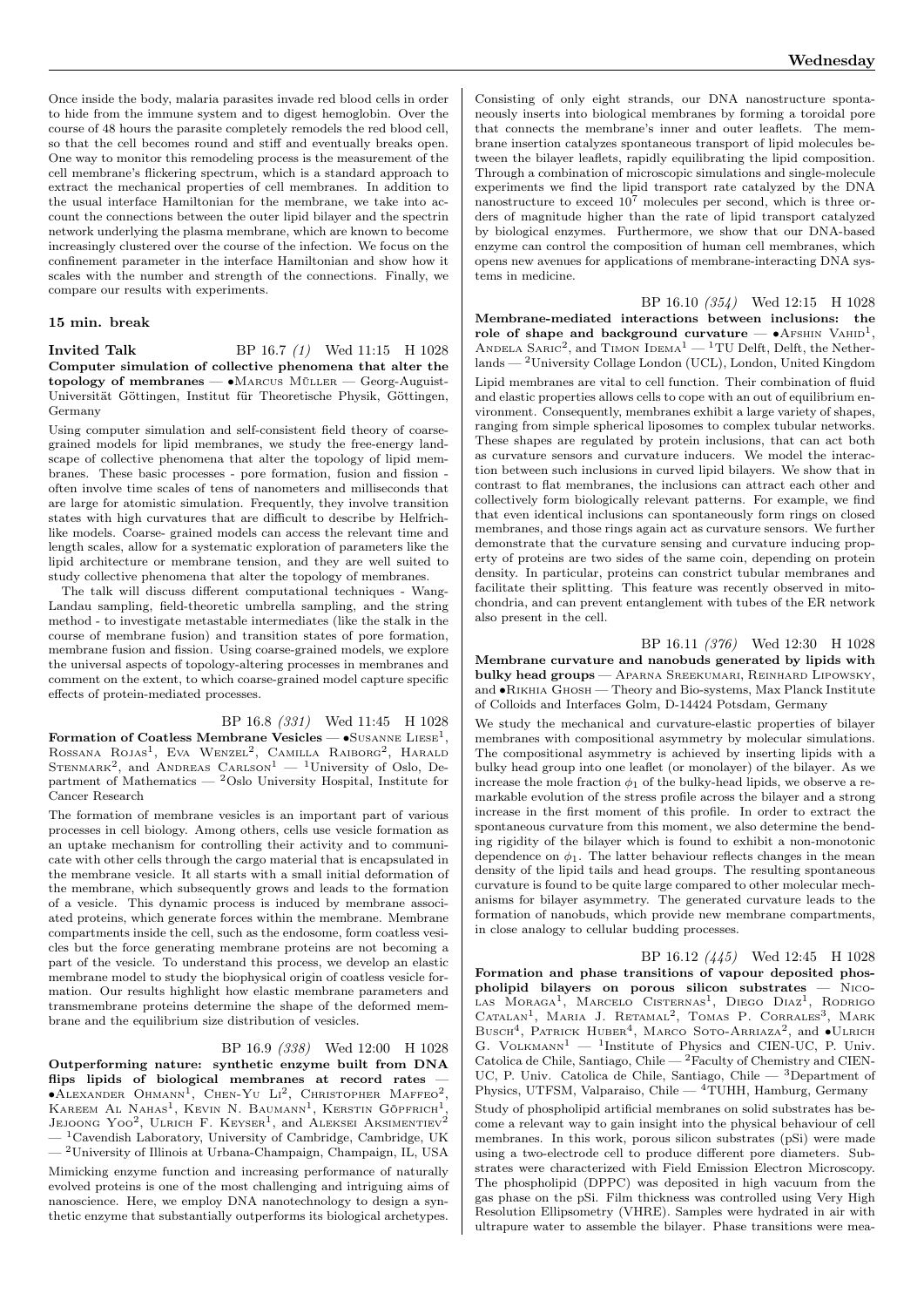Once inside the body, malaria parasites invade red blood cells in order to hide from the immune system and to digest hemoglobin. Over the course of 48 hours the parasite completely remodels the red blood cell, so that the cell becomes round and stiff and eventually breaks open. One way to monitor this remodeling process is the measurement of the cell membrane's flickering spectrum, which is a standard approach to extract the mechanical properties of cell membranes. In addition to the usual interface Hamiltonian for the membrane, we take into account the connections between the outer lipid bilayer and the spectrin network underlying the plasma membrane, which are known to become increasingly clustered over the course of the infection. We focus on the confinement parameter in the interface Hamiltonian and show how it scales with the number and strength of the connections. Finally, we compare our results with experiments.

**15 min. break**

**Invited Talk** BP 16.7 *(1)* Wed 11:15 H 1028
**Computer simulation of collective phenomena that alter the topology of membranes** — •Marcus Müller — Georg-August-Universität Göttingen, Institut für Theoretische Physik, Göttingen, Germany

Using computer simulation and self-consistent field theory of coarse-grained models for lipid membranes, we study the free-energy landscape of collective phenomena that alter the topology of lipid membranes. These basic processes - pore formation, fusion and fission - often involve time scales of tens of nanometers and milliseconds that are large for atomistic simulation. Frequently, they involve transition states with high curvatures that are difficult to describe by Helfrich-like models. Coarse- grained models can access the relevant time and length scales, allow for a systematic exploration of parameters like the lipid architecture or membrane tension, and they are well suited to study collective phenomena that alter the topology of membranes.

The talk will discuss different computational techniques - Wang-Landau sampling, field-theoretic umbrella sampling, and the string method - to investigate metastable intermediates (like the stalk in the course of membrane fusion) and transition states of pore formation, membrane fusion and fission. Using coarse-grained models, we explore the universal aspects of topology-altering processes in membranes and comment on the extent, to which coarse-grained model capture specific effects of protein-mediated processes.

BP 16.8 *(331)* Wed 11:45 H 1028
**Formation of Coatless Membrane Vesicles** — •Susanne Liese[1], Rossana Rojas[1], Eva Wenzel[2], Camilla Raiborg[2], Harald Stenmark[2], and Andreas Carlson[1] — [1]University of Oslo, Department of Mathematics — [2]Oslo University Hospital, Institute for Cancer Research

The formation of membrane vesicles is an important part of various processes in cell biology. Among others, cells use vesicle formation as an uptake mechanism for controlling their activity and to communicate with other cells through the cargo material that is encapsulated in the membrane vesicle. It all starts with a small initial deformation of the membrane, which subsequently grows and leads to the formation of a vesicle. This dynamic process is induced by membrane associated proteins, which generate forces within the membrane. Membrane compartments inside the cell, such as the endosome, form coatless vesicles but the force generating membrane proteins are not becoming a part of the vesicle. To understand this process, we develop an elastic membrane model to study the biophysical origin of coatless vesicle formation. Our results highlight how elastic membrane parameters and transmembrane proteins determine the shape of the deformed membrane and the equilibrium size distribution of vesicles.

BP 16.9 *(338)* Wed 12:00 H 1028
**Outperforming nature: synthetic enzyme built from DNA flips lipids of biological membranes at record rates** — •Alexander Ohmann[1], Chen-Yu Li[2], Christopher Maffeo[2], Kareem Al Nahas[1], Kevin N. Baumann[1], Kerstin Göpfrich[1], Jejoong Yoo[2], Ulrich F. Keyser[1], and Aleksei Aksimentiev[2] — [1]Cavendish Laboratory, University of Cambridge, Cambridge, UK — [2]University of Illinois at Urbana-Champaign, Champaign, IL, USA

Mimicking enzyme function and increasing performance of naturally evolved proteins is one of the most challenging and intriguing aims of nanoscience. Here, we employ DNA nanotechnology to design a synthetic enzyme that substantially outperforms its biological archetypes. Consisting of only eight strands, our DNA nanostructure spontaneously inserts into biological membranes by forming a toroidal pore that connects the membrane's inner and outer leaflets. The membrane insertion catalyzes spontaneous transport of lipid molecules between the bilayer leaflets, rapidly equilibrating the lipid composition. Through a combination of microscopic simulations and single-molecule experiments we find the lipid transport rate catalyzed by the DNA nanostructure to exceed $10^7$ molecules per second, which is three orders of magnitude higher than the rate of lipid transport catalyzed by biological enzymes. Furthermore, we show that our DNA-based enzyme can control the composition of human cell membranes, which opens new avenues for applications of membrane-interacting DNA systems in medicine.

BP 16.10 *(354)* Wed 12:15 H 1028
**Membrane-mediated interactions between inclusions: the role of shape and background curvature** — •Afshin Vahid[1], Andela Saric[2], and Timon Idema[1] — [1]TU Delft, Delft, the Netherlands — [2]University Collage London (UCL), London, United Kingdom

Lipid membranes are vital to cell function. Their combination of fluid and elastic properties allows cells to cope with an out of equilibrium environment. Consequently, membranes exhibit a large variety of shapes, ranging from simple spherical liposomes to complex tubular networks. These shapes are regulated by protein inclusions, that can act both as curvature sensors and curvature inducers. We model the interaction between such inclusions in curved lipid bilayers. We show that in contrast to flat membranes, the inclusions can attract each other and collectively form biologically relevant patterns. For example, we find that even identical inclusions can spontaneously form rings on closed membranes, and those rings again act as curvature sensors. We further demonstrate that the curvature sensing and curvature inducing property of proteins are two sides of the same coin, depending on protein density. In particular, proteins can constrict tubular membranes and facilitate their splitting. This feature was recently observed in mitochondria, and can prevent entanglement with tubes of the ER network also present in the cell.

BP 16.11 *(376)* Wed 12:30 H 1028
**Membrane curvature and nanobuds generated by lipids with bulky head groups** — Aparna Sreekumari, Reinhard Lipowsky, and •Rikhia Ghosh — Theory and Bio-systems, Max Planck Institute of Colloids and Interfaces Golm, D-14424 Potsdam, Germany

We study the mechanical and curvature-elastic properties of bilayer membranes with compositional asymmetry by molecular simulations. The compositional asymmetry is achieved by inserting lipids with a bulky head group into one leaflet (or monolayer) of the bilayer. As we increase the mole fraction $\phi_1$ of the bulky-head lipids, we observe a remarkable evolution of the stress profile across the bilayer and a strong increase in the first moment of this profile. In order to extract the spontaneous curvature from this moment, we also determine the bending rigidity of the bilayer which is found to exhibit a non-monotonic dependence on $\phi_1$. The latter behaviour reflects changes in the mean density of the lipid tails and head groups. The resulting spontaneous curvature is found to be quite large compared to other molecular mechanisms for bilayer asymmetry. The generated curvature leads to the formation of nanobuds, which provide new membrane compartments, in close analogy to cellular budding processes.

BP 16.12 *(445)* Wed 12:45 H 1028
**Formation and phase transitions of vapour deposited phospholipid bilayers on porous silicon substrates** — Nicolas Moraga[1], Marcelo Cisternas[1], Diego Diaz[1], Rodrigo Catalan[1], Maria J. Retamal[2], Tomas P. Corrales[3], Mark Busch[4], Patrick Huber[4], Marco Soto-Arriaza[2], and •Ulrich G. Volkmann[1] — [1]Institute of Physics and CIEN-UC, P. Univ. Catolica de Chile, Santiago, Chile — [2]Faculty of Chemistry and CIEN-UC, P. Univ. Catolica de Chile, Santiago, Chile — [3]Department of Physics, UTFSM, Valparaiso, Chile — [4]TUHH, Hamburg, Germany

Study of phospholipid artificial membranes on solid substrates has become a relevant way to gain insight into the physical behaviour of cell membranes. In this work, porous silicon substrates (pSi) were made using a two-electrode cell to produce different pore diameters. Substrates were characterized with Field Emission Electron Microscopy. The phospholipid (DPPC) was deposited in high vacuum from the gas phase on the pSi. Film thickness was controlled using Very High Resolution Ellipsometry (VHRE). Samples were hydrated in air with ultrapure water to assemble the bilayer. Phase transitions were mea-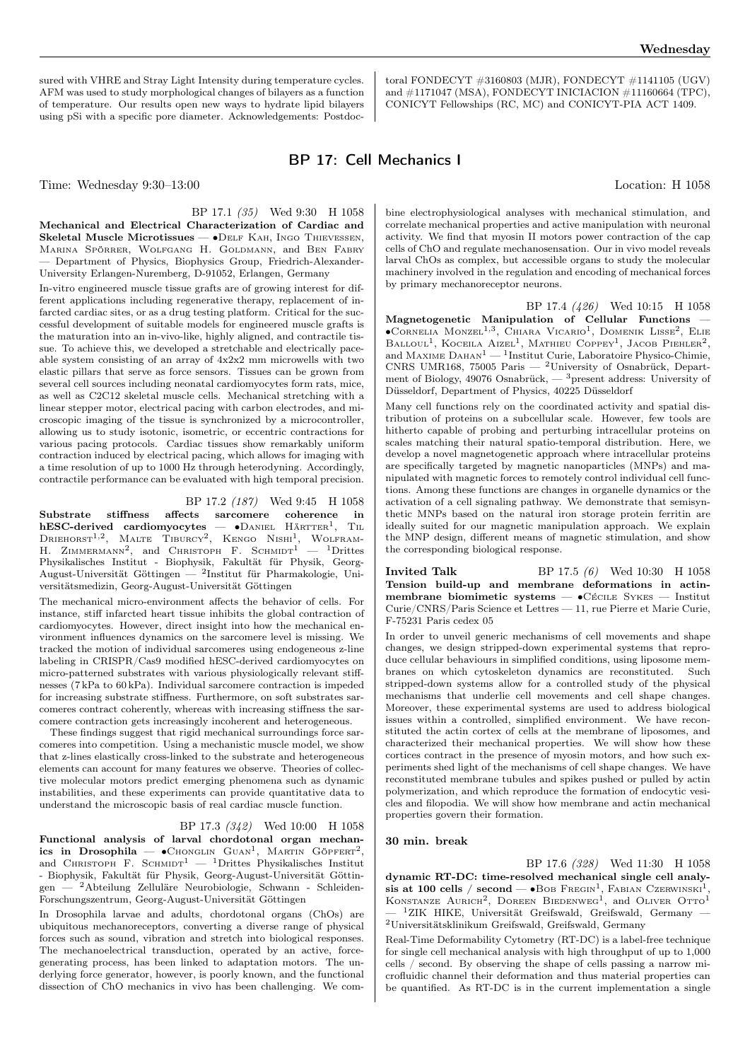sured with VHRE and Stray Light Intensity during temperature cycles. AFM was used to study morphological changes of bilayers as a function of temperature. Our results open new ways to hydrate lipid bilayers using pSi with a specific pore diameter. Acknowledgements: Postdoctoral FONDECYT #3160803 (MJR), FONDECYT #1141105 (UGV) and #1171047 (MSA), FONDECYT INICIACION #11160664 (TPC), CONICYT Fellowships (RC, MC) and CONICYT-PIA ACT 1409.

## BP 17: Cell Mechanics I

Time: Wednesday 9:30–13:00 Location: H 1058

BP 17.1 *(35)* Wed 9:30 H 1058

**Mechanical and Electrical Characterization of Cardiac and Skeletal Muscle Microtissues** — •Delf Kah, Ingo Thievessen, Marina Spörrer, Wolfgang H. Goldmann, and Ben Fabry — Department of Physics, Biophysics Group, Friedrich-Alexander-University Erlangen-Nuremberg, D-91052, Erlangen, Germany

In-vitro engineered muscle tissue grafts are of growing interest for different applications including regenerative therapy, replacement of infarcted cardiac sites, or as a drug testing platform. Critical for the successful development of suitable models for engineered muscle grafts is the maturation into an in-vivo-like, highly aligned, and contractile tissue. To achieve this, we developed a stretchable and electrically paceable system consisting of an array of 4x2x2 mm microwells with two elastic pillars that serve as force sensors. Tissues can be grown from several cell sources including neonatal cardiomyocytes form rats, mice, as well as C2C12 skeletal muscle cells. Mechanical stretching with a linear stepper motor, electrical pacing with carbon electrodes, and microscopic imaging of the tissue is synchronized by a microcontroller, allowing us to study isotonic, isometric, or eccentric contractions for various pacing protocols. Cardiac tissues show remarkably uniform contraction induced by electrical pacing, which allows for imaging with a time resolution of up to 1000 Hz through heterodyning. Accordingly, contractile performance can be evaluated with high temporal precision.

BP 17.2 *(187)* Wed 9:45 H 1058

**Substrate stiffness affects sarcomere coherence in hESC-derived cardiomyocytes** — •Daniel Härtter[1], Til Driehorst[1,2], Malte Tiburcy[2], Kengo Nishi[1], Wolfram-H. Zimmermann[2], and Christoph F. Schmidt[1] — [1]Drittes Physikalisches Institut - Biophysik, Fakultät für Physik, Georg-August-Universität Göttingen — [2]Institut für Pharmakologie, Universitätsmedizin, Georg-August-Universität Göttingen

The mechanical micro-environment affects the behavior of cells. For instance, stiff infarcted heart tissue inhibits the global contraction of cardiomyocytes. However, direct insight into how the mechanical environment influences dynamics on the sarcomere level is missing. We tracked the motion of individual sarcomeres using endogeneous z-line labeling in CRISPR/Cas9 modified hESC-derived cardiomyocytes on micro-patterned substrates with various physiologically relevant stiffnesses (7 kPa to 60 kPa). Individual sarcomere contraction is impeded for increasing substrate stiffness. Furthermore, on soft substrates sarcomeres contract coherently, whereas with increasing stiffness the sarcomere contraction gets increasingly incoherent and heterogeneous.

These findings suggest that rigid mechanical surroundings force sarcomeres into competition. Using a mechanistic muscle model, we show that z-lines elastically cross-linked to the substrate and heterogeneous elements can account for many features we observe. Theories of collective molecular motors predict emerging phenomena such as dynamic instabilities, and these experiments can provide quantitative data to understand the microscopic basis of real cardiac muscle function.

BP 17.3 *(342)* Wed 10:00 H 1058

**Functional analysis of larval chordotonal organ mechanics in Drosophila** — •Chonglin Guan[1], Martin Göpfert[2], and Christoph F. Schmidt[1] — [1]Drittes Physikalisches Institut - Biophysik, Fakultät für Physik, Georg-August-Universität Göttingen — [2]Abteilung Zelluläre Neurobiologie, Schwann - Schleiden-Forschungszentrum, Georg-August-Universität Göttingen

In Drosophila larvae and adults, chordotonal organs (ChOs) are ubiquitous mechanoreceptors, converting a diverse range of physical forces such as sound, vibration and stretch into biological responses. The mechanoelectrical transduction, operated by an active, force-generating process, has been linked to adaptation motors. The underlying force generator, however, is poorly known, and the functional dissection of ChO mechanics in vivo has been challenging. We combine electrophysiological analyses with mechanical stimulation, and correlate mechanical properties and active manipulation with neuronal activity. We find that myosin II motors power contraction of the cap cells of ChO and regulate mechanosensation. Our in vivo model reveals larval ChOs as complex, but accessible organs to study the molecular machinery involved in the regulation and encoding of mechanical forces by primary mechanoreceptor neurons.

BP 17.4 *(426)* Wed 10:15 H 1058

**Magnetogenetic Manipulation of Cellular Functions** — •Cornelia Monzel[1,3], Chiara Vicario[1], Domenik Lisse[2], Elie Balloul[1], Koceila Aizel[1], Mathieu Coppey[1], Jacob Piehler[2], and Maxime Dahan[1] — [1]Institut Curie, Laboratoire Physico-Chimie, CNRS UMR168, 75005 Paris — [2]University of Osnabrück, Department of Biology, 49076 Osnabrück, — [3]present address: University of Düsseldorf, Department of Physics, 40225 Düsseldorf

Many cell functions rely on the coordinated activity and spatial distribution of proteins on a subcellular scale. However, few tools are hitherto capable of probing and perturbing intracellular proteins on scales matching their natural spatio-temporal distribution. Here, we develop a novel magnetogenetic approach where intracellular proteins are specifically targeted by magnetic nanoparticles (MNPs) and manipulated with magnetic forces to remotely control individual cell functions. Among these functions are changes in organelle dynamics or the activation of a cell signaling pathway. We demonstrate that semisynthetic MNPs based on the natural iron storage protein ferritin are ideally suited for our magnetic manipulation approach. We explain the MNP design, different means of magnetic stimulation, and show the corresponding biological response.

**Invited Talk** BP 17.5 *(6)* Wed 10:30 H 1058

**Tension build-up and membrane deformations in actin-membrane biomimetic systems** — •Cécile Sykes — Institut Curie/CNRS/Paris Science et Lettres — 11, rue Pierre et Marie Curie, F-75231 Paris cedex 05

In order to unveil generic mechanisms of cell movements and shape changes, we design stripped-down experimental systems that reproduce cellular behaviours in simplified conditions, using liposome membranes on which cytoskeleton dynamics are reconstituted. Such stripped-down systems allow for a controlled study of the physical mechanisms that underlie cell movements and cell shape changes. Moreover, these experimental systems are used to address biological issues within a controlled, simplified environment. We have reconstituted the actin cortex of cells at the membrane of liposomes, and characterized their mechanical properties. We will show how these cortices contract in the presence of myosin motors, and how such experiments shed light of the mechanisms of cell shape changes. We have reconstituted membrane tubules and spikes pushed or pulled by actin polymerization, and which reproduce the formation of endocytic vesicles and filopodia. We will show how membrane and actin mechanical properties govern their formation.

**30 min. break**

BP 17.6 *(328)* Wed 11:30 H 1058

**dynamic RT-DC: time-resolved mechanical single cell analysis at 100 cells / second** — •Bob Fregin[1], Fabian Czerwinski[1], Konstanze Aurich[2], Doreen Biedenweg[1], and Oliver Otto[1] — [1]ZIK HIKE, Universität Greifswald, Greifswald, Germany — [2]Universitätsklinikum Greifswald, Greifswald, Germany

Real-Time Deformability Cytometry (RT-DC) is a label-free technique for single cell mechanical analysis with high throughput of up to 1,000 cells / second. By observing the shape of cells passing a narrow microfluidic channel their deformation and thus material properties can be quantified. As RT-DC is in the current implementation a single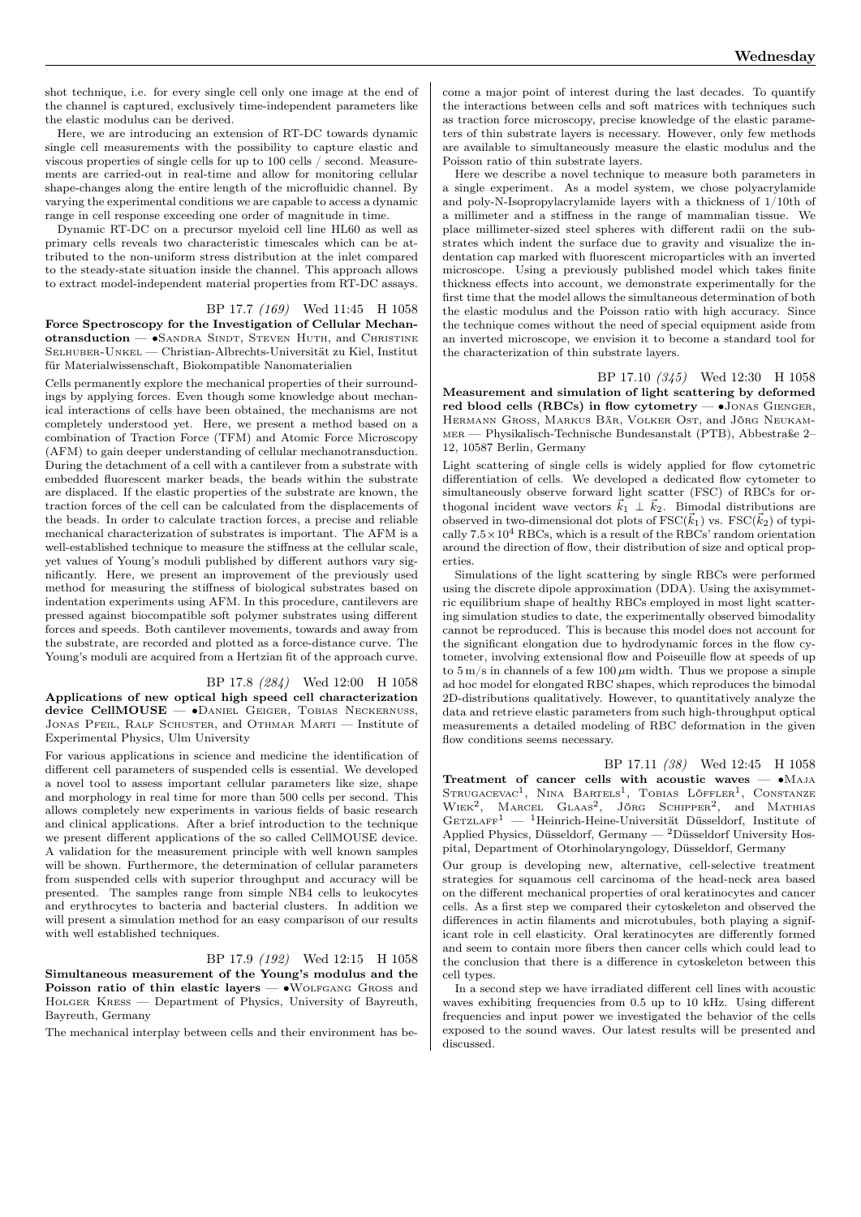shot technique, i.e. for every single cell only one image at the end of the channel is captured, exclusively time-independent parameters like the elastic modulus can be derived.

Here, we are introducing an extension of RT-DC towards dynamic single cell measurements with the possibility to capture elastic and viscous properties of single cells for up to 100 cells / second. Measurements are carried-out in real-time and allow for monitoring cellular shape-changes along the entire length of the microfluidic channel. By varying the experimental conditions we are capable to access a dynamic range in cell response exceeding one order of magnitude in time.

Dynamic RT-DC on a precursor myeloid cell line HL60 as well as primary cells reveals two characteristic timescales which can be attributed to the non-uniform stress distribution at the inlet compared to the steady-state situation inside the channel. This approach allows to extract model-independent material properties from RT-DC assays.

BP 17.7 *(169)* Wed 11:45 H 1058

**Force Spectroscopy for the Investigation of Cellular Mechanotransduction** — •Sandra Sindt, Steven Huth, and Christine Selhuber-Unkel — Christian-Albrechts-Universität zu Kiel, Institut für Materialwissenschaft, Biokompatible Nanomaterialien

Cells permanently explore the mechanical properties of their surroundings by applying forces. Even though some knowledge about mechanical interactions of cells have been obtained, the mechanisms are not completely understood yet. Here, we present a method based on a combination of Traction Force (TFM) and Atomic Force Microscopy (AFM) to gain deeper understanding of cellular mechanotransduction. During the detachment of a cell with a cantilever from a substrate with embedded fluorescent marker beads, the beads within the substrate are displaced. If the elastic properties of the substrate are known, the traction forces of the cell can be calculated from the displacements of the beads. In order to calculate traction forces, a precise and reliable mechanical characterization of substrates is important. The AFM is a well-established technique to measure the stiffness at the cellular scale, yet values of Young's moduli published by different authors vary significantly. Here, we present an improvement of the previously used method for measuring the stiffness of biological substrates based on indentation experiments using AFM. In this procedure, cantilevers are pressed against biocompatible soft polymer substrates using different forces and speeds. Both cantilever movements, towards and away from the substrate, are recorded and plotted as a force-distance curve. The Young's moduli are acquired from a Hertzian fit of the approach curve.

BP 17.8 *(284)* Wed 12:00 H 1058

**Applications of new optical high speed cell characterization device CellMOUSE** — •Daniel Geiger, Tobias Neckernuss, Jonas Pfeil, Ralf Schuster, and Othmar Marti — Institute of Experimental Physics, Ulm University

For various applications in science and medicine the identification of different cell parameters of suspended cells is essential. We developed a novel tool to assess important cellular parameters like size, shape and morphology in real time for more than 500 cells per second. This allows completely new experiments in various fields of basic research and clinical applications. After a brief introduction to the technique we present different applications of the so called CellMOUSE device. A validation for the measurement principle with well known samples will be shown. Furthermore, the determination of cellular parameters from suspended cells with superior throughput and accuracy will be presented. The samples range from simple NB4 cells to leukocytes and erythrocytes to bacteria and bacterial clusters. In addition we will present a simulation method for an easy comparison of our results with well established techniques.

BP 17.9 *(192)* Wed 12:15 H 1058

**Simultaneous measurement of the Young's modulus and the Poisson ratio of thin elastic layers** — •Wolfgang Gross and Holger Kress — Department of Physics, University of Bayreuth, Bayreuth, Germany

The mechanical interplay between cells and their environment has become a major point of interest during the last decades. To quantify the interactions between cells and soft matrices with techniques such as traction force microscopy, precise knowledge of the elastic parameters of thin substrate layers is necessary. However, only few methods are available to simultaneously measure the elastic modulus and the Poisson ratio of thin substrate layers.

Here we describe a novel technique to measure both parameters in a single experiment. As a model system, we chose polyacrylamide and poly-N-Isopropylacrylamide layers with a thickness of 1/10th of a millimeter and a stiffness in the range of mammalian tissue. We place millimeter-sized steel spheres with different radii on the substrates which indent the surface due to gravity and visualize the indentation cap marked with fluorescent microparticles with an inverted microscope. Using a previously published model which takes finite thickness effects into account, we demonstrate experimentally for the first time that the model allows the simultaneous determination of both the elastic modulus and the Poisson ratio with high accuracy. Since the technique comes without the need of special equipment aside from an inverted microscope, we envision it to become a standard tool for the characterization of thin substrate layers.

BP 17.10 *(345)* Wed 12:30 H 1058

**Measurement and simulation of light scattering by deformed red blood cells (RBCs) in flow cytometry** — •Jonas Gienger, Hermann Gross, Markus Bär, Volker Ost, and Jörg Neukammer — Physikalisch-Technische Bundesanstalt (PTB), Abbestraße 2–12, 10587 Berlin, Germany

Light scattering of single cells is widely applied for flow cytometric differentiation of cells. We developed a dedicated flow cytometer to simultaneously observe forward light scatter (FSC) of RBCs for orthogonal incident wave vectors $\vec{k}_1 \perp \vec{k}_2$. Bimodal distributions are observed in two-dimensional dot plots of FSC($\vec{k}_1$) vs. FSC($\vec{k}_2$) of typically $7.5\times10^4$ RBCs, which is a result of the RBCs' random orientation around the direction of flow, their distribution of size and optical properties.

Simulations of the light scattering by single RBCs were performed using the discrete dipole approximation (DDA). Using the axisymmetric equilibrium shape of healthy RBCs employed in most light scattering simulation studies to date, the experimentally observed bimodality cannot be reproduced. This is because this model does not account for the significant elongation due to hydrodynamic forces in the flow cytometer, involving extensional flow and Poiseuille flow at speeds of up to 5 m/s in channels of a few 100 $\mu$m width. Thus we propose a simple ad hoc model for elongated RBC shapes, which reproduces the bimodal 2D-distributions qualitatively. However, to quantitatively analyze the data and retrieve elastic parameters from such high-throughput optical measurements a detailed modeling of RBC deformation in the given flow conditions seems necessary.

BP 17.11 *(38)* Wed 12:45 H 1058

**Treatment of cancer cells with acoustic waves** — •Maja Strugacevac[1], Nina Bartels[1], Tobias Löffler[1], Constanze Wiek[2], Marcel Glaas[2], Jörg Schipper[2], and Mathias Getzlaff[1] — [1]Heinrich-Heine-Universität Düsseldorf, Institute of Applied Physics, Düsseldorf, Germany — [2]Düsseldorf University Hospital, Department of Otorhinolaryngology, Düsseldorf, Germany

Our group is developing new, alternative, cell-selective treatment strategies for squamous cell carcinoma of the head-neck area based on the different mechanical properties of oral keratinocytes and cancer cells. As a first step we compared their cytoskeleton and observed the differences in actin filaments and microtubules, both playing a significant role in cell elasticity. Oral keratinocytes are differently formed and seem to contain more fibers then cancer cells which could lead to the conclusion that there is a difference in cytoskeleton between this cell types.

In a second step we have irradiated different cell lines with acoustic waves exhibiting frequencies from 0.5 up to 10 kHz. Using different frequencies and input power we investigated the behavior of the cells exposed to the sound waves. Our latest results will be presented and discussed.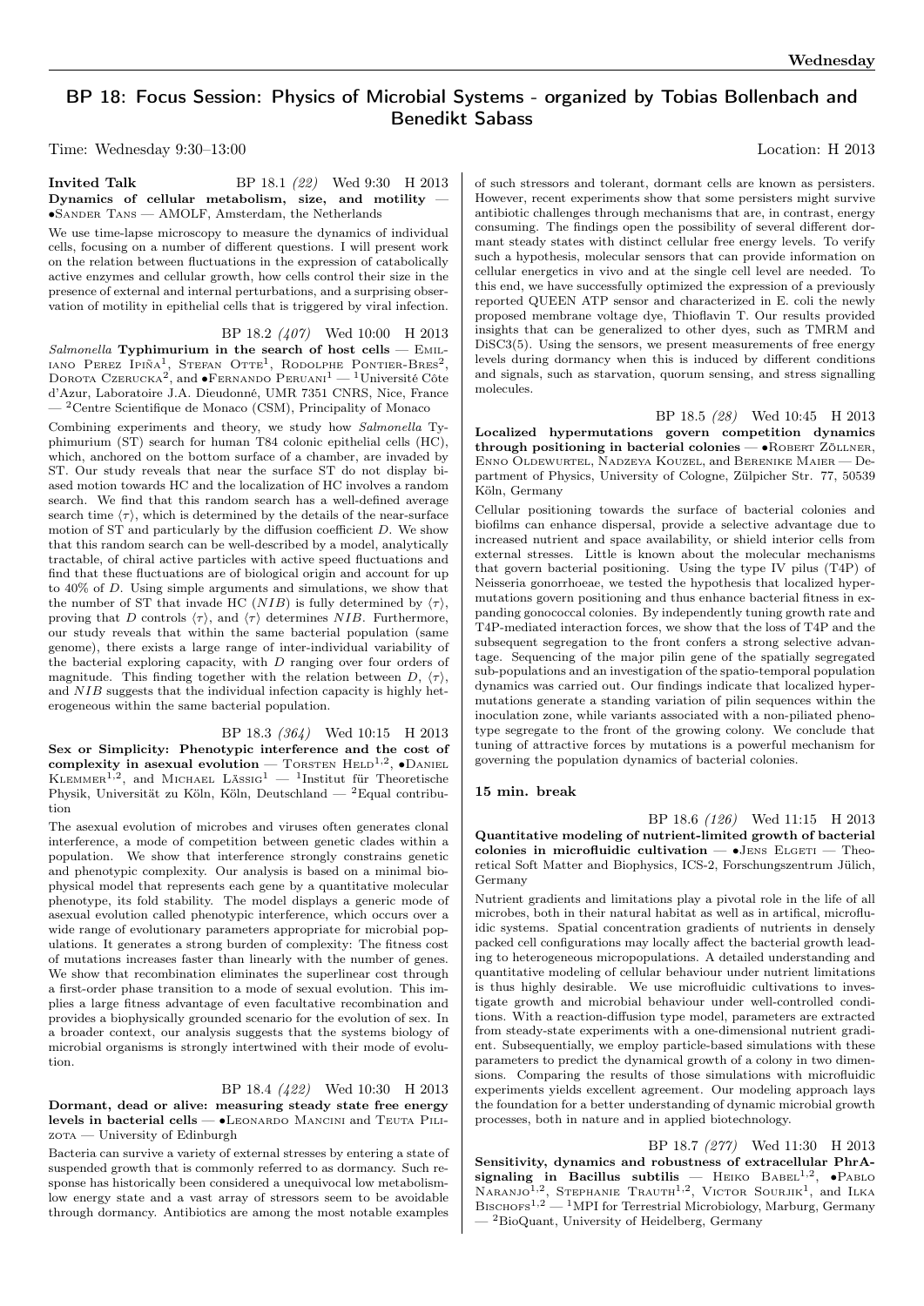## BP 18: Focus Session: Physics of Microbial Systems - organized by Tobias Bollenbach and Benedikt Sabass

Time: Wednesday 9:30–13:00 Location: H 2013

**Invited Talk** BP 18.1 *(22)* Wed 9:30 H 2013
**Dynamics of cellular metabolism, size, and motility** — •Sander Tans — AMOLF, Amsterdam, the Netherlands

We use time-lapse microscopy to measure the dynamics of individual cells, focusing on a number of different questions. I will present work on the relation between fluctuations in the expression of catabolically active enzymes and cellular growth, how cells control their size in the presence of external and internal perturbations, and a surprising observation of motility in epithelial cells that is triggered by viral infection.

BP 18.2 *(407)* Wed 10:00 H 2013
***Salmonella*** **Typhimurium in the search of host cells** — Emiliano Perez Ipiña[1], Stefan Otte[1], Rodolphe Pontier-Bres[2], Dorota Czerucka[2], and •Fernando Peruani[1] — [1]Université Côte d'Azur, Laboratoire J.A. Dieudonné, UMR 7351 CNRS, Nice, France — [2]Centre Scientifique de Monaco (CSM), Principality of Monaco

Combining experiments and theory, we study how *Salmonella* Typhimurium (ST) search for human T84 colonic epithelial cells (HC), which, anchored on the bottom surface of a chamber, are invaded by ST. Our study reveals that near the surface ST do not display biased motion towards HC and the localization of HC involves a random search. We find that this random search has a well-defined average search time $\langle\tau\rangle$, which is determined by the details of the near-surface motion of ST and particularly by the diffusion coefficient $D$. We show that this random search can be well-described by a model, analytically tractable, of chiral active particles with active speed fluctuations and find that these fluctuations are of biological origin and account for up to 40% of $D$. Using simple arguments and simulations, we show that the number of ST that invade HC ($NIB$) is fully determined by $\langle\tau\rangle$, proving that $D$ controls $\langle\tau\rangle$, and $\langle\tau\rangle$ determines $NIB$. Furthermore, our study reveals that within the same bacterial population (same genome), there exists a large range of inter-individual variability of the bacterial exploring capacity, with $D$ ranging over four orders of magnitude. This finding together with the relation between $D$, $\langle\tau\rangle$, and $NIB$ suggests that the individual infection capacity is highly heterogeneous within the same bacterial population.

BP 18.3 *(364)* Wed 10:15 H 2013
**Sex or Simplicity: Phenotypic interference and the cost of complexity in asexual evolution** — Torsten Held[1,2], •Daniel Klemmer[1,2], and Michael Lässig[1] — [1]Institut für Theoretische Physik, Universität zu Köln, Köln, Deutschland — [2]Equal contribution

The asexual evolution of microbes and viruses often generates clonal interference, a mode of competition between genetic clades within a population. We show that interference strongly constrains genetic and phenotypic complexity. Our analysis is based on a minimal biophysical model that represents each gene by a quantitative molecular phenotype, its fold stability. The model displays a generic mode of asexual evolution called phenotypic interference, which occurs over a wide range of evolutionary parameters appropriate for microbial populations. It generates a strong burden of complexity: The fitness cost of mutations increases faster than linearly with the number of genes. We show that recombination eliminates the superlinear cost through a first-order phase transition to a mode of sexual evolution. This implies a large fitness advantage of even facultative recombination and provides a biophysically grounded scenario for the evolution of sex. In a broader context, our analysis suggests that the systems biology of microbial organisms is strongly intertwined with their mode of evolution.

BP 18.4 *(422)* Wed 10:30 H 2013
**Dormant, dead or alive: measuring steady state free energy levels in bacterial cells** — •Leonardo Mancini and Teuta Pilizota — University of Edinburgh

Bacteria can survive a variety of external stresses by entering a state of suspended growth that is commonly referred to as dormancy. Such response has historically been considered a unequivocal low metabolism-low energy state and a vast array of stressors seem to be avoidable through dormancy. Antibiotics are among the most notable examples of such stressors and tolerant, dormant cells are known as persisters. However, recent experiments show that some persisters might survive antibiotic challenges through mechanisms that are, in contrast, energy consuming. The findings open the possibility of several different dormant steady states with distinct cellular free energy levels. To verify such a hypothesis, molecular sensors that can provide information on cellular energetics in vivo and at the single cell level are needed. To this end, we have successfully optimized the expression of a previously reported QUEEN ATP sensor and characterized in E. coli the newly proposed membrane voltage dye, Thioflavin T. Our results provided insights that can be generalized to other dyes, such as TMRM and DiSC3(5). Using the sensors, we present measurements of free energy levels during dormancy when this is induced by different conditions and signals, such as starvation, quorum sensing, and stress signalling molecules.

BP 18.5 *(28)* Wed 10:45 H 2013
**Localized hypermutations govern competition dynamics through positioning in bacterial colonies** — •Robert Zöllner, Enno Oldewurtel, Nadzeya Kouzel, and Berenike Maier — Department of Physics, University of Cologne, Zülpicher Str. 77, 50539 Köln, Germany

Cellular positioning towards the surface of bacterial colonies and biofilms can enhance dispersal, provide a selective advantage due to increased nutrient and space availability, or shield interior cells from external stresses. Little is known about the molecular mechanisms that govern bacterial positioning. Using the type IV pilus (T4P) of Neisseria gonorrhoeae, we tested the hypothesis that localized hypermutations govern positioning and thus enhance bacterial fitness in expanding gonococcal colonies. By independently tuning growth rate and T4P-mediated interaction forces, we show that the loss of T4P and the subsequent segregation to the front confers a strong selective advantage. Sequencing of the major pilin gene of the spatially segregated sub-populations and an investigation of the spatio-temporal population dynamics was carried out. Our findings indicate that localized hypermutations generate a standing variation of pilin sequences within the inoculation zone, while variants associated with a non-piliated phenotype segregate to the front of the growing colony. We conclude that tuning of attractive forces by mutations is a powerful mechanism for governing the population dynamics of bacterial colonies.

**15 min. break**

BP 18.6 *(126)* Wed 11:15 H 2013
**Quantitative modeling of nutrient-limited growth of bacterial colonies in microfluidic cultivation** — •Jens Elgeti — Theoretical Soft Matter and Biophysics, ICS-2, Forschungszentrum Jülich, Germany

Nutrient gradients and limitations play a pivotal role in the life of all microbes, both in their natural habitat as well as in artifical, microfluidic systems. Spatial concentration gradients of nutrients in densely packed cell configurations may locally affect the bacterial growth leading to heterogeneous micropopulations. A detailed understanding and quantitative modeling of cellular behaviour under nutrient limitations is thus highly desirable. We use microfluidic cultivations to investigate growth and microbial behaviour under well-controlled conditions. With a reaction-diffusion type model, parameters are extracted from steady-state experiments with a one-dimensional nutrient gradient. Subsequentially, we employ particle-based simulations with these parameters to predict the dynamical growth of a colony in two dimensions. Comparing the results of those simulations with microfluidic experiments yields excellent agreement. Our modeling approach lays the foundation for a better understanding of dynamic microbial growth processes, both in nature and in applied biotechnology.

BP 18.7 *(277)* Wed 11:30 H 2013
**Sensitivity, dynamics and robustness of extracellular PhrA-signaling in Bacillus subtilis** — Heiko Babel[1,2], •Pablo Naranjo[1,2], Stephanie Trauth[1,2], Victor Sourjik[1], and Ilka Bischofs[1,2] — [1]MPI for Terrestrial Microbiology, Marburg, Germany — [2]BioQuant, University of Heidelberg, Germany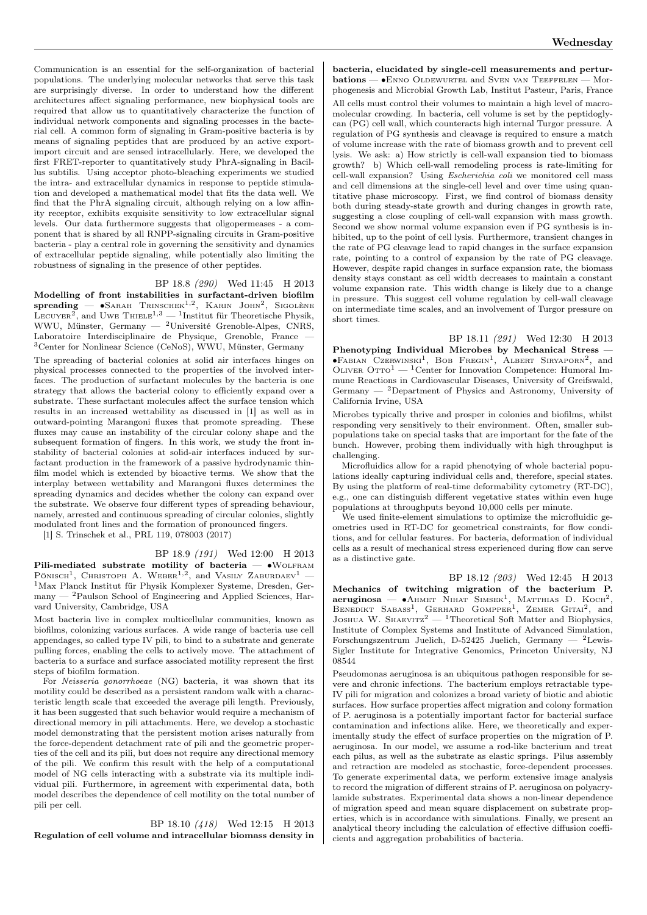Communication is an essential for the self-organization of bacterial populations. The underlying molecular networks that serve this task are surprisingly diverse. In order to understand how the different architectures affect signaling performance, new biophysical tools are required that allow us to quantitatively characterize the function of individual network components and signaling processes in the bacterial cell. A common form of signaling in Gram-positive bacteria is by means of signaling peptides that are produced by an active export-import circuit and are sensed intracellularly. Here, we developed the first FRET-reporter to quantitatively study PhrA-signaling in Bacillus subtilis. Using acceptor photo-bleaching experiments we studied the intra- and extracellular dynamics in response to peptide stimulation and developed a mathematical model that fits the data well. We find that the PhrA signaling circuit, although relying on a low affinity receptor, exhibits exquisite sensitivity to low extracellular signal levels. Our data furthermore suggests that oligopermeases - a component that is shared by all RNPP-signaling circuits in Gram-positive bacteria - play a central role in governing the sensitivity and dynamics of extracellular peptide signaling, while potentially also limiting the robustness of signaling in the presence of other peptides.

BP 18.8 *(290)* Wed 11:45 H 2013

**Modelling of front instabilities in surfactant-driven biofilm spreading** — •Sarah Trinschek[1,2], Karin John[2], Sigolène Lecuyer[2], and Uwe Thiele[1,3] — [1]Institut für Theoretische Physik, WWU, Münster, Germany — [2]Université Grenoble-Alpes, CNRS, Laboratoire Interdisciplinaire de Physique, Grenoble, France — [3]Center for Nonlinear Science (CeNoS), WWU, Münster, Germany

The spreading of bacterial colonies at solid air interfaces hinges on physical processes connected to the properties of the involved interfaces. The production of surfactant molecules by the bacteria is one strategy that allows the bacterial colony to efficiently expand over a substrate. These surfactant molecules affect the surface tension which results in an increased wettability as discussed in [1] as well as in outward-pointing Marangoni fluxes that promote spreading. These fluxes may cause an instability of the circular colony shape and the subsequent formation of fingers. In this work, we study the front instability of bacterial colonies at solid-air interfaces induced by surfactant production in the framework of a passive hydrodynamic thin-film model which is extended by bioactive terms. We show that the interplay between wettability and Marangoni fluxes determines the spreading dynamics and decides whether the colony can expand over the substrate. We observe four different types of spreading behaviour, namely, arrested and continuous spreading of circular colonies, slightly modulated front lines and the formation of pronounced fingers.

[1] S. Trinschek et al., PRL 119, 078003 (2017)

BP 18.9 *(191)* Wed 12:00 H 2013

**Pili-mediated substrate motility of bacteria** — •Wolfram Pönisch[1], Christoph A. Weber[1,2], and Vasily Zaburdaev[1] — [1]Max Planck Institut für Physik Komplexer Systeme, Dresden, Germany — [2]Paulson School of Engineering and Applied Sciences, Harvard University, Cambridge, USA

Most bacteria live in complex multicellular communities, known as biofilms, colonizing various surfaces. A wide range of bacteria use cell appendages, so called type IV pili, to bind to a substrate and generate pulling forces, enabling the cells to actively move. The attachment of bacteria to a surface and surface associated motility represent the first steps of biofilm formation.

For *Neisseria gonorrhoeae* (NG) bacteria, it was shown that its motility could be described as a persistent random walk with a characteristic length scale that exceeded the average pili length. Previously, it has been suggested that such behavior would require a mechanism of directional memory in pili attachments. Here, we develop a stochastic model demonstrating that the persistent motion arises naturally from the force-dependent detachment rate of pili and the geometric properties of the cell and its pili, but does not require any directional memory of the pili. We confirm this result with the help of a computational model of NG cells interacting with a substrate via its multiple individual pili. Furthermore, in agreement with experimental data, both model describes the dependence of cell motility on the total number of pili per cell.

BP 18.10 *(418)* Wed 12:15 H 2013

**Regulation of cell volume and intracellular biomass density in bacteria, elucidated by single-cell measurements and perturbations** — •Enno Oldewurtel and Sven van Teeffelen — Morphogenesis and Microbial Growth Lab, Institut Pasteur, Paris, France

All cells must control their volumes to maintain a high level of macromolecular crowding. In bacteria, cell volume is set by the peptidoglycan (PG) cell wall, which counteracts high internal Turgor pressure. A regulation of PG synthesis and cleavage is required to ensure a match of volume increase with the rate of biomass growth and to prevent cell lysis. We ask: a) How strictly is cell-wall expansion tied to biomass growth? b) Which cell-wall remodeling process is rate-limiting for cell-wall expansion? Using *Escherichia coli* we monitored cell mass and cell dimensions at the single-cell level and over time using quantitative phase microscopy. First, we find control of biomass density both during steady-state growth and during changes in growth rate, suggesting a close coupling of cell-wall expansion with mass growth. Second we show normal volume expansion even if PG synthesis is inhibited, up to the point of cell lysis. Furthermore, transient changes in the rate of PG cleavage lead to rapid changes in the surface expansion rate, pointing to a control of expansion by the rate of PG cleavage. However, despite rapid changes in surface expansion rate, the biomass density stays constant as cell width decreases to maintain a constant volume expansion rate. This width change is likely due to a change in pressure. This suggest cell volume regulation by cell-wall cleavage on intermediate time scales, and an involvement of Turgor pressure on short times.

BP 18.11 *(291)* Wed 12:30 H 2013

**Phenotyping Individual Microbes by Mechanical Stress** — •Fabian Czerwinski[1], Bob Fregin[1], Albert Siryaporn[2], and Oliver Otto[1] — [1]Center for Innovation Competence: Humoral Immune Reactions in Cardiovascular Diseases, University of Greifswald, Germany — [2]Department of Physics and Astronomy, University of California Irvine, USA

Microbes typically thrive and prosper in colonies and biofilms, whilst responding very sensitively to their environment. Often, smaller subpopulations take on special tasks that are important for the fate of the bunch. However, probing them individually with high throughput is challenging.

Microfluidics allow for a rapid phenotying of whole bacterial populations ideally capturing individual cells and, therefore, special states. By using the platform of real-time deformability cytometry (RT-DC), e.g., one can distinguish different vegetative states within even huge populations at throughputs beyond 10,000 cells per minute.

We used finite-element simulations to optimize the microfluidic geometries used in RT-DC for geometrical constraints, for flow conditions, and for cellular features. For bacteria, deformation of individual cells as a result of mechanical stress experienced during flow can serve as a distinctive gate.

BP 18.12 *(203)* Wed 12:45 H 2013

**Mechanics of twitching migration of the bacterium P. aeruginosa** — •Ahmet Nihat Simsek[1], Matthias D. Koch[2], Benedikt Sabass[1], Gerhard Gompper[1], Zemer Gitai[2], and Joshua W. Shaevitz[2] — [1]Theoretical Soft Matter and Biophysics, Institute of Complex Systems and Institute of Advanced Simulation, Forschungszentrum Juelich, D-52425 Juelich, Germany — [2]Lewis-Sigler Institute for Integrative Genomics, Princeton University, NJ 08544

Pseudomonas aeruginosa is an ubiquitous pathogen responsible for severe and chronic infections. The bacterium employs retractable type-IV pili for migration and colonizes a broad variety of biotic and abiotic surfaces. How surface properties affect migration and colony formation of P. aeruginosa is a potentially important factor for bacterial surface contamination and infections alike. Here, we theoretically and experimentally study the effect of surface properties on the migration of P. aeruginosa. In our model, we assume a rod-like bacterium and treat each pilus, as well as the substrate as elastic springs. Pilus assembly and retraction are modeled as stochastic, force-dependent processes. To generate experimental data, we perform extensive image analysis to record the migration of different strains of P. aeruginosa on polyacrylamide substrates. Experimental data shows a non-linear dependence of migration speed and mean square displacement on substrate properties, which is in accordance with simulations. Finally, we present an analytical theory including the calculation of effective diffusion coefficients and aggregation probabilities of bacteria.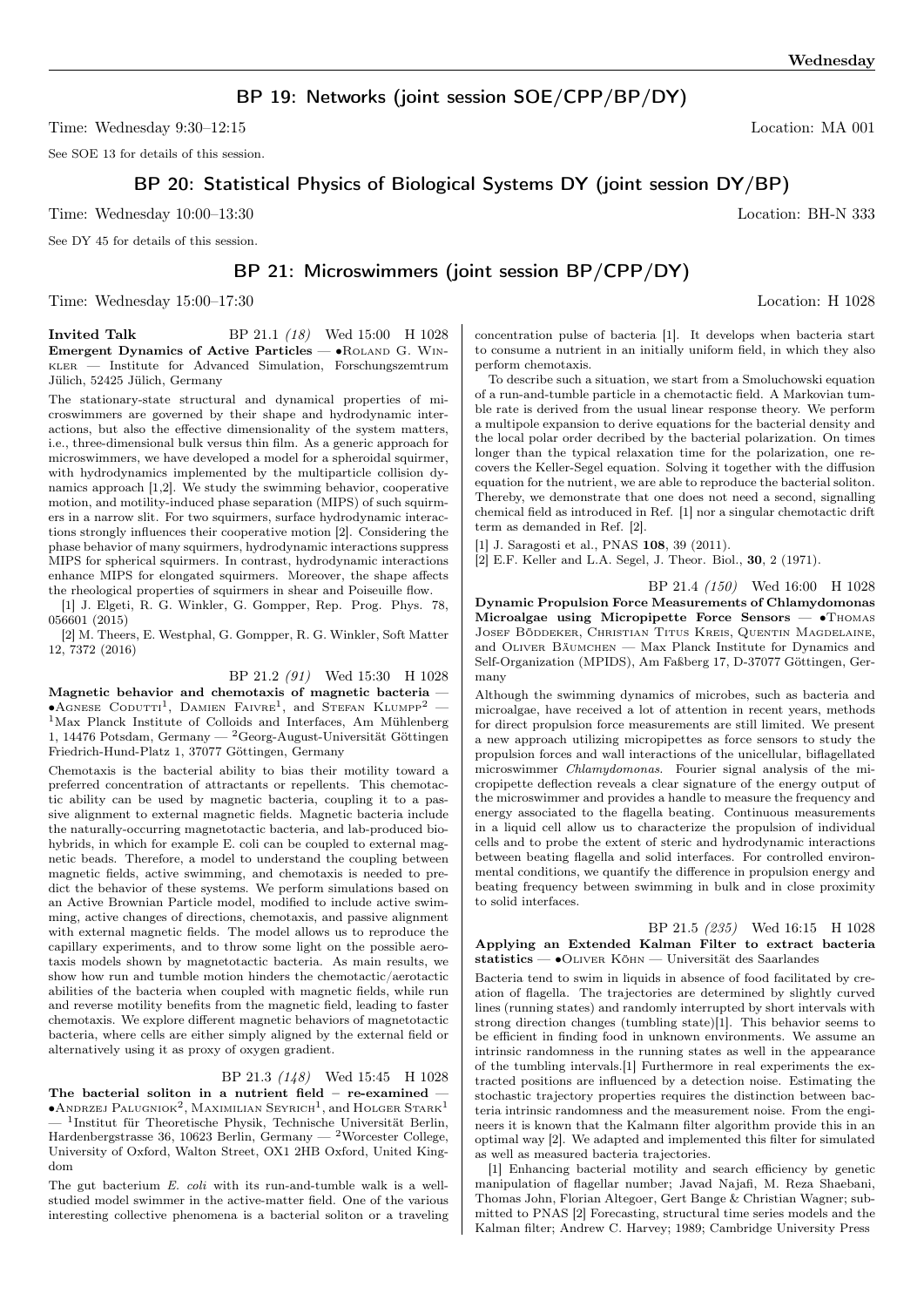## BP 19: Networks (joint session SOE/CPP/BP/DY)

Time: Wednesday 9:30–12:15 Location: MA 001

See SOE 13 for details of this session.

## BP 20: Statistical Physics of Biological Systems DY (joint session DY/BP)

Time: Wednesday 10:00–13:30 Location: BH-N 333

See DY 45 for details of this session.

## BP 21: Microswimmers (joint session BP/CPP/DY)

Time: Wednesday 15:00–17:30 Location: H 1028

**Invited Talk** BP 21.1 *(18)* Wed 15:00 H 1028
**Emergent Dynamics of Active Particles** — •Roland G. Winkler — Institute for Advanced Simulation, Forschungszemtrum Jülich, 52425 Jülich, Germany

The stationary-state structural and dynamical properties of microswimmers are governed by their shape and hydrodynamic interactions, but also the effective dimensionality of the system matters, i.e., three-dimensional bulk versus thin film. As a generic approach for microswimmers, we have developed a model for a spheroidal squirmer, with hydrodynamics implemented by the multiparticle collision dynamics approach [1,2]. We study the swimming behavior, cooperative motion, and motility-induced phase separation (MIPS) of such squirmers in a narrow slit. For two squirmers, surface hydrodynamic interactions strongly influences their cooperative motion [2]. Considering the phase behavior of many squirmers, hydrodynamic interactions suppress MIPS for spherical squirmers. In contrast, hydrodynamic interactions enhance MIPS for elongated squirmers. Moreover, the shape affects the rheological properties of squirmers in shear and Poiseuille flow.

[1] J. Elgeti, R. G. Winkler, G. Gompper, Rep. Prog. Phys. 78, 056601 (2015)

[2] M. Theers, E. Westphal, G. Gompper, R. G. Winkler, Soft Matter 12, 7372 (2016)

BP 21.2 *(91)* Wed 15:30 H 1028
**Magnetic behavior and chemotaxis of magnetic bacteria** — •Agnese Codutti[1], Damien Faivre[1], and Stefan Klumpp[2] — [1]Max Planck Institute of Colloids and Interfaces, Am Mühlenberg 1, 14476 Potsdam, Germany — [2]Georg-August-Universität Göttingen Friedrich-Hund-Platz 1, 37077 Göttingen, Germany

Chemotaxis is the bacterial ability to bias their motility toward a preferred concentration of attractants or repellents. This chemotactic ability can be used by magnetic bacteria, coupling it to a passive alignment to external magnetic fields. Magnetic bacteria include the naturally-occurring magnetotactic bacteria, and lab-produced biohybrids, in which for example E. coli can be coupled to external magnetic beads. Therefore, a model to understand the coupling between magnetic fields, active swimming, and chemotaxis is needed to predict the behavior of these systems. We perform simulations based on an Active Brownian Particle model, modified to include active swimming, active changes of directions, chemotaxis, and passive alignment with external magnetic fields. The model allows us to reproduce the capillary experiments, and to throw some light on the possible aerotaxis models shown by magnetotactic bacteria. As main results, we show how run and tumble motion hinders the chemotactic/aerotactic abilities of the bacteria when coupled with magnetic fields, while run and reverse motility benefits from the magnetic field, leading to faster chemotaxis. We explore different magnetic behaviors of magnetotactic bacteria, where cells are either simply aligned by the external field or alternatively using it as proxy of oxygen gradient.

BP 21.3 *(148)* Wed 15:45 H 1028
**The bacterial soliton in a nutrient field – re-examined** — •Andrzej Palugniok[2], Maximilian Seyrich[1], and Holger Stark[1] — [1]Institut für Theoretische Physik, Technische Universität Berlin, Hardenbergstrasse 36, 10623 Berlin, Germany — [2]Worcester College, University of Oxford, Walton Street, OX1 2HB Oxford, United Kingdom

The gut bacterium *E. coli* with its run-and-tumble walk is a well-studied model swimmer in the active-matter field. One of the various interesting collective phenomena is a bacterial soliton or a traveling concentration pulse of bacteria [1]. It develops when bacteria start to consume a nutrient in an initially uniform field, in which they also perform chemotaxis.

To describe such a situation, we start from a Smoluchowski equation of a run-and-tumble particle in a chemotactic field. A Markovian tumble rate is derived from the usual linear response theory. We perform a multipole expansion to derive equations for the bacterial density and the local polar order decribed by the bacterial polarization. On times longer than the typical relaxation time for the polarization, one recovers the Keller-Segel equation. Solving it together with the diffusion equation for the nutrient, we are able to reproduce the bacterial soliton. Thereby, we demonstrate that one does not need a second, signalling chemical field as introduced in Ref. [1] nor a singular chemotactic drift term as demanded in Ref. [2].

[1] J. Saragosti et al., PNAS **108**, 39 (2011).

[2] E.F. Keller and L.A. Segel, J. Theor. Biol., **30**, 2 (1971).

BP 21.4 *(150)* Wed 16:00 H 1028
**Dynamic Propulsion Force Measurements of Chlamydomonas Microalgae using Micropipette Force Sensors** — •Thomas Josef Böddeker, Christian Titus Kreis, Quentin Magdelaine, and Oliver Bäumchen — Max Planck Institute for Dynamics and Self-Organization (MPIDS), Am Faßberg 17, D-37077 Göttingen, Germany

Although the swimming dynamics of microbes, such as bacteria and microalgae, have received a lot of attention in recent years, methods for direct propulsion force measurements are still limited. We present a new approach utilizing micropipettes as force sensors to study the propulsion forces and wall interactions of the unicellular, biflagellated microswimmer *Chlamydomonas*. Fourier signal analysis of the micropipette deflection reveals a clear signature of the energy output of the microswimmer and provides a handle to measure the frequency and energy associated to the flagella beating. Continuous measurements in a liquid cell allow us to characterize the propulsion of individual cells and to probe the extent of steric and hydrodynamic interactions between beating flagella and solid interfaces. For controlled environmental conditions, we quantify the difference in propulsion energy and beating frequency between swimming in bulk and in close proximity to solid interfaces.

BP 21.5 *(235)* Wed 16:15 H 1028
**Applying an Extended Kalman Filter to extract bacteria statistics** — •Oliver Köhn — Universität des Saarlandes

Bacteria tend to swim in liquids in absence of food facilitated by creation of flagella. The trajectories are determined by slightly curved lines (running states) and randomly interrupted by short intervals with strong direction changes (tumbling state)[1]. This behavior seems to be efficient in finding food in unknown environments. We assume an intrinsic randomness in the running states as well in the appearance of the tumbling intervals.[1] Furthermore in real experiments the extracted positions are influenced by a detection noise. Estimating the stochastic trajectory properties requires the distinction between bacteria intrinsic randomness and the measurement noise. From the engineers it is known that the Kalmann filter algorithm provide this in an optimal way [2]. We adapted and implemented this filter for simulated as well as measured bacteria trajectories.

[1] Enhancing bacterial motility and search efficiency by genetic manipulation of flagellar number; Javad Najafi, M. Reza Shaebani, Thomas John, Florian Altegoer, Gert Bange & Christian Wagner; submitted to PNAS [2] Forecasting, structural time series models and the Kalman filter; Andrew C. Harvey; 1989; Cambridge University Press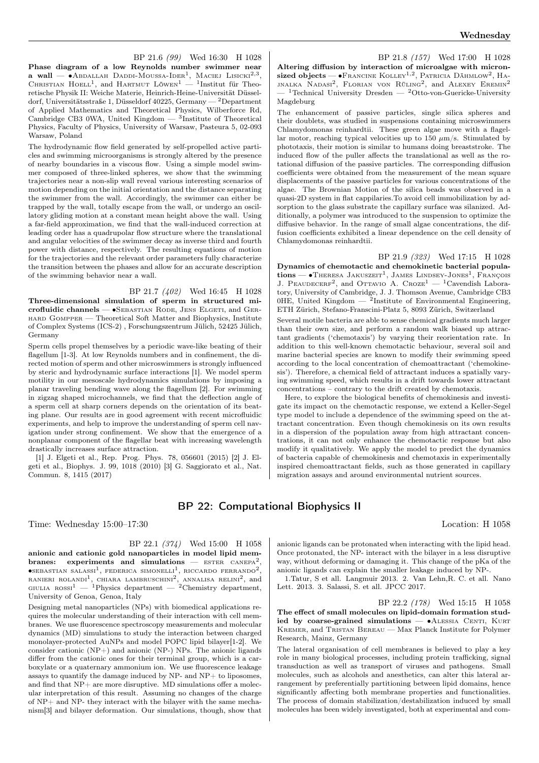BP 21.6 *(99)* Wed 16:30 H 1028

**Phase diagram of a low Reynolds number swimmer near a wall** — •Abdallah Daddi-Moussa-Ider[1], Maciej Lisicki[2,3], Christian Hoell[1], and Hartmut Löwen[1] — [1]Institut für Theoretische Physik II: Weiche Materie, Heinrich-Heine-Universität Düsseldorf, Universitätsstraße 1, Düsseldorf 40225, Germany — [2]Department of Applied Mathematics and Theoretical Physics, Wilberforce Rd, Cambridge CB3 0WA, United Kingdom — [3]Institute of Theoretical Physics, Faculty of Physics, University of Warsaw, Pasteura 5, 02-093 Warsaw, Poland

The hydrodynamic flow field generated by self-propelled active particles and swimming microorganisms is strongly altered by the presence of nearby boundaries in a viscous flow. Using a simple model swimmer composed of three-linked spheres, we show that the swimming trajectories near a non-slip wall reveal various interesting scenarios of motion depending on the initial orientation and the distance separating the swimmer from the wall. Accordingly, the swimmer can either be trapped by the wall, totally escape from the wall, or undergo an oscillatory gliding motion at a constant mean height above the wall. Using a far-field approximation, we find that the wall-induced correction at leading order has a quadrupolar flow structure where the translational and angular velocities of the swimmer decay as inverse third and fourth power with distance, respectively. The resulting equations of motion for the trajectories and the relevant order parameters fully characterize the transition between the phases and allow for an accurate description of the swimming behavior near a wall.

BP 21.7 *(402)* Wed 16:45 H 1028

**Three-dimensional simulation of sperm in structured microfluidic channels** — •Sebastian Rode, Jens Elgeti, and Gerhard Gompper — Theoretical Soft Matter and Biophysics, Institute of Complex Systems (ICS-2) , Forschungszentrum Jülich, 52425 Jülich, Germany

Sperm cells propel themselves by a periodic wave-like beating of their flagellum [1-3]. At low Reynolds numbers and in confinement, the directed motion of sperm and other microswimmers is strongly influenced by steric and hydrodynamic surface interactions [1]. We model sperm motility in our mesoscale hydrodynamics simulations by imposing a planar traveling bending wave along the flagellum [2]. For swimming in zigzag shaped microchannels, we find that the deflection angle of a sperm cell at sharp corners depends on the orientation of its beating plane. Our results are in good agreement with recent microfluidic experiments, and help to improve the understanding of sperm cell navigation under strong confinement. We show that the emergence of a nonplanar component of the flagellar beat with increasing wavelength drastically increases surface attraction.

[1] J. Elgeti et al., Rep. Prog. Phys. 78, 056601 (2015) [2] J. Elgeti et al., Biophys. J. 99, 1018 (2010) [3] G. Saggiorato et al., Nat. Commun. 8, 1415 (2017)

BP 21.8 *(157)* Wed 17:00 H 1028

**Altering diffusion by interaction of microalgae with micronsized objects** — •Francine Kolley[1,2], Patricia Dähmlow[2], Hajnalka Nadasi[2], Florian von Rüling[2], and Alexey Eremin[2] — [1]Technical University Dresden — [2]Otto-von-Guericke-University Magdeburg

The enhancement of passive particles, single silica spheres and their doublets, was studied in suspensions containing microswimmers Chlamydomonas reinhardtii. These green algae move with a flagellar motor, reaching typical velocities up to 150 $\mu$m/s. Stimulated by phototaxis, their motion is similar to humans doing breaststroke. The induced flow of the puller affects the translational as well as the rotational diffusion of the passive particles. The corresponding diffusion coefficients were obtained from the measurement of the mean square displacements of the passive particles for various concentrations of the algae. The Brownian Motion of the silica beads was observed in a quasi-2D system in flat cappilaries.To avoid cell immobilization by adsorption to the glass substrate the capillary surface was silanized. Additionally, a polymer was introduced to the suspension to optimize the diffusive behavior. In the range of small algae concentrations, the diffusion coefficients exhibited a linear dependence on the cell density of Chlamydomonas reinhardtii.

BP 21.9 *(323)* Wed 17:15 H 1028

**Dynamics of chemotactic and chemokinetic bacterial populations** — •Theresa Jakuszeit[1], James Lindsey-Jones[1], François J. Peaudecerf[2], and Ottavio A. Croze[1] — [1]Cavendish Laboratory, University of Cambridge, J. J. Thomson Avenue, Cambridge CB3 0HE, United Kingdom — [2]Institute of Environmental Engineering, ETH Zürich, Stefano-Franscini-Platz 5, 8093 Zürich, Switzerland

Several motile bacteria are able to sense chemical gradients much larger than their own size, and perform a random walk biased up attractant gradients ('chemotaxis') by varying their reorientation rate. In addition to this well-known chemotactic behaviour, several soil and marine bacterial species are known to modify their swimming speed according to the local concentration of chemoattractant ('chemokinesis'). Therefore, a chemical field of attractant induces a spatially varying swimming speed, which results in a drift towards lower attractant concentrations – contrary to the drift created by chemotaxis.

Here, to explore the biological benefits of chemokinesis and investigate its impact on the chemotactic response, we extend a Keller-Segel type model to include a dependence of the swimming speed on the attractant concentration. Even though chemokinesis on its own results in a dispersion of the population away from high attractant concentrations, it can not only enhance the chemotactic response but also modify it qualitatively. We apply the model to predict the dynamics of bacteria capable of chemokinesis and chemotaxis in experimentally inspired chemoattractant fields, such as those generated in capillary migration assays and around environmental nutrient sources.

## BP 22: Computational Biophysics II

Time: Wednesday 15:00–17:30 Location: H 1058

BP 22.1 *(374)* Wed 15:00 H 1058

**anionic and cationic gold nanoparticles in model lipid membranes: experiments and simulations** — ester canepa[2], •sebastian salassi[1], federica simonelli[1], riccardo ferrando[2], ranieri rolandi[1], chiara lambruschini[2], annalisa relini[2], and giulia rossi[1] — [1]Physics department — [2]Chemistry department, University of Genoa, Genoa, Italy

Designing metal nanoparticles (NPs) with biomedical applications requires the molecular understanding of their interaction with cell membranes. We use fluorescence spectroscopy measurements and molecular dynamics (MD) simulations to study the interaction between charged monolayer-protected AuNPs and model POPC lipid bilayer[1-2]. We consider cationic (NP+) and anionic (NP-) NPs. The anionic ligands differ from the cationic ones for their terminal group, which is a carboxylate or a quaternary ammonium ion. We use fluorescence leakage assays to quantify the damage induced by NP- and NP+ to liposomes, and find that NP+ are more disruptive. MD simulations offer a molecular interpretation of this result. Assuming no changes of the charge of NP+ and NP- they interact with the bilayer with the same mechanism[3] and bilayer deformation. Our simulations, though, show that anionic ligands can be protonated when interacting with the lipid head. Once protonated, the NP- interact with the bilayer in a less disruptive way, without deforming or damaging it. This change of the pKa of the anionic ligands can explain the smaller leakage induced by NP-.

1.Tatur, S et all. Langmuir 2013. 2. Van Lehn,R. C. et all. Nano Lett. 2013. 3. Salassi, S. et all. JPCC 2017.

BP 22.2 *(178)* Wed 15:15 H 1058

**The effect of small molecules on lipid-domain formation studied by coarse-grained simulations** — •Alessia Centi, Kurt Kremer, and Tristan Bereau — Max Planck Institute for Polymer Research, Mainz, Germany

The lateral organisation of cell membranes is believed to play a key role in many biological processes, including protein trafficking, signal transduction as well as transport of viruses and pathogens. Small molecules, such as alcohols and anesthetics, can alter this lateral arrangement by preferentially partitioning between lipid domains, hence significantly affecting both membrane properties and functionalities. The process of domain stabilization/destabilization induced by small molecules has been widely investigated, both at experimental and com-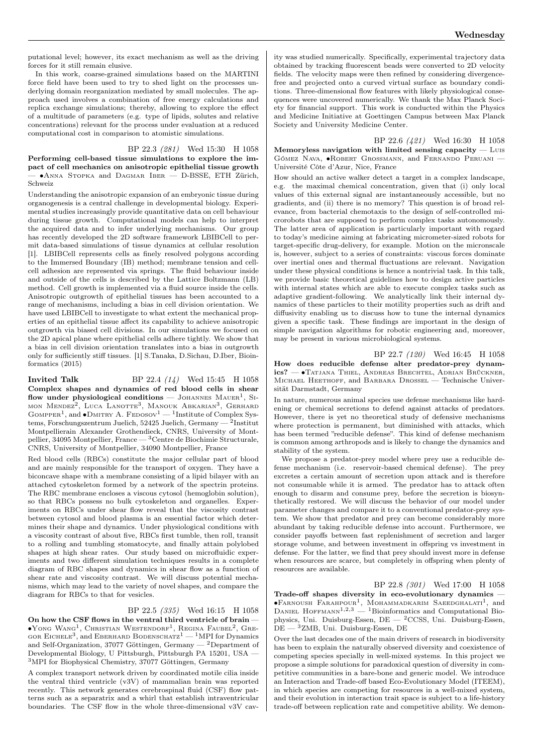putational level; however, its exact mechanism as well as the driving forces for it still remain elusive.

In this work, coarse-grained simulations based on the MARTINI force field have been used to try to shed light on the processes underlying domain reorganization mediated by small molecules. The approach used involves a combination of free energy calculations and replica exchange simulations; thereby, allowing to explore the effect of a multitude of parameters (e.g. type of lipids, solutes and relative concentrations) relevant for the process under evaluation at a reduced computational cost in comparison to atomistic simulations.

BP 22.3 *(281)* Wed 15:30 H 1058

**Performing cell-based tissue simulations to explore the impact of cell mechanics on anisotropic epithelial tissue growth** — •Anna Stopka and Dagmar Iber — D-BSSE, ETH Zürich, Schweiz

Understanding the anisotropic expansion of an embryonic tissue during organogenesis is a central challenge in developmental biology. Experimental studies increasingly provide quantitative data on cell behaviour during tissue growth. Computational models can help to interpret the acquired data and to infer underlying mechanisms. Our group has recently developed the 2D software framework LBIBCell to permit data-based simulations of tissue dynamics at cellular resolution [1]. LBIBCell represents cells as finely resolved polygons according to the Immersed Boundary (IB) method; membrane tension and cell-cell adhesion are represented via springs. The fluid behaviour inside and outside of the cells is described by the Lattice Boltzmann (LB) method. Cell growth is implemented via a fluid source inside the cells. Anisotropic outgrowth of epithelial tissues has been accounted to a range of mechanisms, including a bias in cell division orientation. We have used LBIBCell to investigate to what extent the mechanical properties of an epithelial tissue affect its capability to achieve anisotropic outgrowth via biased cell divisions. In our simulations we focused on the 2D apical plane where epithelial cells adhere tightly. We show that a bias in cell division orientation translates into a bias in outgrowth only for sufficiently stiff tissues. [1] S.Tanaka, D.Sichau, D.Iber, Bioinformatics (2015)

**Invited Talk** BP 22.4 *(14)* Wed 15:45 H 1058

**Complex shapes and dynamics of red blood cells in shear flow under physiological conditions** — Johannes Mauer[1], Simon Mendez[2], Luca Lanotte[3], Manouk Abkarian[3], Gerhard Gompper[1], and •Dmitry A. Fedosov[1] — [1]Institute of Complex Systems, Forschungszentrum Juelich, 52425 Juelich, Germany — [2]Institut Montpellierain Alexander Grothendieck, CNRS, University of Montpellier, 34095 Montpellier, France — [3]Centre de Biochimie Structurale, CNRS, University of Montpellier, 34090 Montpellier, France

Red blood cells (RBCs) constitute the major cellular part of blood and are mainly responsible for the transport of oxygen. They have a biconcave shape with a membrane consisting of a lipid bilayer with an attached cytoskeleton formed by a network of the spectrin proteins. The RBC membrane encloses a viscous cytosol (hemoglobin solution), so that RBCs possess no bulk cytoskeleton and organelles. Experiments on RBCs under shear flow reveal that the viscosity contrast between cytosol and blood plasma is an essential factor which determines their shape and dynamics. Under physiological conditions with a viscosity contrast of about five, RBCs first tumble, then roll, transit to a rolling and tumbling stomatocyte, and finally attain polylobed shapes at high shear rates. Our study based on microfluidic experiments and two different simulation techniques results in a complete diagram of RBC shapes and dynamics in shear flow as a function of shear rate and viscosity contrast. We will discuss potential mechanisms, which may lead to the variety of novel shapes, and compare the diagram for RBCs to that for vesicles.

BP 22.5 *(335)* Wed 16:15 H 1058

**On how the CSF flows in the ventral third ventricle of brain** — •Yong Wang[1], Christian Westendorf[1], Regina Faubel[2], Gregor Eichele[3], and Eberhard Bodenschatz[1] — [1]MPI for Dynamics and Self-Organization, 37077 Göttingen, Germany — [2]Department of Developmental Biology, U Pittsburgh, Pittsburgh PA 15201, USA — [3]MPI for Biophysical Chemistry, 37077 Göttingen, Germany

A complex transport network driven by coordinated motile cilia inside the ventral third ventricle (v3V) of mammalian brain was reported recently. This network generates cerebrospinal fluid (CSF) flow patterns such as a separatrix and a whirl that establish intraventricular boundaries. The CSF flow in the whole three-dimensional v3V cavity was studied numerically. Specifically, experimental trajectory data obtained by tracking fluorescent beads were converted to 2D velocity fields. The velocity maps were then refined by considering divergence-free and projected onto a curved virtual surface as boundary conditions. Three-dimensional flow features with likely physiological consequences were uncovered numerically. We thank the Max Planck Society for financial support. This work is conducted within the Physics and Medicine Initiative at Goettingen Campus between Max Planck Society and University Medicine Center.

BP 22.6 *(421)* Wed 16:30 H 1058

**Memoryless navigation with limited sensing capacity** — Luis Gómez Nava, •Robert Grossmann, and Fernando Peruani — Université Côte d'Azur, Nice, France

How should an active walker detect a target in a complex landscape, e.g. the maximal chemical concentration, given that (i) only local values of this external signal are instantaneously accessible, but no gradients, and (ii) there is no memory? This question is of broad relevance, from bacterial chemotaxis to the design of self-controlled microrobots that are supposed to perform complex tasks autonomously. The latter area of application is particularly important with regard to today's medicine aiming at fabricating micrometer-sized robots for target-specific drug-delivery, for example. Motion on the microscale is, however, subject to a series of constraints: viscous forces dominate over inertial ones and thermal fluctuations are relevant. Navigation under these physical conditions is hence a nontrivial task. In this talk, we provide basic theoretical guidelines how to design active particles with internal states which are able to execute complex tasks such as adaptive gradient-following. We analytically link their internal dynamics of these particles to their motility properties such as drift and diffusivity enabling us to discuss how to tune the internal dynamics given a specific task. These findings are important in the design of simple navigation algorithms for robotic engineering and, moreover, may be present in various microbiological systems.

BP 22.7 *(120)* Wed 16:45 H 1058

**How does reducible defense alter predator-prey dynamics?** — •Tatjana Thiel, Andreas Brechtel, Adrian Brückner, Michael Heethoff, and Barbara Drossel — Technische Universität Darmstadt, Germany

In nature, numerous animal species use defense mechanisms like hardening or chemical secretions to defend against attacks of predators. However, there is yet no theoretical study of defensive mechanisms where protection is permanent, but diminished with attacks, which has been termed "reducible defense". This kind of defense mechanism is common among arthropods and is likely to change the dynamics and stability of the system.

We propose a predator-prey model where prey use a reducible defense mechanism (i.e. reservoir-based chemical defense). The prey excretes a certain amount of secretion upon attack and is therefore not consumable while it is armed. The predator has to attack often enough to disarm and consume prey, before the secretion is biosynthetically restored. We will discuss the behavior of our model under parameter changes and compare it to a conventional predator-prey system. We show that predator and prey can become considerably more abundant by taking reducible defense into account. Furthermore, we consider payoffs between fast replenishment of secretion and larger storage volume, and between investment in offspring vs investment in defense. For the latter, we find that prey should invest more in defense when resources are scarce, but completely in offspring when plenty of resources are available.

BP 22.8 *(301)* Wed 17:00 H 1058

**Trade-off shapes diversity in eco-evolutionary dynamics** — •Farnoush Farahpour[1], Mohammadkarim Saeedghalati[1], and Daniel Hoffmann[1,2,3] — [1]Bioinformatics and Computational Biophysics, Uni. Duisburg-Essen, DE — [2]CCSS, Uni. Duisburg-Essen, DE — [3]ZMB, Uni. Duisburg-Essen, DE

Over the last decades one of the main drivers of research in biodiversity has been to explain the naturally observed diversity and coexistence of competing species specially in well-mixed systems. In this project we propose a simple solutions for paradoxical question of diversity in competitive communities in a bare-bone and generic model. We introduce an Interaction and Trade-off based Eco-Evolutionary Model (ITEEM), in which species are competing for resources in a well-mixed system, and their evolution in interaction trait space is subject to a life-history trade-off between replication rate and competitive ability. We demon-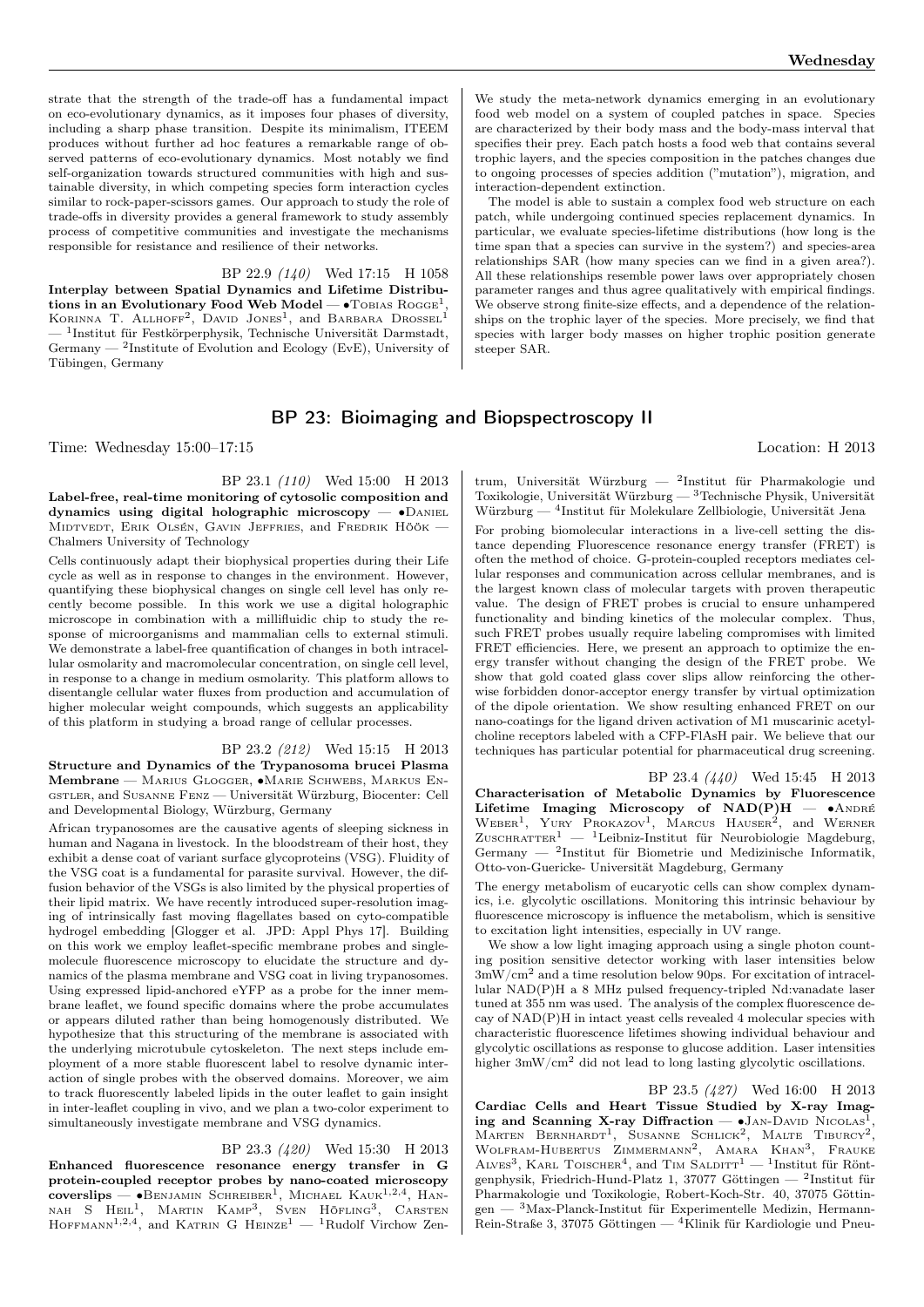strate that the strength of the trade-off has a fundamental impact on eco-evolutionary dynamics, as it imposes four phases of diversity, including a sharp phase transition. Despite its minimalism, ITEEM produces without further ad hoc features a remarkable range of observed patterns of eco-evolutionary dynamics. Most notably we find self-organization towards structured communities with high and sustainable diversity, in which competing species form interaction cycles similar to rock-paper-scissors games. Our approach to study the role of trade-offs in diversity provides a general framework to study assembly process of competitive communities and investigate the mechanisms responsible for resistance and resilience of their networks.

BP 22.9 *(140)* Wed 17:15 H 1058

**Interplay between Spatial Dynamics and Lifetime Distributions in an Evolutionary Food Web Model** — •Tobias Rogge[1], Korinna T. Allhoff[2], David Jones[1], and Barbara Drossel[1] — [1]Institut für Festkörperphysik, Technische Universität Darmstadt, Germany — [2]Institute of Evolution and Ecology (EvE), University of Tübingen, Germany

We study the meta-network dynamics emerging in an evolutionary food web model on a system of coupled patches in space. Species are characterized by their body mass and the body-mass interval that specifies their prey. Each patch hosts a food web that contains several trophic layers, and the species composition in the patches changes due to ongoing processes of species addition ("mutation"), migration, and interaction-dependent extinction.

The model is able to sustain a complex food web structure on each patch, while undergoing continued species replacement dynamics. In particular, we evaluate species-lifetime distributions (how long is the time span that a species can survive in the system?) and species-area relationships SAR (how many species can we find in a given area?). All these relationships resemble power laws over appropriately chosen parameter ranges and thus agree qualitatively with empirical findings. We observe strong finite-size effects, and a dependence of the relationships on the trophic layer of the species. More precisely, we find that species with larger body masses on higher trophic position generate steeper SAR.

## BP 23: Bioimaging and Biopspectroscopy II

Time: Wednesday 15:00–17:15 Location: H 2013

BP 23.1 *(110)* Wed 15:00 H 2013

**Label-free, real-time monitoring of cytosolic composition and dynamics using digital holographic microscopy** — •Daniel Midtvedt, Erik Olsén, Gavin Jeffries, and Fredrik Höök — Chalmers University of Technology

Cells continuously adapt their biophysical properties during their Life cycle as well as in response to changes in the environment. However, quantifying these biophysical changes on single cell level has only recently become possible. In this work we use a digital holographic microscope in combination with a millifluidic chip to study the response of microorganisms and mammalian cells to external stimuli. We demonstrate a label-free quantification of changes in both intracellular osmolarity and macromolecular concentration, on single cell level, in response to a change in medium osmolarity. This platform allows to disentangle cellular water fluxes from production and accumulation of higher molecular weight compounds, which suggests an applicability of this platform in studying a broad range of cellular processes.

BP 23.2 *(212)* Wed 15:15 H 2013

**Structure and Dynamics of the Trypanosoma brucei Plasma Membrane** — Marius Glogger, •Marie Schwebs, Markus Engstler, and Susanne Fenz — Universität Würzburg, Biocenter: Cell and Developmental Biology, Würzburg, Germany

African trypanosomes are the causative agents of sleeping sickness in human and Nagana in livestock. In the bloodstream of their host, they exhibit a dense coat of variant surface glycoproteins (VSG). Fluidity of the VSG coat is a fundamental for parasite survival. However, the diffusion behavior of the VSGs is also limited by the physical properties of their lipid matrix. We have recently introduced super-resolution imaging of intrinsically fast moving flagellates based on cyto-compatible hydrogel embedding [Glogger et al. JPD: Appl Phys 17]. Building on this work we employ leaflet-specific membrane probes and single-molecule fluorescence microscopy to elucidate the structure and dynamics of the plasma membrane and VSG coat in living trypanosomes. Using expressed lipid-anchored eYFP as a probe for the inner membrane leaflet, we found specific domains where the probe accumulates or appears diluted rather than being homogenously distributed. We hypothesize that this structuring of the membrane is associated with the underlying microtubule cytoskeleton. The next steps include employment of a more stable fluorescent label to resolve dynamic interaction of single probes with the observed domains. Moreover, we aim to track fluorescently labeled lipids in the outer leaflet to gain insight in inter-leaflet coupling in vivo, and we plan a two-color experiment to simultaneously investigate membrane and VSG dynamics.

BP 23.3 *(420)* Wed 15:30 H 2013

**Enhanced fluorescence resonance energy transfer in G protein-coupled receptor probes by nano-coated microscopy coverslips** — •Benjamin Schreiber[1], Michael Kauk[1,2,4], Hannah S Heil[1], Martin Kamp[3], Sven Höfling[3], Carsten Hoffmann[1,2,4], and Katrin G Heinze[1] — [1]Rudolf Virchow Zentrum, Universität Würzburg — [2]Institut für Pharmakologie und Toxikologie, Universität Würzburg — [3]Technische Physik, Universität Würzburg — [4]Institut für Molekulare Zellbiologie, Universität Jena

For probing biomolecular interactions in a live-cell setting the distance depending Fluorescence resonance energy transfer (FRET) is often the method of choice. G-protein-coupled receptors mediates cellular responses and communication across cellular membranes, and is the largest known class of molecular targets with proven therapeutic value. The design of FRET probes is crucial to ensure unhampered functionality and binding kinetics of the molecular complex. Thus, such FRET probes usually require labeling compromises with limited FRET efficiencies. Here, we present an approach to optimize the energy transfer without changing the design of the FRET probe. We show that gold coated glass cover slips allow reinforcing the otherwise forbidden donor-acceptor energy transfer by virtual optimization of the dipole orientation. We show resulting enhanced FRET on our nano-coatings for the ligand driven activation of M1 muscarinic acetylcholine receptors labeled with a CFP-FlAsH pair. We believe that our techniques has particular potential for pharmaceutical drug screening.

BP 23.4 *(440)* Wed 15:45 H 2013

**Characterisation of Metabolic Dynamics by Fluorescence Lifetime Imaging Microscopy of NAD(P)H** — •André Weber[1], Yury Prokazov[1], Marcus Hauser[2], and Werner Zuschratter[1] — [1]Leibniz-Institut für Neurobiologie Magdeburg, Germany — [2]Institut für Biometrie und Medizinische Informatik, Otto-von-Guericke- Universität Magdeburg, Germany

The energy metabolism of eucaryotic cells can show complex dynamics, i.e. glycolytic oscillations. Monitoring this intrinsic behaviour by fluorescence microscopy is influence the metabolism, which is sensitive to excitation light intensities, especially in UV range.

We show a low light imaging approach using a single photon counting position sensitive detector working with laser intensities below $3\mathrm{mW/cm}^2$ and a time resolution below 90ps. For excitation of intracellular NAD(P)H a 8 MHz pulsed frequency-tripled Nd:vanadate laser tuned at 355 nm was used. The analysis of the complex fluorescence decay of NAD(P)H in intact yeast cells revealed 4 molecular species with characteristic fluorescence lifetimes showing individual behaviour and glycolytic oscillations as response to glucose addition. Laser intensities higher $3\mathrm{mW/cm}^2$ did not lead to long lasting glycolytic oscillations.

BP 23.5 *(427)* Wed 16:00 H 2013

**Cardiac Cells and Heart Tissue Studied by X-ray Imaging and Scanning X-ray Diffraction** — •Jan-David Nicolas[1], Marten Bernhardt[1], Susanne Schlick[2], Malte Tiburcy[2], Wolfram-Hubertus Zimmermann[2], Amara Khan[3], Frauke Alves[3], Karl Toischer[4], and Tim Salditt[1] — [1]Institut für Röntgenphysik, Friedrich-Hund-Platz 1, 37077 Göttingen — [2]Institut für Pharmakologie und Toxikologie, Robert-Koch-Str. 40, 37075 Göttingen — [3]Max-Planck-Institut für Experimentelle Medizin, Hermann-Rein-Straße 3, 37075 Göttingen — [4]Klinik für Kardiologie und Pneu-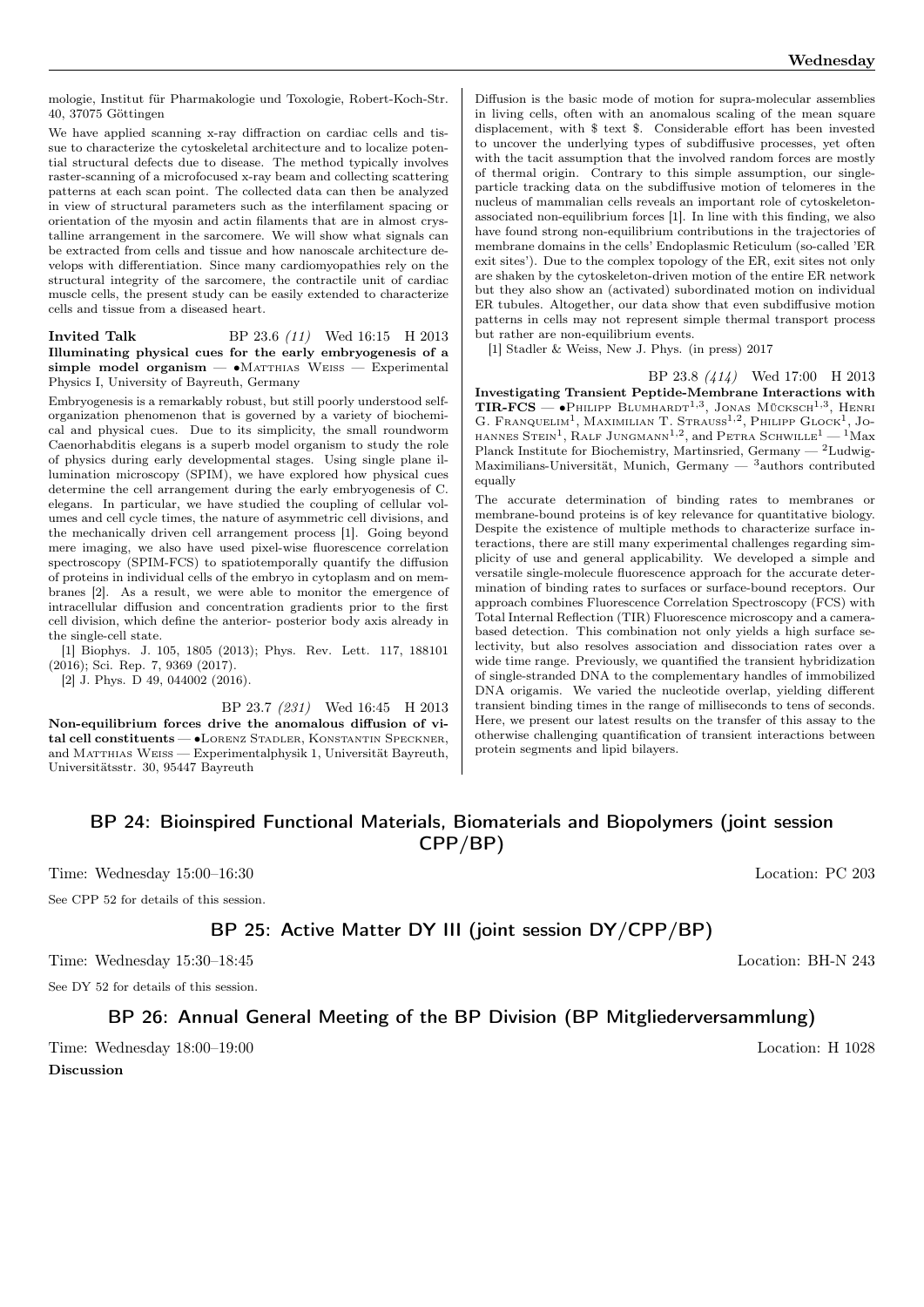mologie, Institut für Pharmakologie und Toxologie, Robert-Koch-Str. 40, 37075 Göttingen

We have applied scanning x-ray diffraction on cardiac cells and tissue to characterize the cytoskeletal architecture and to localize potential structural defects due to disease. The method typically involves raster-scanning of a microfocused x-ray beam and collecting scattering patterns at each scan point. The collected data can then be analyzed in view of structural parameters such as the interfilament spacing or orientation of the myosin and actin filaments that are in almost crystalline arrangement in the sarcomere. We will show what signals can be extracted from cells and tissue and how nanoscale architecture develops with differentiation. Since many cardiomyopathies rely on the structural integrity of the sarcomere, the contractile unit of cardiac muscle cells, the present study can be easily extended to characterize cells and tissue from a diseased heart.

**Invited Talk** BP 23.6 *(11)* Wed 16:15 H 2013

**Illuminating physical cues for the early embryogenesis of a simple model organism** — •Matthias Weiss — Experimental Physics I, University of Bayreuth, Germany

Embryogenesis is a remarkably robust, but still poorly understood self-organization phenomenon that is governed by a variety of biochemical and physical cues. Due to its simplicity, the small roundworm Caenorhabditis elegans is a superb model organism to study the role of physics during early developmental stages. Using single plane illumination microscopy (SPIM), we have explored how physical cues determine the cell arrangement during the early embryogenesis of C. elegans. In particular, we have studied the coupling of cellular volumes and cell cycle times, the nature of asymmetric cell divisions, and the mechanically driven cell arrangement process [1]. Going beyond mere imaging, we also have used pixel-wise fluorescence correlation spectroscopy (SPIM-FCS) to spatiotemporally quantify the diffusion of proteins in individual cells of the embryo in cytoplasm and on membranes [2]. As a result, we were able to monitor the emergence of intracellular diffusion and concentration gradients prior to the first cell division, which define the anterior- posterior body axis already in the single-cell state.

[1] Biophys. J. 105, 1805 (2013); Phys. Rev. Lett. 117, 188101 (2016); Sci. Rep. 7, 9369 (2017).

[2] J. Phys. D 49, 044002 (2016).

BP 23.7 *(231)* Wed 16:45 H 2013

**Non-equilibrium forces drive the anomalous diffusion of vital cell constituents** — •Lorenz Stadler, Konstantin Speckner, and Matthias Weiss — Experimentalphysik 1, Universität Bayreuth, Universitätsstr. 30, 95447 Bayreuth

Diffusion is the basic mode of motion for supra-molecular assemblies in living cells, often with an anomalous scaling of the mean square displacement, with \$ text \$. Considerable effort has been invested to uncover the underlying types of subdiffusive processes, yet often with the tacit assumption that the involved random forces are mostly of thermal origin. Contrary to this simple assumption, our single-particle tracking data on the subdiffusive motion of telomeres in the nucleus of mammalian cells reveals an important role of cytoskeleton-associated non-equilibrium forces [1]. In line with this finding, we also have found strong non-equilibrium contributions in the trajectories of membrane domains in the cells' Endoplasmic Reticulum (so-called 'ER exit sites'). Due to the complex topology of the ER, exit sites not only are shaken by the cytoskeleton-driven motion of the entire ER network but they also show an (activated) subordinated motion on individual ER tubules. Altogether, our data show that even subdiffusive motion patterns in cells may not represent simple thermal transport process but rather are non-equilibrium events.

[1] Stadler & Weiss, New J. Phys. (in press) 2017

BP 23.8 *(414)* Wed 17:00 H 2013

**Investigating Transient Peptide-Membrane Interactions with TIR-FCS** — •Philipp Blumhardt[1,3], Jonas Mücksch[1,3], Henri G. Franquelim[1], Maximilian T. Strauss[1,2], Philipp Glock[1], Johannes Stein[1], Ralf Jungmann[1,2], and Petra Schwille[1] — [1]Max Planck Institute for Biochemistry, Martinsried, Germany — [2]Ludwig-Maximilians-Universität, Munich, Germany — [3]authors contributed equally

The accurate determination of binding rates to membranes or membrane-bound proteins is of key relevance for quantitative biology. Despite the existence of multiple methods to characterize surface interactions, there are still many experimental challenges regarding simplicity of use and general applicability. We developed a simple and versatile single-molecule fluorescence approach for the accurate determination of binding rates to surfaces or surface-bound receptors. Our approach combines Fluorescence Correlation Spectroscopy (FCS) with Total Internal Reflection (TIR) Fluorescence microscopy and a camera-based detection. This combination not only yields a high surface selectivity, but also resolves association and dissociation rates over a wide time range. Previously, we quantified the transient hybridization of single-stranded DNA to the complementary handles of immobilized DNA origamis. We varied the nucleotide overlap, yielding different transient binding times in the range of milliseconds to tens of seconds. Here, we present our latest results on the transfer of this assay to the otherwise challenging quantification of transient interactions between protein segments and lipid bilayers.

## BP 24: Bioinspired Functional Materials, Biomaterials and Biopolymers (joint session CPP/BP)

Time: Wednesday 15:00–16:30 Location: PC 203

See CPP 52 for details of this session.

## BP 25: Active Matter DY III (joint session DY/CPP/BP)

Time: Wednesday 15:30–18:45 Location: BH-N 243

See DY 52 for details of this session.

## BP 26: Annual General Meeting of the BP Division (BP Mitgliederversammlung)

Time: Wednesday 18:00–19:00 Location: H 1028

**Discussion**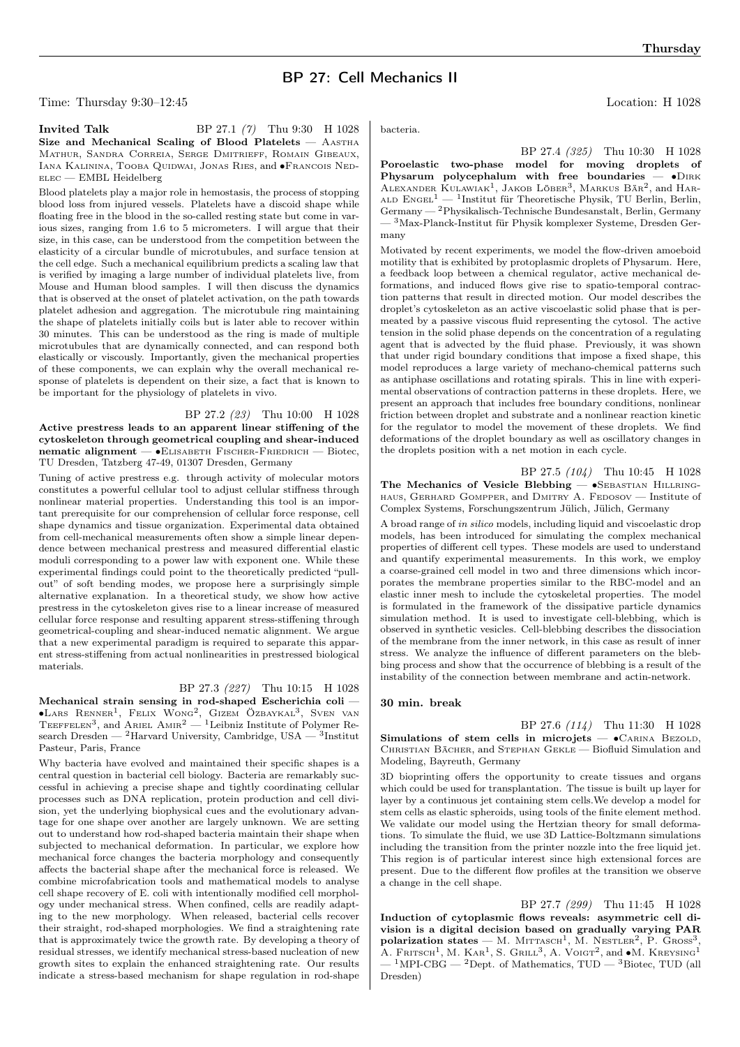## BP 27: Cell Mechanics II

Time: Thursday 9:30–12:45 Location: H 1028

**Invited Talk** BP 27.1 *(7)* Thu 9:30 H 1028
**Size and Mechanical Scaling of Blood Platelets** — Aastha Mathur, Sandra Correia, Serge Dmitrieff, Romain Gibeaux, Iana Kalinina, Tooba Quidwai, Jonas Ries, and •Francois Nedelec — EMBL Heidelberg

Blood platelets play a major role in hemostasis, the process of stopping blood loss from injured vessels. Platelets have a discoid shape while floating free in the blood in the so-called resting state but come in various sizes, ranging from 1.6 to 5 micrometers. I will argue that their size, in this case, can be understood from the competition between the elasticity of a circular bundle of microtubules, and surface tension at the cell edge. Such a mechanical equilibrium predicts a scaling law that is verified by imaging a large number of individual platelets live, from Mouse and Human blood samples. I will then discuss the dynamics that is observed at the onset of platelet activation, on the path towards platelet adhesion and aggregation. The microtubule ring maintaining the shape of platelets initially coils but is later able to recover within 30 minutes. This can be understood as the ring is made of multiple microtubules that are dynamically connected, and can respond both elastically or viscously. Importantly, given the mechanical properties of these components, we can explain why the overall mechanical response of platelets is dependent on their size, a fact that is known to be important for the physiology of platelets in vivo.

BP 27.2 *(23)* Thu 10:00 H 1028
**Active prestress leads to an apparent linear stiffening of the cytoskeleton through geometrical coupling and shear-induced nematic alignment** — •Elisabeth Fischer-Friedrich — Biotec, TU Dresden, Tatzberg 47-49, 01307 Dresden, Germany

Tuning of active prestress e.g. through activity of molecular motors constitutes a powerful cellular tool to adjust cellular stiffness through nonlinear material properties. Understanding this tool is an important prerequisite for our comprehension of cellular force response, cell shape dynamics and tissue organization. Experimental data obtained from cell-mechanical measurements often show a simple linear dependence between mechanical prestress and measured differential elastic moduli corresponding to a power law with exponent one. While these experimental findings could point to the theoretically predicted "pull-out" of soft bending modes, we propose here a surprisingly simple alternative explanation. In a theoretical study, we show how active prestress in the cytoskeleton gives rise to a linear increase of measured cellular force response and resulting apparent stress-stiffening through geometrical-coupling and shear-induced nematic alignment. We argue that a new experimental paradigm is required to separate this apparent stress-stiffening from actual nonlinearities in prestressed biological materials.

BP 27.3 *(227)* Thu 10:15 H 1028
**Mechanical strain sensing in rod-shaped Escherichia coli** — •Lars Renner[1], Felix Wong[2], Gizem Özbaykal[3], Sven van Teeffelen[3], and Ariel Amir[2] — [1]Leibniz Institute of Polymer Research Dresden — [2]Harvard University, Cambridge, USA — [3]Institut Pasteur, Paris, France

Why bacteria have evolved and maintained their specific shapes is a central question in bacterial cell biology. Bacteria are remarkably successful in achieving a precise shape and tightly coordinating cellular processes such as DNA replication, protein production and cell division, yet the underlying biophysical cues and the evolutionary advantage for one shape over another are largely unknown. We are setting out to understand how rod-shaped bacteria maintain their shape when subjected to mechanical deformation. In particular, we explore how mechanical force changes the bacteria morphology and consequently affects the bacterial shape after the mechanical force is released. We combine microfabrication tools and mathematical models to analyse cell shape recovery of E. coli with intentionally modified cell morphology under mechanical stress. When confined, cells are readily adapting to the new morphology. When released, bacterial cells recover their straight, rod-shaped morphologies. We find a straightening rate that is approximately twice the growth rate. By developing a theory of residual stresses, we identify mechanical stress-based nucleation of new growth sites to explain the enhanced straightening rate. Our results indicate a stress-based mechanism for shape regulation in rod-shape bacteria.

BP 27.4 *(325)* Thu 10:30 H 1028
**Poroelastic two-phase model for moving droplets of Physarum polycephalum with free boundaries** — •Dirk Alexander Kulawiak[1], Jakob Löber[3], Markus Bär[2], and Harald Engel[1] — [1]Institut für Theoretische Physik, TU Berlin, Berlin, Germany — [2]Physikalisch-Technische Bundesanstalt, Berlin, Germany — [3]Max-Planck-Institut für Physik komplexer Systeme, Dresden Germany

Motivated by recent experiments, we model the flow-driven amoeboid motility that is exhibited by protoplasmic droplets of Physarum. Here, a feedback loop between a chemical regulator, active mechanical deformations, and induced flows give rise to spatio-temporal contraction patterns that result in directed motion. Our model describes the droplet's cytoskeleton as an active viscoelastic solid phase that is permeated by a passive viscous fluid representing the cytosol. The active tension in the solid phase depends on the concentration of a regulating agent that is advected by the fluid phase. Previously, it was shown that under rigid boundary conditions that impose a fixed shape, this model reproduces a large variety of mechano-chemical patterns such as antiphase oscillations and rotating spirals. This in line with experimental observations of contraction patterns in these droplets. Here, we present an approach that includes free boundary conditions, nonlinear friction between droplet and substrate and a nonlinear reaction kinetic for the regulator to model the movement of these droplets. We find deformations of the droplet boundary as well as oscillatory changes in the droplets position with a net motion in each cycle.

BP 27.5 *(104)* Thu 10:45 H 1028
**The Mechanics of Vesicle Blebbing** — •Sebastian Hillringhaus, Gerhard Gompper, and Dmitry A. Fedosov — Institute of Complex Systems, Forschungszentrum Jülich, Jülich, Germany

A broad range of *in silico* models, including liquid and viscoelastic drop models, has been introduced for simulating the complex mechanical properties of different cell types. These models are used to understand and quantify experimental measurements. In this work, we employ a coarse-grained cell model in two and three dimensions which incorporates the membrane properties similar to the RBC-model and an elastic inner mesh to include the cytoskeletal properties. The model is formulated in the framework of the dissipative particle dynamics simulation method. It is used to investigate cell-blebbing, which is observed in synthetic vesicles. Cell-blebbing describes the dissociation of the membrane from the inner network, in this case as result of inner stress. We analyze the influence of different parameters on the blebbing process and show that the occurrence of blebbing is a result of the instability of the connection between membrane and actin-network.

**30 min. break**

BP 27.6 *(114)* Thu 11:30 H 1028
**Simulations of stem cells in microjets** — •Carina Bezold, Christian Bächer, and Stephan Gekle — Biofluid Simulation and Modeling, Bayreuth, Germany

3D bioprinting offers the opportunity to create tissues and organs which could be used for transplantation. The tissue is built up layer for layer by a continuous jet containing stem cells.We develop a model for stem cells as elastic spheroids, using tools of the finite element method. We validate our model using the Hertzian theory for small deformations. To simulate the fluid, we use 3D Lattice-Boltzmann simulations including the transition from the printer nozzle into the free liquid jet. This region is of particular interest since high extensional forces are present. Due to the different flow profiles at the transition we observe a change in the cell shape.

BP 27.7 *(299)* Thu 11:45 H 1028
**Induction of cytoplasmic flows reveals: asymmetric cell division is a digital decision based on gradually varying PAR polarization states** — M. Mittasch[1], M. Nestler[2], P. Gross[3], A. Fritsch[1], M. Kar[1], S. Grill[3], A. Voigt[2], and •M. Kreysing[1] — [1]MPI-CBG — [2]Dept. of Mathematics, TUD — [3]Biotec, TUD (all Dresden)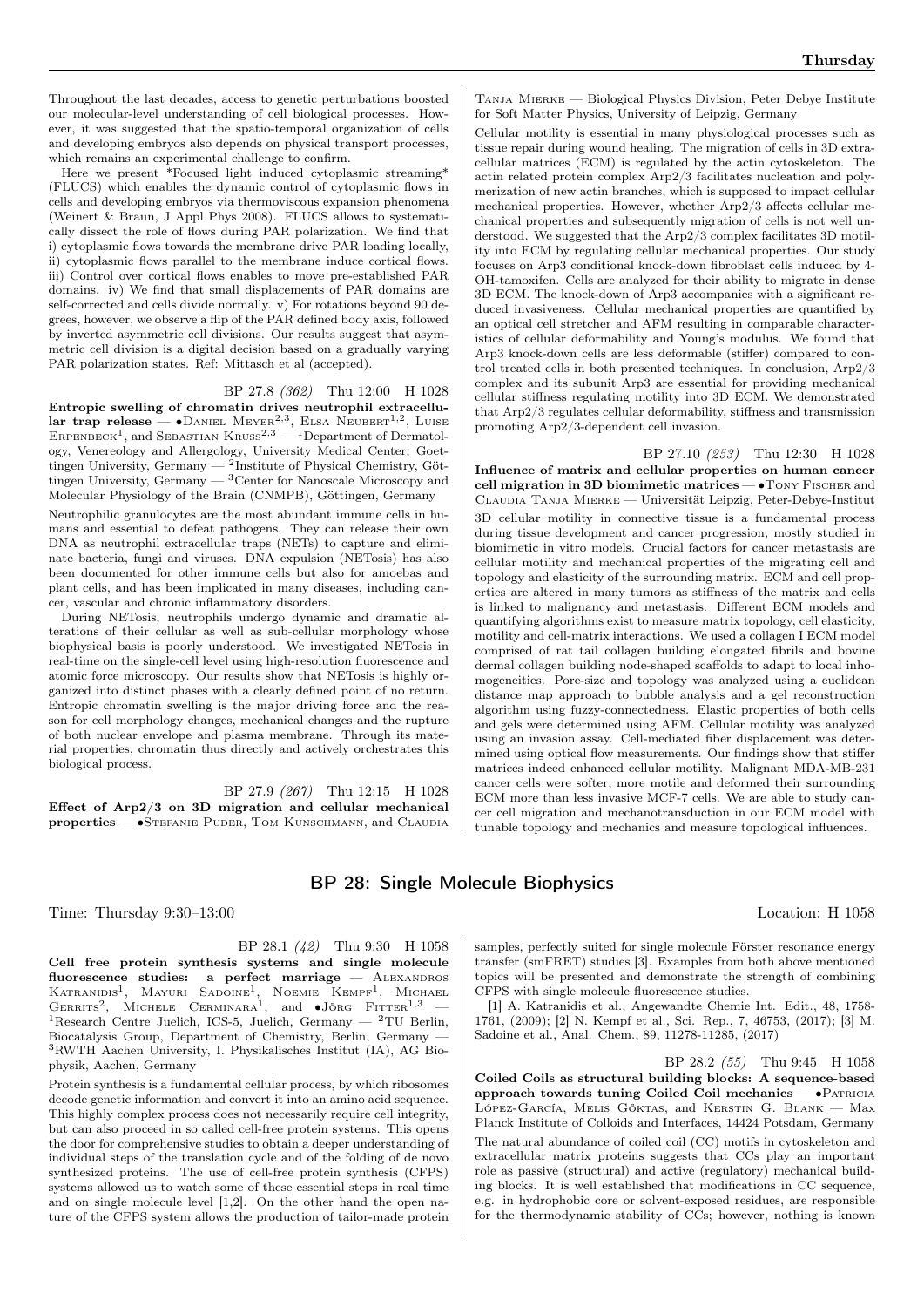Throughout the last decades, access to genetic perturbations boosted our molecular-level understanding of cell biological processes. However, it was suggested that the spatio-temporal organization of cells and developing embryos also depends on physical transport processes, which remains an experimental challenge to confirm.

Here we present *Focused light induced cytoplasmic streaming* (FLUCS) which enables the dynamic control of cytoplasmic flows in cells and developing embryos via thermoviscous expansion phenomena (Weinert & Braun, J Appl Phys 2008). FLUCS allows to systematically dissect the role of flows during PAR polarization. We find that i) cytoplasmic flows towards the membrane drive PAR loading locally, ii) cytoplasmic flows parallel to the membrane induce cortical flows. iii) Control over cortical flows enables to move pre-established PAR domains. iv) We find that small displacements of PAR domains are self-corrected and cells divide normally. v) For rotations beyond 90 degrees, however, we observe a flip of the PAR defined body axis, followed by inverted asymmetric cell divisions. Our results suggest that asymmetric cell division is a digital decision based on a gradually varying PAR polarization states. Ref: Mittasch et al (accepted).

BP 27.8 *(362)* Thu 12:00 H 1028

**Entropic swelling of chromatin drives neutrophil extracellular trap release** — •Daniel Meyer[2,3], Elsa Neubert[1,2], Luise Erpenbeck[1], and Sebastian Kruss[2,3] — [1]Department of Dermatology, Venereology and Allergology, University Medical Center, Goettingen University, Germany — [2]Institute of Physical Chemistry, Göttingen University, Germany — [3]Center for Nanoscale Microscopy and Molecular Physiology of the Brain (CNMPB), Göttingen, Germany

Neutrophilic granulocytes are the most abundant immune cells in humans and essential to defeat pathogens. They can release their own DNA as neutrophil extracellular traps (NETs) to capture and eliminate bacteria, fungi and viruses. DNA expulsion (NETosis) has also been documented for other immune cells but also for amoebas and plant cells, and has been implicated in many diseases, including cancer, vascular and chronic inflammatory disorders.

During NETosis, neutrophils undergo dynamic and dramatic alterations of their cellular as well as sub-cellular morphology whose biophysical basis is poorly understood. We investigated NETosis in real-time on the single-cell level using high-resolution fluorescence and atomic force microscopy. Our results show that NETosis is highly organized into distinct phases with a clearly defined point of no return. Entropic chromatin swelling is the major driving force and the reason for cell morphology changes, mechanical changes and the rupture of both nuclear envelope and plasma membrane. Through its material properties, chromatin thus directly and actively orchestrates this biological process.

BP 27.9 *(267)* Thu 12:15 H 1028

**Effect of Arp2/3 on 3D migration and cellular mechanical properties** — •Stefanie Puder, Tom Kunschmann, and Claudia Tanja Mierke — Biological Physics Division, Peter Debye Institute for Soft Matter Physics, University of Leipzig, Germany

Cellular motility is essential in many physiological processes such as tissue repair during wound healing. The migration of cells in 3D extracellular matrices (ECM) is regulated by the actin cytoskeleton. The actin related protein complex Arp2/3 facilitates nucleation and polymerization of new actin branches, which is supposed to impact cellular mechanical properties. However, whether Arp2/3 affects cellular mechanical properties and subsequently migration of cells is not well understood. We suggested that the Arp2/3 complex facilitates 3D motility into ECM by regulating cellular mechanical properties. Our study focuses on Arp3 conditional knock-down fibroblast cells induced by 4-OH-tamoxifen. Cells are analyzed for their ability to migrate in dense 3D ECM. The knock-down of Arp3 accompanies with a significant reduced invasiveness. Cellular mechanical properties are quantified by an optical cell stretcher and AFM resulting in comparable characteristics of cellular deformability and Young's modulus. We found that Arp3 knock-down cells are less deformable (stiffer) compared to control treated cells in both presented techniques. In conclusion, Arp2/3 complex and its subunit Arp3 are essential for providing mechanical cellular stiffness regulating motility into 3D ECM. We demonstrated that Arp2/3 regulates cellular deformability, stiffness and transmission promoting Arp2/3-dependent cell invasion.

BP 27.10 *(253)* Thu 12:30 H 1028

**Influence of matrix and cellular properties on human cancer cell migration in 3D biomimetic matrices** — •Tony Fischer and Claudia Tanja Mierke — Universität Leipzig, Peter-Debye-Institut

3D cellular motility in connective tissue is a fundamental process during tissue development and cancer progression, mostly studied in biomimetic in vitro models. Crucial factors for cancer metastasis are cellular motility and mechanical properties of the migrating cell and topology and elasticity of the surrounding matrix. ECM and cell properties are altered in many tumors as stiffness of the matrix and cells is linked to malignancy and metastasis. Different ECM models and quantifying algorithms exist to measure matrix topology, cell elasticity, motility and cell-matrix interactions. We used a collagen I ECM model comprised of rat tail collagen building elongated fibrils and bovine dermal collagen building node-shaped scaffolds to adapt to local inhomogeneities. Pore-size and topology was analyzed using a euclidean distance map approach to bubble analysis and a gel reconstruction algorithm using fuzzy-connectedness. Elastic properties of both cells and gels were determined using AFM. Cellular motility was analyzed using an invasion assay. Cell-mediated fiber displacement was determined using optical flow measurements. Our findings show that stiffer matrices indeed enhanced cellular motility. Malignant MDA-MB-231 cancer cells were softer, more motile and deformed their surrounding ECM more than less invasive MCF-7 cells. We are able to study cancer cell migration and mechanotransduction in our ECM model with tunable topology and mechanics and measure topological influences.

## BP 28: Single Molecule Biophysics

Time: Thursday 9:30–13:00 Location: H 1058

BP 28.1 *(42)* Thu 9:30 H 1058

**Cell free protein synthesis systems and single molecule fluorescence studies: a perfect marriage** — Alexandros Katranidis[1], Mayuri Sadoine[1], Noemie Kempf[1], Michael Gerrits[2], Michele Cerminara[1], and •Jörg Fitter[1,3] — [1]Research Centre Juelich, ICS-5, Juelich, Germany — [2]TU Berlin, Biocatalysis Group, Department of Chemistry, Berlin, Germany — [3]RWTH Aachen University, I. Physikalisches Institut (IA), AG Biophysik, Aachen, Germany

Protein synthesis is a fundamental cellular process, by which ribosomes decode genetic information and convert it into an amino acid sequence. This highly complex process does not necessarily require cell integrity, but can also proceed in so called cell-free protein systems. This opens the door for comprehensive studies to obtain a deeper understanding of individual steps of the translation cycle and of the folding of de novo synthesized proteins. The use of cell-free protein synthesis (CFPS) systems allowed us to watch some of these essential steps in real time and on single molecule level [1,2]. On the other hand the open nature of the CFPS system allows the production of tailor-made protein samples, perfectly suited for single molecule Förster resonance energy transfer (smFRET) studies [3]. Examples from both above mentioned topics will be presented and demonstrate the strength of combining CFPS with single molecule fluorescence studies.

[1] A. Katranidis et al., Angewandte Chemie Int. Edit., 48, 1758-1761, (2009); [2] N. Kempf et al., Sci. Rep., 7, 46753, (2017); [3] M. Sadoine et al., Anal. Chem., 89, 11278-11285, (2017)

BP 28.2 *(55)* Thu 9:45 H 1058

**Coiled Coils as structural building blocks: A sequence-based approach towards tuning Coiled Coil mechanics** — •Patricia López-García, Melis Göktas, and Kerstin G. Blank — Max Planck Institute of Colloids and Interfaces, 14424 Potsdam, Germany

The natural abundance of coiled coil (CC) motifs in cytoskeleton and extracellular matrix proteins suggests that CCs play an important role as passive (structural) and active (regulatory) mechanical building blocks. It is well established that modifications in CC sequence, e.g. in hydrophobic core or solvent-exposed residues, are responsible for the thermodynamic stability of CCs; however, nothing is known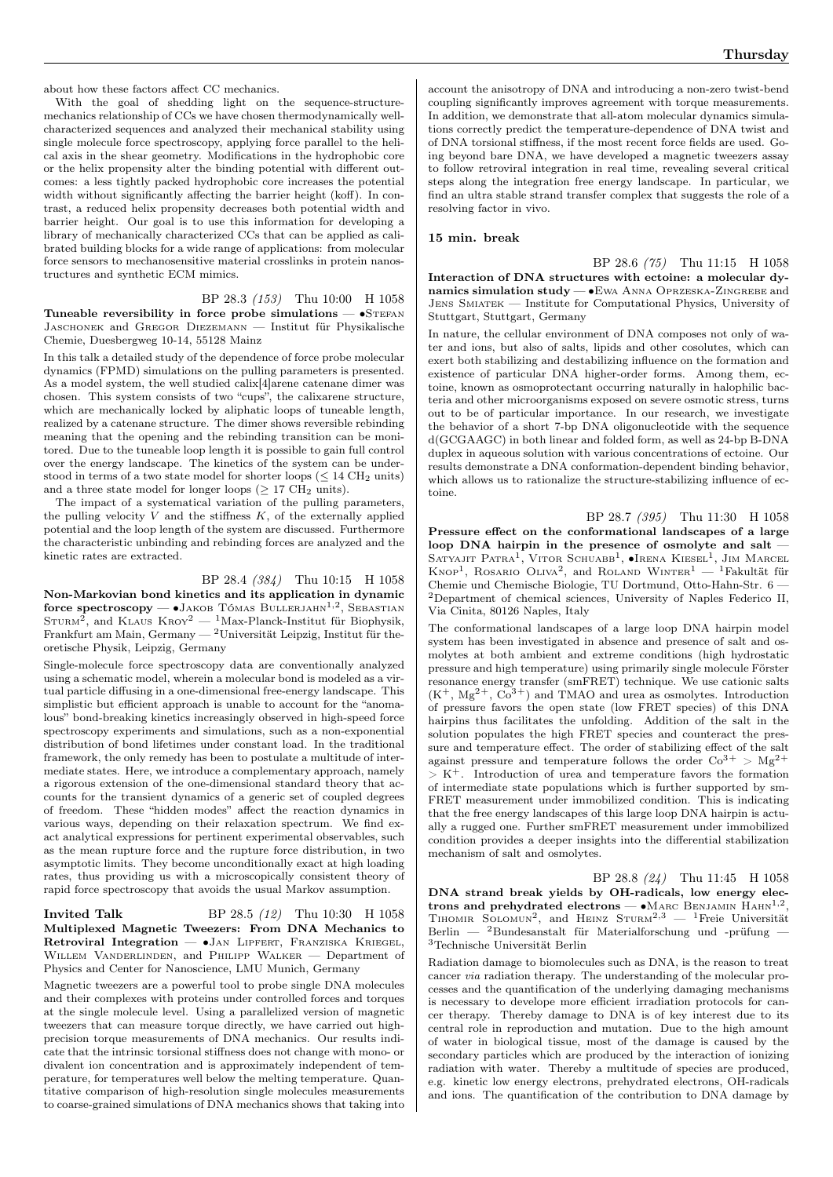about how these factors affect CC mechanics.

With the goal of shedding light on the sequence-structure-mechanics relationship of CCs we have chosen thermodynamically well-characterized sequences and analyzed their mechanical stability using single molecule force spectroscopy, applying force parallel to the helical axis in the shear geometry. Modifications in the hydrophobic core or the helix propensity alter the binding potential with different outcomes: a less tightly packed hydrophobic core increases the potential width without significantly affecting the barrier height (koff). In contrast, a reduced helix propensity decreases both potential width and barrier height. Our goal is to use this information for developing a library of mechanically characterized CCs that can be applied as calibrated building blocks for a wide range of applications: from molecular force sensors to mechanosensitive material crosslinks in protein nanostructures and synthetic ECM mimics.

BP 28.3 *(153)* Thu 10:00 H 1058

**Tuneable reversibility in force probe simulations** — •Stefan Jaschonek and Gregor Diezemann — Institut für Physikalische Chemie, Duesbergweg 10-14, 55128 Mainz

In this talk a detailed study of the dependence of force probe molecular dynamics (FPMD) simulations on the pulling parameters is presented. As a model system, the well studied calix[4]arene catenane dimer was chosen. This system consists of two "cups", the calixarene structure, which are mechanically locked by aliphatic loops of tuneable length, realized by a catenane structure. The dimer shows reversible rebinding meaning that the opening and the rebinding transition can be monitored. Due to the tuneable loop length it is possible to gain full control over the energy landscape. The kinetics of the system can be understood in terms of a two state model for shorter loops ($\leq$ 14 $CH_2$ units) and a three state model for longer loops ($\geq$ 17 $CH_2$ units).

The impact of a systematical variation of the pulling parameters, the pulling velocity $V$ and the stiffness $K$, of the externally applied potential and the loop length of the system are discussed. Furthermore the characteristic unbinding and rebinding forces are analyzed and the kinetic rates are extracted.

BP 28.4 *(384)* Thu 10:15 H 1058

**Non-Markovian bond kinetics and its application in dynamic force spectroscopy** — •Jakob Tómas Bullerjahn[1,2], Sebastian Sturm[2], and Klaus Kroy[2] — [1]Max-Planck-Institut für Biophysik, Frankfurt am Main, Germany — [2]Universität Leipzig, Institut für theoretische Physik, Leipzig, Germany

Single-molecule force spectroscopy data are conventionally analyzed using a schematic model, wherein a molecular bond is modeled as a virtual particle diffusing in a one-dimensional free-energy landscape. This simplistic but efficient approach is unable to account for the "anomalous" bond-breaking kinetics increasingly observed in high-speed force spectroscopy experiments and simulations, such as a non-exponential distribution of bond lifetimes under constant load. In the traditional framework, the only remedy has been to postulate a multitude of intermediate states. Here, we introduce a complementary approach, namely a rigorous extension of the one-dimensional standard theory that accounts for the transient dynamics of a generic set of coupled degrees of freedom. These "hidden modes" affect the reaction dynamics in various ways, depending on their relaxation spectrum. We find exact analytical expressions for pertinent experimental observables, such as the mean rupture force and the rupture force distribution, in two asymptotic limits. They become unconditionally exact at high loading rates, thus providing us with a microscopically consistent theory of rapid force spectroscopy that avoids the usual Markov assumption.

**Invited Talk** BP 28.5 *(12)* Thu 10:30 H 1058

**Multiplexed Magnetic Tweezers: From DNA Mechanics to Retroviral Integration** — •Jan Lipfert, Franziska Kriegel, Willem Vanderlinden, and Philipp Walker — Department of Physics and Center for Nanoscience, LMU Munich, Germany

Magnetic tweezers are a powerful tool to probe single DNA molecules and their complexes with proteins under controlled forces and torques at the single molecule level. Using a parallelized version of magnetic tweezers that can measure torque directly, we have carried out high-precision torque measurements of DNA mechanics. Our results indicate that the intrinsic torsional stiffness does not change with mono- or divalent ion concentration and is approximately independent of temperature, for temperatures well below the melting temperature. Quantitative comparison of high-resolution single molecules measurements to coarse-grained simulations of DNA mechanics shows that taking into account the anisotropy of DNA and introducing a non-zero twist-bend coupling significantly improves agreement with torque measurements. In addition, we demonstrate that all-atom molecular dynamics simulations correctly predict the temperature-dependence of DNA twist and of DNA torsional stiffness, if the most recent force fields are used. Going beyond bare DNA, we have developed a magnetic tweezers assay to follow retroviral integration in real time, revealing several critical steps along the integration free energy landscape. In particular, we find an ultra stable strand transfer complex that suggests the role of a resolving factor in vivo.

**15 min. break**

BP 28.6 *(75)* Thu 11:15 H 1058

**Interaction of DNA structures with ectoine: a molecular dynamics simulation study** — •Ewa Anna Oprzeska-Zingrebe and Jens Smiatek — Institute for Computational Physics, University of Stuttgart, Stuttgart, Germany

In nature, the cellular environment of DNA composes not only of water and ions, but also of salts, lipids and other cosolutes, which can exert both stabilizing and destabilizing influence on the formation and existence of particular DNA higher-order forms. Among them, ectoine, known as osmoprotectant occurring naturally in halophilic bacteria and other microorganisms exposed on severe osmotic stress, turns out to be of particular importance. In our research, we investigate the behavior of a short 7-bp DNA oligonucleotide with the sequence d(GCGAAGC) in both linear and folded form, as well as 24-bp B-DNA duplex in aqueous solution with various concentrations of ectoine. Our results demonstrate a DNA conformation-dependent binding behavior, which allows us to rationalize the structure-stabilizing influence of ectoine.

BP 28.7 *(395)* Thu 11:30 H 1058

**Pressure effect on the conformational landscapes of a large loop DNA hairpin in the presence of osmolyte and salt** — Satyajit Patra[1], Vitor Schuabb[1], •Irena Kiesel[1], Jim Marcel Knop[1], Rosario Oliva[2], and Roland Winter[1] — [1]Fakultät für Chemie und Chemische Biologie, TU Dortmund, Otto-Hahn-Str. 6 — [2]Department of chemical sciences, University of Naples Federico II, Via Cinita, 80126 Naples, Italy

The conformational landscapes of a large loop DNA hairpin model system has been investigated in absence and presence of salt and osmolytes at both ambient and extreme conditions (high hydrostatic pressure and high temperature) using primarily single molecule Förster resonance energy transfer (smFRET) technique. We use cationic salts ($K^+$, $Mg^{2+}$, $Co^{3+}$) and TMAO and urea as osmolytes. Introduction of pressure favors the open state (low FRET species) of this DNA hairpins thus facilitates the unfolding. Addition of the salt in the solution populates the high FRET species and counteract the pressure and temperature effect. The order of stabilizing effect of the salt against pressure and temperature follows the order $Co^{3+} > Mg^{2+} > K^+$. Introduction of urea and temperature favors the formation of intermediate state populations which is further supported by smFRET measurement under immobilized condition. This is indicating that the free energy landscapes of this large loop DNA hairpin is actually a rugged one. Further smFRET measurement under immobilized condition provides a deeper insights into the differential stabilization mechanism of salt and osmolytes.

BP 28.8 *(24)* Thu 11:45 H 1058

**DNA strand break yields by OH-radicals, low energy electrons and prehydrated electrons** — •Marc Benjamin Hahn[1,2], Tihomir Solomun[2], and Heinz Sturm[2,3] — [1]Freie Universität Berlin — [2]Bundesanstalt für Materialforschung und -prüfung — [3]Technische Universität Berlin

Radiation damage to biomolecules such as DNA, is the reason to treat cancer *via* radiation therapy. The understanding of the molecular processes and the quantification of the underlying damaging mechanisms is necessary to develope more efficient irradiation protocols for cancer therapy. Thereby damage to DNA is of key interest due to its central role in reproduction and mutation. Due to the high amount of water in biological tissue, most of the damage is caused by the secondary particles which are produced by the interaction of ionizing radiation with water. Thereby a multitude of species are produced, e.g. kinetic low energy electrons, prehydrated electrons, OH-radicals and ions. The quantification of the contribution to DNA damage by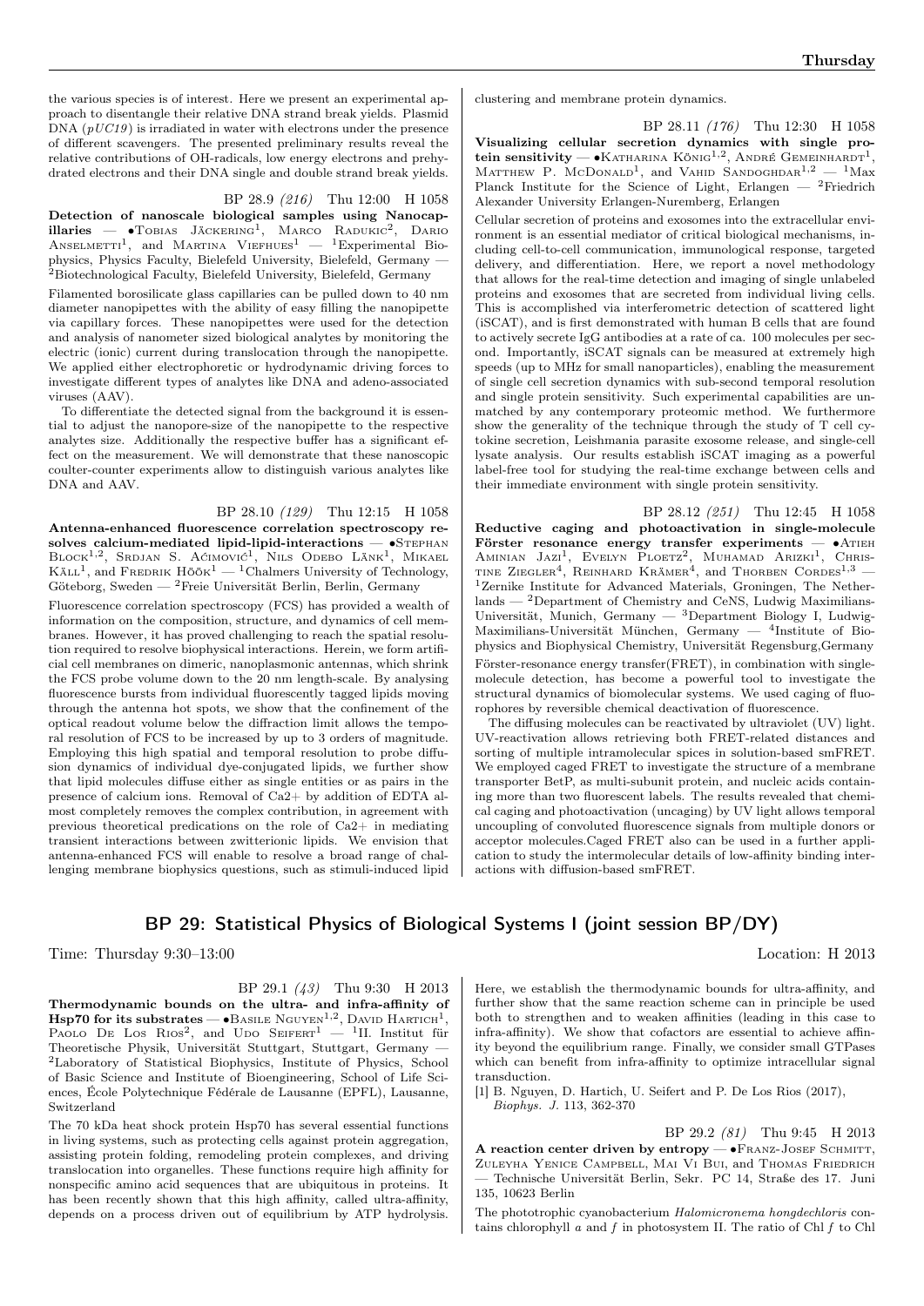the various species is of interest. Here we present an experimental approach to disentangle their relative DNA strand break yields. Plasmid DNA (*pUC19*) is irradiated in water with electrons under the presence of different scavengers. The presented preliminary results reveal the relative contributions of OH-radicals, low energy electrons and prehydrated electrons and their DNA single and double strand break yields.

BP 28.9 *(216)* Thu 12:00 H 1058

**Detection of nanoscale biological samples using Nanocapillaries** — •Tobias Jäckering[1], Marco Radukic[2], Dario Anselmetti[1], and Martina Viefhues[1] — [1]Experimental Biophysics, Physics Faculty, Bielefeld University, Bielefeld, Germany — [2]Biotechnological Faculty, Bielefeld University, Bielefeld, Germany

Filamented borosilicate glass capillaries can be pulled down to 40 nm diameter nanopipettes with the ability of easy filling the nanopipette via capillary forces. These nanopipettes were used for the detection and analysis of nanometer sized biological analytes by monitoring the electric (ionic) current during translocation through the nanopipette. We applied either electrophoretic or hydrodynamic driving forces to investigate different types of analytes like DNA and adeno-associated viruses (AAV).

To differentiate the detected signal from the background it is essential to adjust the nanopore-size of the nanopipette to the respective analytes size. Additionally the respective buffer has a significant effect on the measurement. We will demonstrate that these nanoscopic coulter-counter experiments allow to distinguish various analytes like DNA and AAV.

BP 28.10 *(129)* Thu 12:15 H 1058

**Antenna-enhanced fluorescence correlation spectroscopy resolves calcium-mediated lipid-lipid-interactions** — •Stephan Block[1,2], Srdjan S. Aćimović[1], Nils Odebo Länk[1], Mikael Käll[1], and Fredrik Höök[1] — [1]Chalmers University of Technology, Göteborg, Sweden — [2]Freie Universität Berlin, Berlin, Germany

Fluorescence correlation spectroscopy (FCS) has provided a wealth of information on the composition, structure, and dynamics of cell membranes. However, it has proved challenging to reach the spatial resolution required to resolve biophysical interactions. Herein, we form artificial cell membranes on dimeric, nanoplasmonic antennas, which shrink the FCS probe volume down to the 20 nm length-scale. By analysing fluorescence bursts from individual fluorescently tagged lipids moving through the antenna hot spots, we show that the confinement of the optical readout volume below the diffraction limit allows the temporal resolution of FCS to be increased by up to 3 orders of magnitude. Employing this high spatial and temporal resolution to probe diffusion dynamics of individual dye-conjugated lipids, we further show that lipid molecules diffuse either as single entities or as pairs in the presence of calcium ions. Removal of Ca2+ by addition of EDTA almost completely removes the complex contribution, in agreement with previous theoretical predications on the role of Ca2+ in mediating transient interactions between zwitterionic lipids. We envision that antenna-enhanced FCS will enable to resolve a broad range of challenging membrane biophysics questions, such as stimuli-induced lipid clustering and membrane protein dynamics.

BP 28.11 *(176)* Thu 12:30 H 1058

**Visualizing cellular secretion dynamics with single protein sensitivity** — •Katharina König[1,2], André Gemeinhardt[1], Matthew P. McDonald[1], and Vahid Sandoghdar[1,2] — [1]Max Planck Institute for the Science of Light, Erlangen — [2]Friedrich Alexander University Erlangen-Nuremberg, Erlangen

Cellular secretion of proteins and exosomes into the extracellular environment is an essential mediator of critical biological mechanisms, including cell-to-cell communication, immunological response, targeted delivery, and differentiation. Here, we report a novel methodology that allows for the real-time detection and imaging of single unlabeled proteins and exosomes that are secreted from individual living cells. This is accomplished via interferometric detection of scattered light (iSCAT), and is first demonstrated with human B cells that are found to actively secrete IgG antibodies at a rate of ca. 100 molecules per second. Importantly, iSCAT signals can be measured at extremely high speeds (up to MHz for small nanoparticles), enabling the measurement of single cell secretion dynamics with sub-second temporal resolution and single protein sensitivity. Such experimental capabilities are unmatched by any contemporary proteomic method. We furthermore show the generality of the technique through the study of T cell cytokine secretion, Leishmania parasite exosome release, and single-cell lysate analysis. Our results establish iSCAT imaging as a powerful label-free tool for studying the real-time exchange between cells and their immediate environment with single protein sensitivity.

BP 28.12 *(251)* Thu 12:45 H 1058

**Reductive caging and photoactivation in single-molecule Förster resonance energy transfer experiments** — •Atieh Aminian Jazi[1], Evelyn Ploetz[2], Muhamad Arizki[1], Christine Ziegler[4], Reinhard Krämer[4], and Thorben Cordes[1,3] — [1]Zernike Institute for Advanced Materials, Groningen, The Netherlands — [2]Department of Chemistry and CeNS, Ludwig Maximilians-Universität, Munich, Germany — [3]Department Biology I, Ludwig-Maximilians-Universität München, Germany — [4]Institute of Biophysics and Biophysical Chemistry, Universität Regensburg,Germany

Förster-resonance energy transfer(FRET), in combination with single-molecule detection, has become a powerful tool to investigate the structural dynamics of biomolecular systems. We used caging of fluorophores by reversible chemical deactivation of fluorescence.

The diffusing molecules can be reactivated by ultraviolet (UV) light. UV-reactivation allows retrieving both FRET-related distances and sorting of multiple intramolecular spices in solution-based smFRET. We employed caged FRET to investigate the structure of a membrane transporter BetP, as multi-subunit protein, and nucleic acids containing more than two fluorescent labels. The results revealed that chemical caging and photoactivation (uncaging) by UV light allows temporal uncoupling of convoluted fluorescence signals from multiple donors or acceptor molecules.Caged FRET also can be used in a further application to study the intermolecular details of low-affinity binding interactions with diffusion-based smFRET.

## BP 29: Statistical Physics of Biological Systems I (joint session BP/DY)

Time: Thursday 9:30–13:00 Location: H 2013

BP 29.1 *(43)* Thu 9:30 H 2013

**Thermodynamic bounds on the ultra- and infra-affinity of Hsp70 for its substrates** — •Basile Nguyen[1,2], David Hartich[1], Paolo De Los Rios[2], and Udo Seifert[1] — [1]II. Institut für Theoretische Physik, Universität Stuttgart, Stuttgart, Germany — [2]Laboratory of Statistical Biophysics, Institute of Physics, School of Basic Science and Institute of Bioengineering, School of Life Sciences, École Polytechnique Fédérale de Lausanne (EPFL), Lausanne, Switzerland

The 70 kDa heat shock protein Hsp70 has several essential functions in living systems, such as protecting cells against protein aggregation, assisting protein folding, remodeling protein complexes, and driving translocation into organelles. These functions require high affinity for nonspecific amino acid sequences that are ubiquitous in proteins. It has been recently shown that this high affinity, called ultra-affinity, depends on a process driven out of equilibrium by ATP hydrolysis. Here, we establish the thermodynamic bounds for ultra-affinity, and further show that the same reaction scheme can in principle be used both to strengthen and to weaken affinities (leading in this case to infra-affinity). We show that cofactors are essential to achieve affinity beyond the equilibrium range. Finally, we consider small GTPases which can benefit from infra-affinity to optimize intracellular signal transduction.

[1] B. Nguyen, D. Hartich, U. Seifert and P. De Los Rios (2017), *Biophys. J.* 113, 362-370

BP 29.2 *(81)* Thu 9:45 H 2013

**A reaction center driven by entropy** — •Franz-Josef Schmitt, Zuleyha Yenice Campbell, Mai Vi Bui, and Thomas Friedrich — Technische Universität Berlin, Sekr. PC 14, Straße des 17. Juni 135, 10623 Berlin

The phototrophic cyanobacterium *Halomicronema hongdechloris* contains chlorophyll *a* and *f* in photosystem II. The ratio of Chl *f* to Chl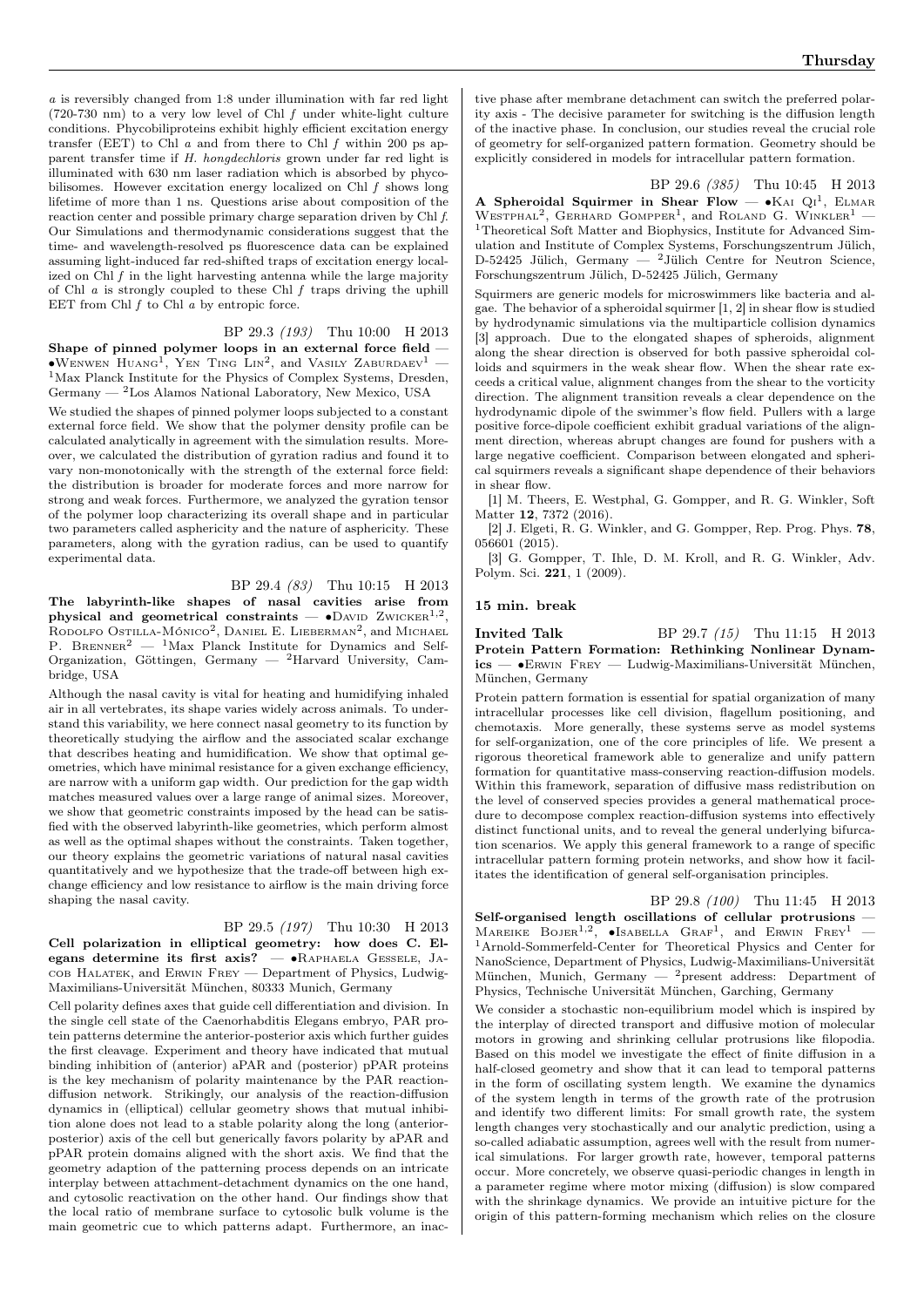*a* is reversibly changed from 1:8 under illumination with far red light (720-730 nm) to a very low level of Chl *f* under white-light culture conditions. Phycobiliproteins exhibit highly efficient excitation energy transfer (EET) to Chl *a* and from there to Chl *f* within 200 ps apparent transfer time if *H. hongdechloris* grown under far red light is illuminated with 630 nm laser radiation which is absorbed by phycobilisomes. However excitation energy localized on Chl *f* shows long lifetime of more than 1 ns. Questions arise about composition of the reaction center and possible primary charge separation driven by Chl *f*. Our Simulations and thermodynamic considerations suggest that the time- and wavelength-resolved ps fluorescence data can be explained assuming light-induced far red-shifted traps of excitation energy localized on Chl *f* in the light harvesting antenna while the large majority of Chl *a* is strongly coupled to these Chl *f* traps driving the uphill EET from Chl *f* to Chl *a* by entropic force.

BP 29.3 *(193)* Thu 10:00 H 2013

**Shape of pinned polymer loops in an external force field** — •Wenwen Huang[1], Yen Ting Lin[2], and Vasily Zaburdaev[1] — [1]Max Planck Institute for the Physics of Complex Systems, Dresden, Germany — [2]Los Alamos National Laboratory, New Mexico, USA

We studied the shapes of pinned polymer loops subjected to a constant external force field. We show that the polymer density profile can be calculated analytically in agreement with the simulation results. Moreover, we calculated the distribution of gyration radius and found it to vary non-monotonically with the strength of the external force field: the distribution is broader for moderate forces and more narrow for strong and weak forces. Furthermore, we analyzed the gyration tensor of the polymer loop characterizing its overall shape and in particular two parameters called asphericity and the nature of asphericity. These parameters, along with the gyration radius, can be used to quantify experimental data.

BP 29.4 *(83)* Thu 10:15 H 2013

**The labyrinth-like shapes of nasal cavities arise from physical and geometrical constraints** — •David Zwicker[1,2], Rodolfo Ostilla-Mónico[2], Daniel E. Lieberman[2], and Michael P. Brenner[2] — [1]Max Planck Institute for Dynamics and Self-Organization, Göttingen, Germany — [2]Harvard University, Cambridge, USA

Although the nasal cavity is vital for heating and humidifying inhaled air in all vertebrates, its shape varies widely across animals. To understand this variability, we here connect nasal geometry to its function by theoretically studying the airflow and the associated scalar exchange that describes heating and humidification. We show that optimal geometries, which have minimal resistance for a given exchange efficiency, are narrow with a uniform gap width. Our prediction for the gap width matches measured values over a large range of animal sizes. Moreover, we show that geometric constraints imposed by the head can be satisfied with the observed labyrinth-like geometries, which perform almost as well as the optimal shapes without the constraints. Taken together, our theory explains the geometric variations of natural nasal cavities quantitatively and we hypothesize that the trade-off between high exchange efficiency and low resistance to airflow is the main driving force shaping the nasal cavity.

BP 29.5 *(197)* Thu 10:30 H 2013

**Cell polarization in elliptical geometry: how does C. Elegans determine its first axis?** — •Raphaela Gessele, Jacob Halatek, and Erwin Frey — Department of Physics, Ludwig-Maximilians-Universität München, 80333 Munich, Germany

Cell polarity defines axes that guide cell differentiation and division. In the single cell state of the Caenorhabditis Elegans embryo, PAR protein patterns determine the anterior-posterior axis which further guides the first cleavage. Experiment and theory have indicated that mutual binding inhibition of (anterior) aPAR and (posterior) pPAR proteins is the key mechanism of polarity maintenance by the PAR reaction-diffusion network. Strikingly, our analysis of the reaction-diffusion dynamics in (elliptical) cellular geometry shows that mutual inhibition alone does not lead to a stable polarity along the long (anterior-posterior) axis of the cell but generically favors polarity by aPAR and pPAR protein domains aligned with the short axis. We find that the geometry adaption of the patterning process depends on an intricate interplay between attachment-detachment dynamics on the one hand, and cytosolic reactivation on the other hand. Our findings show that the local ratio of membrane surface to cytosolic bulk volume is the main geometric cue to which patterns adapt. Furthermore, an inactive phase after membrane detachment can switch the preferred polarity axis - The decisive parameter for switching is the diffusion length of the inactive phase. In conclusion, our studies reveal the crucial role of geometry for self-organized pattern formation. Geometry should be explicitly considered in models for intracellular pattern formation.

BP 29.6 *(385)* Thu 10:45 H 2013

**A Spheroidal Squirmer in Shear Flow** — •Kai Qi[1], Elmar Westphal[2], Gerhard Gompper[1], and Roland G. Winkler[1] — [1]Theoretical Soft Matter and Biophysics, Institute for Advanced Simulation and Institute of Complex Systems, Forschungszentrum Jülich, D-52425 Jülich, Germany — [2]Jülich Centre for Neutron Science, Forschungszentrum Jülich, D-52425 Jülich, Germany

Squirmers are generic models for microswimmers like bacteria and algae. The behavior of a spheroidal squirmer [1, 2] in shear flow is studied by hydrodynamic simulations via the multiparticle collision dynamics [3] approach. Due to the elongated shapes of spheroids, alignment along the shear direction is observed for both passive spheroidal colloids and squirmers in the weak shear flow. When the shear rate exceeds a critical value, alignment changes from the shear to the vorticity direction. The alignment transition reveals a clear dependence on the hydrodynamic dipole of the swimmer's flow field. Pullers with a large positive force-dipole coefficient exhibit gradual variations of the alignment direction, whereas abrupt changes are found for pushers with a large negative coefficient. Comparison between elongated and spherical squirmers reveals a significant shape dependence of their behaviors in shear flow.

[1] M. Theers, E. Westphal, G. Gompper, and R. G. Winkler, Soft Matter **12**, 7372 (2016).

[2] J. Elgeti, R. G. Winkler, and G. Gompper, Rep. Prog. Phys. **78**, 056601 (2015).

[3] G. Gompper, T. Ihle, D. M. Kroll, and R. G. Winkler, Adv. Polym. Sci. **221**, 1 (2009).

**15 min. break**

**Invited Talk** BP 29.7 *(15)* Thu 11:15 H 2013

**Protein Pattern Formation: Rethinking Nonlinear Dynamics** — •Erwin Frey — Ludwig-Maximilians-Universität München, München, Germany

Protein pattern formation is essential for spatial organization of many intracellular processes like cell division, flagellum positioning, and chemotaxis. More generally, these systems serve as model systems for self-organization, one of the core principles of life. We present a rigorous theoretical framework able to generalize and unify pattern formation for quantitative mass-conserving reaction-diffusion models. Within this framework, separation of diffusive mass redistribution on the level of conserved species provides a general mathematical procedure to decompose complex reaction-diffusion systems into effectively distinct functional units, and to reveal the general underlying bifurcation scenarios. We apply this general framework to a range of specific intracellular pattern forming protein networks, and show how it facilitates the identification of general self-organisation principles.

BP 29.8 *(100)* Thu 11:45 H 2013

**Self-organised length oscillations of cellular protrusions** — Mareike Bojer[1,2], •Isabella Graf[1], and Erwin Frey[1] — [1]Arnold-Sommerfeld-Center for Theoretical Physics and Center for NanoScience, Department of Physics, Ludwig-Maximilians-Universität München, Munich, Germany — [2]present address: Department of Physics, Technische Universität München, Garching, Germany

We consider a stochastic non-equilibrium model which is inspired by the interplay of directed transport and diffusive motion of molecular motors in growing and shrinking cellular protrusions like filopodia. Based on this model we investigate the effect of finite diffusion in a half-closed geometry and show that it can lead to temporal patterns in the form of oscillating system length. We examine the dynamics of the system length in terms of the growth rate of the protrusion and identify two different limits: For small growth rate, the system length changes very stochastically and our analytic prediction, using a so-called adiabatic assumption, agrees well with the result from numerical simulations. For larger growth rate, however, temporal patterns occur. More concretely, we observe quasi-periodic changes in length in a parameter regime where motor mixing (diffusion) is slow compared with the shrinkage dynamics. We provide an intuitive picture for the origin of this pattern-forming mechanism which relies on the closure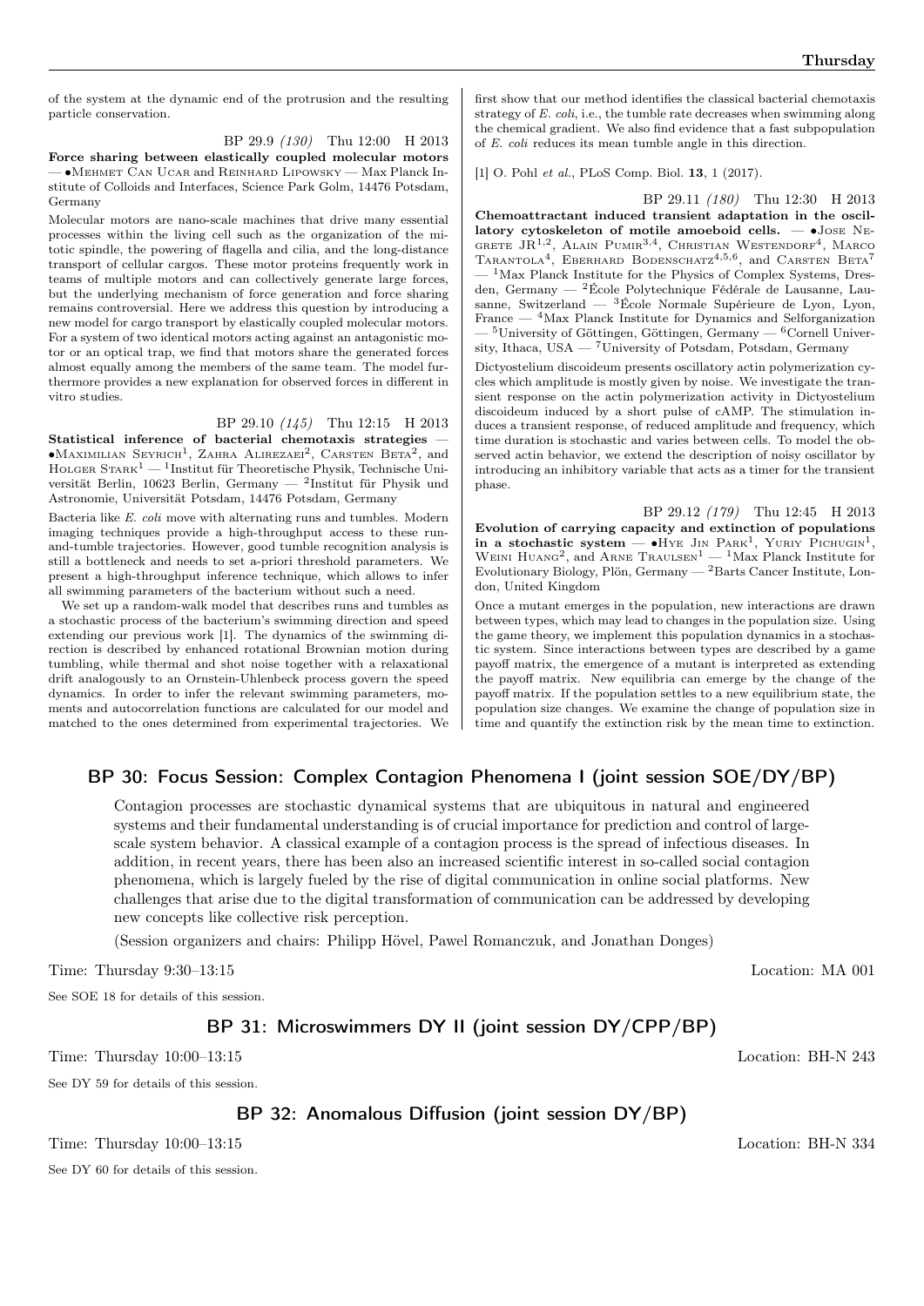of the system at the dynamic end of the protrusion and the resulting particle conservation.

BP 29.9 *(130)* Thu 12:00 H 2013

**Force sharing between elastically coupled molecular motors** — •Mehmet Can Ucar and Reinhard Lipowsky — Max Planck Institute of Colloids and Interfaces, Science Park Golm, 14476 Potsdam, Germany

Molecular motors are nano-scale machines that drive many essential processes within the living cell such as the organization of the mitotic spindle, the powering of flagella and cilia, and the long-distance transport of cellular cargos. These motor proteins frequently work in teams of multiple motors and can collectively generate large forces, but the underlying mechanism of force generation and force sharing remains controversial. Here we address this question by introducing a new model for cargo transport by elastically coupled molecular motors. For a system of two identical motors acting against an antagonistic motor or an optical trap, we find that motors share the generated forces almost equally among the members of the same team. The model furthermore provides a new explanation for observed forces in different in vitro studies.

BP 29.10 *(145)* Thu 12:15 H 2013

**Statistical inference of bacterial chemotaxis strategies** — •Maximilian Seyrich[1], Zahra Alirezaei[2], Carsten Beta[2], and Holger Stark[1] — [1]Institut für Theoretische Physik, Technische Universität Berlin, 10623 Berlin, Germany — [2]Institut für Physik und Astronomie, Universität Potsdam, 14476 Potsdam, Germany

Bacteria like *E. coli* move with alternating runs and tumbles. Modern imaging techniques provide a high-throughput access to these run-and-tumble trajectories. However, good tumble recognition analysis is still a bottleneck and needs to set a-priori threshold parameters. We present a high-throughput inference technique, which allows to infer all swimming parameters of the bacterium without such a need.

We set up a random-walk model that describes runs and tumbles as a stochastic process of the bacterium's swimming direction and speed extending our previous work [1]. The dynamics of the swimming direction is described by enhanced rotational Brownian motion during tumbling, while thermal and shot noise together with a relaxational drift analogously to an Ornstein-Uhlenbeck process govern the speed dynamics. In order to infer the relevant swimming parameters, moments and autocorrelation functions are calculated for our model and matched to the ones determined from experimental trajectories. We first show that our method identifies the classical bacterial chemotaxis strategy of *E. coli*, i.e., the tumble rate decreases when swimming along the chemical gradient. We also find evidence that a fast subpopulation of *E. coli* reduces its mean tumble angle in this direction.

[1] O. Pohl *et al.*, PLoS Comp. Biol. **13**, 1 (2017).

BP 29.11 *(180)* Thu 12:30 H 2013

**Chemoattractant induced transient adaptation in the oscillatory cytoskeleton of motile amoeboid cells.** — •Jose Negrete Jr[1,2], Alain Pumir[3,4], Christian Westendorf[4], Marco Tarantola[4], Eberhard Bodenschatz[4,5,6], and Carsten Beta[7] — [1]Max Planck Institute for the Physics of Complex Systems, Dresden, Germany — [2]École Polytechnique Fédérale de Lausanne, Lausanne, Switzerland — [3]École Normale Supérieure de Lyon, Lyon, France — [4]Max Planck Institute for Dynamics and Selforganization — [5]University of Göttingen, Göttingen, Germany — [6]Cornell University, Ithaca, USA — [7]University of Potsdam, Potsdam, Germany

Dictyostelium discoideum presents oscillatory actin polymerization cycles which amplitude is mostly given by noise. We investigate the transient response on the actin polymerization activity in Dictyostelium discoideum induced by a short pulse of cAMP. The stimulation induces a transient response, of reduced amplitude and frequency, which time duration is stochastic and varies between cells. To model the observed actin behavior, we extend the description of noisy oscillator by introducing an inhibitory variable that acts as a timer for the transient phase.

BP 29.12 *(179)* Thu 12:45 H 2013

**Evolution of carrying capacity and extinction of populations in a stochastic system** — •Hye Jin Park[1], Yuriy Pichugin[1], Weini Huang[2], and Arne Traulsen[1] — [1]Max Planck Institute for Evolutionary Biology, Plön, Germany — [2]Barts Cancer Institute, London, United Kingdom

Once a mutant emerges in the population, new interactions are drawn between types, which may lead to changes in the population size. Using the game theory, we implement this population dynamics in a stochastic system. Since interactions between types are described by a game payoff matrix, the emergence of a mutant is interpreted as extending the payoff matrix. New equilibria can emerge by the change of the payoff matrix. If the population settles to a new equilibrium state, the population size changes. We examine the change of population size in time and quantify the extinction risk by the mean time to extinction.

## BP 30: Focus Session: Complex Contagion Phenomena I (joint session SOE/DY/BP)

Contagion processes are stochastic dynamical systems that are ubiquitous in natural and engineered systems and their fundamental understanding is of crucial importance for prediction and control of large-scale system behavior. A classical example of a contagion process is the spread of infectious diseases. In addition, in recent years, there has been also an increased scientific interest in so-called social contagion phenomena, which is largely fueled by the rise of digital communication in online social platforms. New challenges that arise due to the digital transformation of communication can be addressed by developing new concepts like collective risk perception.

(Session organizers and chairs: Philipp Hövel, Pawel Romanczuk, and Jonathan Donges)

Time: Thursday 9:30–13:15 Location: MA 001

See SOE 18 for details of this session.

## BP 31: Microswimmers DY II (joint session DY/CPP/BP)

Time: Thursday 10:00–13:15 Location: BH-N 243

See DY 59 for details of this session.

## BP 32: Anomalous Diffusion (joint session DY/BP)

Time: Thursday 10:00–13:15 Location: BH-N 334

See DY 60 for details of this session.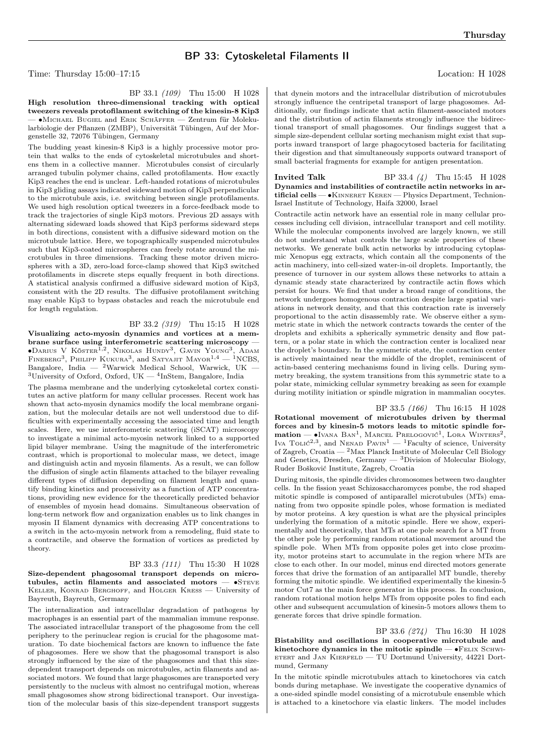## BP 33: Cytoskeletal Filaments II

Time: Thursday 15:00–17:15 Location: H 1028

BP 33.1 *(109)* Thu 15:00 H 1028

**High resolution three-dimensional tracking with optical tweezers reveals protofilament switching of the kinesin-8 Kip3** — •Michael Bugiel and Erik Schäffer — Zentrum für Molekularbiologie der Pflanzen (ZMBP), Universität Tübingen, Auf der Morgenstelle 32, 72076 Tübingen, Germany

The budding yeast kinesin-8 Kip3 is a highly processive motor protein that walks to the ends of cytoskeletal microtubules and shortens them in a collective manner. Microtubules consist of circularly arranged tubulin polymer chains, called protofilaments. How exactly Kip3 reaches the end is unclear. Left-handed rotations of microtubules in Kip3 gliding assays indicated sideward motion of Kip3 perpendicular to the microtubule axis, i.e. switching between single protofilaments. We used high resolution optical tweezers in a force-feedback mode to track the trajectories of single Kip3 motors. Previous 2D assays with alternating sideward loads showed that Kip3 performs sideward steps in both directions, consistent with a diffusive sideward motion on the microtubule lattice. Here, we topographically suspended microtubules such that Kip3-coated microspheres can freely rotate around the microtubules in three dimensions. Tracking these motor driven microspheres with a 3D, zero-load force-clamp showed that Kip3 switched protofilaments in discrete steps equally frequent in both directions. A statistical analysis confirmed a diffusive sideward motion of Kip3, consistent with the 2D results. The diffusive protofilament switching may enable Kip3 to bypass obstacles and reach the microtubule end for length regulation.

BP 33.2 *(319)* Thu 15:15 H 1028

**Visualizing acto-myosin dynamics and vortices at a membrane surface using interferometric scattering microscopy** — •Darius V Köster[1,2], Nikolas Hundy[3], Gavin Young[3], Adam Fineberg[3], Philipp Kukura[3], and Satyajit Mayor[1,4] — [1]NCBS, Bangalore, India — [2]Warwick Medical School, Warwick, UK — [3]University of Oxford, Oxford, UK — [4]InStem, Bangalore, India

The plasma membrane and the underlying cytoskeletal cortex constitutes an active platform for many cellular processes. Recent work has shown that acto-myosin dynamics modify the local membrane organization, but the molecular details are not well understood due to difficulties with experimentally accessing the associated time and length scales. Here, we use interferometric scattering (iSCAT) microscopy to investigate a minimal acto-myosin network linked to a supported lipid bilayer membrane. Using the magnitude of the interferometric contrast, which is proportional to molecular mass, we detect, image and distinguish actin and myosin filaments. As a result, we can follow the diffusion of single actin filaments attached to the bilayer revealing different types of diffusion depending on filament length and quantify binding kinetics and processivity as a function of ATP concentrations, providing new evidence for the theoretically predicted behavior of ensembles of myosin head domains. Simultaneous observation of long-term network flow and organization enables us to link changes in myosin II filament dynamics with decreasing ATP concentrations to a switch in the acto-myosin network from a remodeling, fluid state to a contractile, and observe the formation of vortices as predicted by theory.

BP 33.3 *(111)* Thu 15:30 H 1028

**Size-dependent phagosomal transport depends on microtubules, actin filaments and associated motors** — •Steve Keller, Konrad Berghoff, and Holger Kress — University of Bayreuth, Bayreuth, Germany

The internalization and intracellular degradation of pathogens by macrophages is an essential part of the mammalian immune response. The associated intracellular transport of the phagosome from the cell periphery to the perinuclear region is crucial for the phagosome maturation. To date biochemical factors are known to influence the fate of phagosomes. Here we show that the phagosomal transport is also strongly influenced by the size of the phagosomes and that this size-dependent transport depends on microtubules, actin filaments and associated motors. We found that large phagosomes are transported very persistently to the nucleus with almost no centrifugal motion, whereas small phagosomes show strong bidirectional transport. Our investigation of the molecular basis of this size-dependent transport suggests that dynein motors and the intracellular distribution of microtubules strongly influence the centripetal transport of large phagosomes. Additionally, our findings indicate that actin filament-associated motors and the distribution of actin filaments strongly influence the bidirectional transport of small phagosomes. Our findings suggest that a simple size-dependent cellular sorting mechanism might exist that supports inward transport of large phagocytosed bacteria for facilitating their digestion and that simultaneously supports outward transport of small bacterial fragments for example for antigen presentation.

**Invited Talk** BP 33.4 *(4)* Thu 15:45 H 1028

**Dynamics and instabilities of contractile actin networks in artificial cells** — •Kinneret Keren — Physics Department, Technion-Israel Institute of Technology, Haifa 32000, Israel

Contractile actin network have an essential role in many cellular processes including cell division, intracellular transport and cell motility. While the molecular components involved are largely known, we still do not understand what controls the large scale properties of these networks. We generate bulk actin networks by introducing cytoplasmic Xenopus egg extracts, which contain all the components of the actin machinery, into cell-sized water-in-oil droplets. Importantly, the presence of turnover in our system allows these networks to attain a dynamic steady state characterized by contractile actin flows which persist for hours. We find that under a broad range of conditions, the network undergoes homogenous contraction despite large spatial variations in network density, and that this contraction rate is inversely proportional to the actin disassembly rate. We observe either a symmetric state in which the network contracts towards the center of the droplets and exhibits a spherically symmetric density and flow pattern, or a polar state in which the contraction center is localized near the droplet's boundary. In the symmetric state, the contraction center is actively maintained near the middle of the droplet, reminiscent of actin-based centering mechanisms found in living cells. During symmetry breaking, the system transitions from this symmetric state to a polar state, mimicking cellular symmetry breaking as seen for example during motility initiation or spindle migration in mammalian oocytes.

BP 33.5 *(166)* Thu 16:15 H 1028

**Rotational movement of microtubules driven by thermal forces and by kinesin-5 motors leads to mitotic spindle formation** — •Ivana Ban[1], Marcel Prelogović[1], Lora Winters[2], Iva Tolić[2,3], and Nenad Pavin[1] — [1]Faculty of science, University of Zagreb, Croatia — [2]Max Planck Institute of Molecular Cell Biology and Genetics, Dresden, Germany — [3]Division of Molecular Biology, Ruđer Bošković Institute, Zagreb, Croatia

During mitosis, the spindle divides chromosomes between two daughter cells. In the fission yeast Schizosaccharomyces pombe, the rod shaped mitotic spindle is composed of antiparallel microtubules (MTs) emanating from two opposite spindle poles, whose formation is mediated by motor proteins. A key question is what are the physical principles underlying the formation of a mitotic spindle. Here we show, experimentally and theoretically, that MTs at one pole search for a MT from the other pole by performing random rotational movement around the spindle pole. When MTs from opposite poles get into close proximity, motor proteins start to accumulate in the region where MTs are close to each other. In our model, minus end directed motors generate forces that drive the formation of an antiparallel MT bundle, thereby forming the mitotic spindle. We identified experimentally the kinesin-5 motor Cut7 as the main force generator in this process. In conclusion, random rotational motion helps MTs from opposite poles to find each other and subsequent accumulation of kinesin-5 motors allows them to generate forces that drive spindle formation.

BP 33.6 *(274)* Thu 16:30 H 1028

**Bistability and oscillations in cooperative microtubule and kinetochore dynamics in the mitotic spindle** — •Felix Schwietert and Jan Kierfeld — TU Dortmund University, 44221 Dortmund, Germany

In the mitotic spindle microtubules attach to kinetochores via catch bonds during metaphase. We investigate the cooperative dynamics of a one-sided spindle model consisting of a microtubule ensemble which is attached to a kinetochore via elastic linkers. The model includes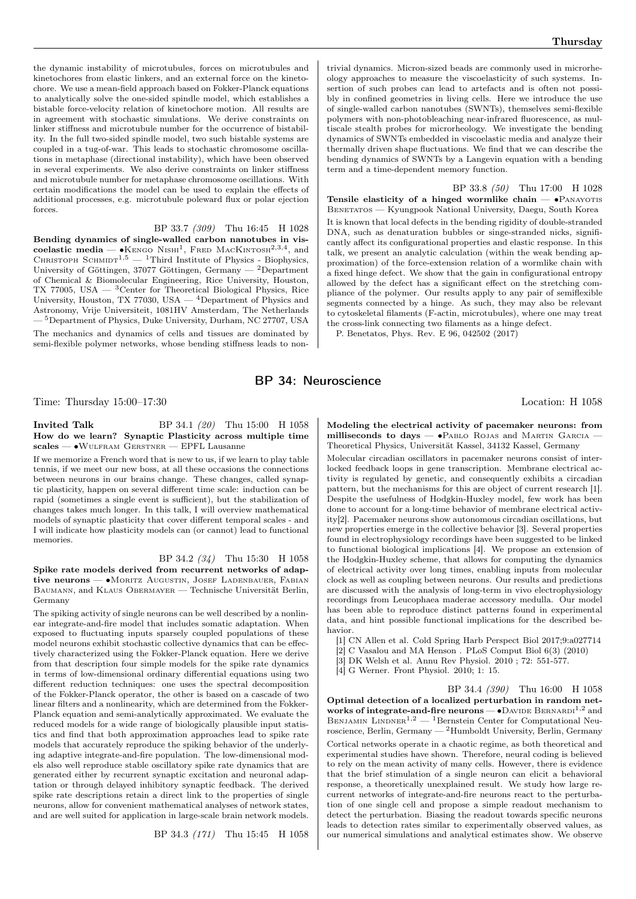the dynamic instability of microtubules, forces on microtubules and kinetochores from elastic linkers, and an external force on the kinetochore. We use a mean-field approach based on Fokker-Planck equations to analytically solve the one-sided spindle model, which establishes a bistable force-velocity relation of kinetochore motion. All results are in agreement with stochastic simulations. We derive constraints on linker stiffness and microtubule number for the occurrence of bistability. In the full two-sided spindle model, two such bistable systems are coupled in a tug-of-war. This leads to stochastic chromosome oscillations in metaphase (directional instability), which have been observed in several experiments. We also derive constraints on linker stiffness and microtubule number for metaphase chromosome oscillations. With certain modifications the model can be used to explain the effects of additional processes, e.g. microtubule poleward flux or polar ejection forces.

BP 33.7 *(309)* Thu 16:45 H 1028

**Bending dynamics of single-walled carbon nanotubes in viscoelastic media** — •Kengo Nishi[1], Fred MacKintosh[2,3,4], and Christoph Schmidt[1,5] — [1]Third Institute of Physics - Biophysics, University of Göttingen, 37077 Göttingen, Germany — [2]Department of Chemical & Biomolecular Engineering, Rice University, Houston, TX 77005, USA — [3]Center for Theoretical Biological Physics, Rice University, Houston, TX 77030, USA — [4]Department of Physics and Astronomy, Vrije Universiteit, 1081HV Amsterdam, The Netherlands — [5]Department of Physics, Duke University, Durham, NC 27707, USA

The mechanics and dynamics of cells and tissues are dominated by semi-flexible polymer networks, whose bending stiffness leads to non-trivial dynamics. Micron-sized beads are commonly used in microrheology approaches to measure the viscoelasticity of such systems. Insertion of such probes can lead to artefacts and is often not possibly in confined geometries in living cells. Here we introduce the use of single-walled carbon nanotubes (SWNTs), themselves semi-flexible polymers with non-photobleaching near-infrared fluorescence, as multiscale stealth probes for microrheology. We investigate the bending dynamics of SWNTs embedded in viscoelastic media and analyze their thermally driven shape fluctuations. We find that we can describe the bending dynamics of SWNTs by a Langevin equation with a bending term and a time-dependent memory function.

BP 33.8 *(50)* Thu 17:00 H 1028

**Tensile elasticity of a hinged wormlike chain** — •Panayotis Benetatos — Kyungpook National University, Daegu, South Korea

It is known that local defects in the bending rigidity of double-stranded DNA, such as denaturation bubbles or singe-stranded nicks, significantly affect its configurational properties and elastic response. In this talk, we present an analytic calculation (within the weak bending approximation) of the force-extension relation of a wormlike chain with a fixed hinge defect. We show that the gain in configurational entropy allowed by the defect has a significant effect on the stretching compliance of the polymer. Our results apply to any pair of semiflexible segments connected by a hinge. As such, they may also be relevant to cytoskeletal filaments (F-actin, microtubules), where one may treat the cross-link connecting two filaments as a hinge defect.

P. Benetatos, Phys. Rev. E 96, 042502 (2017)

## BP 34: Neuroscience

Time: Thursday 15:00–17:30 Location: H 1058

**Invited Talk** BP 34.1 *(20)* Thu 15:00 H 1058

**How do we learn? Synaptic Plasticity across multiple time scales** — •Wulfram Gerstner — EPFL Lausanne

If we memorize a French word that is new to us, if we learn to play table tennis, if we meet our new boss, at all these occasions the connections between neurons in our brains change. These changes, called synaptic plasticity, happen on several different time scale: induction can be rapid (sometimes a single event is sufficient), but the stabilization of changes takes much longer. In this talk, I will overview mathematical models of synaptic plasticity that cover different temporal scales - and I will indicate how plasticity models can (or cannot) lead to functional memories.

BP 34.2 *(34)* Thu 15:30 H 1058

**Spike rate models derived from recurrent networks of adaptive neurons** — •Moritz Augustin, Josef Ladenbauer, Fabian Baumann, and Klaus Obermayer — Technische Universität Berlin, Germany

The spiking activity of single neurons can be well described by a nonlinear integrate-and-fire model that includes somatic adaptation. When exposed to fluctuating inputs sparsely coupled populations of these model neurons exhibit stochastic collective dynamics that can be effectively characterized using the Fokker-Planck equation. Here we derive from that description four simple models for the spike rate dynamics in terms of low-dimensional ordinary differential equations using two different reduction techniques: one uses the spectral decomposition of the Fokker-Planck operator, the other is based on a cascade of two linear filters and a nonlinearity, which are determined from the Fokker-Planck equation and semi-analytically approximated. We evaluate the reduced models for a wide range of biologically plausible input statistics and find that both approximation approaches lead to spike rate models that accurately reproduce the spiking behavior of the underlying adaptive integrate-and-fire population. The low-dimensional models also well reproduce stable oscillatory spike rate dynamics that are generated either by recurrent synaptic excitation and neuronal adaptation or through delayed inhibitory synaptic feedback. The derived spike rate descriptions retain a direct link to the properties of single neurons, allow for convenient mathematical analyses of network states, and are well suited for application in large-scale brain network models.

BP 34.3 *(171)* Thu 15:45 H 1058

**Modeling the electrical activity of pacemaker neurons: from milliseconds to days** — •Pablo Rojas and Martin Garcia — Theoretical Physics, Universität Kassel, 34132 Kassel, Germany

Molecular circadian oscillators in pacemaker neurons consist of interlocked feedback loops in gene transcription. Membrane electrical activity is regulated by genetic, and consequently exhibits a circadian pattern, but the mechanisms for this are object of current research [1]. Despite the usefulness of Hodgkin-Huxley model, few work has been done to account for a long-time behavior of membrane electrical activity[2]. Pacemaker neurons show autonomous circadian oscillations, but new properties emerge in the collective behavior [3]. Several properties found in electrophysiology recordings have been suggested to be linked to functional biological implications [4]. We propose an extension of the Hodgkin-Huxley scheme, that allows for computing the dynamics of electrical activity over long times, enabling inputs from molecular clock as well as coupling between neurons. Our results and predictions are discussed with the analysis of long-term in vivo electrophysiology recordings from Leucophaea maderae accessory medulla. Our model has been able to reproduce distinct patterns found in experimental data, and hint possible functional implications for the described behavior.

[1] CN Allen et al. Cold Spring Harb Perspect Biol 2017;9:a027714
[2] C Vasalou and MA Henson . PLoS Comput Biol 6(3) (2010)
[3] DK Welsh et al. Annu Rev Physiol. 2010 ; 72: 551-577.
[4] G Werner. Front Physiol. 2010; 1: 15.

BP 34.4 *(390)* Thu 16:00 H 1058

**Optimal detection of a localized perturbation in random networks of integrate-and-fire neurons** — •Davide Bernardi[1,2] and Benjamin Lindner[1,2] — [1]Bernstein Center for Computational Neuroscience, Berlin, Germany — [2]Humboldt University, Berlin, Germany

Cortical networks operate in a chaotic regime, as both theoretical and experimental studies have shown. Therefore, neural coding is believed to rely on the mean activity of many cells. However, there is evidence that the brief stimulation of a single neuron can elicit a behavioral response, a theoretically unexplained result. We study how large recurrent networks of integrate-and-fire neurons react to the perturbation of one single cell and propose a simple readout mechanism to detect the perturbation. Biasing the readout towards specific neurons leads to detection rates similar to experimentally observed values, as our numerical simulations and analytical estimates show. We observe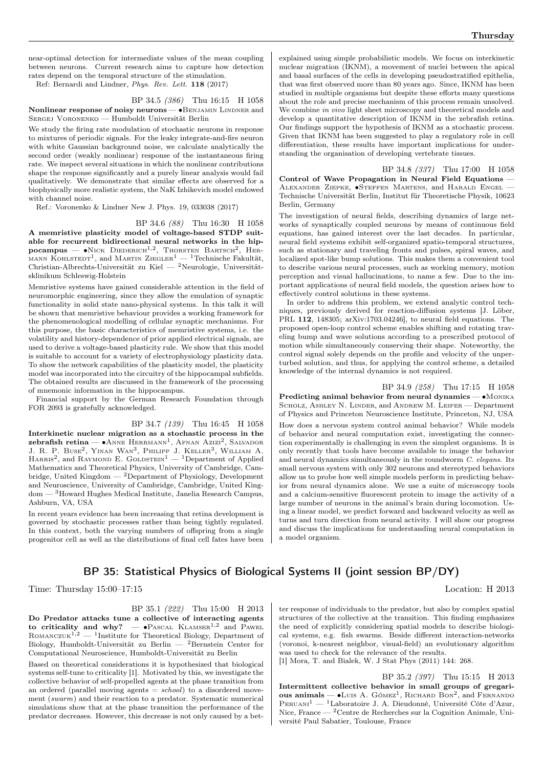near-optimal detection for intermediate values of the mean coupling between neurons. Current research aims to capture how detection rates depend on the temporal structure of the stimulation.

Ref: Bernardi and Lindner, *Phys. Rev. Lett.* **118** (2017)

BP 34.5 *(386)* Thu 16:15 H 1058

**Nonlinear response of noisy neurons** — •Benjamin Lindner and Sergej Voronenko — Humboldt Universität Berlin

We study the firing rate modulation of stochastic neurons in response to mixtures of periodic signals. For the leaky integrate-and-fire neuron with white Gaussian background noise, we calculate analytically the second order (weakly nonlinear) response of the instantaneous firing rate. We inspect several situations in which the nonlinear contributions shape the response significantly and a purely linear analysis would fail qualitatively. We demonstrate that similar effects are observed for a biophysically more realistic system, the NaK Izhikevich model endowed with channel noise.

Ref.: Voronenko & Lindner New J. Phys. 19, 033038 (2017)

BP 34.6 *(88)* Thu 16:30 H 1058

**A memristive plasticity model of voltage-based STDP suitable for recurrent bidirectional neural networks in the hippocampus** — •Nick Diederich[1,2], Thorsten Bartsch[2], Hermann Kohlstedt[1], and Martin Ziegler[1] — [1]Technische Fakultät, Christian-Albrechts-Universität zu Kiel — [2]Neurologie, Universitätsklinikum Schleswig-Holstein

Memristive systems have gained considerable attention in the field of neuromorphic engineering, since they allow the emulation of synaptic functionality in solid state nano-physical systems. In this talk it will be shown that memristive behaviour provides a working framework for the phenomenological modelling of cellular synaptic mechanisms. For this purpose, the basic characteristics of memristive systems, i.e. the volatility and history-dependence of prior applied electrical signals, are used to derive a voltage-based plasticity rule. We show that this model is suitable to account for a variety of electrophysiology plasticity data. To show the network capabilities of the plasticity model, the plasticity model was incorporated into the circuitry of the hippocampal subfields. The obtained results are discussed in the framework of the processing of mnemonic information in the hippocampus.

Financial support by the German Research Foundation through FOR 2093 is gratefully acknowledged.

BP 34.7 *(139)* Thu 16:45 H 1058

**Interkinetic nuclear migration as a stochastic process in the zebrafish retina** — •Anne Herrmann[1], Afnan Azizi[2], Salvador J. R. P. Buse[2], Yinan Wan[3], Philipp J. Keller[3], William A. Harris[2], and Raymond E. Goldstein[1] — [1]Department of Applied Mathematics and Theoretical Physics, University of Cambridge, Cambridge, United Kingdom — [2]Department of Physiology, Development and Neuroscience, University of Cambridge, Cambridge, United Kingdom — [3]Howard Hughes Medical Institute, Janelia Research Campus, Ashburn, VA, USA

In recent years evidence has been increasing that retina development is governed by stochastic processes rather than being tightly regulated. In this context, both the varying numbers of offspring from a single progenitor cell as well as the distributions of final cell fates have been explained using simple probabilistic models. We focus on interkinetic nuclear migration (IKNM), a movement of nuclei between the apical and basal surfaces of the cells in developing pseudostratified epithelia, that was first observed more than 80 years ago. Since, IKNM has been studied in multiple organisms but despite these efforts many questions about the role and precise mechanism of this process remain unsolved. We combine *in vivo* light sheet microscopy and theoretical models and develop a quantitative description of IKNM in the zebrafish retina. Our findings support the hypothesis of IKNM as a stochastic process. Given that IKNM has been suggested to play a regulatory role in cell differentiation, these results have important implications for understanding the organisation of developing vertebrate tissues.

BP 34.8 *(337)* Thu 17:00 H 1058

**Control of Wave Propagation in Neural Field Equations** — Alexander Ziepke, •Steffen Martens, and Harald Engel — Technische Universität Berlin, Institut für Theoretische Physik, 10623 Berlin, Germany

The investigation of neural fields, describing dynamics of large networks of synaptically coupled neurons by means of continuous field equations, has gained interest over the last decades. In particular, neural field systems exhibit self-organized spatio-temporal structures, such as stationary and traveling fronts and pulses, spiral waves, and localized spot-like bump solutions. This makes them a convenient tool to describe various neural processes, such as working memory, motion perception and visual hallucinations, to name a few. Due to the important applications of neural field models, the question arises how to effectively control solutions in these systems.

In order to address this problem, we extend analytic control techniques, previously derived for reaction-diffusion systems [J. Löber, PRL **112**, 148305; arXiv:1703.04246], to neural field equations. The proposed open-loop control scheme enables shifting and rotating traveling bump and wave solutions according to a prescribed protocol of motion while simultaneously conserving their shape. Noteworthy, the control signal solely depends on the profile and velocity of the unperturbed solution, and thus, for applying the control scheme, a detailed knowledge of the internal dynamics is not required.

BP 34.9 *(258)* Thu 17:15 H 1058

**Predicting animal behavior from neural dynamics** — •Monika Scholz, Ashley N. Linder, and Andrew M. Leifer — Department of Physics and Princeton Neuroscience Institute, Princeton, NJ, USA

How does a nervous system control animal behavior? While models of behavior and neural computation exist, investigating the connection experimentally is challenging in even the simplest organisms. It is only recently that tools have become available to image the behavior and neural dynamics simultaneously in the roundworm *C. elegans*. Its small nervous system with only 302 neurons and stereotyped behaviors allow us to probe how well simple models perform in predicting behavior from neural dynamics alone. We use a suite of microscopy tools and a calcium-sensitive fluorescent protein to image the activity of a large number of neurons in the animal's brain during locomotion. Using a linear model, we predict forward and backward velocity as well as turns and turn direction from neural activity. I will show our progress and discuss the implications for understanding neural computation in a model organism.

## BP 35: Statistical Physics of Biological Systems II (joint session BP/DY)

Time: Thursday 15:00–17:15 Location: H 2013

BP 35.1 *(222)* Thu 15:00 H 2013

**Do Predator attacks tune a collective of interacting agents to criticality and why?** — •Pascal Klamser[1,2] and Pawel Romanczuk[1,2] — [1]Institute for Theoretical Biology, Department of Biology, Humboldt-Universität zu Berlin — [2]Bernstein Center for Computational Neuroscience, Humboldt-Universität zu Berlin

Based on theoretical considerations it is hypothesized that biological systems self-tune to criticality [1]. Motivated by this, we investigate the collective behavior of self-propelled agents at the phase transition from an ordered (parallel moving agents = *school*) to a disordered movement (*swarm*) and their reaction to a predator. Systematic numerical simulations show that at the phase transition the performance of the predator decreases. However, this decrease is not only caused by a better response of individuals to the predator, but also by complex spatial structures of the collective at the transition. This finding emphasizes the need of explicitly considering spatial models to describe biological systems, e.g. fish swarms. Beside different interaction-networks (voronoi, k-nearest neighbor, visual-field) an evolutionary algorithm was used to check for the relevance of the results.

[1] Mora, T. and Bialek, W. J Stat Phys (2011) 144: 268.

BP 35.2 *(397)* Thu 15:15 H 2013

**Intermittent collective behavior in small groups of gregarious animals** — •Luis A. Gómez[1], Richard Bon[2], and Fernando Peruani[1] — [1]Laboratoire J. A. Dieudonné, Université Côte d'Azur, Nice, France — [2]Centre de Recherches sur la Cognition Animale, Université Paul Sabatier, Toulouse, France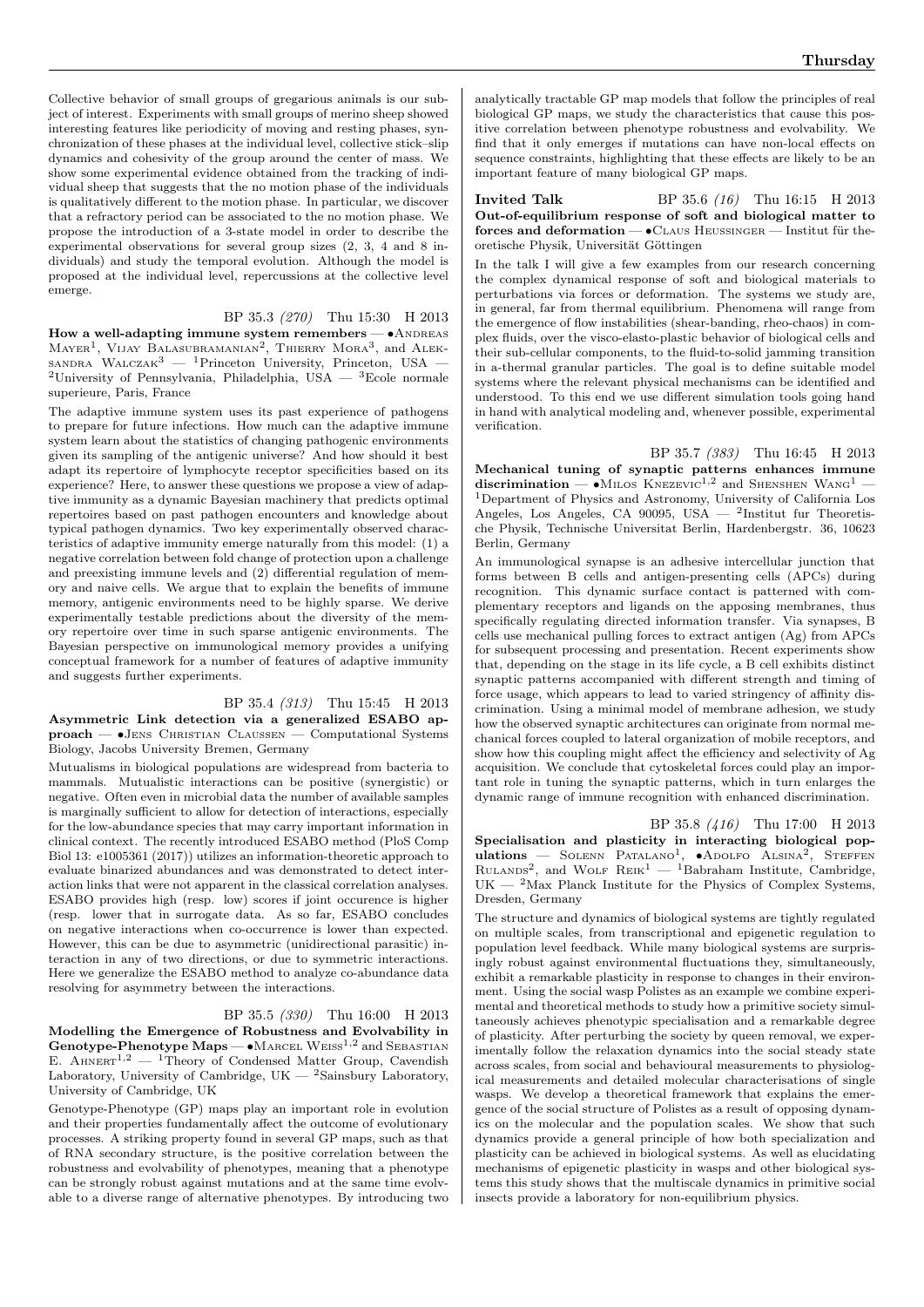Collective behavior of small groups of gregarious animals is our subject of interest. Experiments with small groups of merino sheep showed interesting features like periodicity of moving and resting phases, synchronization of these phases at the individual level, collective stick–slip dynamics and cohesivity of the group around the center of mass. We show some experimental evidence obtained from the tracking of individual sheep that suggests that the no motion phase of the individuals is qualitatively different to the motion phase. In particular, we discover that a refractory period can be associated to the no motion phase. We propose the introduction of a 3-state model in order to describe the experimental observations for several group sizes (2, 3, 4 and 8 individuals) and study the temporal evolution. Although the model is proposed at the individual level, repercussions at the collective level emerge.

BP 35.3 *(270)* Thu 15:30 H 2013

**How a well-adapting immune system remembers** — •Andreas Mayer[1], Vijay Balasubramanian[2], Thierry Mora[3], and Aleksandra Walczak[3] — [1]Princeton University, Princeton, USA — [2]University of Pennsylvania, Philadelphia, USA — [3]Ecole normale superieure, Paris, France

The adaptive immune system uses its past experience of pathogens to prepare for future infections. How much can the adaptive immune system learn about the statistics of changing pathogenic environments given its sampling of the antigenic universe? And how should it best adapt its repertoire of lymphocyte receptor specificities based on its experience? Here, to answer these questions we propose a view of adaptive immunity as a dynamic Bayesian machinery that predicts optimal repertoires based on past pathogen encounters and knowledge about typical pathogen dynamics. Two key experimentally observed characteristics of adaptive immunity emerge naturally from this model: (1) a negative correlation between fold change of protection upon a challenge and preexisting immune levels and (2) differential regulation of memory and naive cells. We argue that to explain the benefits of immune memory, antigenic environments need to be highly sparse. We derive experimentally testable predictions about the diversity of the memory repertoire over time in such sparse antigenic environments. The Bayesian perspective on immunological memory provides a unifying conceptual framework for a number of features of adaptive immunity and suggests further experiments.

BP 35.4 *(313)* Thu 15:45 H 2013

**Asymmetric Link detection via a generalized ESABO approach** — •Jens Christian Claussen — Computational Systems Biology, Jacobs University Bremen, Germany

Mutualisms in biological populations are widespread from bacteria to mammals. Mutualistic interactions can be positive (synergistic) or negative. Often even in microbial data the number of available samples is marginally sufficient to allow for detection of interactions, especially for the low-abundance species that may carry important information in clinical context. The recently introduced ESABO method (PloS Comp Biol 13: e1005361 (2017)) utilizes an information-theoretic approach to evaluate binarized abundances and was demonstrated to detect interaction links that were not apparent in the classical correlation analyses. ESABO provides high (resp. low) scores if joint occurence is higher (resp. lower that in surrogate data. As so far, ESABO concludes on negative interactions when co-occurrence is lower than expected. However, this can be due to asymmetric (unidirectional parasitic) interaction in any of two directions, or due to symmetric interactions. Here we generalize the ESABO method to analyze co-abundance data resolving for asymmetry between the interactions.

BP 35.5 *(330)* Thu 16:00 H 2013

**Modelling the Emergence of Robustness and Evolvability in Genotype-Phenotype Maps** — •Marcel Weiss[1,2] and Sebastian E. Ahnert[1,2] — [1]Theory of Condensed Matter Group, Cavendish Laboratory, University of Cambridge, UK — [2]Sainsbury Laboratory, University of Cambridge, UK

Genotype-Phenotype (GP) maps play an important role in evolution and their properties fundamentally affect the outcome of evolutionary processes. A striking property found in several GP maps, such as that of RNA secondary structure, is the positive correlation between the robustness and evolvability of phenotypes, meaning that a phenotype can be strongly robust against mutations and at the same time evolvable to a diverse range of alternative phenotypes. By introducing two analytically tractable GP map models that follow the principles of real biological GP maps, we study the characteristics that cause this positive correlation between phenotype robustness and evolvability. We find that it only emerges if mutations can have non-local effects on sequence constraints, highlighting that these effects are likely to be an important feature of many biological GP maps.

**Invited Talk** BP 35.6 *(16)* Thu 16:15 H 2013

**Out-of-equilibrium response of soft and biological matter to forces and deformation** — •Claus Heussinger — Institut für theoretische Physik, Universität Göttingen

In the talk I will give a few examples from our research concerning the complex dynamical response of soft and biological materials to perturbations via forces or deformation. The systems we study are, in general, far from thermal equilibrium. Phenomena will range from the emergence of flow instabilities (shear-banding, rheo-chaos) in complex fluids, over the visco-elasto-plastic behavior of biological cells and their sub-cellular components, to the fluid-to-solid jamming transition in a-thermal granular particles. The goal is to define suitable model systems where the relevant physical mechanisms can be identified and understood. To this end we use different simulation tools going hand in hand with analytical modeling and, whenever possible, experimental verification.

BP 35.7 *(383)* Thu 16:45 H 2013

**Mechanical tuning of synaptic patterns enhances immune discrimination** — •Milos Knezevic[1,2] and Shenshen Wang[1] — [1]Department of Physics and Astronomy, University of California Los Angeles, Los Angeles, CA 90095, USA — [2]Institut fur Theoretische Physik, Technische Universitat Berlin, Hardenbergstr. 36, 10623 Berlin, Germany

An immunological synapse is an adhesive intercellular junction that forms between B cells and antigen-presenting cells (APCs) during recognition. This dynamic surface contact is patterned with complementary receptors and ligands on the apposing membranes, thus specifically regulating directed information transfer. Via synapses, B cells use mechanical pulling forces to extract antigen (Ag) from APCs for subsequent processing and presentation. Recent experiments show that, depending on the stage in its life cycle, a B cell exhibits distinct synaptic patterns accompanied with different strength and timing of force usage, which appears to lead to varied stringency of affinity discrimination. Using a minimal model of membrane adhesion, we study how the observed synaptic architectures can originate from normal mechanical forces coupled to lateral organization of mobile receptors, and show how this coupling might affect the efficiency and selectivity of Ag acquisition. We conclude that cytoskeletal forces could play an important role in tuning the synaptic patterns, which in turn enlarges the dynamic range of immune recognition with enhanced discrimination.

BP 35.8 *(416)* Thu 17:00 H 2013

**Specialisation and plasticity in interacting biological populations** — Solenn Patalano[1], •Adolfo Alsina[2], Steffen Rulands[2], and Wolf Reik[1] — [1]Babraham Institute, Cambridge, UK — [2]Max Planck Institute for the Physics of Complex Systems, Dresden, Germany

The structure and dynamics of biological systems are tightly regulated on multiple scales, from transcriptional and epigenetic regulation to population level feedback. While many biological systems are surprisingly robust against environmental fluctuations they, simultaneously, exhibit a remarkable plasticity in response to changes in their environment. Using the social wasp Polistes as an example we combine experimental and theoretical methods to study how a primitive society simultaneously achieves phenotypic specialisation and a remarkable degree of plasticity. After perturbing the society by queen removal, we experimentally follow the relaxation dynamics into the social steady state across scales, from social and behavioural measurements to physiological measurements and detailed molecular characterisations of single wasps. We develop a theoretical framework that explains the emergence of the social structure of Polistes as a result of opposing dynamics on the molecular and the population scales. We show that such dynamics provide a general principle of how both specialization and plasticity can be achieved in biological systems. As well as elucidating mechanisms of epigenetic plasticity in wasps and other biological systems this study shows that the multiscale dynamics in primitive social insects provide a laboratory for non-equilibrium physics.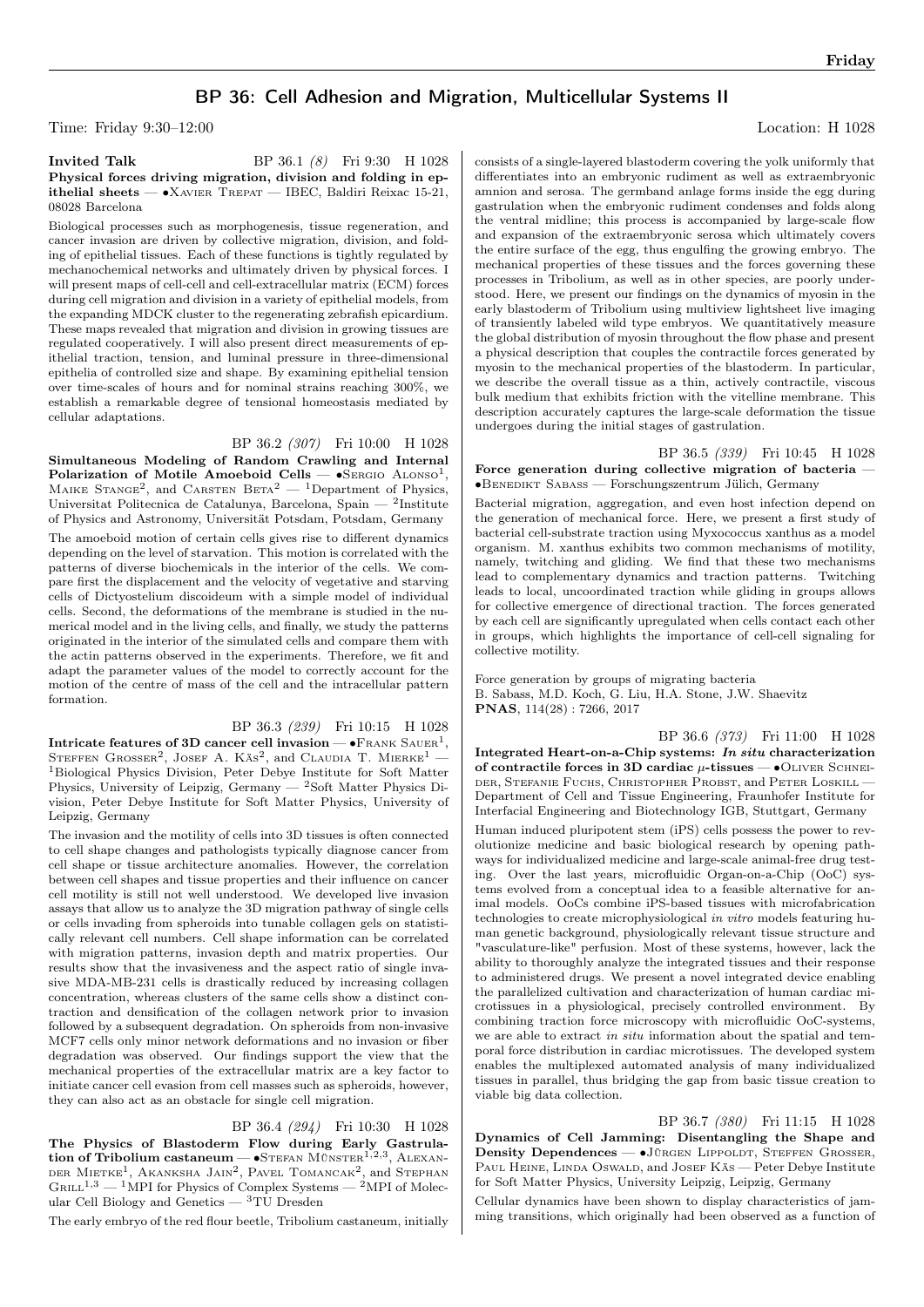## BP 36: Cell Adhesion and Migration, Multicellular Systems II

Time: Friday 9:30–12:00 Location: H 1028

**Invited Talk** BP 36.1 *(8)* Fri 9:30 H 1028
**Physical forces driving migration, division and folding in epithelial sheets** — •Xavier Trepat — IBEC, Baldiri Reixac 15-21, 08028 Barcelona

Biological processes such as morphogenesis, tissue regeneration, and cancer invasion are driven by collective migration, division, and folding of epithelial tissues. Each of these functions is tightly regulated by mechanochemical networks and ultimately driven by physical forces. I will present maps of cell-cell and cell-extracellular matrix (ECM) forces during cell migration and division in a variety of epithelial models, from the expanding MDCK cluster to the regenerating zebrafish epicardium. These maps revealed that migration and division in growing tissues are regulated cooperatively. I will also present direct measurements of epithelial traction, tension, and luminal pressure in three-dimensional epithelia of controlled size and shape. By examining epithelial tension over time-scales of hours and for nominal strains reaching 300%, we establish a remarkable degree of tensional homeostasis mediated by cellular adaptations.

BP 36.2 *(307)* Fri 10:00 H 1028
**Simultaneous Modeling of Random Crawling and Internal Polarization of Motile Amoeboid Cells** — •Sergio Alonso[1], Maike Stange[2], and Carsten Beta[2] — [1]Department of Physics, Universitat Politecnica de Catalunya, Barcelona, Spain — [2]Institute of Physics and Astronomy, Universität Potsdam, Potsdam, Germany

The amoeboid motion of certain cells gives rise to different dynamics depending on the level of starvation. This motion is correlated with the patterns of diverse biochemicals in the interior of the cells. We compare first the displacement and the velocity of vegetative and starving cells of Dictyostelium discoideum with a simple model of individual cells. Second, the deformations of the membrane is studied in the numerical model and in the living cells, and finally, we study the patterns originated in the interior of the simulated cells and compare them with the actin patterns observed in the experiments. Therefore, we fit and adapt the parameter values of the model to correctly account for the motion of the centre of mass of the cell and the intracellular pattern formation.

BP 36.3 *(239)* Fri 10:15 H 1028
**Intricate features of 3D cancer cell invasion** — •Frank Sauer[1], Steffen Grosser[2], Josef A. Käs[2], and Claudia T. Mierke[1] — [1]Biological Physics Division, Peter Debye Institute for Soft Matter Physics, University of Leipzig, Germany — [2]Soft Matter Physics Division, Peter Debye Institute for Soft Matter Physics, University of Leipzig, Germany

The invasion and the motility of cells into 3D tissues is often connected to cell shape changes and pathologists typically diagnose cancer from cell shape or tissue architecture anomalies. However, the correlation between cell shapes and tissue properties and their influence on cancer cell motility is still not well understood. We developed live invasion assays that allow us to analyze the 3D migration pathway of single cells or cells invading from spheroids into tunable collagen gels on statistically relevant cell numbers. Cell shape information can be correlated with migration patterns, invasion depth and matrix properties. Our results show that the invasiveness and the aspect ratio of single invasive MDA-MB-231 cells is drastically reduced by increasing collagen concentration, whereas clusters of the same cells show a distinct contraction and densification of the collagen network prior to invasion followed by a subsequent degradation. On spheroids from non-invasive MCF7 cells only minor network deformations and no invasion or fiber degradation was observed. Our findings support the view that the mechanical properties of the extracellular matrix are a key factor to initiate cancer cell evasion from cell masses such as spheroids, however, they can also act as an obstacle for single cell migration.

BP 36.4 *(294)* Fri 10:30 H 1028
**The Physics of Blastoderm Flow during Early Gastrulation of Tribolium castaneum** — •Stefan Münster[1,2,3], Alexander Mietke[1], Akanksha Jain[2], Pavel Tomancak[2], and Stephan Grill[1,3] — [1]MPI for Physics of Complex Systems — [2]MPI of Molecular Cell Biology and Genetics — [3]TU Dresden

The early embryo of the red flour beetle, Tribolium castaneum, initially consists of a single-layered blastoderm covering the yolk uniformly that differentiates into an embryonic rudiment as well as extraembryonic amnion and serosa. The germband anlage forms inside the egg during gastrulation when the embryonic rudiment condenses and folds along the ventral midline; this process is accompanied by large-scale flow and expansion of the extraembryonic serosa which ultimately covers the entire surface of the egg, thus engulfing the growing embryo. The mechanical properties of these tissues and the forces governing these processes in Tribolium, as well as in other species, are poorly understood. Here, we present our findings on the dynamics of myosin in the early blastoderm of Tribolium using multiview lightsheet live imaging of transiently labeled wild type embryos. We quantitatively measure the global distribution of myosin throughout the flow phase and present a physical description that couples the contractile forces generated by myosin to the mechanical properties of the blastoderm. In particular, we describe the overall tissue as a thin, actively contractile, viscous bulk medium that exhibits friction with the vitelline membrane. This description accurately captures the large-scale deformation the tissue undergoes during the initial stages of gastrulation.

BP 36.5 *(339)* Fri 10:45 H 1028
**Force generation during collective migration of bacteria** — •Benedikt Sabass — Forschungszentrum Jülich, Germany

Bacterial migration, aggregation, and even host infection depend on the generation of mechanical force. Here, we present a first study of bacterial cell-substrate traction using Myxococcus xanthus as a model organism. M. xanthus exhibits two common mechanisms of motility, namely, twitching and gliding. We find that these two mechanisms lead to complementary dynamics and traction patterns. Twitching leads to local, uncoordinated traction while gliding in groups allows for collective emergence of directional traction. The forces generated by each cell are significantly upregulated when cells contact each other in groups, which highlights the importance of cell-cell signaling for collective motility.

Force generation by groups of migrating bacteria
B. Sabass, M.D. Koch, G. Liu, H.A. Stone, J.W. Shaevitz
**PNAS**, 114(28) : 7266, 2017

BP 36.6 *(373)* Fri 11:00 H 1028
**Integrated Heart-on-a-Chip systems: *In situ* characterization of contractile forces in 3D cardiac $\mu$-tissues** — •Oliver Schneider, Stefanie Fuchs, Christopher Probst, and Peter Loskill — Department of Cell and Tissue Engineering, Fraunhofer Institute for Interfacial Engineering and Biotechnology IGB, Stuttgart, Germany

Human induced pluripotent stem (iPS) cells possess the power to revolutionize medicine and basic biological research by opening pathways for individualized medicine and large-scale animal-free drug testing. Over the last years, microfluidic Organ-on-a-Chip (OoC) systems evolved from a conceptual idea to a feasible alternative for animal models. OoCs combine iPS-based tissues with microfabrication technologies to create microphysiological *in vitro* models featuring human genetic background, physiologically relevant tissue structure and "vasculature-like" perfusion. Most of these systems, however, lack the ability to thoroughly analyze the integrated tissues and their response to administered drugs. We present a novel integrated device enabling the parallelized cultivation and characterization of human cardiac microtissues in a physiological, precisely controlled environment. By combining traction force microscopy with microfluidic OoC-systems, we are able to extract *in situ* information about the spatial and temporal force distribution in cardiac microtissues. The developed system enables the multiplexed automated analysis of many individualized tissues in parallel, thus bridging the gap from basic tissue creation to viable big data collection.

BP 36.7 *(380)* Fri 11:15 H 1028
**Dynamics of Cell Jamming: Disentangling the Shape and Density Dependences** — •Jürgen Lippoldt, Steffen Grosser, Paul Heine, Linda Oswald, and Josef Käs — Peter Debye Institute for Soft Matter Physics, University Leipzig, Leipzig, Germany

Cellular dynamics have been shown to display characteristics of jamming transitions, which originally had been observed as a function of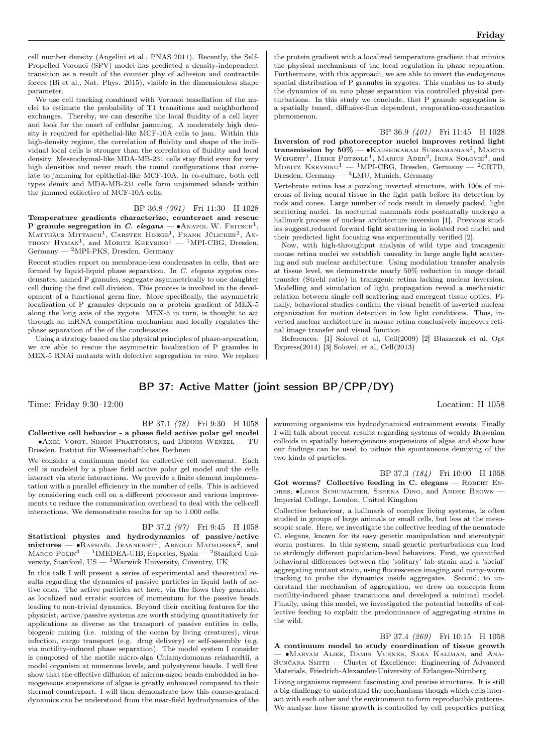cell number density (Angelini et al., PNAS 2011). Recently, the Self-Propelled Voronoi (SPV) model has predicted a density-independent transition as a result of the counter play of adhesion and contractile forces (Bi et al., Nat. Phys. 2015), visible in the dimensionless shape parameter.

We use cell tracking combined with Voronoi tessellation of the nuclei to estimate the probability of T1 transitions and neighborhood exchanges. Thereby, we can describe the local fluidity of a cell layer and look for the onset of cellular jamming. A moderately high density is required for epithelial-like MCF-10A cells to jam. Within this high-density regime, the correlation of fluidity and shape of the individual local cells is stronger than the correlation of fluidity and local density. Mesenchymal-like MDA-MB-231 cells stay fluid even for very high densities and never reach the round configurations that correlate to jamming for epithelial-like MCF-10A. In co-culture, both cell types demix and MDA-MB-231 cells form unjammed islands within the jammed collective of MCF-10A cells.

BP 36.8 *(391)* Fri 11:30 H 1028

**Temperature gradients characterize, counteract and rescue P granule segregation in *C. elegans*** — •Anatol W. Fritsch[1], Matthäus Mittasch[1], Carsten Hoege[1], Frank Jülicher[2], Anthony Hyman[1], and Moritz Kreysing[1] — [1]MPI-CBG, Dresden, Germany — [2]MPI-PKS, Dresden, Germany

Recent studies report on membrane-less condensates in cells, that are formed by liquid-liquid phase separation. In *C. elegans* zygotes condensates, named P granules, segregate asymmetrically to one daughter cell during the first cell division. This process is involved in the development of a functional germ line. More specifically, the asymmetric localization of P granules depends on a protein gradient of MEX-5 along the long axis of the zygote. MEX-5 in turn, is thought to act through an mRNA competition mechanism and locally regulates the phase separation of the of the condensates.

Using a strategy based on the physical principles of phase-separation, we are able to rescue the asymmetric localization of P granules in MEX-5 RNAi mutants with defective segregation *in vivo*. We replace the protein gradient with a localized temperature gradient that mimics the physical mechanisms of the local regulation in phase separation. Furthermore, with this approach, we are able to invert the endogenous spatial distribution of P granules in zygotes. This enables us to study the dynamics of *in vivo* phase separation via controlled physical perturbations. In this study we conclude, that P granule segregation is a spatially tuned, diffusive-flux dependent, evaporation-condensation phenomenon.

BP 36.9 *(401)* Fri 11:45 H 1028

**Inversion of rod photoreceptor nuclei improves retinal light transmission by 50%** — •Kaushikaram Subramanian[1], Martin Weigert[1], Heike Petzold[1], Marius Ader[2], Irina Solovei[3], and Moritz Kreysing[1] — [1]MPI-CBG, Dresden, Germany — [2]CRTD, Dresden, Germany — [3]LMU, Munich, Germany

Vertebrate retina has a puzzling inverted structure, with 100s of microns of living neural tissue in the light path before its detection by rods and cones. Large number of rods result in densely packed, light scattering nuclei. In nocturnal mammals rods postnatally undergo a hallmark process of nuclear architecture inversion [1]. Previous studies suggest,reduced forward light scattering in isolated rod nuclei and their predicted light focusing was experimentally verified [2].

Now, with high-throughput analysis of wild type and transgenic mouse retina nuclei we establish causality in large angle light scattering and sub nuclear architecture. Using modulation transfer analysis at tissue level, we demonstrate nearly 50% reduction in image detail transfer (Strehl ratio) in transgenic retina lacking nuclear inversion. Modelling and simulation of light propagation reveal a mechanistic relation between single cell scattering and emergent tissue optics. Finally, behavioral studies confirm the visual benefit of inverted nuclear organization for motion detection in low light conditions. Thus, inverted nuclear architecture in mouse retina conclusively improves retinal image transfer and visual function.

References: [1] Solovei et al, Cell(2009) [2] Błaszczak et al, Opt Express(2014) [3] Solovei et al, Cell(2013)

## BP 37: Active Matter (joint session BP/CPP/DY)

Time: Friday 9:30–12:00 Location: H 1058

BP 37.1 *(78)* Fri 9:30 H 1058

**Collective cell behavior - a phase field active polar gel model** — •Axel Voigt, Simon Praetorius, and Dennis Wenzel — TU Dresden, Institut für Wissenschaftliches Rechnen

We consider a continuum model for collective cell movement. Each cell is modeled by a phase field active polar gel model and the cells interact via steric interactions. We provide a finite element implementation with a parallel efficiency in the number of cells. This is achieved by considering each cell on a different processor and various improvements to reduce the communication overhead to deal with the cell-cell interactions. We demonstrate results for up to 1.000 cells.

BP 37.2 *(97)* Fri 9:45 H 1058

**Statistical physics and hydrodynamics of passive/active mixtures** — •Raphaël Jeanneret[1], Arnold Mathijssen[2], and Marco Polin[3] — [1]IMEDEA-UIB, Esporles, Spain — [2]Stanford University, Stanford, US — [3]Warwick University, Coventry, UK

In this talk I will present a series of experimental and theoretical results regarding the dynamics of passive particles in liquid bath of active ones. The active particles act here, via the flows they generate, as localized and erratic sources of momentum for the passive beads leading to non-trivial dynamics. Beyond their exciting features for the physicist, active/passive systems are worth studying quantitatively for applications as diverse as the transport of passive entities in cells, biogenic mixing (i.e. mixing of the ocean by living creatures), virus infection, cargo transport (e.g. drug delivery) or self-assembly (e.g. via motility-induced phase separation). The model system I consider is composed of the motile micro-alga Chlamydomonas reinhardtii, a model organism at numerous levels, and polystyrene beads. I will first show that the effective diffusion of micron-sized beads embedded in homogeneous suspensions of algae is greatly enhanced compared to their thermal counterpart. I will then demonstrate how this coarse-grained dynamics can be understood from the near-field hydrodynamics of the swimming organisms via hydrodynamical entrainment events. Finally I will talk about recent results regarding systems of weakly Brownian colloids in spatially heterogeneous suspensions of algae and show how our findings can be used to induce the spontaneous demixing of the two kinds of particles.

BP 37.3 *(184)* Fri 10:00 H 1058

**Got worms? Collective feeding in C. elegans** — Robert Endres, •Linus Schumacher, Serena Ding, and Andre Brown — Imperial College, London, United Kingdom

Collective behaviour, a hallmark of complex living systems, is often studied in groups of large animals or small cells, but less at the mesoscopic scale. Here, we investigate the collective feeding of the nematode C. elegans, known for its easy genetic manipulation and stereotypic worm postures. In this system, small genetic perturbations can lead to strikingly different population-level behaviors. First, we quantified behavioral differences between the 'solitary' lab strain and a 'social' aggregating mutant strain, using fluorescence imaging and many-worm tracking to probe the dynamics inside aggregates. Second, to understand the mechanism of aggregation, we drew on concepts from motility-induced phase transitions and developed a minimal model. Finally, using this model, we investigated the potential benefits of collective feeding to explain the predominance of aggregating strains in the wild.

BP 37.4 *(269)* Fri 10:15 H 1058

**A continuum model to study coordination of tissue growth** — •Maryam Aliee, Damir Vurnek, Sara Kaliman, and Ana-Sunčana Smith — Cluster of Excellence: Engineering of Advanced Materials, Friedrich-Alexander-University of Erlangen-Nürnberg

Living organisms represent fascinating and precise structures. It is still a big challenge to understand the mechanisms though which cells interact with each other and the environment to form reproducible patterns. We analyze how tissue growth is controlled by cell properties putting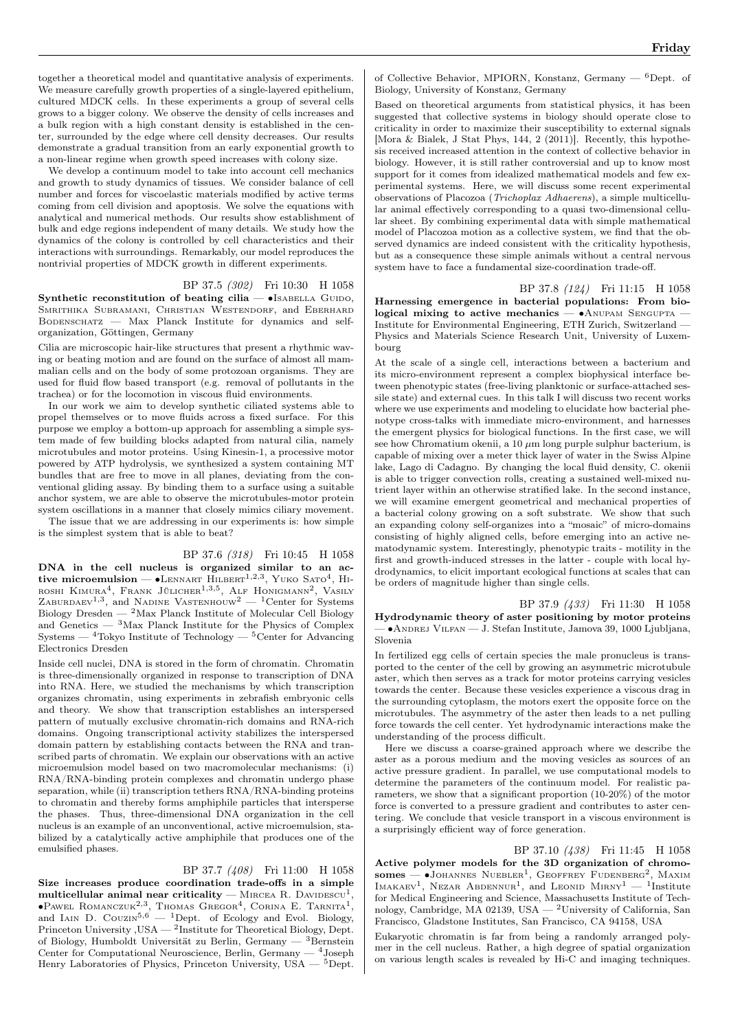together a theoretical model and quantitative analysis of experiments. We measure carefully growth properties of a single-layered epithelium, cultured MDCK cells. In these experiments a group of several cells grows to a bigger colony. We observe the density of cells increases and a bulk region with a high constant density is established in the center, surrounded by the edge where cell density decreases. Our results demonstrate a gradual transition from an early exponential growth to a non-linear regime when growth speed increases with colony size.

We develop a continuum model to take into account cell mechanics and growth to study dynamics of tissues. We consider balance of cell number and forces for viscoelastic materials modified by active terms coming from cell division and apoptosis. We solve the equations with analytical and numerical methods. Our results show establishment of bulk and edge regions independent of many details. We study how the dynamics of the colony is controlled by cell characteristics and their interactions with surroundings. Remarkably, our model reproduces the nontrivial properties of MDCK growth in different experiments.

BP 37.5 *(302)* Fri 10:30 H 1058

**Synthetic reconstitution of beating cilia** — •Isabella Guido, Smrithika Subramani, Christian Westendorf, and Eberhard Bodenschatz — Max Planck Institute for dynamics and self-organization, Göttingen, Germany

Cilia are microscopic hair-like structures that present a rhythmic waving or beating motion and are found on the surface of almost all mammalian cells and on the body of some protozoan organisms. They are used for fluid flow based transport (e.g. removal of pollutants in the trachea) or for the locomotion in viscous fluid environments.

In our work we aim to develop synthetic ciliated systems able to propel themselves or to move fluids across a fixed surface. For this purpose we employ a bottom-up approach for assembling a simple system made of few building blocks adapted from natural cilia, namely microtubules and motor proteins. Using Kinesin-1, a processive motor powered by ATP hydrolysis, we synthesized a system containing MT bundles that are free to move in all planes, deviating from the conventional gliding assay. By binding them to a surface using a suitable anchor system, we are able to observe the microtubules-motor protein system oscillations in a manner that closely mimics ciliary movement.

The issue that we are addressing in our experiments is: how simple is the simplest system that is able to beat?

BP 37.6 *(318)* Fri 10:45 H 1058

**DNA in the cell nucleus is organized similar to an active microemulsion** — •Lennart Hilbert[1,2,3], Yuko Sato[4], Hiroshi Kimura[4], Frank Jülicher[1,3,5], Alf Honigmann[2], Vasily Zaburdaev[1,3], and Nadine Vastenhouw[2] — [1]Center for Systems Biology Dresden — [2]Max Planck Institute of Molecular Cell Biology and Genetics — [3]Max Planck Institute for the Physics of Complex Systems — [4]Tokyo Institute of Technology — [5]Center for Advancing Electronics Dresden

Inside cell nuclei, DNA is stored in the form of chromatin. Chromatin is three-dimensionally organized in response to transcription of DNA into RNA. Here, we studied the mechanisms by which transcription organizes chromatin, using experiments in zebrafish embryonic cells and theory. We show that transcription establishes an interspersed pattern of mutually exclusive chromatin-rich domains and RNA-rich domains. Ongoing transcriptional activity stabilizes the interspersed domain pattern by establishing contacts between the RNA and transcribed parts of chromatin. We explain our observations with an active microemulsion model based on two macromolecular mechanisms: (i) RNA/RNA-binding protein complexes and chromatin undergo phase separation, while (ii) transcription tethers RNA/RNA-binding proteins to chromatin and thereby forms amphiphile particles that intersperse the phases. Thus, three-dimensional DNA organization in the cell nucleus is an example of an unconventional, active microemulsion, stabilized by a catalytically active amphiphile that produces one of the emulsified phases.

BP 37.7 *(408)* Fri 11:00 H 1058

**Size increases produce coordination trade-offs in a simple multicellular animal near criticality** — Mircea R. Davidescu[1], •Pawel Romanczuk[2,3], Thomas Gregor[4], Corina E. Tarnita[1], and Iain D. Couzin[5,6] — [1]Dept. of Ecology and Evol. Biology, Princeton University ,USA — [2]Institute for Theoretical Biology, Dept. of Biology, Humboldt Universität zu Berlin, Germany — [3]Bernstein Center for Computational Neuroscience, Berlin, Germany — [4]Joseph Henry Laboratories of Physics, Princeton University, USA — [5]Dept. of Collective Behavior, MPIORN, Konstanz, Germany — [6]Dept. of Biology, University of Konstanz, Germany

Based on theoretical arguments from statistical physics, it has been suggested that collective systems in biology should operate close to criticality in order to maximize their susceptibility to external signals [Mora & Bialek, J Stat Phys, 144, 2 (2011)]. Recently, this hypothesis received increased attention in the context of collective behavior in biology. However, it is still rather controversial and up to know most support for it comes from idealized mathematical models and few experimental systems. Here, we will discuss some recent experimental observations of Placozoa (*Trichoplax Adhaerens*), a simple multicellular animal effectively corresponding to a quasi two-dimensional cellular sheet. By combining experimental data with simple mathematical model of Placozoa motion as a collective system, we find that the observed dynamics are indeed consistent with the criticality hypothesis, but as a consequence these simple animals without a central nervous system have to face a fundamental size-coordination trade-off.

BP 37.8 *(124)* Fri 11:15 H 1058

**Harnessing emergence in bacterial populations: From biological mixing to active mechanics** — •Anupam Sengupta — Institute for Environmental Engineering, ETH Zurich, Switzerland — Physics and Materials Science Research Unit, University of Luxembourg

At the scale of a single cell, interactions between a bacterium and its micro-environment represent a complex biophysical interface between phenotypic states (free-living planktonic or surface-attached sessile state) and external cues. In this talk I will discuss two recent works where we use experiments and modeling to elucidate how bacterial phenotype cross-talks with immediate micro-environment, and harnesses the emergent physics for biological functions. In the first case, we will see how Chromatium okenii, a 10 $\mu$m long purple sulphur bacterium, is capable of mixing over a meter thick layer of water in the Swiss Alpine lake, Lago di Cadagno. By changing the local fluid density, C. okenii is able to trigger convection rolls, creating a sustained well-mixed nutrient layer within an otherwise stratified lake. In the second instance, we will examine emergent geometrical and mechanical properties of a bacterial colony growing on a soft substrate. We show that such an expanding colony self-organizes into a "mosaic" of micro-domains consisting of highly aligned cells, before emerging into an active nematodynamic system. Interestingly, phenotypic traits - motility in the first and growth-induced stresses in the latter - couple with local hydrodynamics, to elicit important ecological functions at scales that can be orders of magnitude higher than single cells.

BP 37.9 *(433)* Fri 11:30 H 1058

**Hydrodynamic theory of aster positioning by motor proteins** — •Andrej Vilfan — J. Stefan Institute, Jamova 39, 1000 Ljubljana, Slovenia

In fertilized egg cells of certain species the male pronucleus is transported to the center of the cell by growing an asymmetric microtubule aster, which then serves as a track for motor proteins carrying vesicles towards the center. Because these vesicles experience a viscous drag in the surrounding cytoplasm, the motors exert the opposite force on the microtubules. The asymmetry of the aster then leads to a net pulling force towards the cell center. Yet hydrodynamic interactions make the understanding of the process difficult.

Here we discuss a coarse-grained approach where we describe the aster as a porous medium and the moving vesicles as sources of an active pressure gradient. In parallel, we use computational models to determine the parameters of the continuum model. For realistic parameters, we show that a significant proportion (10-20%) of the motor force is converted to a pressure gradient and contributes to aster centering. We conclude that vesicle transport in a viscous environment is a surprisingly efficient way of force generation.

BP 37.10 *(438)* Fri 11:45 H 1058

**Active polymer models for the 3D organization of chromosomes** — •Johannes Nuebler[1], Geoffrey Fudenberg[2], Maxim Imakaev[1], Nezar Abdennur[1], and Leonid Mirny[1] — [1]Institute for Medical Engineering and Science, Massachusetts Institute of Technology, Cambridge, MA 02139, USA — [2]University of California, San Francisco, Gladstone Institutes, San Francisco, CA 94158, USA

Eukaryotic chromatin is far from being a randomly arranged polymer in the cell nucleus. Rather, a high degree of spatial organization on various length scales is revealed by Hi-C and imaging techniques.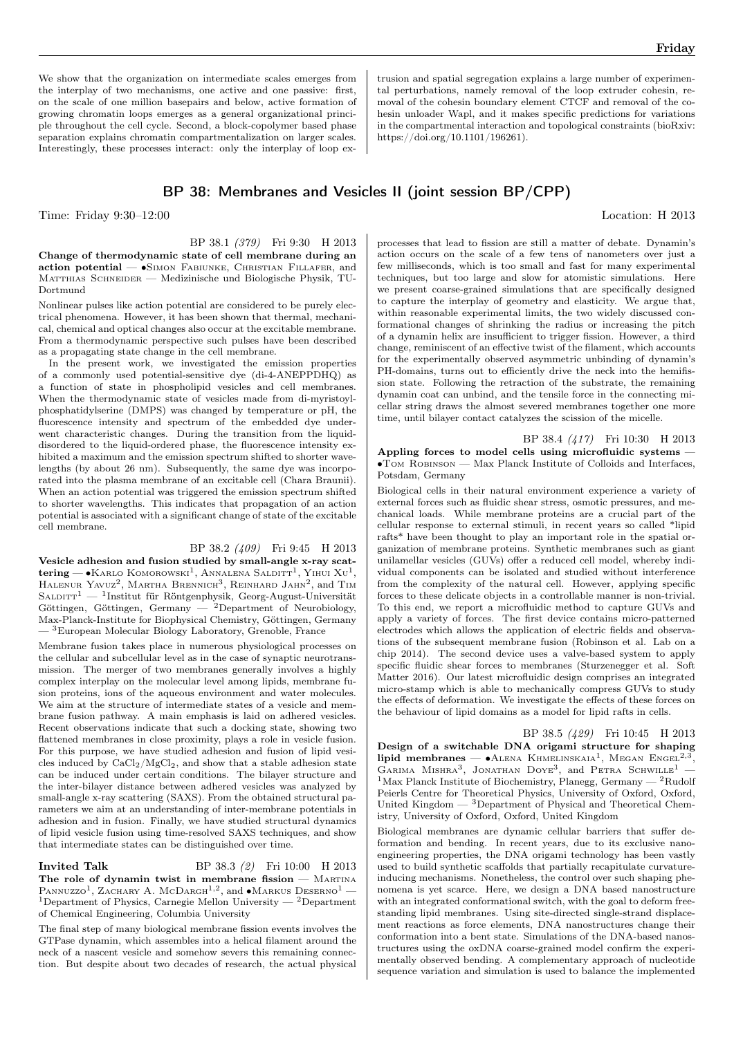We show that the organization on intermediate scales emerges from the interplay of two mechanisms, one active and one passive: first, on the scale of one million basepairs and below, active formation of growing chromatin loops emerges as a general organizational principle throughout the cell cycle. Second, a block-copolymer based phase separation explains chromatin compartmentalization on larger scales. Interestingly, these processes interact: only the interplay of loop extrusion and spatial segregation explains a large number of experimental perturbations, namely removal of the loop extruder cohesin, removal of the cohesin boundary element CTCF and removal of the cohesin unloader Wapl, and it makes specific predictions for variations in the compartmental interaction and topological constraints (bioRxiv: https://doi.org/10.1101/196261).

## BP 38: Membranes and Vesicles II (joint session BP/CPP)

Time: Friday 9:30–12:00 Location: H 2013

BP 38.1 *(379)* Fri 9:30 H 2013

**Change of thermodynamic state of cell membrane during an action potential** — •Simon Fabiunke, Christian Fillafer, and Matthias Schneider — Medizinische und Biologische Physik, TU-Dortmund

Nonlinear pulses like action potential are considered to be purely electrical phenomena. However, it has been shown that thermal, mechanical, chemical and optical changes also occur at the excitable membrane. From a thermodynamic perspective such pulses have been described as a propagating state change in the cell membrane.

In the present work, we investigated the emission properties of a commonly used potential-sensitive dye (di-4-ANEPPDHQ) as a function of state in phospholipid vesicles and cell membranes. When the thermodynamic state of vesicles made from di-myristoyl-phosphatidylserine (DMPS) was changed by temperature or pH, the fluorescence intensity and spectrum of the embedded dye underwent characteristic changes. During the transition from the liquid-disordered to the liquid-ordered phase, the fluorescence intensity exhibited a maximum and the emission spectrum shifted to shorter wavelengths (by about 26 nm). Subsequently, the same dye was incorporated into the plasma membrane of an excitable cell (Chara Braunii). When an action potential was triggered the emission spectrum shifted to shorter wavelengths. This indicates that propagation of an action potential is associated with a significant change of state of the excitable cell membrane.

BP 38.2 *(409)* Fri 9:45 H 2013

**Vesicle adhesion and fusion studied by small-angle x-ray scattering** — •Karlo Komorowski[1], Annalena Salditt[1], Yihui Xu[1], Halenur Yavuz[2], Martha Brennich[3], Reinhard Jahn[2], and Tim Salditt[1] — [1]Institut für Röntgenphysik, Georg-August-Universität Göttingen, Göttingen, Germany — [2]Department of Neurobiology, Max-Planck-Institute for Biophysical Chemistry, Göttingen, Germany — [3]European Molecular Biology Laboratory, Grenoble, France

Membrane fusion takes place in numerous physiological processes on the cellular and subcellular level as in the case of synaptic neurotransmission. The merger of two membranes generally involves a highly complex interplay on the molecular level among lipids, membrane fusion proteins, ions of the aqueous environment and water molecules. We aim at the structure of intermediate states of a vesicle and membrane fusion pathway. A main emphasis is laid on adhered vesicles. Recent observations indicate that such a docking state, showing two flattened membranes in close proximity, plays a role in vesicle fusion. For this purpose, we have studied adhesion and fusion of lipid vesicles induced by $CaCl_2/MgCl_2$, and show that a stable adhesion state can be induced under certain conditions. The bilayer structure and the inter-bilayer distance between adhered vesicles was analyzed by small-angle x-ray scattering (SAXS). From the obtained structural parameters we aim at an understanding of inter-membrane potentials in adhesion and in fusion. Finally, we have studied structural dynamics of lipid vesicle fusion using time-resolved SAXS techniques, and show that intermediate states can be distinguished over time.

**Invited Talk** BP 38.3 *(2)* Fri 10:00 H 2013

**The role of dynamin twist in membrane fission** — Martina Pannuzzo[1], Zachary A. McDargh[1,2], and •Markus Deserno[1] — [1]Department of Physics, Carnegie Mellon University — [2]Department of Chemical Engineering, Columbia University

The final step of many biological membrane fission events involves the GTPase dynamin, which assembles into a helical filament around the neck of a nascent vesicle and somehow severs this remaining connection. But despite about two decades of research, the actual physical processes that lead to fission are still a matter of debate. Dynamin's action occurs on the scale of a few tens of nanometers over just a few milliseconds, which is too small and fast for many experimental techniques, but too large and slow for atomistic simulations. Here we present coarse-grained simulations that are specifically designed to capture the interplay of geometry and elasticity. We argue that, within reasonable experimental limits, the two widely discussed conformational changes of shrinking the radius or increasing the pitch of a dynamin helix are insufficient to trigger fission. However, a third change, reminiscent of an effective twist of the filament, which accounts for the experimentally observed asymmetric unbinding of dynamin's PH-domains, turns out to efficiently drive the neck into the hemifission state. Following the retraction of the substrate, the remaining dynamin coat can unbind, and the tensile force in the connecting micellar string draws the almost severed membranes together one more time, until bilayer contact catalyzes the scission of the micelle.

BP 38.4 *(417)* Fri 10:30 H 2013

**Appling forces to model cells using microfluidic systems** — •Tom Robinson — Max Planck Institute of Colloids and Interfaces, Potsdam, Germany

Biological cells in their natural environment experience a variety of external forces such as fluidic shear stress, osmotic pressures, and mechanical loads. While membrane proteins are a crucial part of the cellular response to external stimuli, in recent years so called *lipid rafts* have been thought to play an important role in the spatial organization of membrane proteins. Synthetic membranes such as giant unilamellar vesicles (GUVs) offer a reduced cell model, whereby individual components can be isolated and studied without interference from the complexity of the natural cell. However, applying specific forces to these delicate objects in a controllable manner is non-trivial. To this end, we report a microfluidic method to capture GUVs and apply a variety of forces. The first device contains micro-patterned electrodes which allows the application of electric fields and observations of the subsequent membrane fusion (Robinson et al. Lab on a chip 2014). The second device uses a valve-based system to apply specific fluidic shear forces to membranes (Sturzenegger et al. Soft Matter 2016). Our latest microfluidic design comprises an integrated micro-stamp which is able to mechanically compress GUVs to study the effects of deformation. We investigate the effects of these forces on the behaviour of lipid domains as a model for lipid rafts in cells.

BP 38.5 *(429)* Fri 10:45 H 2013

**Design of a switchable DNA origami structure for shaping lipid membranes** — •Alena Khmelinskaia[1], Megan Engel[2,3], Garima Mishra[3], Jonathan Doye[3], and Petra Schwille[1] — [1]Max Planck Institute of Biochemistry, Planegg, Germany — [2]Rudolf Peierls Centre for Theoretical Physics, University of Oxford, Oxford, United Kingdom — [3]Department of Physical and Theoretical Chemistry, University of Oxford, Oxford, United Kingdom

Biological membranes are dynamic cellular barriers that suffer deformation and bending. In recent years, due to its exclusive nanoengineering properties, the DNA origami technology has been vastly used to build synthetic scaffolds that partially recapitulate curvature-inducing mechanisms. Nonetheless, the control over such shaping phenomena is yet scarce. Here, we design a DNA based nanostructure with an integrated conformational switch, with the goal to deform free-standing lipid membranes. Using site-directed single-strand displacement reactions as force elements, DNA nanostructures change their conformation into a bent state. Simulations of the DNA-based nanostructures using the oxDNA coarse-grained model confirm the experimentally observed bending. A complementary approach of nucleotide sequence variation and simulation is used to balance the implemented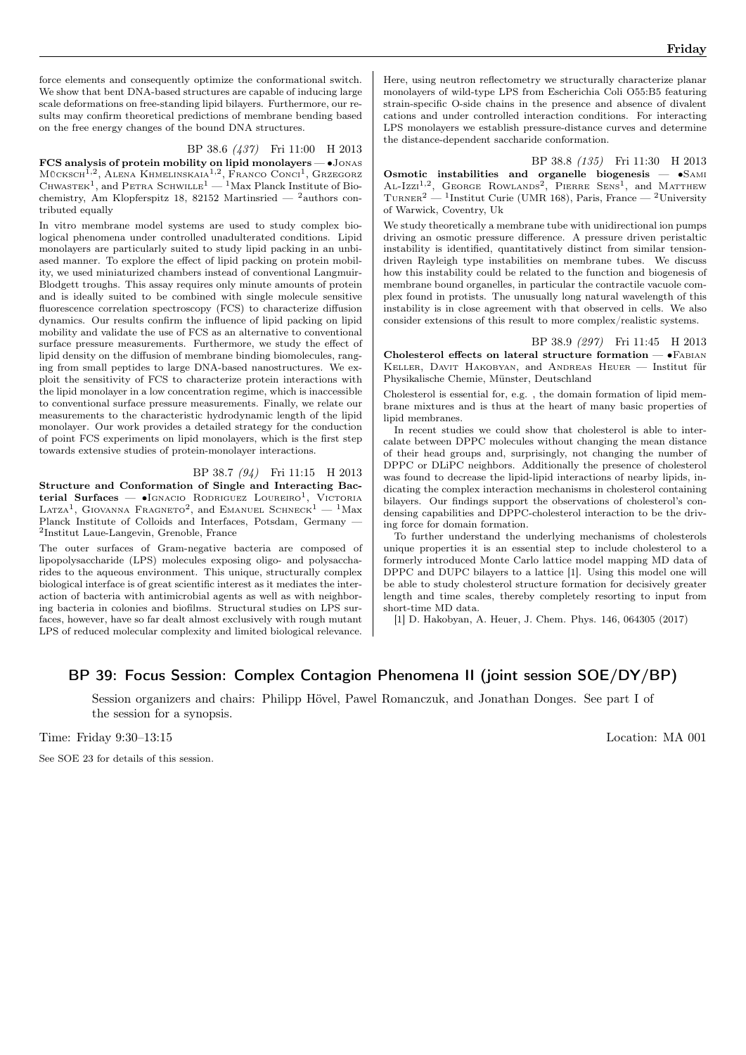force elements and consequently optimize the conformational switch. We show that bent DNA-based structures are capable of inducing large scale deformations on free-standing lipid bilayers. Furthermore, our results may confirm theoretical predictions of membrane bending based on the free energy changes of the bound DNA structures.

BP 38.6 *(437)* Fri 11:00 H 2013

**FCS analysis of protein mobility on lipid monolayers** — •Jonas Mücksch[1,2], Alena Khmelinskaia[1,2], Franco Conci[1], Grzegorz Chwastek[1], and Petra Schwille[1] — [1]Max Planck Institute of Biochemistry, Am Klopferspitz 18, 82152 Martinsried — [2]authors contributed equally

In vitro membrane model systems are used to study complex biological phenomena under controlled unadulterated conditions. Lipid monolayers are particularly suited to study lipid packing in an unbiased manner. To explore the effect of lipid packing on protein mobility, we used miniaturized chambers instead of conventional Langmuir-Blodgett troughs. This assay requires only minute amounts of protein and is ideally suited to be combined with single molecule sensitive fluorescence correlation spectroscopy (FCS) to characterize diffusion dynamics. Our results confirm the influence of lipid packing on lipid mobility and validate the use of FCS as an alternative to conventional surface pressure measurements. Furthermore, we study the effect of lipid density on the diffusion of membrane binding biomolecules, ranging from small peptides to large DNA-based nanostructures. We exploit the sensitivity of FCS to characterize protein interactions with the lipid monolayer in a low concentration regime, which is inaccessible to conventional surface pressure measurements. Finally, we relate our measurements to the characteristic hydrodynamic length of the lipid monolayer. Our work provides a detailed strategy for the conduction of point FCS experiments on lipid monolayers, which is the first step towards extensive studies of protein-monolayer interactions.

BP 38.7 *(94)* Fri 11:15 H 2013

**Structure and Conformation of Single and Interacting Bacterial Surfaces** — •Ignacio Rodriguez Loureiro[1], Victoria Latza[1], Giovanna Fragneto[2], and Emanuel Schneck[1] — [1]Max Planck Institute of Colloids and Interfaces, Potsdam, Germany — [2]Institut Laue-Langevin, Grenoble, France

The outer surfaces of Gram-negative bacteria are composed of lipopolysaccharide (LPS) molecules exposing oligo- and polysaccharides to the aqueous environment. This unique, structurally complex biological interface is of great scientific interest as it mediates the interaction of bacteria with antimicrobial agents as well as with neighboring bacteria in colonies and biofilms. Structural studies on LPS surfaces, however, have so far dealt almost exclusively with rough mutant LPS of reduced molecular complexity and limited biological relevance. Here, using neutron reflectometry we structurally characterize planar monolayers of wild-type LPS from Escherichia Coli O55:B5 featuring strain-specific O-side chains in the presence and absence of divalent cations and under controlled interaction conditions. For interacting LPS monolayers we establish pressure-distance curves and determine the distance-dependent saccharide conformation.

BP 38.8 *(135)* Fri 11:30 H 2013

**Osmotic instabilities and organelle biogenesis** — •Sami Al-Izzi[1,2], George Rowlands[2], Pierre Sens[1], and Matthew Turner[2] — [1]Institut Curie (UMR 168), Paris, France — [2]University of Warwick, Coventry, Uk

We study theoretically a membrane tube with unidirectional ion pumps driving an osmotic pressure difference. A pressure driven peristaltic instability is identified, quantitatively distinct from similar tension-driven Rayleigh type instabilities on membrane tubes. We discuss how this instability could be related to the function and biogenesis of membrane bound organelles, in particular the contractile vacuole complex found in protists. The unusually long natural wavelength of this instability is in close agreement with that observed in cells. We also consider extensions of this result to more complex/realistic systems.

BP 38.9 *(297)* Fri 11:45 H 2013

**Cholesterol effects on lateral structure formation** — •Fabian Keller, Davit Hakobyan, and Andreas Heuer — Institut für Physikalische Chemie, Münster, Deutschland

Cholesterol is essential for, e.g. , the domain formation of lipid membrane mixtures and is thus at the heart of many basic properties of lipid membranes.

In recent studies we could show that cholesterol is able to intercalate between DPPC molecules without changing the mean distance of their head groups and, surprisingly, not changing the number of DPPC or DLiPC neighbors. Additionally the presence of cholesterol was found to decrease the lipid-lipid interactions of nearby lipids, indicating the complex interaction mechanisms in cholesterol containing bilayers. Our findings support the observations of cholesterol's condensing capabilities and DPPC-cholesterol interaction to be the driving force for domain formation.

To further understand the underlying mechanisms of cholesterols unique properties it is an essential step to include cholesterol to a formerly introduced Monte Carlo lattice model mapping MD data of DPPC and DUPC bilayers to a lattice [1]. Using this model one will be able to study cholesterol structure formation for decisively greater length and time scales, thereby completely resorting to input from short-time MD data.

[1] D. Hakobyan, A. Heuer, J. Chem. Phys. 146, 064305 (2017)

## BP 39: Focus Session: Complex Contagion Phenomena II (joint session SOE/DY/BP)

Session organizers and chairs: Philipp Hövel, Pawel Romanczuk, and Jonathan Donges. See part I of the session for a synopsis.

Time: Friday 9:30–13:15 Location: MA 001

See SOE 23 for details of this session.